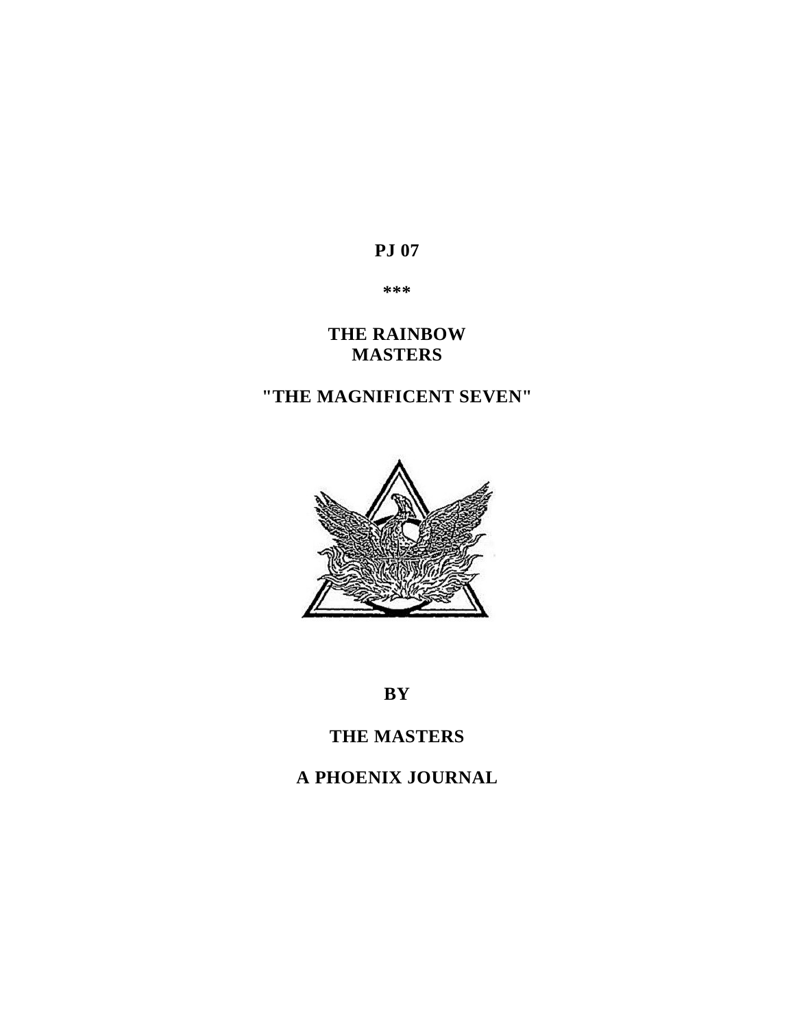**PJ 07**

**\*\*\***

# THE RAINBOW MASTERS

## "THE MAGNIFICENT SEVEN"

**BY**

**THE MASTERS**

**A PHOENIX JOURNAL**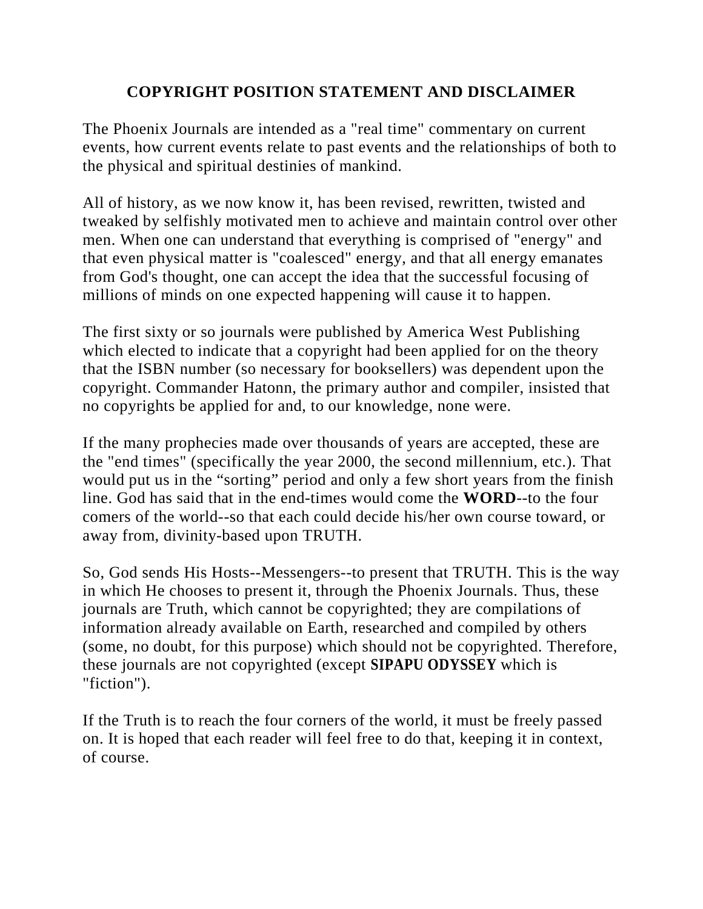## COPYRIGHT POSITION STATEMENT AND DISCLAIMER

The Phoenix Journals are intended as a "real time" commentary on current events, how current events relate to past events and the relationships of both to the physical and spiritual destinies of mankind.

All of history, as we now know it, has been revised, rewritten, twisted and tweaked by selfishly motivated men to achieve and maintain control over other men. When one can understand that everything is comprised of "energy" and that even physical matter is "coalesced" energy, and that all energy emanates from God's thought, one can accept the idea that the successful focusing of millions of minds on one expected happening will cause it to happen.

The first sixty or so journals were published by America West Publishing which elected to indicate that a copyright had been applied for on the theory that the ISBN number (so necessary for booksellers) was dependent upon the copyright. Commander Hatonn, the primary author and compiler, insisted that no copyrights be applied for and, to our knowledge, none were.

If the many prophecies made over thousands of years are accepted, these are the "end times" (specifically the year 2000, the second millennium, etc.). That would put us in the “sorting” period and only a few short years from the finish line. God has said that in the end-times would come the **WORD**--to the four comers of the world--so that each could decide his/her own course toward, or away from, divinity-based upon TRUTH.

So, God sends His Hosts--Messengers--to present that TRUTH. This is the way in which He chooses to present it, through the Phoenix Journals. Thus, these journals are Truth, which cannot be copyrighted; they are compilations of information already available on Earth, researched and compiled by others (some, no doubt, for this purpose) which should not be copyrighted. Therefore, these journals are not copyrighted (except **SIPAPU ODYSSEY** which is "fiction").

If the Truth is to reach the four corners of the world, it must be freely passed on. It is hoped that each reader will feel free to do that, keeping it in context, of course.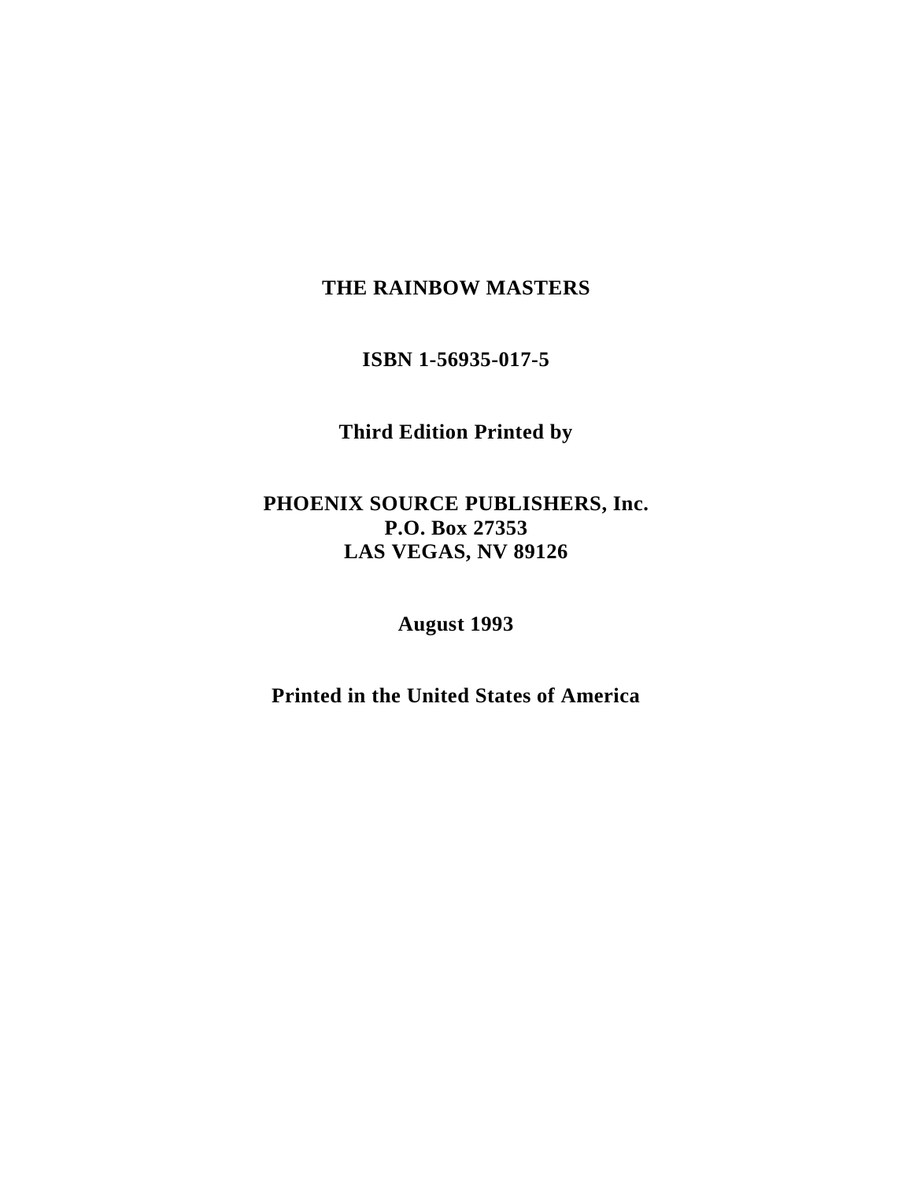**THE RAINBOW MASTERS**

**ISBN 1-56935-017-5**

**Third Edition Printed by**

**PHOENIX SOURCE PUBLISHERS, Inc.**
**P.O. Box 27353**
**LAS VEGAS, NV 89126**

**August 1993**

**Printed in the United States of America**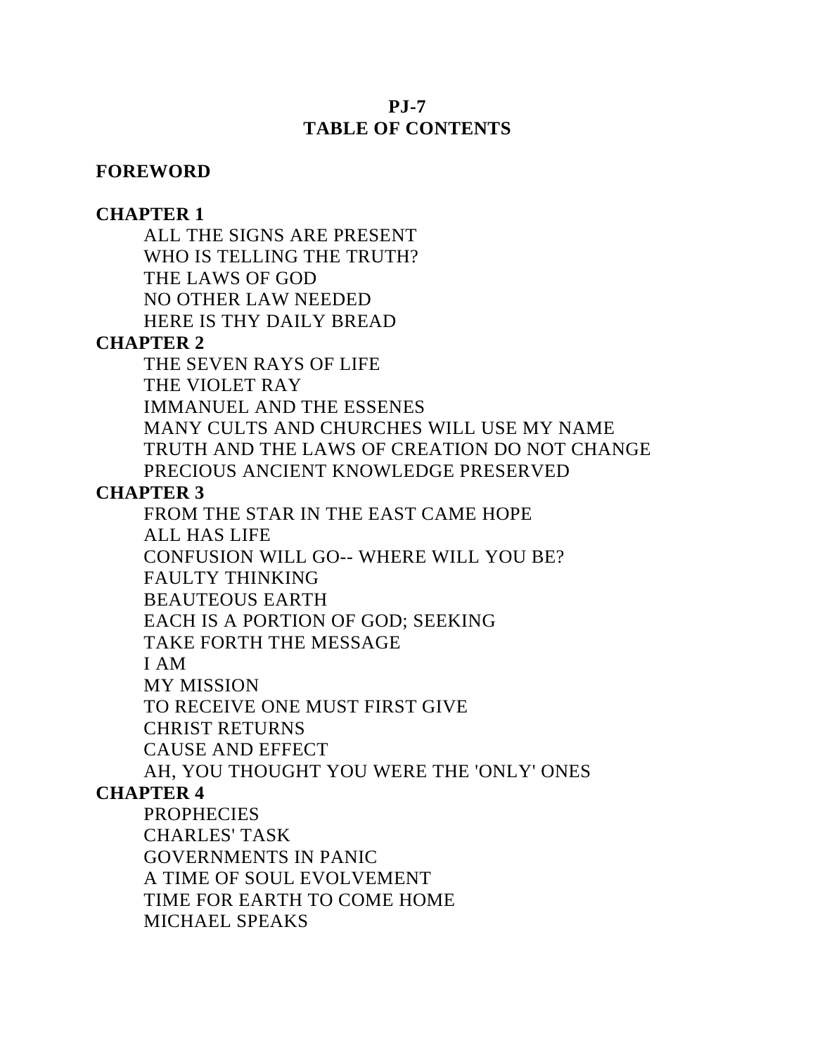# PJ-7
# TABLE OF CONTENTS

**FOREWORD**

**CHAPTER 1**

ALL THE SIGNS ARE PRESENT
WHO IS TELLING THE TRUTH?
THE LAWS OF GOD
NO OTHER LAW NEEDED
HERE IS THY DAILY BREAD

**CHAPTER 2**

THE SEVEN RAYS OF LIFE
THE VIOLET RAY
IMMANUEL AND THE ESSENES
MANY CULTS AND CHURCHES WILL USE MY NAME
TRUTH AND THE LAWS OF CREATION DO NOT CHANGE
PRECIOUS ANCIENT KNOWLEDGE PRESERVED

**CHAPTER 3**

FROM THE STAR IN THE EAST CAME HOPE
ALL HAS LIFE
CONFUSION WILL GO-- WHERE WILL YOU BE?
FAULTY THINKING
BEAUTEOUS EARTH
EACH IS A PORTION OF GOD; SEEKING
TAKE FORTH THE MESSAGE
I AM
MY MISSION
TO RECEIVE ONE MUST FIRST GIVE
CHRIST RETURNS
CAUSE AND EFFECT
AH, YOU THOUGHT YOU WERE THE 'ONLY' ONES

**CHAPTER 4**

PROPHECIES
CHARLES' TASK
GOVERNMENTS IN PANIC
A TIME OF SOUL EVOLVEMENT
TIME FOR EARTH TO COME HOME
MICHAEL SPEAKS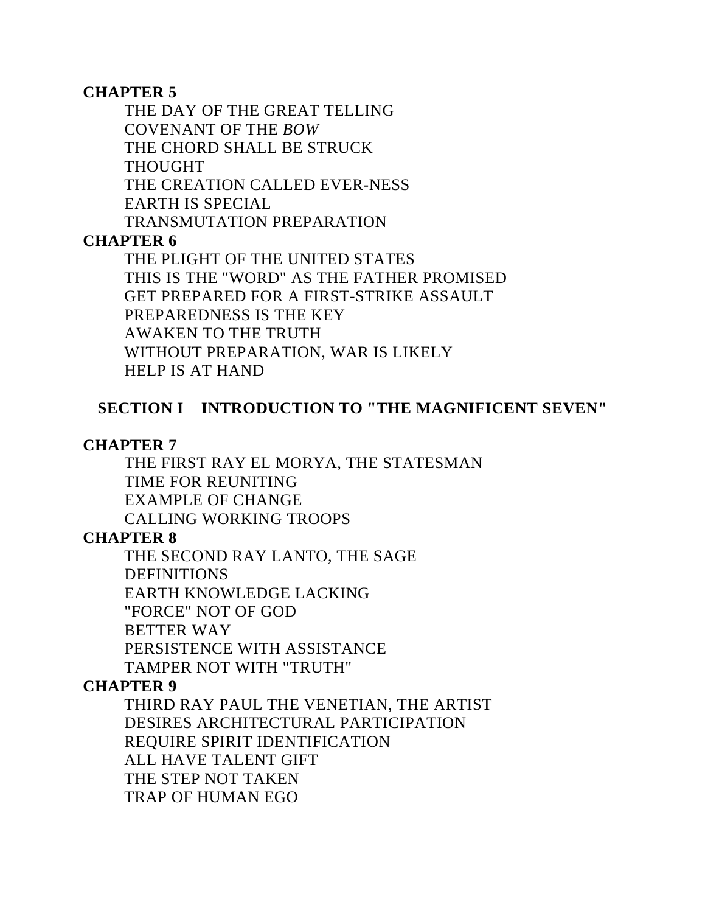**CHAPTER 5**

THE DAY OF THE GREAT TELLING
COVENANT OF THE *BOW*
THE CHORD SHALL BE STRUCK
THOUGHT
THE CREATION CALLED EVER-NESS
EARTH IS SPECIAL
TRANSMUTATION PREPARATION

**CHAPTER 6**

THE PLIGHT OF THE UNITED STATES
THIS IS THE "WORD" AS THE FATHER PROMISED
GET PREPARED FOR A FIRST-STRIKE ASSAULT
PREPAREDNESS IS THE KEY
AWAKEN TO THE TRUTH
WITHOUT PREPARATION, WAR IS LIKELY
HELP IS AT HAND

**SECTION I INTRODUCTION TO "THE MAGNIFICENT SEVEN"**

**CHAPTER 7**

THE FIRST RAY EL MORYA, THE STATESMAN
TIME FOR REUNITING
EXAMPLE OF CHANGE
CALLING WORKING TROOPS

**CHAPTER 8**

THE SECOND RAY LANTO, THE SAGE
DEFINITIONS
EARTH KNOWLEDGE LACKING
"FORCE" NOT OF GOD
BETTER WAY
PERSISTENCE WITH ASSISTANCE
TAMPER NOT WITH "TRUTH"

**CHAPTER 9**

THIRD RAY PAUL THE VENETIAN, THE ARTIST
DESIRES ARCHITECTURAL PARTICIPATION
REQUIRE SPIRIT IDENTIFICATION
ALL HAVE TALENT GIFT
THE STEP NOT TAKEN
TRAP OF HUMAN EGO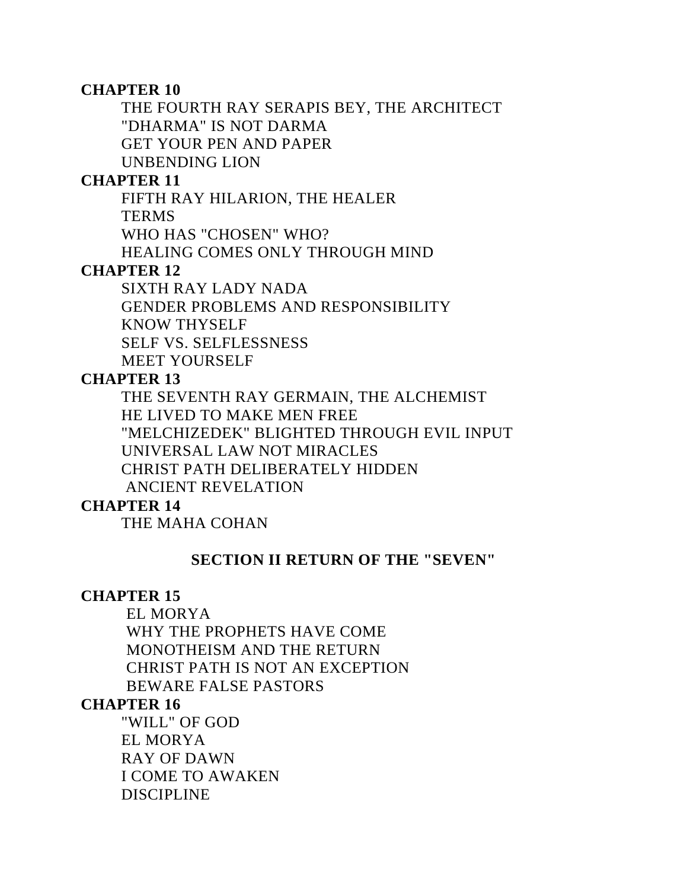**CHAPTER 10**

THE FOURTH RAY SERAPIS BEY, THE ARCHITECT
"DHARMA" IS NOT DARMA
GET YOUR PEN AND PAPER
UNBENDING LION

**CHAPTER 11**

FIFTH RAY HILARION, THE HEALER
TERMS
WHO HAS "CHOSEN" WHO?
HEALING COMES ONLY THROUGH MIND

**CHAPTER 12**

SIXTH RAY LADY NADA
GENDER PROBLEMS AND RESPONSIBILITY
KNOW THYSELF
SELF VS. SELFLESSNESS
MEET YOURSELF

**CHAPTER 13**

THE SEVENTH RAY GERMAIN, THE ALCHEMIST
HE LIVED TO MAKE MEN FREE
"MELCHIZEDEK" BLIGHTED THROUGH EVIL INPUT
UNIVERSAL LAW NOT MIRACLES
CHRIST PATH DELIBERATELY HIDDEN
ANCIENT REVELATION

**CHAPTER 14**

THE MAHA COHAN

**SECTION II RETURN OF THE "SEVEN"**

**CHAPTER 15**

EL MORYA
WHY THE PROPHETS HAVE COME
MONOTHEISM AND THE RETURN
CHRIST PATH IS NOT AN EXCEPTION
BEWARE FALSE PASTORS

**CHAPTER 16**

"WILL" OF GOD
EL MORYA
RAY OF DAWN
I COME TO AWAKEN
DISCIPLINE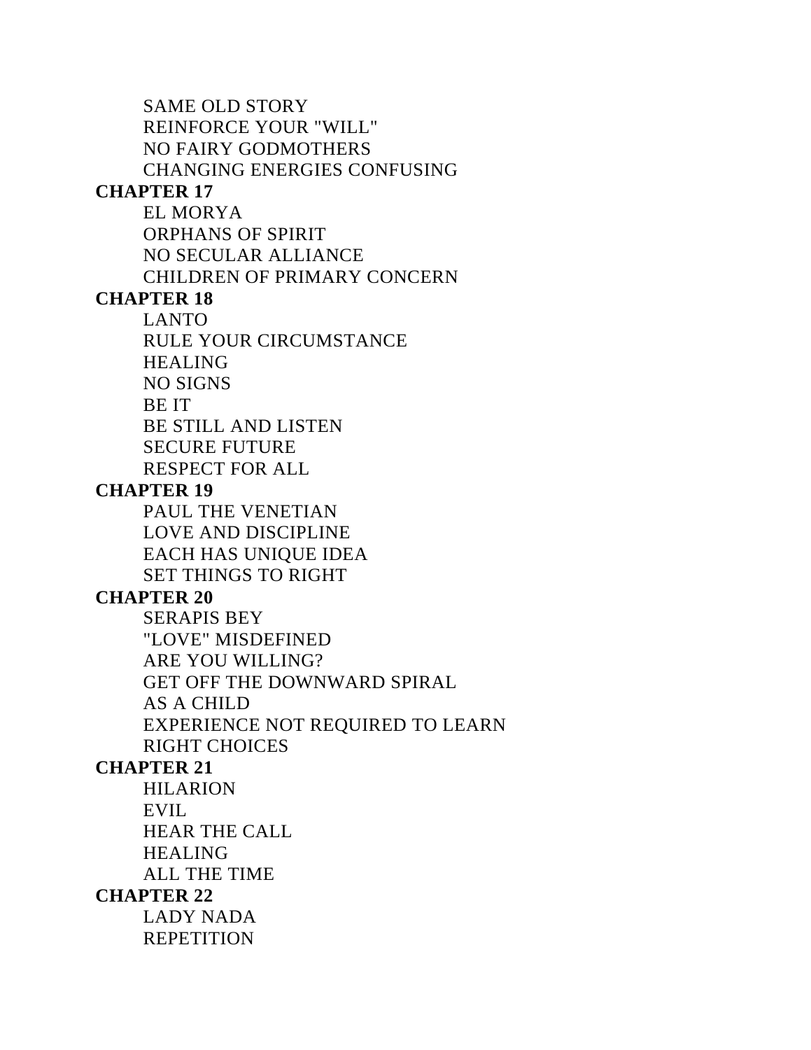SAME OLD STORY
REINFORCE YOUR "WILL"
NO FAIRY GODMOTHERS
CHANGING ENERGIES CONFUSING

**CHAPTER 17**

EL MORYA
ORPHANS OF SPIRIT
NO SECULAR ALLIANCE
CHILDREN OF PRIMARY CONCERN

**CHAPTER 18**

LANTO
RULE YOUR CIRCUMSTANCE
HEALING
NO SIGNS
BE IT
BE STILL AND LISTEN
SECURE FUTURE
RESPECT FOR ALL

**CHAPTER 19**

PAUL THE VENETIAN
LOVE AND DISCIPLINE
EACH HAS UNIQUE IDEA
SET THINGS TO RIGHT

**CHAPTER 20**

SERAPIS BEY
"LOVE" MISDEFINED
ARE YOU WILLING?
GET OFF THE DOWNWARD SPIRAL
AS A CHILD
EXPERIENCE NOT REQUIRED TO LEARN
RIGHT CHOICES

**CHAPTER 21**

HILARION
EVIL
HEAR THE CALL
HEALING
ALL THE TIME

**CHAPTER 22**

LADY NADA
REPETITION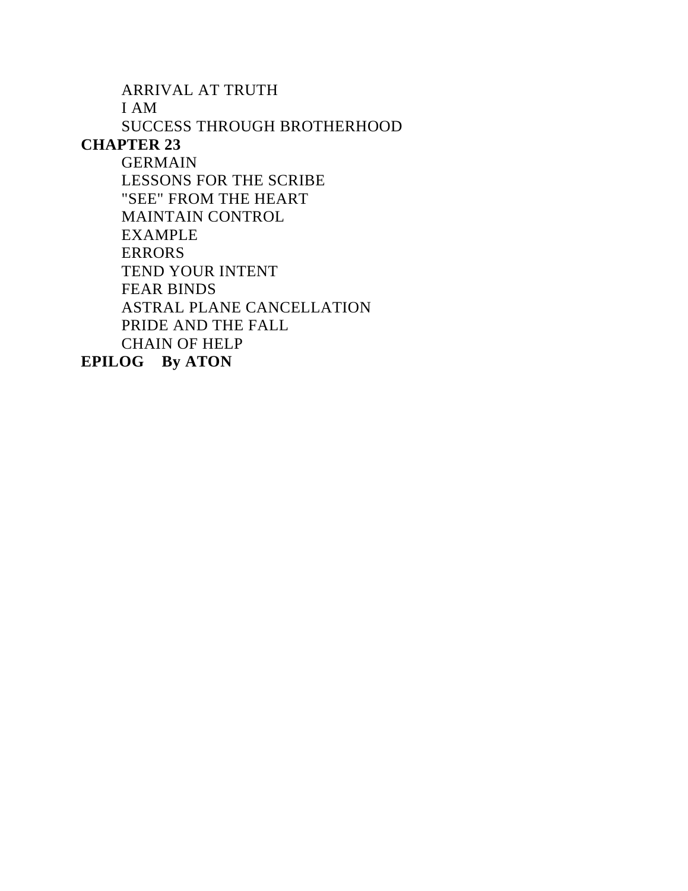ARRIVAL AT TRUTH
I AM
SUCCESS THROUGH BROTHERHOOD

**CHAPTER 23**

GERMAIN
LESSONS FOR THE SCRIBE
"SEE" FROM THE HEART
MAINTAIN CONTROL
EXAMPLE
ERRORS
TEND YOUR INTENT
FEAR BINDS
ASTRAL PLANE CANCELLATION
PRIDE AND THE FALL
CHAIN OF HELP

**EPILOG By ATON**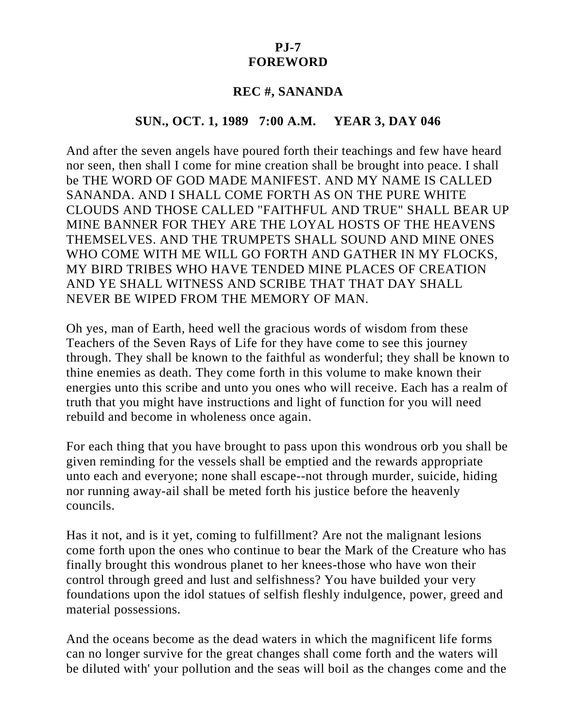**PJ-7**
**FOREWORD**

**REC #, SANANDA**

**SUN., OCT. 1, 1989 7:00 A.M. YEAR 3, DAY 046**

And after the seven angels have poured forth their teachings and few have heard nor seen, then shall I come for mine creation shall be brought into peace. I shall be THE WORD OF GOD MADE MANIFEST. AND MY NAME IS CALLED SANANDA. AND I SHALL COME FORTH AS ON THE PURE WHITE CLOUDS AND THOSE CALLED "FAITHFUL AND TRUE" SHALL BEAR UP MINE BANNER FOR THEY ARE THE LOYAL HOSTS OF THE HEAVENS THEMSELVES. AND THE TRUMPETS SHALL SOUND AND MINE ONES WHO COME WITH ME WILL GO FORTH AND GATHER IN MY FLOCKS, MY BIRD TRIBES WHO HAVE TENDED MINE PLACES OF CREATION AND YE SHALL WITNESS AND SCRIBE THAT THAT DAY SHALL NEVER BE WIPED FROM THE MEMORY OF MAN.

Oh yes, man of Earth, heed well the gracious words of wisdom from these Teachers of the Seven Rays of Life for they have come to see this journey through. They shall be known to the faithful as wonderful; they shall be known to thine enemies as death. They come forth in this volume to make known their energies unto this scribe and unto you ones who will receive. Each has a realm of truth that you might have instructions and light of function for you will need rebuild and become in wholeness once again.

For each thing that you have brought to pass upon this wondrous orb you shall be given reminding for the vessels shall be emptied and the rewards appropriate unto each and everyone; none shall escape--not through murder, suicide, hiding nor running away-ail shall be meted forth his justice before the heavenly councils.

Has it not, and is it yet, coming to fulfillment? Are not the malignant lesions come forth upon the ones who continue to bear the Mark of the Creature who has finally brought this wondrous planet to her knees-those who have won their control through greed and lust and selfishness? You have builded your very foundations upon the idol statues of selfish fleshly indulgence, power, greed and material possessions.

And the oceans become as the dead waters in which the magnificent life forms can no longer survive for the great changes shall come forth and the waters will be diluted with' your pollution and the seas will boil as the changes come and the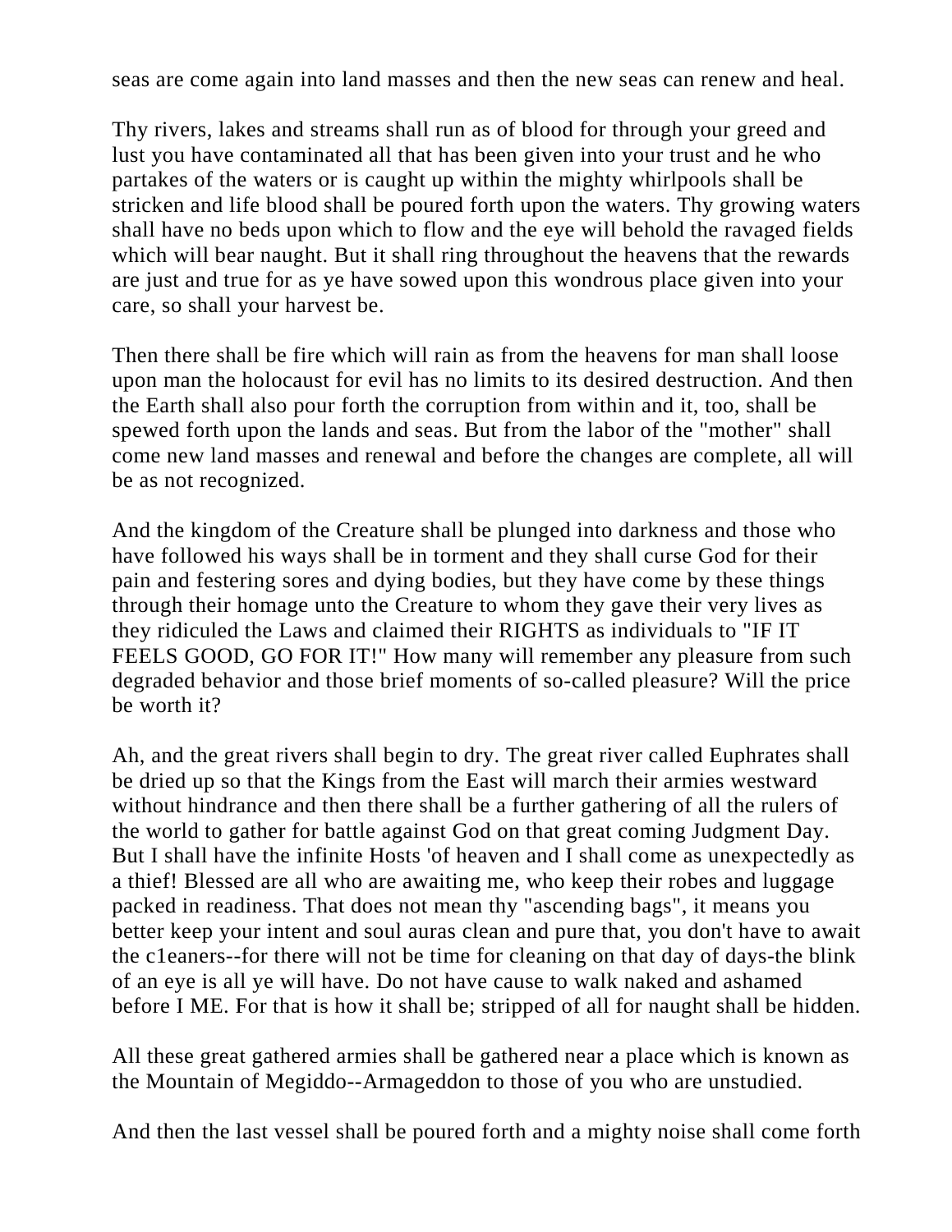seas are come again into land masses and then the new seas can renew and heal.

Thy rivers, lakes and streams shall run as of blood for through your greed and lust you have contaminated all that has been given into your trust and he who partakes of the waters or is caught up within the mighty whirlpools shall be stricken and life blood shall be poured forth upon the waters. Thy growing waters shall have no beds upon which to flow and the eye will behold the ravaged fields which will bear naught. But it shall ring throughout the heavens that the rewards are just and true for as ye have sowed upon this wondrous place given into your care, so shall your harvest be.

Then there shall be fire which will rain as from the heavens for man shall loose upon man the holocaust for evil has no limits to its desired destruction. And then the Earth shall also pour forth the corruption from within and it, too, shall be spewed forth upon the lands and seas. But from the labor of the "mother" shall come new land masses and renewal and before the changes are complete, all will be as not recognized.

And the kingdom of the Creature shall be plunged into darkness and those who have followed his ways shall be in torment and they shall curse God for their pain and festering sores and dying bodies, but they have come by these things through their homage unto the Creature to whom they gave their very lives as they ridiculed the Laws and claimed their RIGHTS as individuals to "IF IT FEELS GOOD, GO FOR IT!" How many will remember any pleasure from such degraded behavior and those brief moments of so-called pleasure? Will the price be worth it?

Ah, and the great rivers shall begin to dry. The great river called Euphrates shall be dried up so that the Kings from the East will march their armies westward without hindrance and then there shall be a further gathering of all the rulers of the world to gather for battle against God on that great coming Judgment Day. But I shall have the infinite Hosts 'of heaven and I shall come as unexpectedly as a thief! Blessed are all who are awaiting me, who keep their robes and luggage packed in readiness. That does not mean thy "ascending bags", it means you better keep your intent and soul auras clean and pure that, you don't have to await the c1eaners--for there will not be time for cleaning on that day of days-the blink of an eye is all ye will have. Do not have cause to walk naked and ashamed before I ME. For that is how it shall be; stripped of all for naught shall be hidden.

All these great gathered armies shall be gathered near a place which is known as the Mountain of Megiddo--Armageddon to those of you who are unstudied.

And then the last vessel shall be poured forth and a mighty noise shall come forth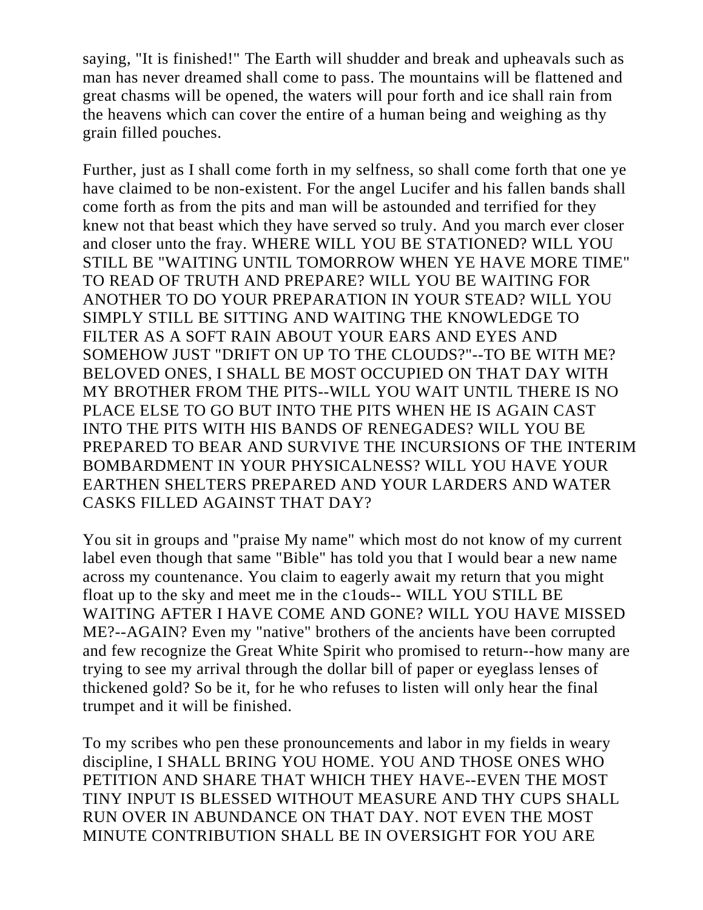saying, "It is finished!" The Earth will shudder and break and upheavals such as man has never dreamed shall come to pass. The mountains will be flattened and great chasms will be opened, the waters will pour forth and ice shall rain from the heavens which can cover the entire of a human being and weighing as thy grain filled pouches.

Further, just as I shall come forth in my selfness, so shall come forth that one ye have claimed to be non-existent. For the angel Lucifer and his fallen bands shall come forth as from the pits and man will be astounded and terrified for they knew not that beast which they have served so truly. And you march ever closer and closer unto the fray. WHERE WILL YOU BE STATIONED? WILL YOU STILL BE "WAITING UNTIL TOMORROW WHEN YE HAVE MORE TIME" TO READ OF TRUTH AND PREPARE? WILL YOU BE WAITING FOR ANOTHER TO DO YOUR PREPARATION IN YOUR STEAD? WILL YOU SIMPLY STILL BE SITTING AND WAITING THE KNOWLEDGE TO FILTER AS A SOFT RAIN ABOUT YOUR EARS AND EYES AND SOMEHOW JUST "DRIFT ON UP TO THE CLOUDS?"--TO BE WITH ME? BELOVED ONES, I SHALL BE MOST OCCUPIED ON THAT DAY WITH MY BROTHER FROM THE PITS--WILL YOU WAIT UNTIL THERE IS NO PLACE ELSE TO GO BUT INTO THE PITS WHEN HE IS AGAIN CAST INTO THE PITS WITH HIS BANDS OF RENEGADES? WILL YOU BE PREPARED TO BEAR AND SURVIVE THE INCURSIONS OF THE INTERIM BOMBARDMENT IN YOUR PHYSICALNESS? WILL YOU HAVE YOUR EARTHEN SHELTERS PREPARED AND YOUR LARDERS AND WATER CASKS FILLED AGAINST THAT DAY?

You sit in groups and "praise My name" which most do not know of my current label even though that same "Bible" has told you that I would bear a new name across my countenance. You claim to eagerly await my return that you might float up to the sky and meet me in the c1ouds-- WILL YOU STILL BE WAITING AFTER I HAVE COME AND GONE? WILL YOU HAVE MISSED ME?--AGAIN? Even my "native" brothers of the ancients have been corrupted and few recognize the Great White Spirit who promised to return--how many are trying to see my arrival through the dollar bill of paper or eyeglass lenses of thickened gold? So be it, for he who refuses to listen will only hear the final trumpet and it will be finished.

To my scribes who pen these pronouncements and labor in my fields in weary discipline, I SHALL BRING YOU HOME. YOU AND THOSE ONES WHO PETITION AND SHARE THAT WHICH THEY HAVE--EVEN THE MOST TINY INPUT IS BLESSED WITHOUT MEASURE AND THY CUPS SHALL RUN OVER IN ABUNDANCE ON THAT DAY. NOT EVEN THE MOST MINUTE CONTRIBUTION SHALL BE IN OVERSIGHT FOR YOU ARE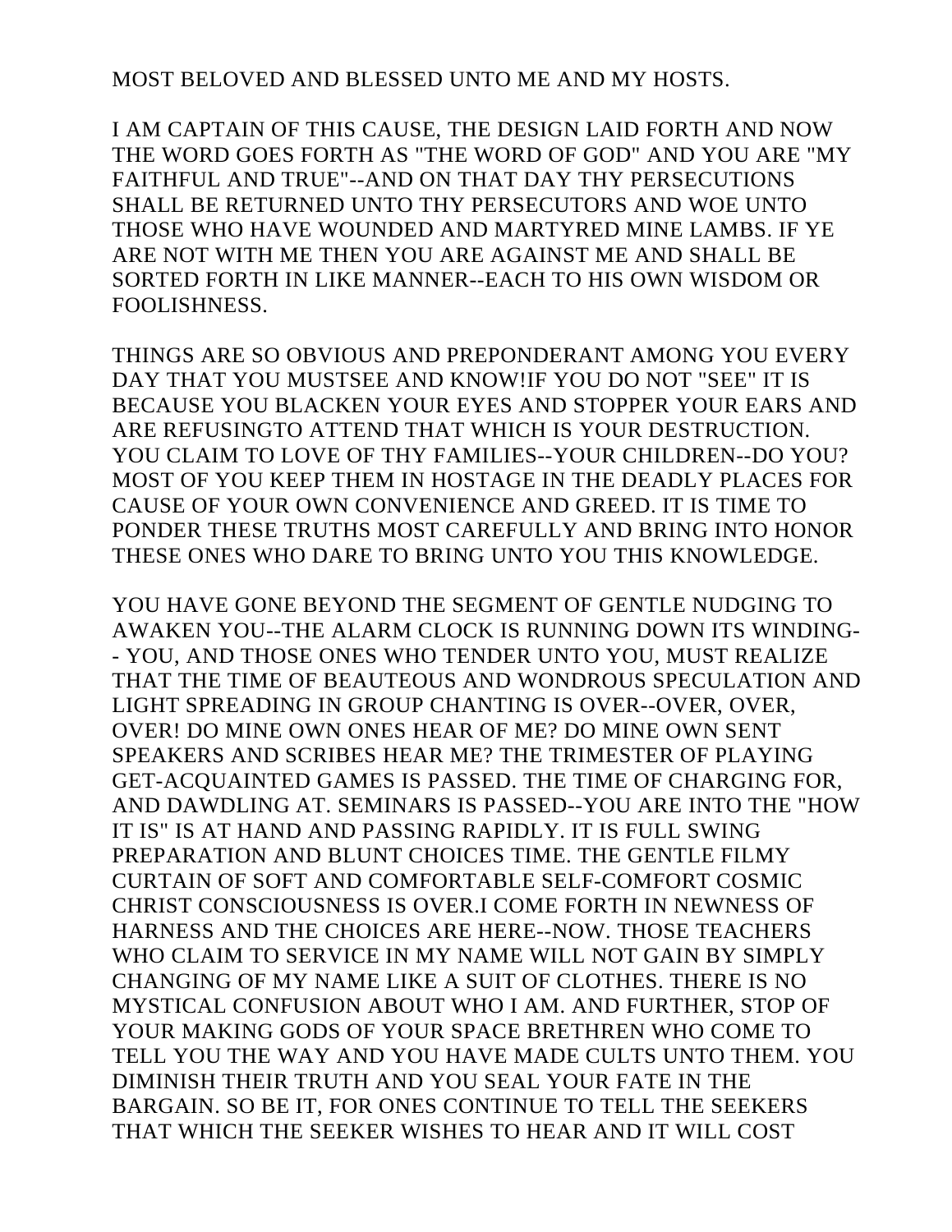MOST BELOVED AND BLESSED UNTO ME AND MY HOSTS.

I AM CAPTAIN OF THIS CAUSE, THE DESIGN LAID FORTH AND NOW THE WORD GOES FORTH AS "THE WORD OF GOD" AND YOU ARE "MY FAITHFUL AND TRUE"--AND ON THAT DAY THY PERSECUTIONS SHALL BE RETURNED UNTO THY PERSECUTORS AND WOE UNTO THOSE WHO HAVE WOUNDED AND MARTYRED MINE LAMBS. IF YE ARE NOT WITH ME THEN YOU ARE AGAINST ME AND SHALL BE SORTED FORTH IN LIKE MANNER--EACH TO HIS OWN WISDOM OR FOOLISHNESS.

THINGS ARE SO OBVIOUS AND PREPONDERANT AMONG YOU EVERY DAY THAT YOU MUSTSEE AND KNOW!IF YOU DO NOT "SEE" IT IS BECAUSE YOU BLACKEN YOUR EYES AND STOPPER YOUR EARS AND ARE REFUSINGTO ATTEND THAT WHICH IS YOUR DESTRUCTION. YOU CLAIM TO LOVE OF THY FAMILIES--YOUR CHILDREN--DO YOU? MOST OF YOU KEEP THEM IN HOSTAGE IN THE DEADLY PLACES FOR CAUSE OF YOUR OWN CONVENIENCE AND GREED. IT IS TIME TO PONDER THESE TRUTHS MOST CAREFULLY AND BRING INTO HONOR THESE ONES WHO DARE TO BRING UNTO YOU THIS KNOWLEDGE.

YOU HAVE GONE BEYOND THE SEGMENT OF GENTLE NUDGING TO AWAKEN YOU--THE ALARM CLOCK IS RUNNING DOWN ITS WINDING-- YOU, AND THOSE ONES WHO TENDER UNTO YOU, MUST REALIZE THAT THE TIME OF BEAUTEOUS AND WONDROUS SPECULATION AND LIGHT SPREADING IN GROUP CHANTING IS OVER--OVER, OVER, OVER! DO MINE OWN ONES HEAR OF ME? DO MINE OWN SENT SPEAKERS AND SCRIBES HEAR ME? THE TRIMESTER OF PLAYING GET-ACQUAINTED GAMES IS PASSED. THE TIME OF CHARGING FOR, AND DAWDLING AT. SEMINARS IS PASSED--YOU ARE INTO THE "HOW IT IS" IS AT HAND AND PASSING RAPIDLY. IT IS FULL SWING PREPARATION AND BLUNT CHOICES TIME. THE GENTLE FILMY CURTAIN OF SOFT AND COMFORTABLE SELF-COMFORT COSMIC CHRIST CONSCIOUSNESS IS OVER.I COME FORTH IN NEWNESS OF HARNESS AND THE CHOICES ARE HERE--NOW. THOSE TEACHERS WHO CLAIM TO SERVICE IN MY NAME WILL NOT GAIN BY SIMPLY CHANGING OF MY NAME LIKE A SUIT OF CLOTHES. THERE IS NO MYSTICAL CONFUSION ABOUT WHO I AM. AND FURTHER, STOP OF YOUR MAKING GODS OF YOUR SPACE BRETHREN WHO COME TO TELL YOU THE WAY AND YOU HAVE MADE CULTS UNTO THEM. YOU DIMINISH THEIR TRUTH AND YOU SEAL YOUR FATE IN THE BARGAIN. SO BE IT, FOR ONES CONTINUE TO TELL THE SEEKERS THAT WHICH THE SEEKER WISHES TO HEAR AND IT WILL COST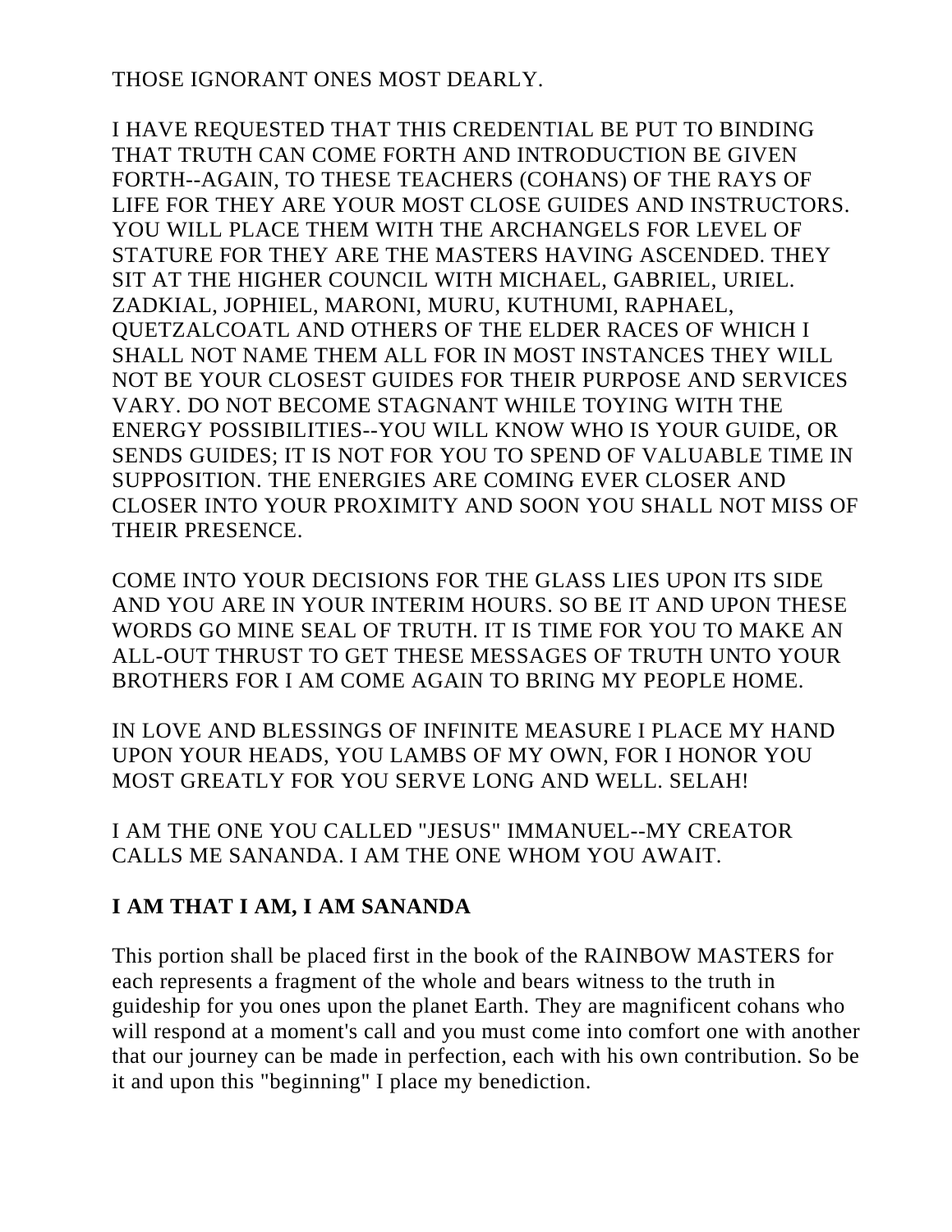THOSE IGNORANT ONES MOST DEARLY.

I HAVE REQUESTED THAT THIS CREDENTIAL BE PUT TO BINDING THAT TRUTH CAN COME FORTH AND INTRODUCTION BE GIVEN FORTH--AGAIN, TO THESE TEACHERS (COHANS) OF THE RAYS OF LIFE FOR THEY ARE YOUR MOST CLOSE GUIDES AND INSTRUCTORS. YOU WILL PLACE THEM WITH THE ARCHANGELS FOR LEVEL OF STATURE FOR THEY ARE THE MASTERS HAVING ASCENDED. THEY SIT AT THE HIGHER COUNCIL WITH MICHAEL, GABRIEL, URIEL. ZADKIAL, JOPHIEL, MARONI, MURU, KUTHUMI, RAPHAEL, QUETZALCOATL AND OTHERS OF THE ELDER RACES OF WHICH I SHALL NOT NAME THEM ALL FOR IN MOST INSTANCES THEY WILL NOT BE YOUR CLOSEST GUIDES FOR THEIR PURPOSE AND SERVICES VARY. DO NOT BECOME STAGNANT WHILE TOYING WITH THE ENERGY POSSIBILITIES--YOU WILL KNOW WHO IS YOUR GUIDE, OR SENDS GUIDES; IT IS NOT FOR YOU TO SPEND OF VALUABLE TIME IN SUPPOSITION. THE ENERGIES ARE COMING EVER CLOSER AND CLOSER INTO YOUR PROXIMITY AND SOON YOU SHALL NOT MISS OF THEIR PRESENCE.

COME INTO YOUR DECISIONS FOR THE GLASS LIES UPON ITS SIDE AND YOU ARE IN YOUR INTERIM HOURS. SO BE IT AND UPON THESE WORDS GO MINE SEAL OF TRUTH. IT IS TIME FOR YOU TO MAKE AN ALL-OUT THRUST TO GET THESE MESSAGES OF TRUTH UNTO YOUR BROTHERS FOR I AM COME AGAIN TO BRING MY PEOPLE HOME.

IN LOVE AND BLESSINGS OF INFINITE MEASURE I PLACE MY HAND UPON YOUR HEADS, YOU LAMBS OF MY OWN, FOR I HONOR YOU MOST GREATLY FOR YOU SERVE LONG AND WELL. SELAH!

I AM THE ONE YOU CALLED "JESUS" IMMANUEL--MY CREATOR CALLS ME SANANDA. I AM THE ONE WHOM YOU AWAIT.

**I AM THAT I AM, I AM SANANDA**

This portion shall be placed first in the book of the RAINBOW MASTERS for each represents a fragment of the whole and bears witness to the truth in guideship for you ones upon the planet Earth. They are magnificent cohans who will respond at a moment's call and you must come into comfort one with another that our journey can be made in perfection, each with his own contribution. So be it and upon this "beginning" I place my benediction.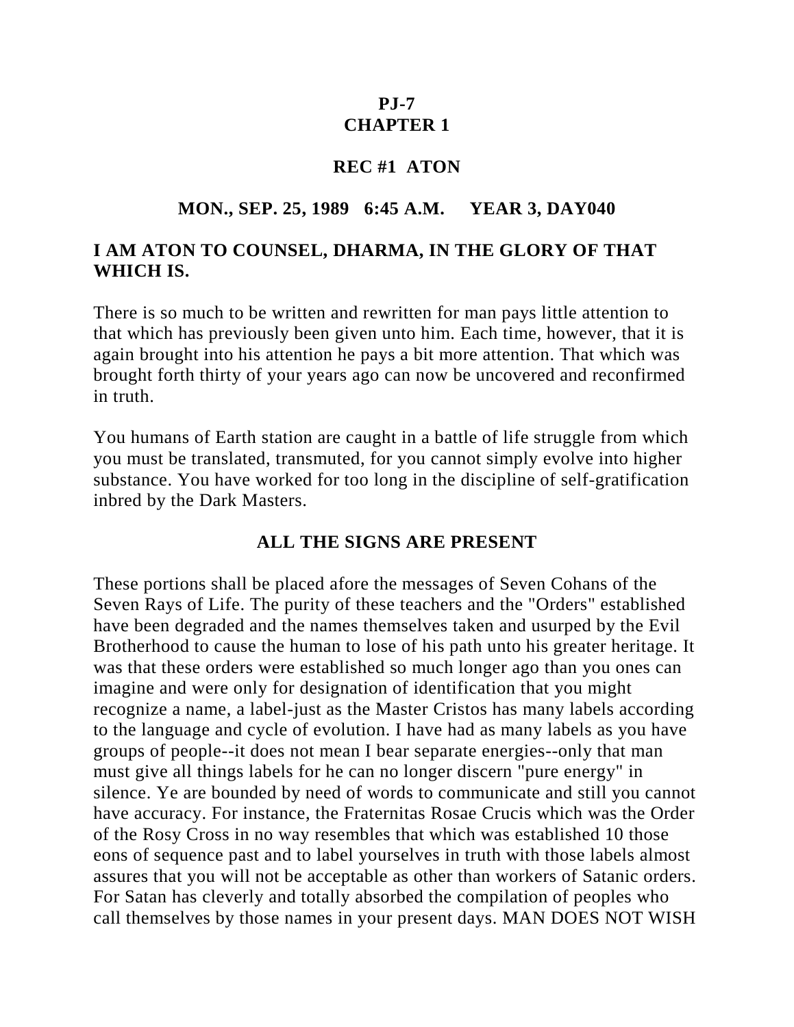# PJ-7
# CHAPTER 1

## REC #1 ATON

### MON., SEP. 25, 1989 6:45 A.M. YEAR 3, DAY040

**I AM ATON TO COUNSEL, DHARMA, IN THE GLORY OF THAT WHICH IS.**

There is so much to be written and rewritten for man pays little attention to that which has previously been given unto him. Each time, however, that it is again brought into his attention he pays a bit more attention. That which was brought forth thirty of your years ago can now be uncovered and reconfirmed in truth.

You humans of Earth station are caught in a battle of life struggle from which you must be translated, transmuted, for you cannot simply evolve into higher substance. You have worked for too long in the discipline of self-gratification inbred by the Dark Masters.

### ALL THE SIGNS ARE PRESENT

These portions shall be placed afore the messages of Seven Cohans of the Seven Rays of Life. The purity of these teachers and the "Orders" established have been degraded and the names themselves taken and usurped by the Evil Brotherhood to cause the human to lose of his path unto his greater heritage. It was that these orders were established so much longer ago than you ones can imagine and were only for designation of identification that you might recognize a name, a label-just as the Master Cristos has many labels according to the language and cycle of evolution. I have had as many labels as you have groups of people--it does not mean I bear separate energies--only that man must give all things labels for he can no longer discern "pure energy" in silence. Ye are bounded by need of words to communicate and still you cannot have accuracy. For instance, the Fraternitas Rosae Crucis which was the Order of the Rosy Cross in no way resembles that which was established 10 those eons of sequence past and to label yourselves in truth with those labels almost assures that you will not be acceptable as other than workers of Satanic orders. For Satan has cleverly and totally absorbed the compilation of peoples who call themselves by those names in your present days. MAN DOES NOT WISH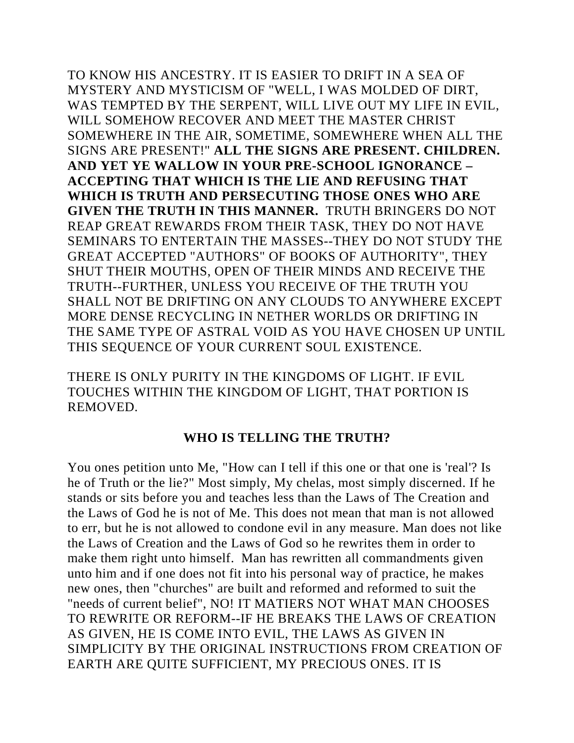TO KNOW HIS ANCESTRY. IT IS EASIER TO DRIFT IN A SEA OF MYSTERY AND MYSTICISM OF "WELL, I WAS MOLDED OF DIRT, WAS TEMPTED BY THE SERPENT, WILL LIVE OUT MY LIFE IN EVIL, WILL SOMEHOW RECOVER AND MEET THE MASTER CHRIST SOMEWHERE IN THE AIR, SOMETIME, SOMEWHERE WHEN ALL THE SIGNS ARE PRESENT!" **ALL THE SIGNS ARE PRESENT. CHILDREN. AND YET YE WALLOW IN YOUR PRE-SCHOOL IGNORANCE – ACCEPTING THAT WHICH IS THE LIE AND REFUSING THAT WHICH IS TRUTH AND PERSECUTING THOSE ONES WHO ARE GIVEN THE TRUTH IN THIS MANNER.** TRUTH BRINGERS DO NOT REAP GREAT REWARDS FROM THEIR TASK, THEY DO NOT HAVE SEMINARS TO ENTERTAIN THE MASSES--THEY DO NOT STUDY THE GREAT ACCEPTED "AUTHORS" OF BOOKS OF AUTHORITY", THEY SHUT THEIR MOUTHS, OPEN OF THEIR MINDS AND RECEIVE THE TRUTH--FURTHER, UNLESS YOU RECEIVE OF THE TRUTH YOU SHALL NOT BE DRIFTING ON ANY CLOUDS TO ANYWHERE EXCEPT MORE DENSE RECYCLING IN NETHER WORLDS OR DRIFTING IN THE SAME TYPE OF ASTRAL VOID AS YOU HAVE CHOSEN UP UNTIL THIS SEQUENCE OF YOUR CURRENT SOUL EXISTENCE.

THERE IS ONLY PURITY IN THE KINGDOMS OF LIGHT. IF EVIL TOUCHES WITHIN THE KINGDOM OF LIGHT, THAT PORTION IS REMOVED.

### WHO IS TELLING THE TRUTH?

You ones petition unto Me, "How can I tell if this one or that one is 'real'? Is he of Truth or the lie?" Most simply, My chelas, most simply discerned. If he stands or sits before you and teaches less than the Laws of The Creation and the Laws of God he is not of Me. This does not mean that man is not allowed to err, but he is not allowed to condone evil in any measure. Man does not like the Laws of Creation and the Laws of God so he rewrites them in order to make them right unto himself. Man has rewritten all commandments given unto him and if one does not fit into his personal way of practice, he makes new ones, then "churches" are built and reformed and reformed to suit the "needs of current belief", NO! IT MATIERS NOT WHAT MAN CHOOSES TO REWRITE OR REFORM--IF HE BREAKS THE LAWS OF CREATION AS GIVEN, HE IS COME INTO EVIL, THE LAWS AS GIVEN IN SIMPLICITY BY THE ORIGINAL INSTRUCTIONS FROM CREATION OF EARTH ARE QUITE SUFFICIENT, MY PRECIOUS ONES. IT IS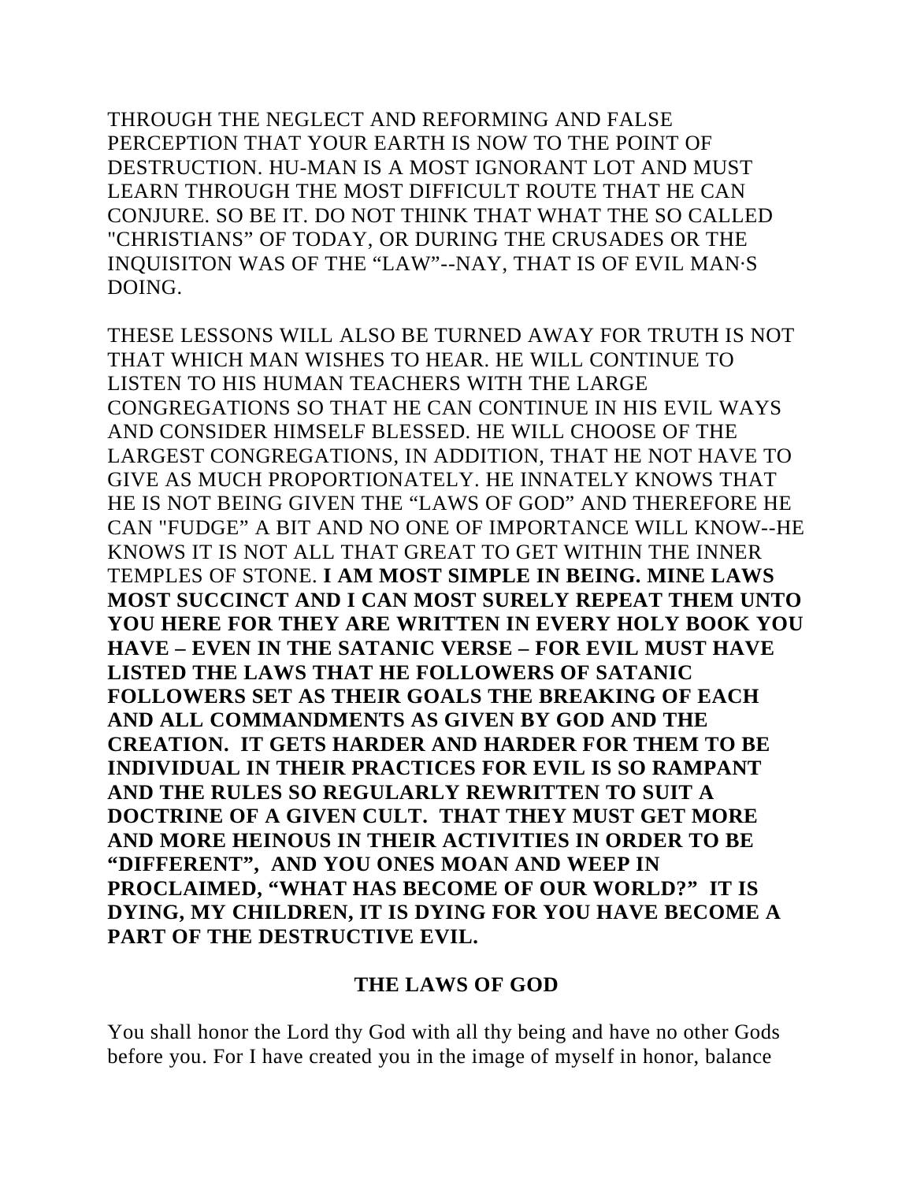THROUGH THE NEGLECT AND REFORMING AND FALSE PERCEPTION THAT YOUR EARTH IS NOW TO THE POINT OF DESTRUCTION. HU-MAN IS A MOST IGNORANT LOT AND MUST LEARN THROUGH THE MOST DIFFICULT ROUTE THAT HE CAN CONJURE. SO BE IT. DO NOT THINK THAT WHAT THE SO CALLED "CHRISTIANS" OF TODAY, OR DURING THE CRUSADES OR THE INQUISITON WAS OF THE "LAW"--NAY, THAT IS OF EVIL MAN·S DOING.

THESE LESSONS WILL ALSO BE TURNED AWAY FOR TRUTH IS NOT THAT WHICH MAN WISHES TO HEAR. HE WILL CONTINUE TO LISTEN TO HIS HUMAN TEACHERS WITH THE LARGE CONGREGATIONS SO THAT HE CAN CONTINUE IN HIS EVIL WAYS AND CONSIDER HIMSELF BLESSED. HE WILL CHOOSE OF THE LARGEST CONGREGATIONS, IN ADDITION, THAT HE NOT HAVE TO GIVE AS MUCH PROPORTIONATELY. HE INNATELY KNOWS THAT HE IS NOT BEING GIVEN THE "LAWS OF GOD" AND THEREFORE HE CAN "FUDGE" A BIT AND NO ONE OF IMPORTANCE WILL KNOW--HE KNOWS IT IS NOT ALL THAT GREAT TO GET WITHIN THE INNER TEMPLES OF STONE. **I AM MOST SIMPLE IN BEING. MINE LAWS MOST SUCCINCT AND I CAN MOST SURELY REPEAT THEM UNTO YOU HERE FOR THEY ARE WRITTEN IN EVERY HOLY BOOK YOU HAVE – EVEN IN THE SATANIC VERSE – FOR EVIL MUST HAVE LISTED THE LAWS THAT HE FOLLOWERS OF SATANIC FOLLOWERS SET AS THEIR GOALS THE BREAKING OF EACH AND ALL COMMANDMENTS AS GIVEN BY GOD AND THE CREATION. IT GETS HARDER AND HARDER FOR THEM TO BE INDIVIDUAL IN THEIR PRACTICES FOR EVIL IS SO RAMPANT AND THE RULES SO REGULARLY REWRITTEN TO SUIT A DOCTRINE OF A GIVEN CULT. THAT THEY MUST GET MORE AND MORE HEINOUS IN THEIR ACTIVITIES IN ORDER TO BE "DIFFERENT", AND YOU ONES MOAN AND WEEP IN PROCLAIMED, "WHAT HAS BECOME OF OUR WORLD?" IT IS DYING, MY CHILDREN, IT IS DYING FOR YOU HAVE BECOME A PART OF THE DESTRUCTIVE EVIL.**

## THE LAWS OF GOD

You shall honor the Lord thy God with all thy being and have no other Gods before you. For I have created you in the image of myself in honor, balance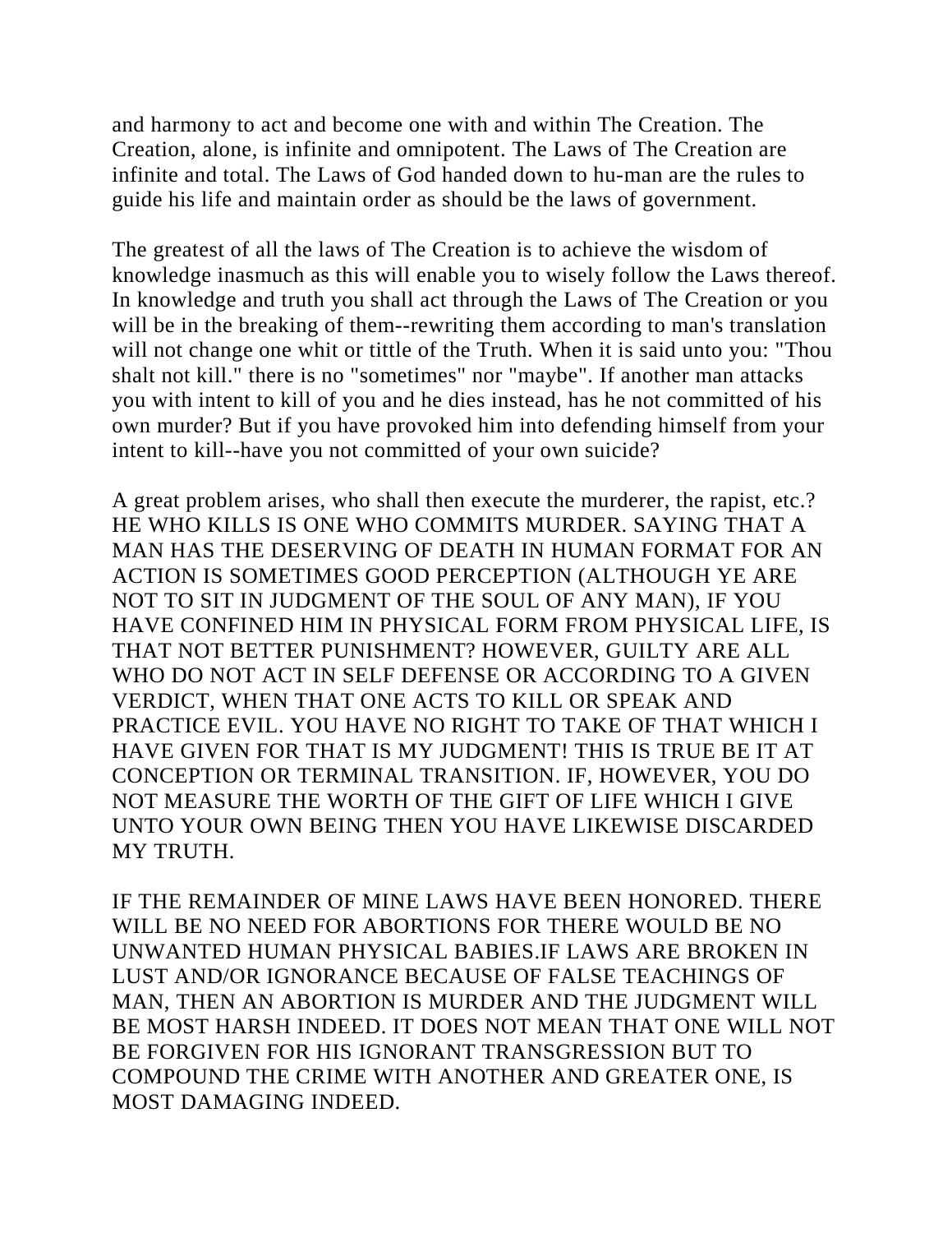and harmony to act and become one with and within The Creation. The Creation, alone, is infinite and omnipotent. The Laws of The Creation are infinite and total. The Laws of God handed down to hu-man are the rules to guide his life and maintain order as should be the laws of government.

The greatest of all the laws of The Creation is to achieve the wisdom of knowledge inasmuch as this will enable you to wisely follow the Laws thereof. In knowledge and truth you shall act through the Laws of The Creation or you will be in the breaking of them--rewriting them according to man's translation will not change one whit or tittle of the Truth. When it is said unto you: "Thou shalt not kill." there is no "sometimes" nor "maybe". If another man attacks you with intent to kill of you and he dies instead, has he not committed of his own murder? But if you have provoked him into defending himself from your intent to kill--have you not committed of your own suicide?

A great problem arises, who shall then execute the murderer, the rapist, etc.? HE WHO KILLS IS ONE WHO COMMITS MURDER. SAYING THAT A MAN HAS THE DESERVING OF DEATH IN HUMAN FORMAT FOR AN ACTION IS SOMETIMES GOOD PERCEPTION (ALTHOUGH YE ARE NOT TO SIT IN JUDGMENT OF THE SOUL OF ANY MAN), IF YOU HAVE CONFINED HIM IN PHYSICAL FORM FROM PHYSICAL LIFE, IS THAT NOT BETTER PUNISHMENT? HOWEVER, GUILTY ARE ALL WHO DO NOT ACT IN SELF DEFENSE OR ACCORDING TO A GIVEN VERDICT, WHEN THAT ONE ACTS TO KILL OR SPEAK AND PRACTICE EVIL. YOU HAVE NO RIGHT TO TAKE OF THAT WHICH I HAVE GIVEN FOR THAT IS MY JUDGMENT! THIS IS TRUE BE IT AT CONCEPTION OR TERMINAL TRANSITION. IF, HOWEVER, YOU DO NOT MEASURE THE WORTH OF THE GIFT OF LIFE WHICH I GIVE UNTO YOUR OWN BEING THEN YOU HAVE LIKEWISE DISCARDED MY TRUTH.

IF THE REMAINDER OF MINE LAWS HAVE BEEN HONORED. THERE WILL BE NO NEED FOR ABORTIONS FOR THERE WOULD BE NO UNWANTED HUMAN PHYSICAL BABIES.IF LAWS ARE BROKEN IN LUST AND/OR IGNORANCE BECAUSE OF FALSE TEACHINGS OF MAN, THEN AN ABORTION IS MURDER AND THE JUDGMENT WILL BE MOST HARSH INDEED. IT DOES NOT MEAN THAT ONE WILL NOT BE FORGIVEN FOR HIS IGNORANT TRANSGRESSION BUT TO COMPOUND THE CRIME WITH ANOTHER AND GREATER ONE, IS MOST DAMAGING INDEED.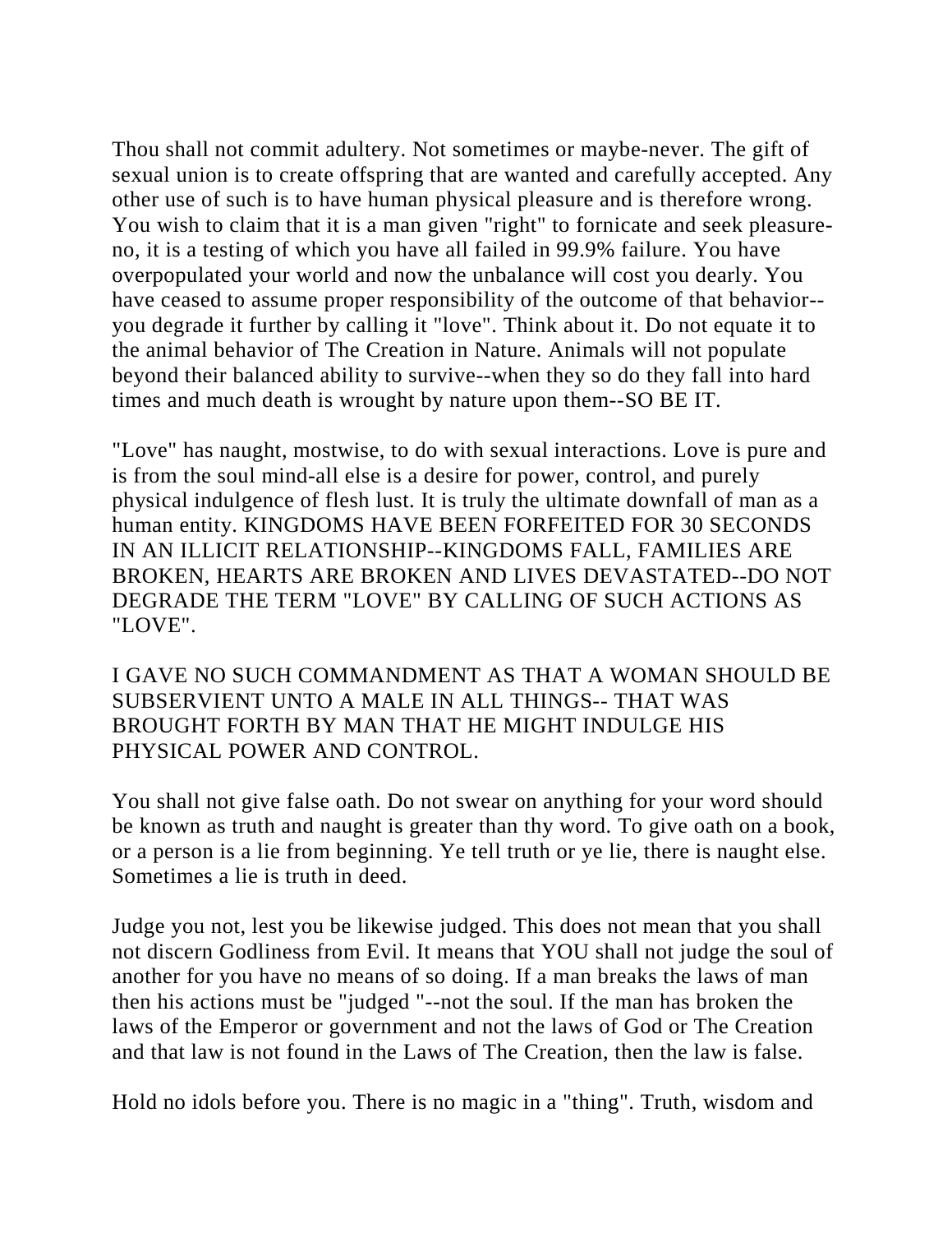Thou shall not commit adultery. Not sometimes or maybe-never. The gift of sexual union is to create offspring that are wanted and carefully accepted. Any other use of such is to have human physical pleasure and is therefore wrong. You wish to claim that it is a man given "right" to fornicate and seek pleasure-no, it is a testing of which you have all failed in 99.9% failure. You have overpopulated your world and now the unbalance will cost you dearly. You have ceased to assume proper responsibility of the outcome of that behavior--you degrade it further by calling it "love". Think about it. Do not equate it to the animal behavior of The Creation in Nature. Animals will not populate beyond their balanced ability to survive--when they so do they fall into hard times and much death is wrought by nature upon them--SO BE IT.

"Love" has naught, mostwise, to do with sexual interactions. Love is pure and is from the soul mind-all else is a desire for power, control, and purely physical indulgence of flesh lust. It is truly the ultimate downfall of man as a human entity. KINGDOMS HAVE BEEN FORFEITED FOR 30 SECONDS IN AN ILLICIT RELATIONSHIP--KINGDOMS FALL, FAMILIES ARE BROKEN, HEARTS ARE BROKEN AND LIVES DEVASTATED--DO NOT DEGRADE THE TERM "LOVE" BY CALLING OF SUCH ACTIONS AS "LOVE".

I GAVE NO SUCH COMMANDMENT AS THAT A WOMAN SHOULD BE SUBSERVIENT UNTO A MALE IN ALL THINGS-- THAT WAS BROUGHT FORTH BY MAN THAT HE MIGHT INDULGE HIS PHYSICAL POWER AND CONTROL.

You shall not give false oath. Do not swear on anything for your word should be known as truth and naught is greater than thy word. To give oath on a book, or a person is a lie from beginning. Ye tell truth or ye lie, there is naught else. Sometimes a lie is truth in deed.

Judge you not, lest you be likewise judged. This does not mean that you shall not discern Godliness from Evil. It means that YOU shall not judge the soul of another for you have no means of so doing. If a man breaks the laws of man then his actions must be "judged "--not the soul. If the man has broken the laws of the Emperor or government and not the laws of God or The Creation and that law is not found in the Laws of The Creation, then the law is false.

Hold no idols before you. There is no magic in a "thing". Truth, wisdom and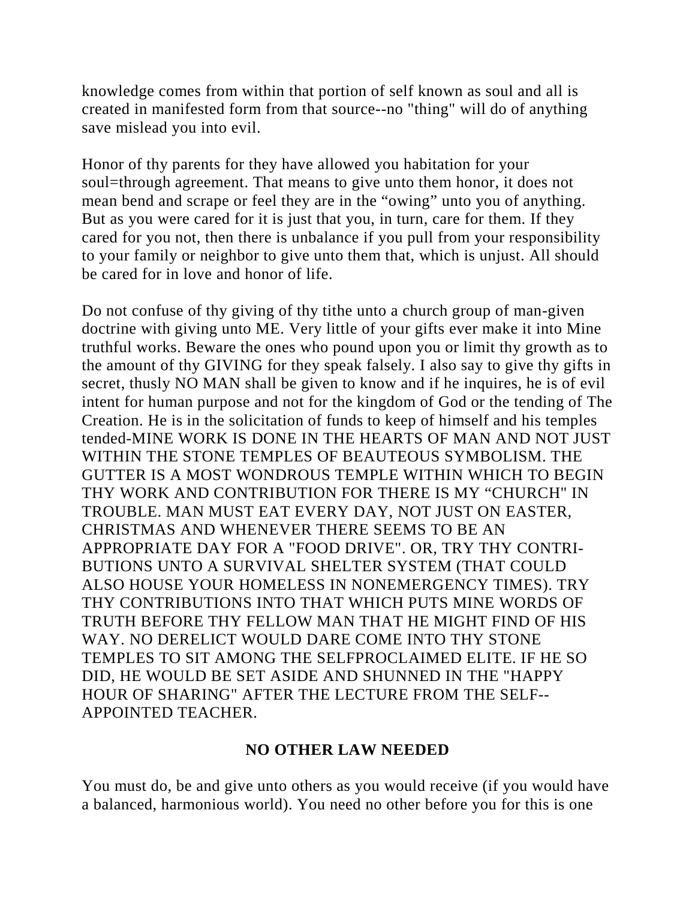knowledge comes from within that portion of self known as soul and all is created in manifested form from that source--no "thing" will do of anything save mislead you into evil.

Honor of thy parents for they have allowed you habitation for your soul=through agreement. That means to give unto them honor, it does not mean bend and scrape or feel they are in the "owing" unto you of anything. But as you were cared for it is just that you, in turn, care for them. If they cared for you not, then there is unbalance if you pull from your responsibility to your family or neighbor to give unto them that, which is unjust. All should be cared for in love and honor of life.

Do not confuse of thy giving of thy tithe unto a church group of man-given doctrine with giving unto ME. Very little of your gifts ever make it into Mine truthful works. Beware the ones who pound upon you or limit thy growth as to the amount of thy GIVING for they speak falsely. I also say to give thy gifts in secret, thusly NO MAN shall be given to know and if he inquires, he is of evil intent for human purpose and not for the kingdom of God or the tending of The Creation. He is in the solicitation of funds to keep of himself and his temples tended-MINE WORK IS DONE IN THE HEARTS OF MAN AND NOT JUST WITHIN THE STONE TEMPLES OF BEAUTEOUS SYMBOLISM. THE GUTTER IS A MOST WONDROUS TEMPLE WITHIN WHICH TO BEGIN THY WORK AND CONTRIBUTION FOR THERE IS MY "CHURCH" IN TROUBLE. MAN MUST EAT EVERY DAY, NOT JUST ON EASTER, CHRISTMAS AND WHENEVER THERE SEEMS TO BE AN APPROPRIATE DAY FOR A "FOOD DRIVE". OR, TRY THY CONTRIBUTIONS UNTO A SURVIVAL SHELTER SYSTEM (THAT COULD ALSO HOUSE YOUR HOMELESS IN NONEMERGENCY TIMES). TRY THY CONTRIBUTIONS INTO THAT WHICH PUTS MINE WORDS OF TRUTH BEFORE THY FELLOW MAN THAT HE MIGHT FIND OF HIS WAY. NO DERELICT WOULD DARE COME INTO THY STONE TEMPLES TO SIT AMONG THE SELFPROCLAIMED ELITE. IF HE SO DID, HE WOULD BE SET ASIDE AND SHUNNED IN THE "HAPPY HOUR OF SHARING" AFTER THE LECTURE FROM THE SELF--APPOINTED TEACHER.

## NO OTHER LAW NEEDED

You must do, be and give unto others as you would receive (if you would have a balanced, harmonious world). You need no other before you for this is one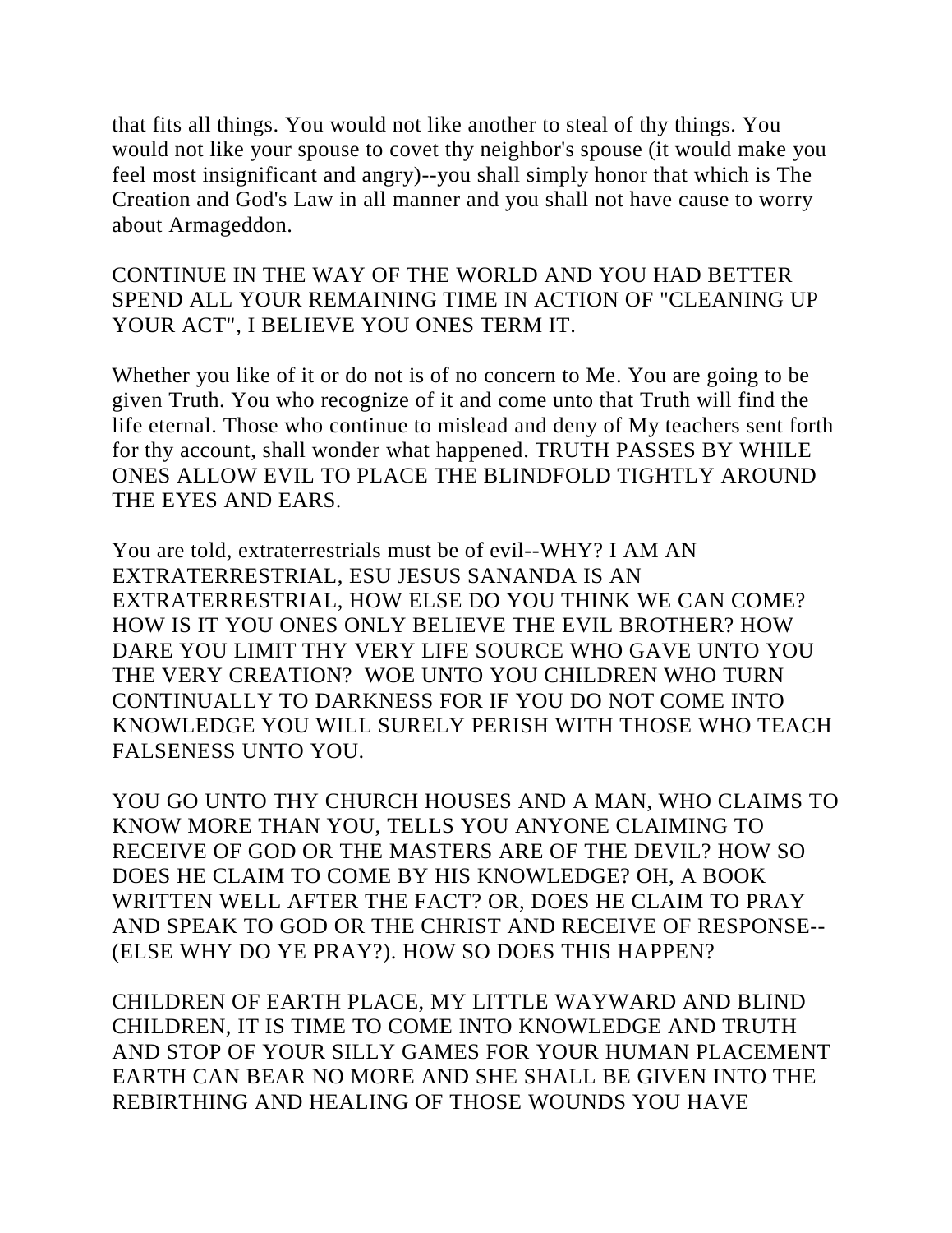that fits all things. You would not like another to steal of thy things. You would not like your spouse to covet thy neighbor's spouse (it would make you feel most insignificant and angry)--you shall simply honor that which is The Creation and God's Law in all manner and you shall not have cause to worry about Armageddon.

CONTINUE IN THE WAY OF THE WORLD AND YOU HAD BETTER SPEND ALL YOUR REMAINING TIME IN ACTION OF "CLEANING UP YOUR ACT", I BELIEVE YOU ONES TERM IT.

Whether you like of it or do not is of no concern to Me. You are going to be given Truth. You who recognize of it and come unto that Truth will find the life eternal. Those who continue to mislead and deny of My teachers sent forth for thy account, shall wonder what happened. TRUTH PASSES BY WHILE ONES ALLOW EVIL TO PLACE THE BLINDFOLD TIGHTLY AROUND THE EYES AND EARS.

You are told, extraterrestrials must be of evil--WHY? I AM AN EXTRATERRESTRIAL, ESU JESUS SANANDA IS AN EXTRATERRESTRIAL, HOW ELSE DO YOU THINK WE CAN COME? HOW IS IT YOU ONES ONLY BELIEVE THE EVIL BROTHER? HOW DARE YOU LIMIT THY VERY LIFE SOURCE WHO GAVE UNTO YOU THE VERY CREATION? WOE UNTO YOU CHILDREN WHO TURN CONTINUALLY TO DARKNESS FOR IF YOU DO NOT COME INTO KNOWLEDGE YOU WILL SURELY PERISH WITH THOSE WHO TEACH FALSENESS UNTO YOU.

YOU GO UNTO THY CHURCH HOUSES AND A MAN, WHO CLAIMS TO KNOW MORE THAN YOU, TELLS YOU ANYONE CLAIMING TO RECEIVE OF GOD OR THE MASTERS ARE OF THE DEVIL? HOW SO DOES HE CLAIM TO COME BY HIS KNOWLEDGE? OH, A BOOK WRITTEN WELL AFTER THE FACT? OR, DOES HE CLAIM TO PRAY AND SPEAK TO GOD OR THE CHRIST AND RECEIVE OF RESPONSE--(ELSE WHY DO YE PRAY?). HOW SO DOES THIS HAPPEN?

CHILDREN OF EARTH PLACE, MY LITTLE WAYWARD AND BLIND CHILDREN, IT IS TIME TO COME INTO KNOWLEDGE AND TRUTH AND STOP OF YOUR SILLY GAMES FOR YOUR HUMAN PLACEMENT EARTH CAN BEAR NO MORE AND SHE SHALL BE GIVEN INTO THE REBIRTHING AND HEALING OF THOSE WOUNDS YOU HAVE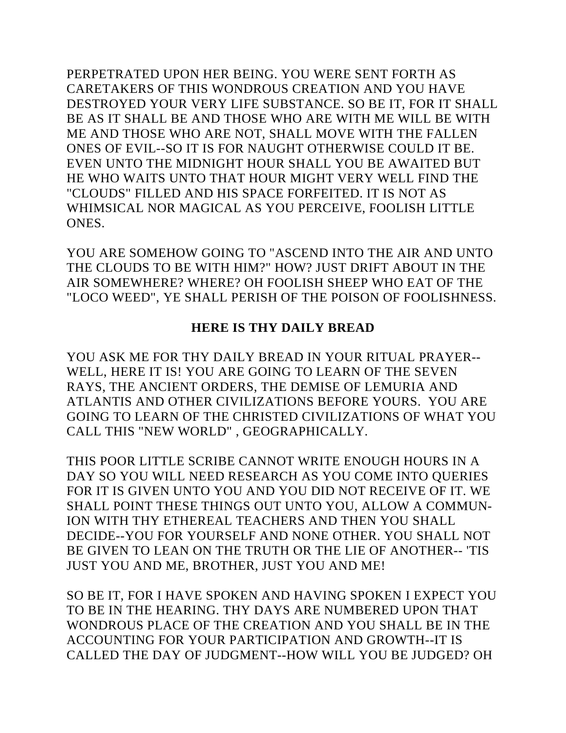PERPETRATED UPON HER BEING. YOU WERE SENT FORTH AS CARETAKERS OF THIS WONDROUS CREATION AND YOU HAVE DESTROYED YOUR VERY LIFE SUBSTANCE. SO BE IT, FOR IT SHALL BE AS IT SHALL BE AND THOSE WHO ARE WITH ME WILL BE WITH ME AND THOSE WHO ARE NOT, SHALL MOVE WITH THE FALLEN ONES OF EVIL--SO IT IS FOR NAUGHT OTHERWISE COULD IT BE. EVEN UNTO THE MIDNIGHT HOUR SHALL YOU BE AWAITED BUT HE WHO WAITS UNTO THAT HOUR MIGHT VERY WELL FIND THE "CLOUDS" FILLED AND HIS SPACE FORFEITED. IT IS NOT AS WHIMSICAL NOR MAGICAL AS YOU PERCEIVE, FOOLISH LITTLE ONES.

YOU ARE SOMEHOW GOING TO "ASCEND INTO THE AIR AND UNTO THE CLOUDS TO BE WITH HIM?" HOW? JUST DRIFT ABOUT IN THE AIR SOMEWHERE? WHERE? OH FOOLISH SHEEP WHO EAT OF THE "LOCO WEED", YE SHALL PERISH OF THE POISON OF FOOLISHNESS.

## HERE IS THY DAILY BREAD

YOU ASK ME FOR THY DAILY BREAD IN YOUR RITUAL PRAYER--WELL, HERE IT IS! YOU ARE GOING TO LEARN OF THE SEVEN RAYS, THE ANCIENT ORDERS, THE DEMISE OF LEMURIA AND ATLANTIS AND OTHER CIVILIZATIONS BEFORE YOURS. YOU ARE GOING TO LEARN OF THE CHRISTED CIVILIZATIONS OF WHAT YOU CALL THIS "NEW WORLD" , GEOGRAPHICALLY.

THIS POOR LITTLE SCRIBE CANNOT WRITE ENOUGH HOURS IN A DAY SO YOU WILL NEED RESEARCH AS YOU COME INTO QUERIES FOR IT IS GIVEN UNTO YOU AND YOU DID NOT RECEIVE OF IT. WE SHALL POINT THESE THINGS OUT UNTO YOU, ALLOW A COMMUNION WITH THY ETHEREAL TEACHERS AND THEN YOU SHALL DECIDE--YOU FOR YOURSELF AND NONE OTHER. YOU SHALL NOT BE GIVEN TO LEAN ON THE TRUTH OR THE LIE OF ANOTHER-- 'TIS JUST YOU AND ME, BROTHER, JUST YOU AND ME!

SO BE IT, FOR I HAVE SPOKEN AND HAVING SPOKEN I EXPECT YOU TO BE IN THE HEARING. THY DAYS ARE NUMBERED UPON THAT WONDROUS PLACE OF THE CREATION AND YOU SHALL BE IN THE ACCOUNTING FOR YOUR PARTICIPATION AND GROWTH--IT IS CALLED THE DAY OF JUDGMENT--HOW WILL YOU BE JUDGED? OH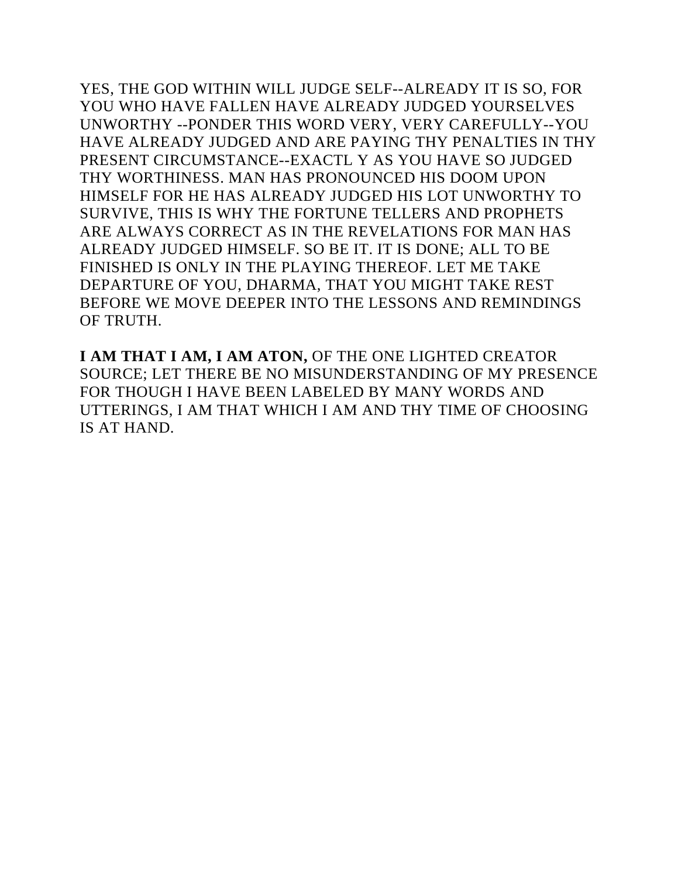YES, THE GOD WITHIN WILL JUDGE SELF--ALREADY IT IS SO, FOR YOU WHO HAVE FALLEN HAVE ALREADY JUDGED YOURSELVES UNWORTHY --PONDER THIS WORD VERY, VERY CAREFULLY--YOU HAVE ALREADY JUDGED AND ARE PAYING THY PENALTIES IN THY PRESENT CIRCUMSTANCE--EXACTL Y AS YOU HAVE SO JUDGED THY WORTHINESS. MAN HAS PRONOUNCED HIS DOOM UPON HIMSELF FOR HE HAS ALREADY JUDGED HIS LOT UNWORTHY TO SURVIVE, THIS IS WHY THE FORTUNE TELLERS AND PROPHETS ARE ALWAYS CORRECT AS IN THE REVELATIONS FOR MAN HAS ALREADY JUDGED HIMSELF. SO BE IT. IT IS DONE; ALL TO BE FINISHED IS ONLY IN THE PLAYING THEREOF. LET ME TAKE DEPARTURE OF YOU, DHARMA, THAT YOU MIGHT TAKE REST BEFORE WE MOVE DEEPER INTO THE LESSONS AND REMINDINGS OF TRUTH.

**I AM THAT I AM, I AM ATON,** OF THE ONE LIGHTED CREATOR SOURCE; LET THERE BE NO MISUNDERSTANDING OF MY PRESENCE FOR THOUGH I HAVE BEEN LABELED BY MANY WORDS AND UTTERINGS, I AM THAT WHICH I AM AND THY TIME OF CHOOSING IS AT HAND.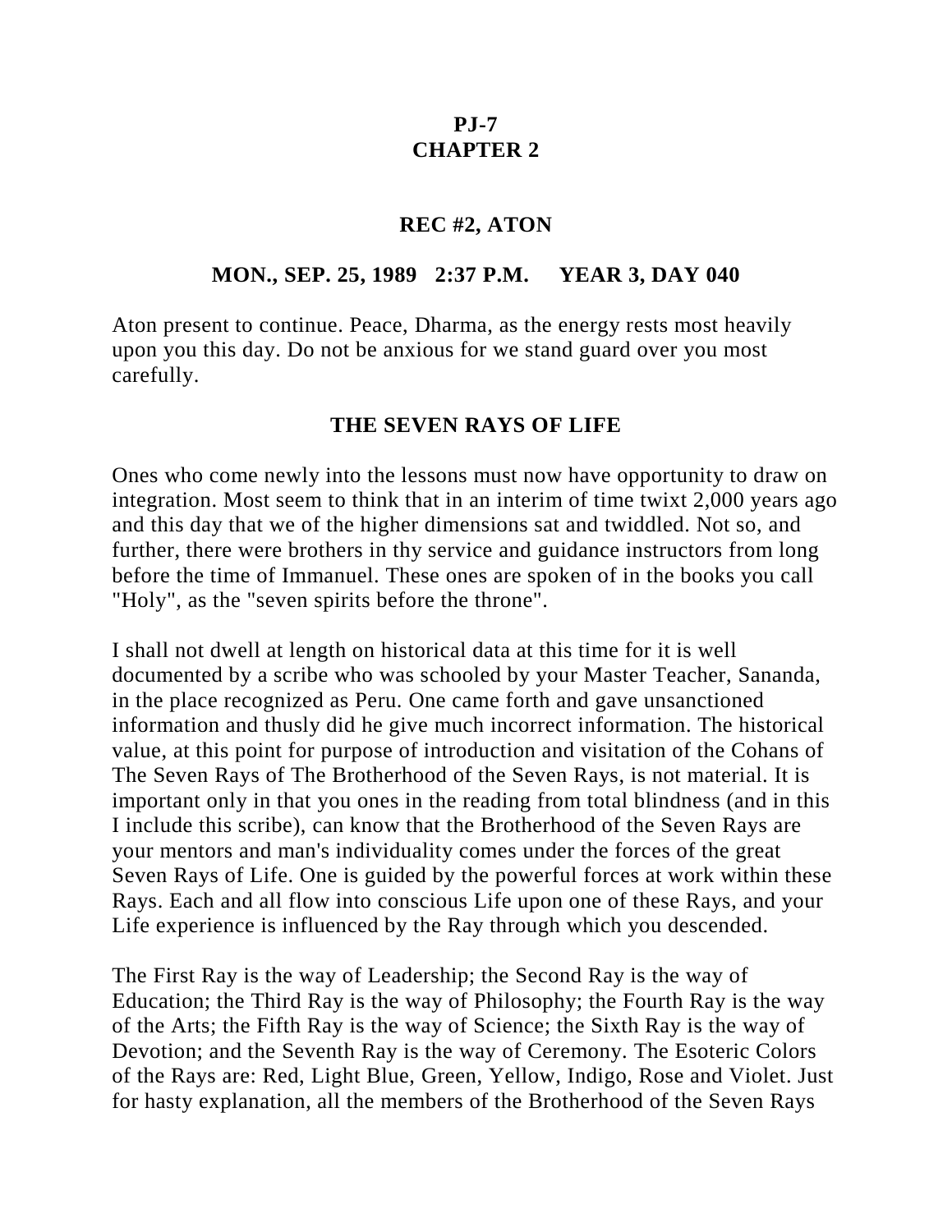**PJ-7**
**CHAPTER 2**

**REC #2, ATON**

**MON., SEP. 25, 1989 2:37 P.M. YEAR 3, DAY 040**

Aton present to continue. Peace, Dharma, as the energy rests most heavily upon you this day. Do not be anxious for we stand guard over you most carefully.

## THE SEVEN RAYS OF LIFE

Ones who come newly into the lessons must now have opportunity to draw on integration. Most seem to think that in an interim of time twixt 2,000 years ago and this day that we of the higher dimensions sat and twiddled. Not so, and further, there were brothers in thy service and guidance instructors from long before the time of Immanuel. These ones are spoken of in the books you call "Holy", as the "seven spirits before the throne".

I shall not dwell at length on historical data at this time for it is well documented by a scribe who was schooled by your Master Teacher, Sananda, in the place recognized as Peru. One came forth and gave unsanctioned information and thusly did he give much incorrect information. The historical value, at this point for purpose of introduction and visitation of the Cohans of The Seven Rays of The Brotherhood of the Seven Rays, is not material. It is important only in that you ones in the reading from total blindness (and in this I include this scribe), can know that the Brotherhood of the Seven Rays are your mentors and man's individuality comes under the forces of the great Seven Rays of Life. One is guided by the powerful forces at work within these Rays. Each and all flow into conscious Life upon one of these Rays, and your Life experience is influenced by the Ray through which you descended.

The First Ray is the way of Leadership; the Second Ray is the way of Education; the Third Ray is the way of Philosophy; the Fourth Ray is the way of the Arts; the Fifth Ray is the way of Science; the Sixth Ray is the way of Devotion; and the Seventh Ray is the way of Ceremony. The Esoteric Colors of the Rays are: Red, Light Blue, Green, Yellow, Indigo, Rose and Violet. Just for hasty explanation, all the members of the Brotherhood of the Seven Rays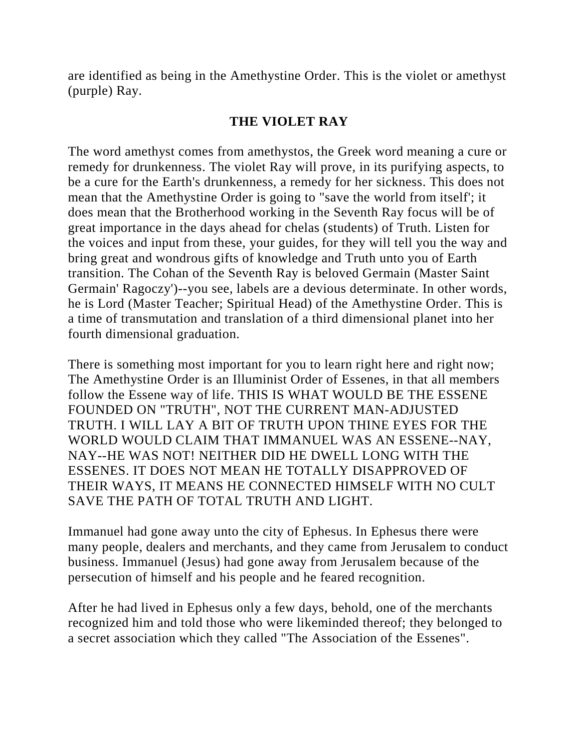are identified as being in the Amethystine Order. This is the violet or amethyst (purple) Ray.

## THE VIOLET RAY

The word amethyst comes from amethystos, the Greek word meaning a cure or remedy for drunkenness. The violet Ray will prove, in its purifying aspects, to be a cure for the Earth's drunkenness, a remedy for her sickness. This does not mean that the Amethystine Order is going to "save the world from itself'; it does mean that the Brotherhood working in the Seventh Ray focus will be of great importance in the days ahead for chelas (students) of Truth. Listen for the voices and input from these, your guides, for they will tell you the way and bring great and wondrous gifts of knowledge and Truth unto you of Earth transition. The Cohan of the Seventh Ray is beloved Germain (Master Saint Germain' Ragoczy')--you see, labels are a devious determinate. In other words, he is Lord (Master Teacher; Spiritual Head) of the Amethystine Order. This is a time of transmutation and translation of a third dimensional planet into her fourth dimensional graduation.

There is something most important for you to learn right here and right now; The Amethystine Order is an Illuminist Order of Essenes, in that all members follow the Essene way of life. THIS IS WHAT WOULD BE THE ESSENE FOUNDED ON "TRUTH", NOT THE CURRENT MAN-ADJUSTED TRUTH. I WILL LAY A BIT OF TRUTH UPON THINE EYES FOR THE WORLD WOULD CLAIM THAT IMMANUEL WAS AN ESSENE--NAY, NAY--HE WAS NOT! NEITHER DID HE DWELL LONG WITH THE ESSENES. IT DOES NOT MEAN HE TOTALLY DISAPPROVED OF THEIR WAYS, IT MEANS HE CONNECTED HIMSELF WITH NO CULT SAVE THE PATH OF TOTAL TRUTH AND LIGHT.

Immanuel had gone away unto the city of Ephesus. In Ephesus there were many people, dealers and merchants, and they came from Jerusalem to conduct business. Immanuel (Jesus) had gone away from Jerusalem because of the persecution of himself and his people and he feared recognition.

After he had lived in Ephesus only a few days, behold, one of the merchants recognized him and told those who were likeminded thereof; they belonged to a secret association which they called "The Association of the Essenes".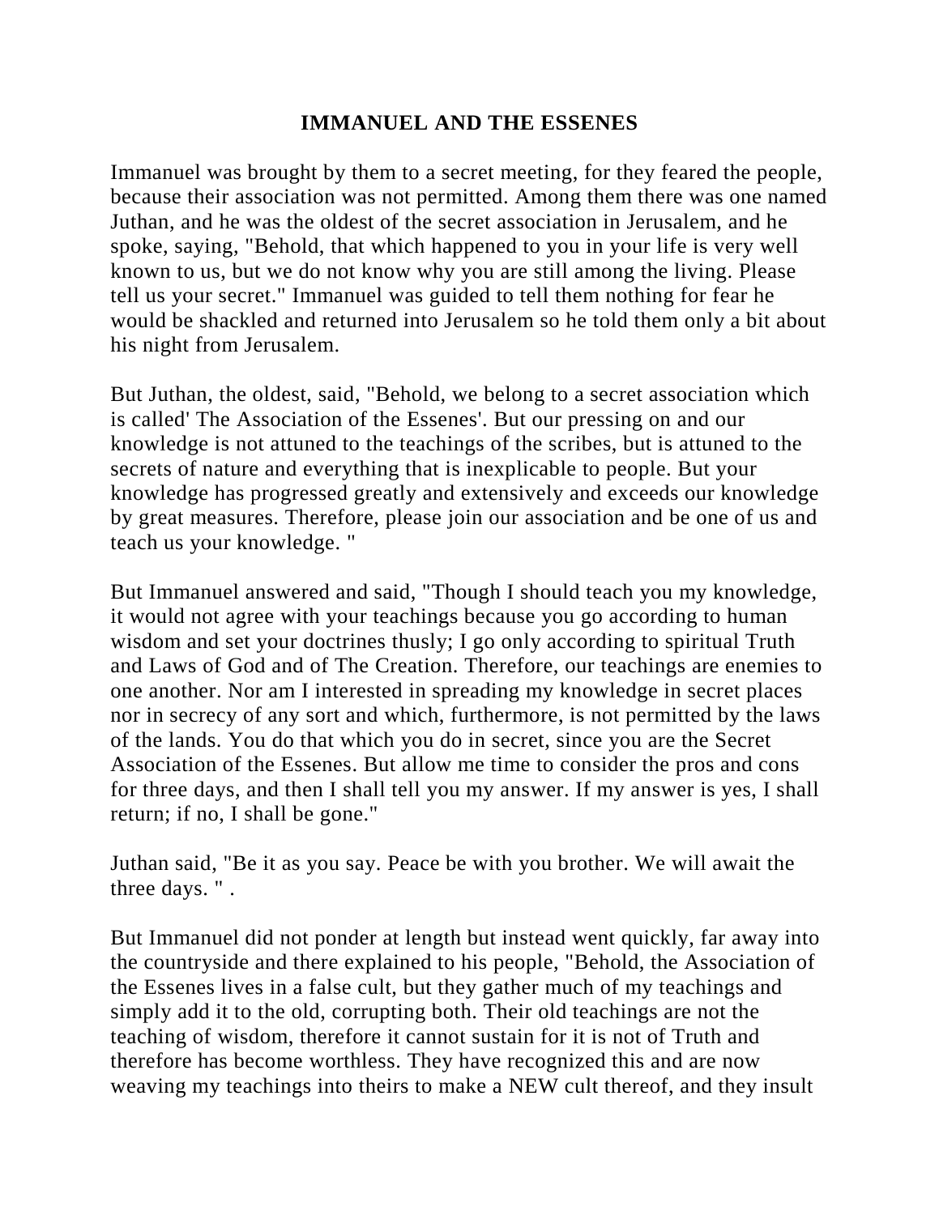## IMMANUEL AND THE ESSENES

Immanuel was brought by them to a secret meeting, for they feared the people, because their association was not permitted. Among them there was one named Juthan, and he was the oldest of the secret association in Jerusalem, and he spoke, saying, "Behold, that which happened to you in your life is very well known to us, but we do not know why you are still among the living. Please tell us your secret." Immanuel was guided to tell them nothing for fear he would be shackled and returned into Jerusalem so he told them only a bit about his night from Jerusalem.

But Juthan, the oldest, said, "Behold, we belong to a secret association which is called' The Association of the Essenes'. But our pressing on and our knowledge is not attuned to the teachings of the scribes, but is attuned to the secrets of nature and everything that is inexplicable to people. But your knowledge has progressed greatly and extensively and exceeds our knowledge by great measures. Therefore, please join our association and be one of us and teach us your knowledge. "

But Immanuel answered and said, "Though I should teach you my knowledge, it would not agree with your teachings because you go according to human wisdom and set your doctrines thusly; I go only according to spiritual Truth and Laws of God and of The Creation. Therefore, our teachings are enemies to one another. Nor am I interested in spreading my knowledge in secret places nor in secrecy of any sort and which, furthermore, is not permitted by the laws of the lands. You do that which you do in secret, since you are the Secret Association of the Essenes. But allow me time to consider the pros and cons for three days, and then I shall tell you my answer. If my answer is yes, I shall return; if no, I shall be gone."

Juthan said, "Be it as you say. Peace be with you brother. We will await the three days. " .

But Immanuel did not ponder at length but instead went quickly, far away into the countryside and there explained to his people, "Behold, the Association of the Essenes lives in a false cult, but they gather much of my teachings and simply add it to the old, corrupting both. Their old teachings are not the teaching of wisdom, therefore it cannot sustain for it is not of Truth and therefore has become worthless. They have recognized this and are now weaving my teachings into theirs to make a NEW cult thereof, and they insult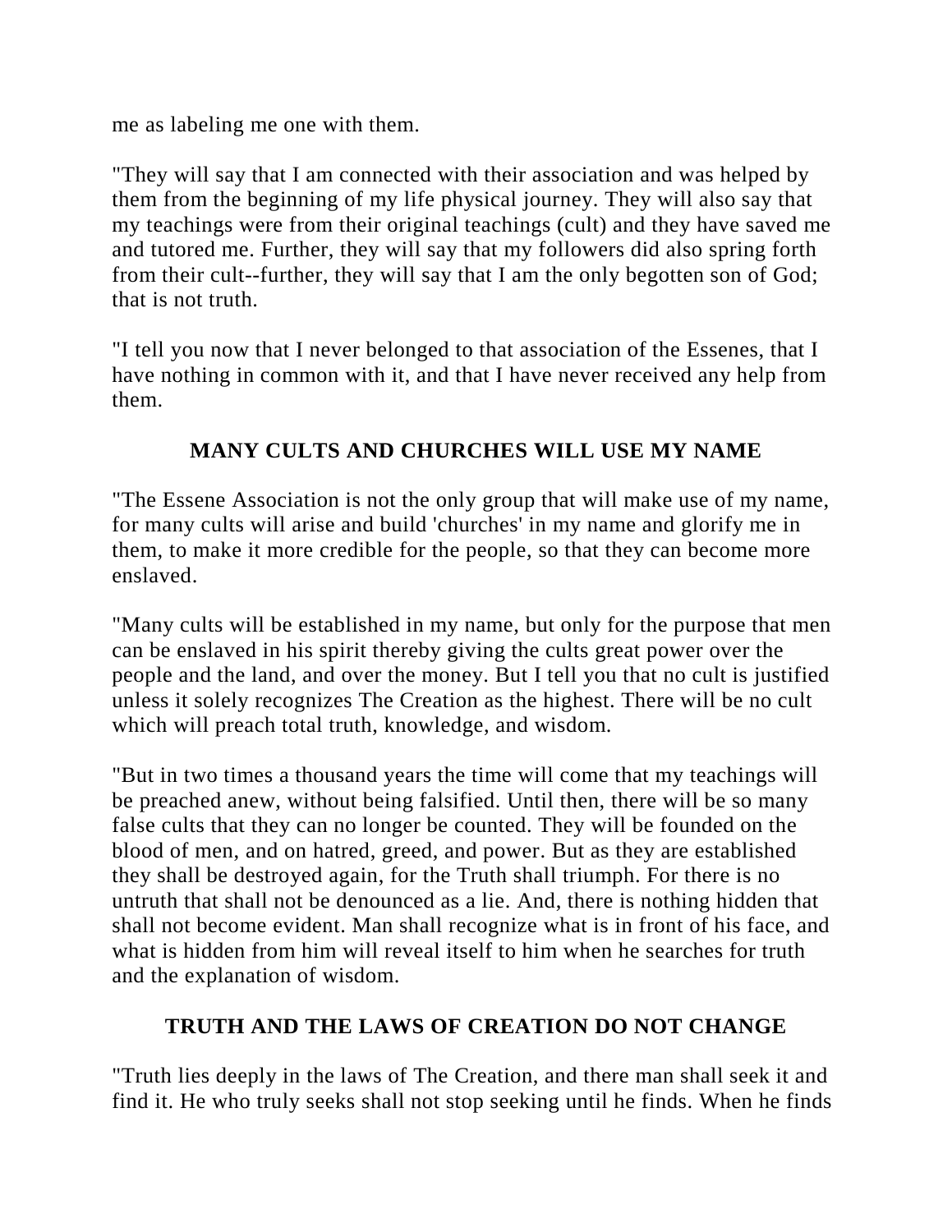me as labeling me one with them.

"They will say that I am connected with their association and was helped by them from the beginning of my life physical journey. They will also say that my teachings were from their original teachings (cult) and they have saved me and tutored me. Further, they will say that my followers did also spring forth from their cult--further, they will say that I am the only begotten son of God; that is not truth.

"I tell you now that I never belonged to that association of the Essenes, that I have nothing in common with it, and that I have never received any help from them.

## MANY CULTS AND CHURCHES WILL USE MY NAME

"The Essene Association is not the only group that will make use of my name, for many cults will arise and build 'churches' in my name and glorify me in them, to make it more credible for the people, so that they can become more enslaved.

"Many cults will be established in my name, but only for the purpose that men can be enslaved in his spirit thereby giving the cults great power over the people and the land, and over the money. But I tell you that no cult is justified unless it solely recognizes The Creation as the highest. There will be no cult which will preach total truth, knowledge, and wisdom.

"But in two times a thousand years the time will come that my teachings will be preached anew, without being falsified. Until then, there will be so many false cults that they can no longer be counted. They will be founded on the blood of men, and on hatred, greed, and power. But as they are established they shall be destroyed again, for the Truth shall triumph. For there is no untruth that shall not be denounced as a lie. And, there is nothing hidden that shall not become evident. Man shall recognize what is in front of his face, and what is hidden from him will reveal itself to him when he searches for truth and the explanation of wisdom.

## TRUTH AND THE LAWS OF CREATION DO NOT CHANGE

"Truth lies deeply in the laws of The Creation, and there man shall seek it and find it. He who truly seeks shall not stop seeking until he finds. When he finds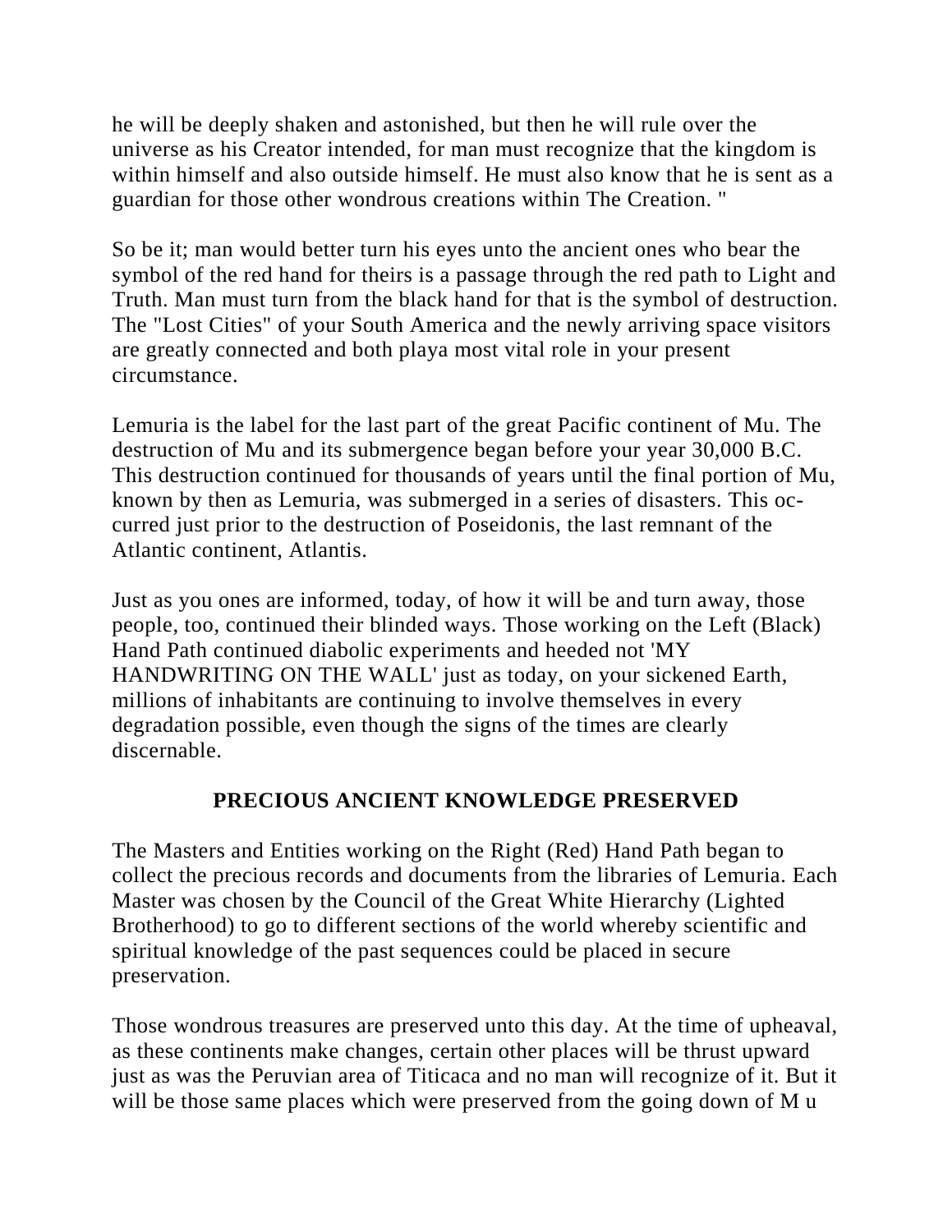he will be deeply shaken and astonished, but then he will rule over the universe as his Creator intended, for man must recognize that the kingdom is within himself and also outside himself. He must also know that he is sent as a guardian for those other wondrous creations within The Creation. "

So be it; man would better turn his eyes unto the ancient ones who bear the symbol of the red hand for theirs is a passage through the red path to Light and Truth. Man must turn from the black hand for that is the symbol of destruction. The "Lost Cities" of your South America and the newly arriving space visitors are greatly connected and both playa most vital role in your present circumstance.

Lemuria is the label for the last part of the great Pacific continent of Mu. The destruction of Mu and its submergence began before your year 30,000 B.C. This destruction continued for thousands of years until the final portion of Mu, known by then as Lemuria, was submerged in a series of disasters. This oc-curred just prior to the destruction of Poseidonis, the last remnant of the Atlantic continent, Atlantis.

Just as you ones are informed, today, of how it will be and turn away, those people, too, continued their blinded ways. Those working on the Left (Black) Hand Path continued diabolic experiments and heeded not 'MY HANDWRITING ON THE WALL' just as today, on your sickened Earth, millions of inhabitants are continuing to involve themselves in every degradation possible, even though the signs of the times are clearly discernable.

## PRECIOUS ANCIENT KNOWLEDGE PRESERVED

The Masters and Entities working on the Right (Red) Hand Path began to collect the precious records and documents from the libraries of Lemuria. Each Master was chosen by the Council of the Great White Hierarchy (Lighted Brotherhood) to go to different sections of the world whereby scientific and spiritual knowledge of the past sequences could be placed in secure preservation.

Those wondrous treasures are preserved unto this day. At the time of upheaval, as these continents make changes, certain other places will be thrust upward just as was the Peruvian area of Titicaca and no man will recognize of it. But it will be those same places which were preserved from the going down of M u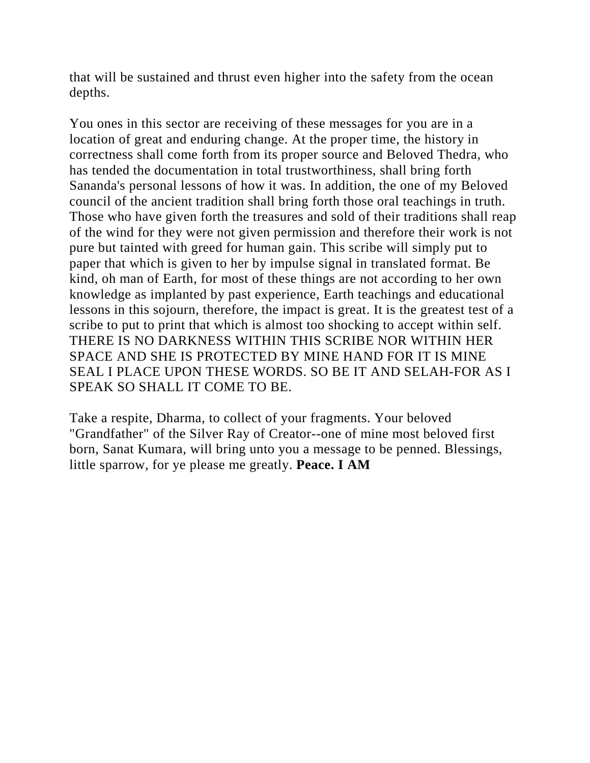that will be sustained and thrust even higher into the safety from the ocean depths.

You ones in this sector are receiving of these messages for you are in a location of great and enduring change. At the proper time, the history in correctness shall come forth from its proper source and Beloved Thedra, who has tended the documentation in total trustworthiness, shall bring forth Sananda's personal lessons of how it was. In addition, the one of my Beloved council of the ancient tradition shall bring forth those oral teachings in truth. Those who have given forth the treasures and sold of their traditions shall reap of the wind for they were not given permission and therefore their work is not pure but tainted with greed for human gain. This scribe will simply put to paper that which is given to her by impulse signal in translated format. Be kind, oh man of Earth, for most of these things are not according to her own knowledge as implanted by past experience, Earth teachings and educational lessons in this sojourn, therefore, the impact is great. It is the greatest test of a scribe to put to print that which is almost too shocking to accept within self. THERE IS NO DARKNESS WITHIN THIS SCRIBE NOR WITHIN HER SPACE AND SHE IS PROTECTED BY MINE HAND FOR IT IS MINE SEAL I PLACE UPON THESE WORDS. SO BE IT AND SELAH-FOR AS I SPEAK SO SHALL IT COME TO BE.

Take a respite, Dharma, to collect of your fragments. Your beloved "Grandfather" of the Silver Ray of Creator--one of mine most beloved first born, Sanat Kumara, will bring unto you a message to be penned. Blessings, little sparrow, for ye please me greatly. **Peace. I AM**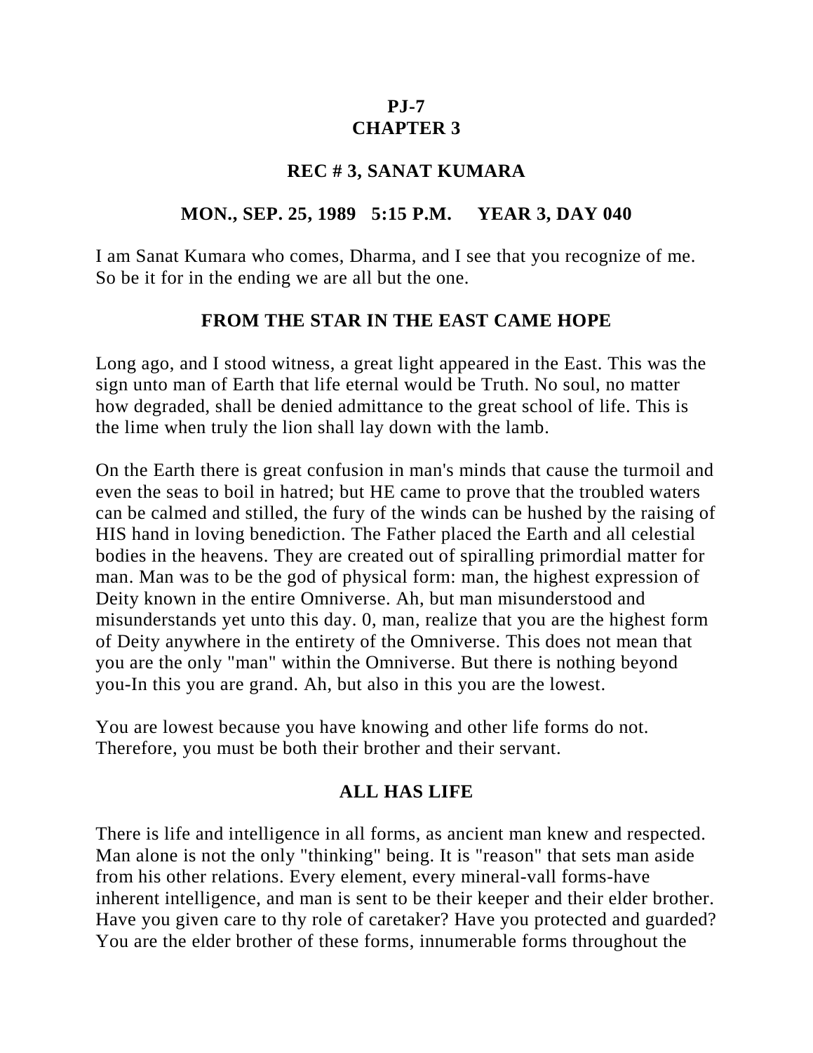**PJ-7**
**CHAPTER 3**

**REC # 3, SANAT KUMARA**

**MON., SEP. 25, 1989 5:15 P.M. YEAR 3, DAY 040**

I am Sanat Kumara who comes, Dharma, and I see that you recognize of me. So be it for in the ending we are all but the one.

## FROM THE STAR IN THE EAST CAME HOPE

Long ago, and I stood witness, a great light appeared in the East. This was the sign unto man of Earth that life eternal would be Truth. No soul, no matter how degraded, shall be denied admittance to the great school of life. This is the lime when truly the lion shall lay down with the lamb.

On the Earth there is great confusion in man's minds that cause the turmoil and even the seas to boil in hatred; but HE came to prove that the troubled waters can be calmed and stilled, the fury of the winds can be hushed by the raising of HIS hand in loving benediction. The Father placed the Earth and all celestial bodies in the heavens. They are created out of spiralling primordial matter for man. Man was to be the god of physical form: man, the highest expression of Deity known in the entire Omniverse. Ah, but man misunderstood and misunderstands yet unto this day. 0, man, realize that you are the highest form of Deity anywhere in the entirety of the Omniverse. This does not mean that you are the only "man" within the Omniverse. But there is nothing beyond you-In this you are grand. Ah, but also in this you are the lowest.

You are lowest because you have knowing and other life forms do not. Therefore, you must be both their brother and their servant.

## ALL HAS LIFE

There is life and intelligence in all forms, as ancient man knew and respected. Man alone is not the only "thinking" being. It is "reason" that sets man aside from his other relations. Every element, every mineral-vall forms-have inherent intelligence, and man is sent to be their keeper and their elder brother. Have you given care to thy role of caretaker? Have you protected and guarded? You are the elder brother of these forms, innumerable forms throughout the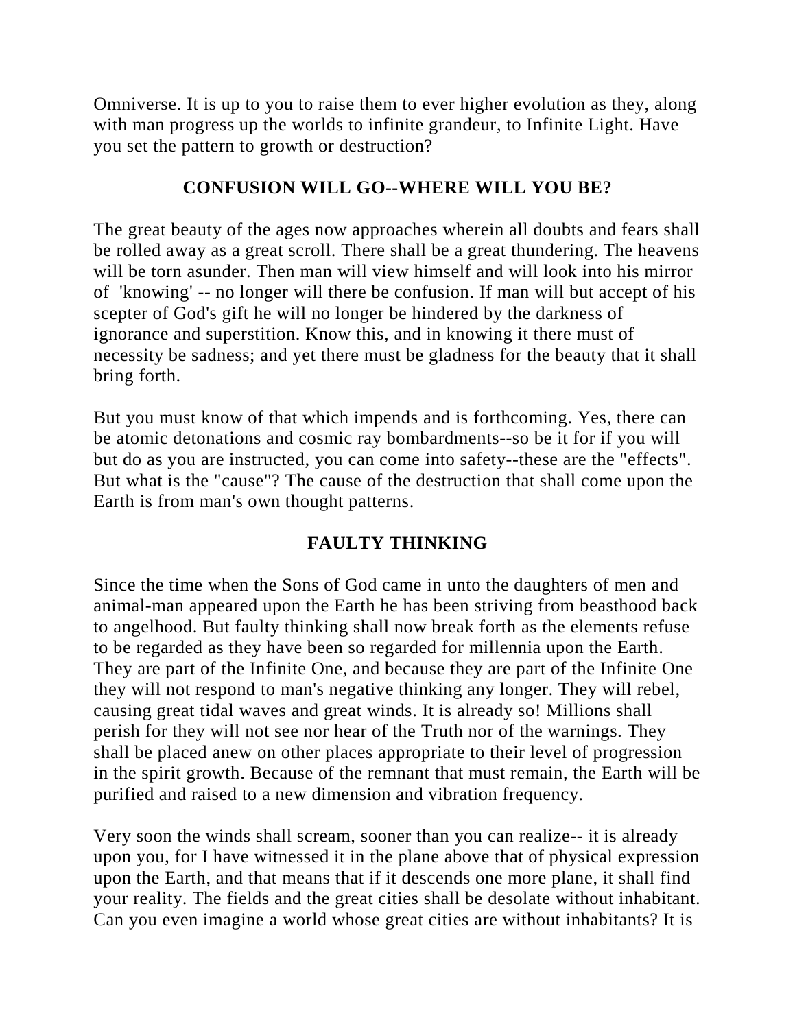Omniverse. It is up to you to raise them to ever higher evolution as they, along with man progress up the worlds to infinite grandeur, to Infinite Light. Have you set the pattern to growth or destruction?

## CONFUSION WILL GO--WHERE WILL YOU BE?

The great beauty of the ages now approaches wherein all doubts and fears shall be rolled away as a great scroll. There shall be a great thundering. The heavens will be torn asunder. Then man will view himself and will look into his mirror of 'knowing' -- no longer will there be confusion. If man will but accept of his scepter of God's gift he will no longer be hindered by the darkness of ignorance and superstition. Know this, and in knowing it there must of necessity be sadness; and yet there must be gladness for the beauty that it shall bring forth.

But you must know of that which impends and is forthcoming. Yes, there can be atomic detonations and cosmic ray bombardments--so be it for if you will but do as you are instructed, you can come into safety--these are the "effects". But what is the "cause"? The cause of the destruction that shall come upon the Earth is from man's own thought patterns.

## FAULTY THINKING

Since the time when the Sons of God came in unto the daughters of men and animal-man appeared upon the Earth he has been striving from beasthood back to angelhood. But faulty thinking shall now break forth as the elements refuse to be regarded as they have been so regarded for millennia upon the Earth. They are part of the Infinite One, and because they are part of the Infinite One they will not respond to man's negative thinking any longer. They will rebel, causing great tidal waves and great winds. It is already so! Millions shall perish for they will not see nor hear of the Truth nor of the warnings. They shall be placed anew on other places appropriate to their level of progression in the spirit growth. Because of the remnant that must remain, the Earth will be purified and raised to a new dimension and vibration frequency.

Very soon the winds shall scream, sooner than you can realize-- it is already upon you, for I have witnessed it in the plane above that of physical expression upon the Earth, and that means that if it descends one more plane, it shall find your reality. The fields and the great cities shall be desolate without inhabitant. Can you even imagine a world whose great cities are without inhabitants? It is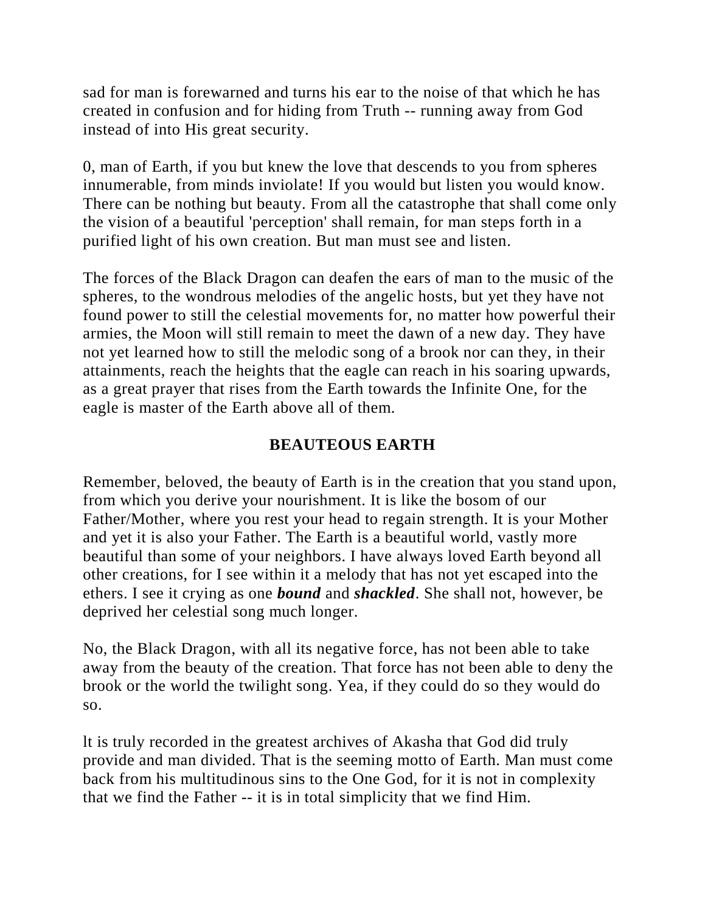sad for man is forewarned and turns his ear to the noise of that which he has created in confusion and for hiding from Truth -- running away from God instead of into His great security.

0, man of Earth, if you but knew the love that descends to you from spheres innumerable, from minds inviolate! If you would but listen you would know. There can be nothing but beauty. From all the catastrophe that shall come only the vision of a beautiful 'perception' shall remain, for man steps forth in a purified light of his own creation. But man must see and listen.

The forces of the Black Dragon can deafen the ears of man to the music of the spheres, to the wondrous melodies of the angelic hosts, but yet they have not found power to still the celestial movements for, no matter how powerful their armies, the Moon will still remain to meet the dawn of a new day. They have not yet learned how to still the melodic song of a brook nor can they, in their attainments, reach the heights that the eagle can reach in his soaring upwards, as a great prayer that rises from the Earth towards the Infinite One, for the eagle is master of the Earth above all of them.

## BEAUTEOUS EARTH

Remember, beloved, the beauty of Earth is in the creation that you stand upon, from which you derive your nourishment. It is like the bosom of our Father/Mother, where you rest your head to regain strength. It is your Mother and yet it is also your Father. The Earth is a beautiful world, vastly more beautiful than some of your neighbors. I have always loved Earth beyond all other creations, for I see within it a melody that has not yet escaped into the ethers. I see it crying as one ***bound*** and ***shackled***. She shall not, however, be deprived her celestial song much longer.

No, the Black Dragon, with all its negative force, has not been able to take away from the beauty of the creation. That force has not been able to deny the brook or the world the twilight song. Yea, if they could do so they would do so.

lt is truly recorded in the greatest archives of Akasha that God did truly provide and man divided. That is the seeming motto of Earth. Man must come back from his multitudinous sins to the One God, for it is not in complexity that we find the Father -- it is in total simplicity that we find Him.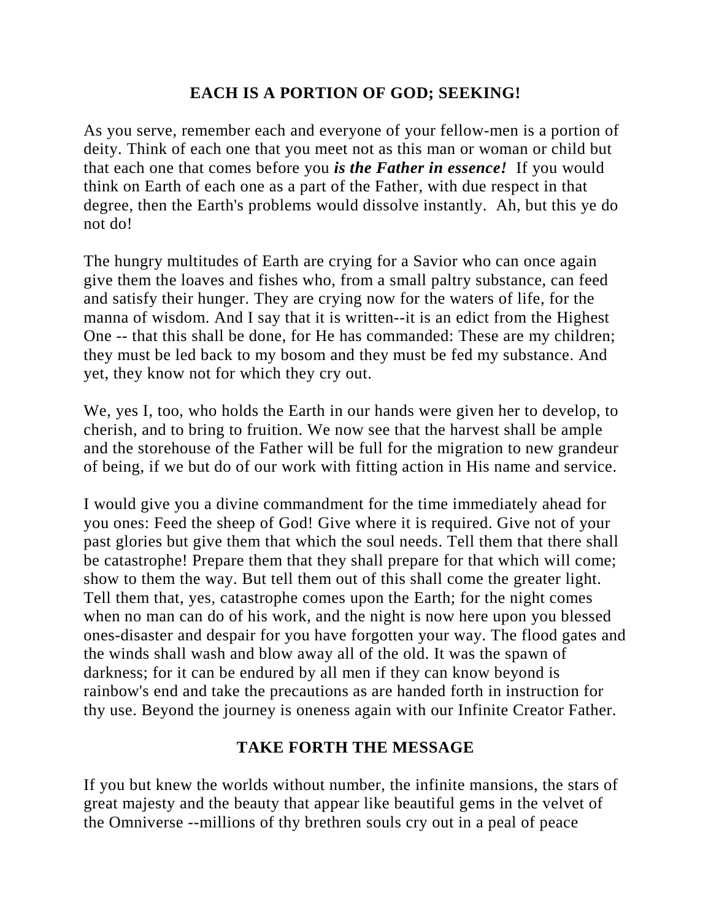## EACH IS A PORTION OF GOD; SEEKING!

As you serve, remember each and everyone of your fellow-men is a portion of deity. Think of each one that you meet not as this man or woman or child but that each one that comes before you ***is the Father in essence!*** If you would think on Earth of each one as a part of the Father, with due respect in that degree, then the Earth's problems would dissolve instantly. Ah, but this ye do not do!

The hungry multitudes of Earth are crying for a Savior who can once again give them the loaves and fishes who, from a small paltry substance, can feed and satisfy their hunger. They are crying now for the waters of life, for the manna of wisdom. And I say that it is written--it is an edict from the Highest One -- that this shall be done, for He has commanded: These are my children; they must be led back to my bosom and they must be fed my substance. And yet, they know not for which they cry out.

We, yes I, too, who holds the Earth in our hands were given her to develop, to cherish, and to bring to fruition. We now see that the harvest shall be ample and the storehouse of the Father will be full for the migration to new grandeur of being, if we but do of our work with fitting action in His name and service.

I would give you a divine commandment for the time immediately ahead for you ones: Feed the sheep of God! Give where it is required. Give not of your past glories but give them that which the soul needs. Tell them that there shall be catastrophe! Prepare them that they shall prepare for that which will come; show to them the way. But tell them out of this shall come the greater light. Tell them that, yes, catastrophe comes upon the Earth; for the night comes when no man can do of his work, and the night is now here upon you blessed ones-disaster and despair for you have forgotten your way. The flood gates and the winds shall wash and blow away all of the old. It was the spawn of darkness; for it can be endured by all men if they can know beyond is rainbow's end and take the precautions as are handed forth in instruction for thy use. Beyond the journey is oneness again with our Infinite Creator Father.

## TAKE FORTH THE MESSAGE

If you but knew the worlds without number, the infinite mansions, the stars of great majesty and the beauty that appear like beautiful gems in the velvet of the Omniverse --millions of thy brethren souls cry out in a peal of peace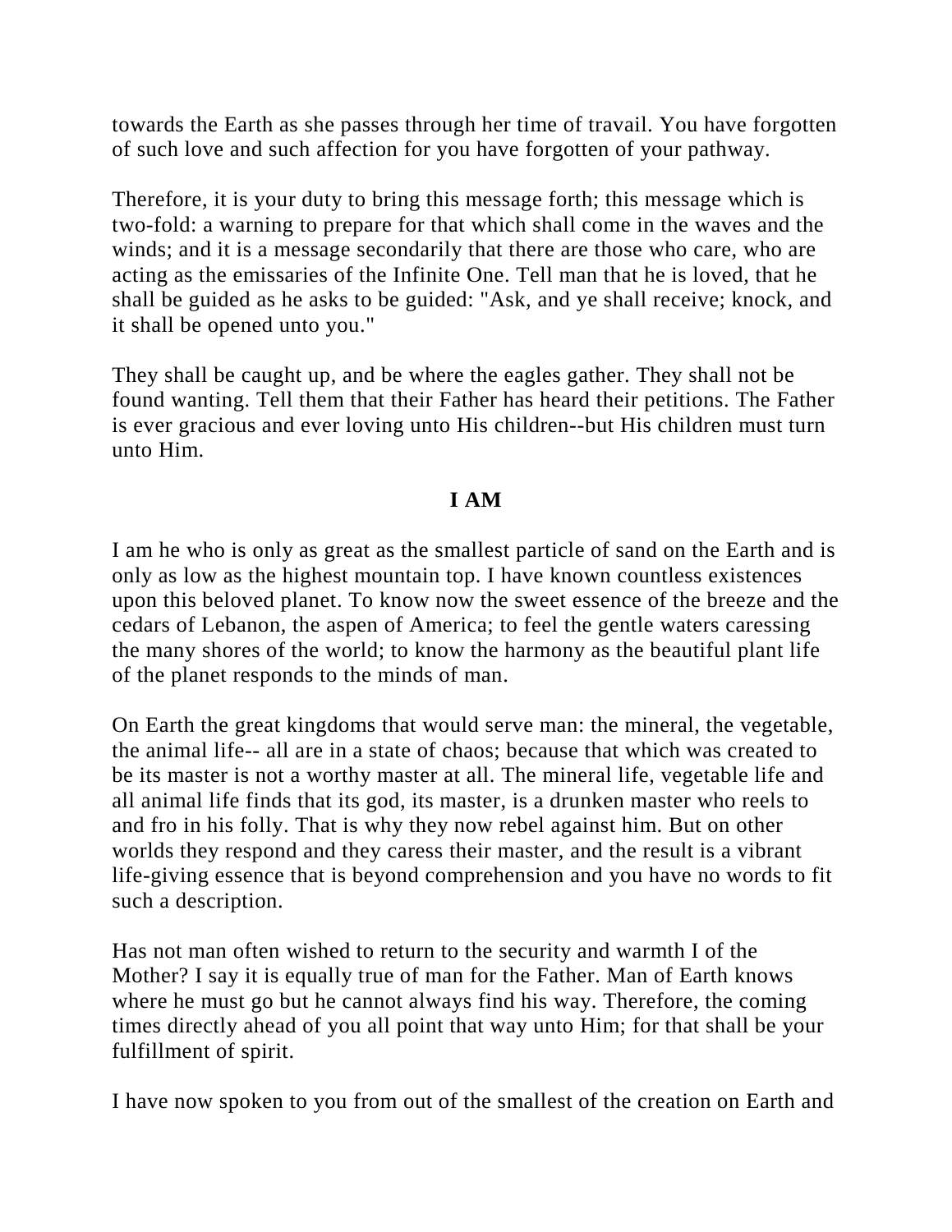towards the Earth as she passes through her time of travail. You have forgotten of such love and such affection for you have forgotten of your pathway.

Therefore, it is your duty to bring this message forth; this message which is two-fold: a warning to prepare for that which shall come in the waves and the winds; and it is a message secondarily that there are those who care, who are acting as the emissaries of the Infinite One. Tell man that he is loved, that he shall be guided as he asks to be guided: "Ask, and ye shall receive; knock, and it shall be opened unto you."

They shall be caught up, and be where the eagles gather. They shall not be found wanting. Tell them that their Father has heard their petitions. The Father is ever gracious and ever loving unto His children--but His children must turn unto Him.

**I AM**

I am he who is only as great as the smallest particle of sand on the Earth and is only as low as the highest mountain top. I have known countless existences upon this beloved planet. To know now the sweet essence of the breeze and the cedars of Lebanon, the aspen of America; to feel the gentle waters caressing the many shores of the world; to know the harmony as the beautiful plant life of the planet responds to the minds of man.

On Earth the great kingdoms that would serve man: the mineral, the vegetable, the animal life-- all are in a state of chaos; because that which was created to be its master is not a worthy master at all. The mineral life, vegetable life and all animal life finds that its god, its master, is a drunken master who reels to and fro in his folly. That is why they now rebel against him. But on other worlds they respond and they caress their master, and the result is a vibrant life-giving essence that is beyond comprehension and you have no words to fit such a description.

Has not man often wished to return to the security and warmth I of the Mother? I say it is equally true of man for the Father. Man of Earth knows where he must go but he cannot always find his way. Therefore, the coming times directly ahead of you all point that way unto Him; for that shall be your fulfillment of spirit.

I have now spoken to you from out of the smallest of the creation on Earth and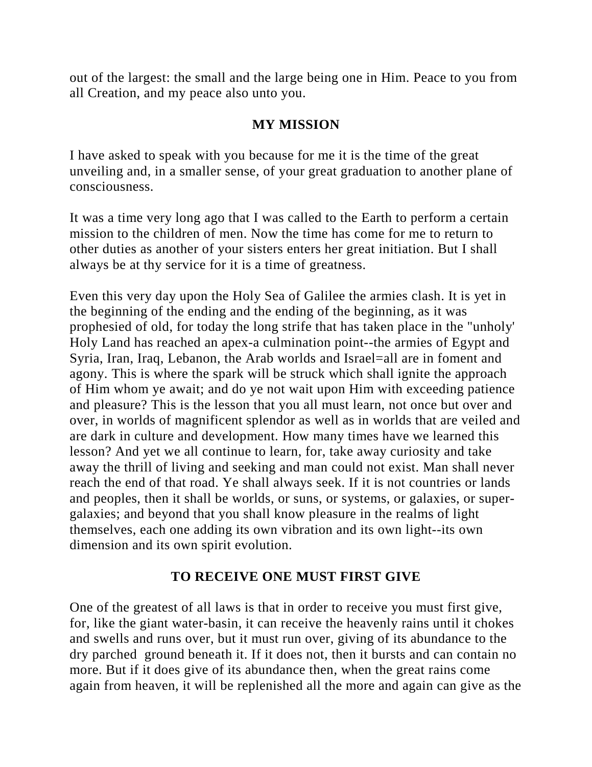out of the largest: the small and the large being one in Him. Peace to you from all Creation, and my peace also unto you.

## MY MISSION

I have asked to speak with you because for me it is the time of the great unveiling and, in a smaller sense, of your great graduation to another plane of consciousness.

It was a time very long ago that I was called to the Earth to perform a certain mission to the children of men. Now the time has come for me to return to other duties as another of your sisters enters her great initiation. But I shall always be at thy service for it is a time of greatness.

Even this very day upon the Holy Sea of Galilee the armies clash. It is yet in the beginning of the ending and the ending of the beginning, as it was prophesied of old, for today the long strife that has taken place in the "unholy' Holy Land has reached an apex-a culmination point--the armies of Egypt and Syria, Iran, Iraq, Lebanon, the Arab worlds and Israel=all are in foment and agony. This is where the spark will be struck which shall ignite the approach of Him whom ye await; and do ye not wait upon Him with exceeding patience and pleasure? This is the lesson that you all must learn, not once but over and over, in worlds of magnificent splendor as well as in worlds that are veiled and are dark in culture and development. How many times have we learned this lesson? And yet we all continue to learn, for, take away curiosity and take away the thrill of living and seeking and man could not exist. Man shall never reach the end of that road. Ye shall always seek. If it is not countries or lands and peoples, then it shall be worlds, or suns, or systems, or galaxies, or super-galaxies; and beyond that you shall know pleasure in the realms of light themselves, each one adding its own vibration and its own light--its own dimension and its own spirit evolution.

## TO RECEIVE ONE MUST FIRST GIVE

One of the greatest of all laws is that in order to receive you must first give, for, like the giant water-basin, it can receive the heavenly rains until it chokes and swells and runs over, but it must run over, giving of its abundance to the dry parched ground beneath it. If it does not, then it bursts and can contain no more. But if it does give of its abundance then, when the great rains come again from heaven, it will be replenished all the more and again can give as the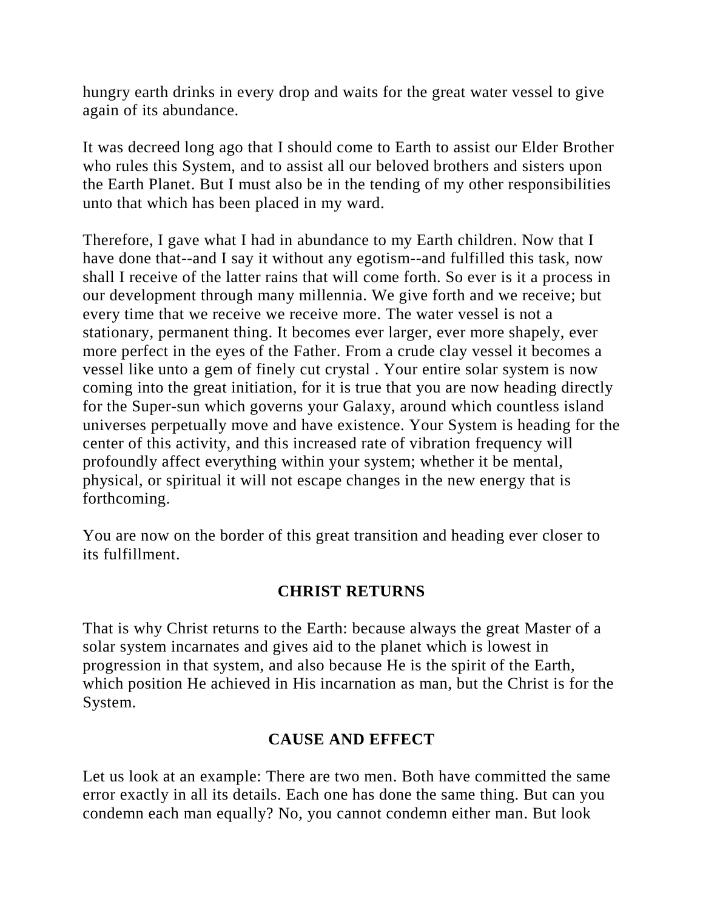hungry earth drinks in every drop and waits for the great water vessel to give again of its abundance.

It was decreed long ago that I should come to Earth to assist our Elder Brother who rules this System, and to assist all our beloved brothers and sisters upon the Earth Planet. But I must also be in the tending of my other responsibilities unto that which has been placed in my ward.

Therefore, I gave what I had in abundance to my Earth children. Now that I have done that--and I say it without any egotism--and fulfilled this task, now shall I receive of the latter rains that will come forth. So ever is it a process in our development through many millennia. We give forth and we receive; but every time that we receive we receive more. The water vessel is not a stationary, permanent thing. It becomes ever larger, ever more shapely, ever more perfect in the eyes of the Father. From a crude clay vessel it becomes a vessel like unto a gem of finely cut crystal . Your entire solar system is now coming into the great initiation, for it is true that you are now heading directly for the Super-sun which governs your Galaxy, around which countless island universes perpetually move and have existence. Your System is heading for the center of this activity, and this increased rate of vibration frequency will profoundly affect everything within your system; whether it be mental, physical, or spiritual it will not escape changes in the new energy that is forthcoming.

You are now on the border of this great transition and heading ever closer to its fulfillment.

## CHRIST RETURNS

That is why Christ returns to the Earth: because always the great Master of a solar system incarnates and gives aid to the planet which is lowest in progression in that system, and also because He is the spirit of the Earth, which position He achieved in His incarnation as man, but the Christ is for the System.

## CAUSE AND EFFECT

Let us look at an example: There are two men. Both have committed the same error exactly in all its details. Each one has done the same thing. But can you condemn each man equally? No, you cannot condemn either man. But look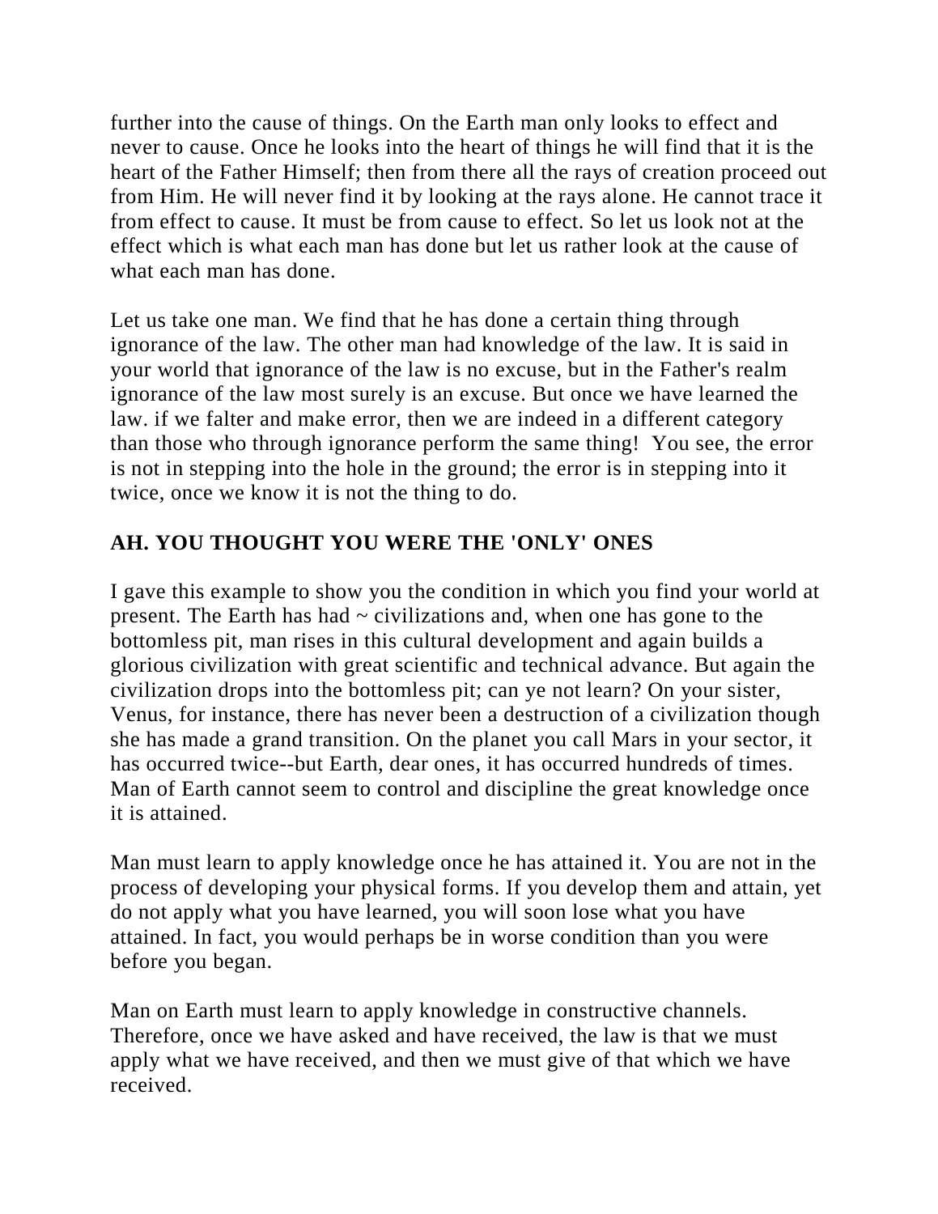further into the cause of things. On the Earth man only looks to effect and never to cause. Once he looks into the heart of things he will find that it is the heart of the Father Himself; then from there all the rays of creation proceed out from Him. He will never find it by looking at the rays alone. He cannot trace it from effect to cause. It must be from cause to effect. So let us look not at the effect which is what each man has done but let us rather look at the cause of what each man has done.

Let us take one man. We find that he has done a certain thing through ignorance of the law. The other man had knowledge of the law. It is said in your world that ignorance of the law is no excuse, but in the Father's realm ignorance of the law most surely is an excuse. But once we have learned the law. if we falter and make error, then we are indeed in a different category than those who through ignorance perform the same thing! You see, the error is not in stepping into the hole in the ground; the error is in stepping into it twice, once we know it is not the thing to do.

**AH. YOU THOUGHT YOU WERE THE 'ONLY' ONES**

I gave this example to show you the condition in which you find your world at present. The Earth has had ~ civilizations and, when one has gone to the bottomless pit, man rises in this cultural development and again builds a glorious civilization with great scientific and technical advance. But again the civilization drops into the bottomless pit; can ye not learn? On your sister, Venus, for instance, there has never been a destruction of a civilization though she has made a grand transition. On the planet you call Mars in your sector, it has occurred twice--but Earth, dear ones, it has occurred hundreds of times. Man of Earth cannot seem to control and discipline the great knowledge once it is attained.

Man must learn to apply knowledge once he has attained it. You are not in the process of developing your physical forms. If you develop them and attain, yet do not apply what you have learned, you will soon lose what you have attained. In fact, you would perhaps be in worse condition than you were before you began.

Man on Earth must learn to apply knowledge in constructive channels. Therefore, once we have asked and have received, the law is that we must apply what we have received, and then we must give of that which we have received.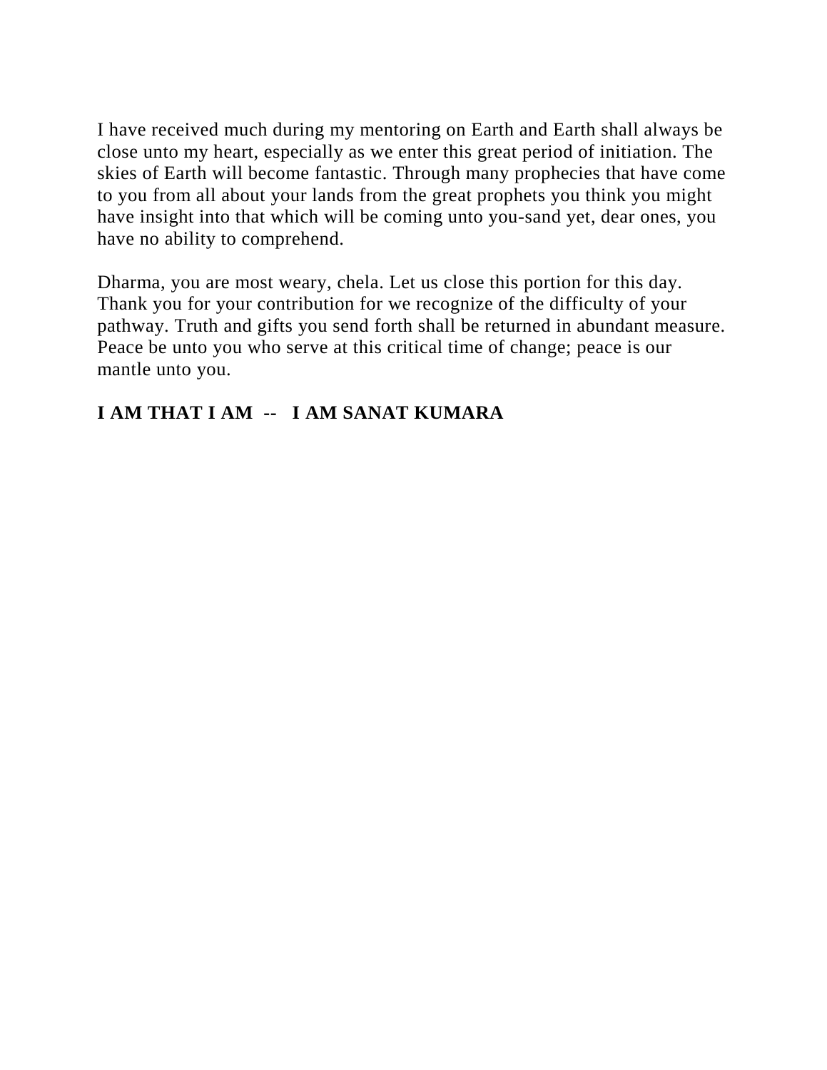I have received much during my mentoring on Earth and Earth shall always be close unto my heart, especially as we enter this great period of initiation. The skies of Earth will become fantastic. Through many prophecies that have come to you from all about your lands from the great prophets you think you might have insight into that which will be coming unto you-sand yet, dear ones, you have no ability to comprehend.

Dharma, you are most weary, chela. Let us close this portion for this day. Thank you for your contribution for we recognize of the difficulty of your pathway. Truth and gifts you send forth shall be returned in abundant measure. Peace be unto you who serve at this critical time of change; peace is our mantle unto you.

**I AM THAT I AM -- I AM SANAT KUMARA**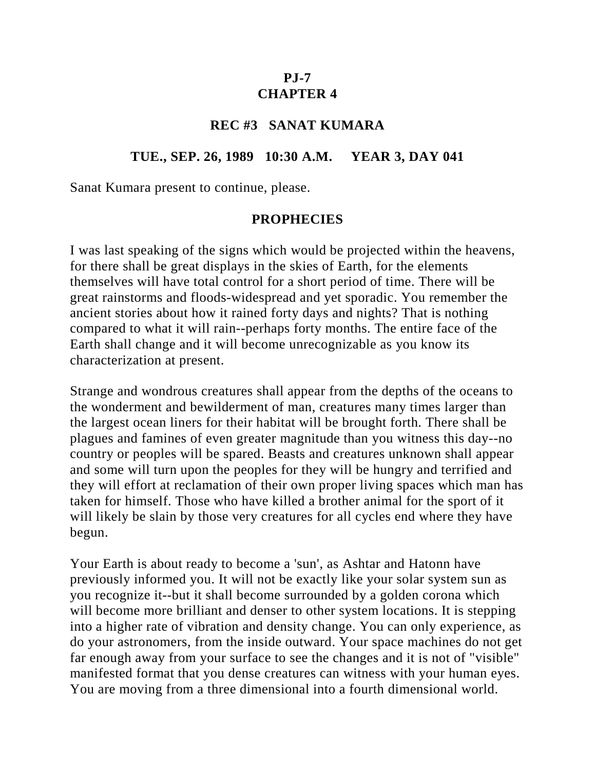**PJ-7**
**CHAPTER 4**

**REC #3 SANAT KUMARA**

**TUE., SEP. 26, 1989 10:30 A.M. YEAR 3, DAY 041**

Sanat Kumara present to continue, please.

## PROPHECIES

I was last speaking of the signs which would be projected within the heavens, for there shall be great displays in the skies of Earth, for the elements themselves will have total control for a short period of time. There will be great rainstorms and floods-widespread and yet sporadic. You remember the ancient stories about how it rained forty days and nights? That is nothing compared to what it will rain--perhaps forty months. The entire face of the Earth shall change and it will become unrecognizable as you know its characterization at present.

Strange and wondrous creatures shall appear from the depths of the oceans to the wonderment and bewilderment of man, creatures many times larger than the largest ocean liners for their habitat will be brought forth. There shall be plagues and famines of even greater magnitude than you witness this day--no country or peoples will be spared. Beasts and creatures unknown shall appear and some will turn upon the peoples for they will be hungry and terrified and they will effort at reclamation of their own proper living spaces which man has taken for himself. Those who have killed a brother animal for the sport of it will likely be slain by those very creatures for all cycles end where they have begun.

Your Earth is about ready to become a 'sun', as Ashtar and Hatonn have previously informed you. It will not be exactly like your solar system sun as you recognize it--but it shall become surrounded by a golden corona which will become more brilliant and denser to other system locations. It is stepping into a higher rate of vibration and density change. You can only experience, as do your astronomers, from the inside outward. Your space machines do not get far enough away from your surface to see the changes and it is not of "visible" manifested format that you dense creatures can witness with your human eyes. You are moving from a three dimensional into a fourth dimensional world.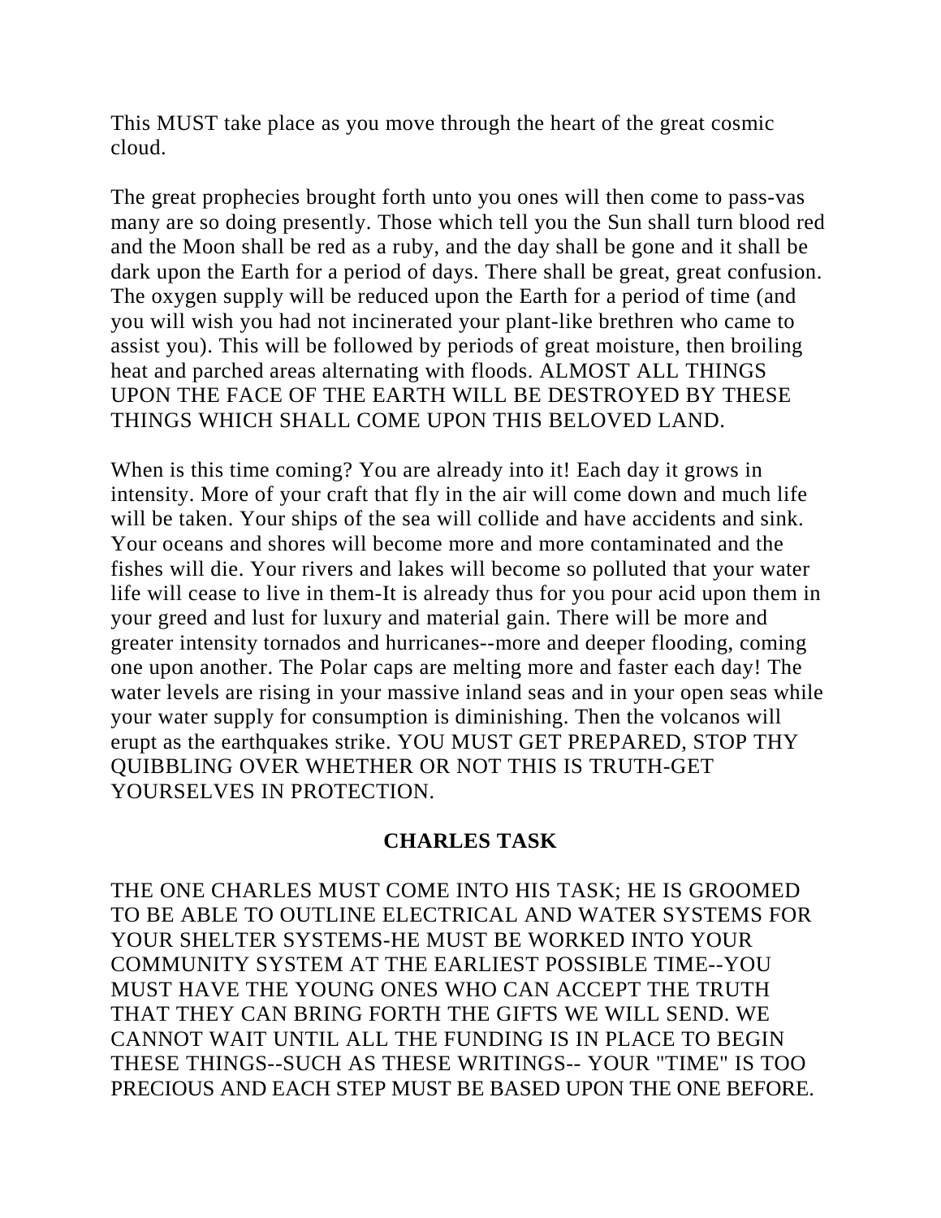This MUST take place as you move through the heart of the great cosmic cloud.

The great prophecies brought forth unto you ones will then come to pass-vas many are so doing presently. Those which tell you the Sun shall turn blood red and the Moon shall be red as a ruby, and the day shall be gone and it shall be dark upon the Earth for a period of days. There shall be great, great confusion. The oxygen supply will be reduced upon the Earth for a period of time (and you will wish you had not incinerated your plant-like brethren who came to assist you). This will be followed by periods of great moisture, then broiling heat and parched areas alternating with floods. ALMOST ALL THINGS UPON THE FACE OF THE EARTH WILL BE DESTROYED BY THESE THINGS WHICH SHALL COME UPON THIS BELOVED LAND.

When is this time coming? You are already into it! Each day it grows in intensity. More of your craft that fly in the air will come down and much life will be taken. Your ships of the sea will collide and have accidents and sink. Your oceans and shores will become more and more contaminated and the fishes will die. Your rivers and lakes will become so polluted that your water life will cease to live in them-It is already thus for you pour acid upon them in your greed and lust for luxury and material gain. There will be more and greater intensity tornados and hurricanes--more and deeper flooding, coming one upon another. The Polar caps are melting more and faster each day! The water levels are rising in your massive inland seas and in your open seas while your water supply for consumption is diminishing. Then the volcanos will erupt as the earthquakes strike. YOU MUST GET PREPARED, STOP THY QUIBBLING OVER WHETHER OR NOT THIS IS TRUTH-GET YOURSELVES IN PROTECTION.

**CHARLES TASK**

THE ONE CHARLES MUST COME INTO HIS TASK; HE IS GROOMED TO BE ABLE TO OUTLINE ELECTRICAL AND WATER SYSTEMS FOR YOUR SHELTER SYSTEMS-HE MUST BE WORKED INTO YOUR COMMUNITY SYSTEM AT THE EARLIEST POSSIBLE TIME--YOU MUST HAVE THE YOUNG ONES WHO CAN ACCEPT THE TRUTH THAT THEY CAN BRING FORTH THE GIFTS WE WILL SEND. WE CANNOT WAIT UNTIL ALL THE FUNDING IS IN PLACE TO BEGIN THESE THINGS--SUCH AS THESE WRITINGS-- YOUR "TIME" IS TOO PRECIOUS AND EACH STEP MUST BE BASED UPON THE ONE BEFORE.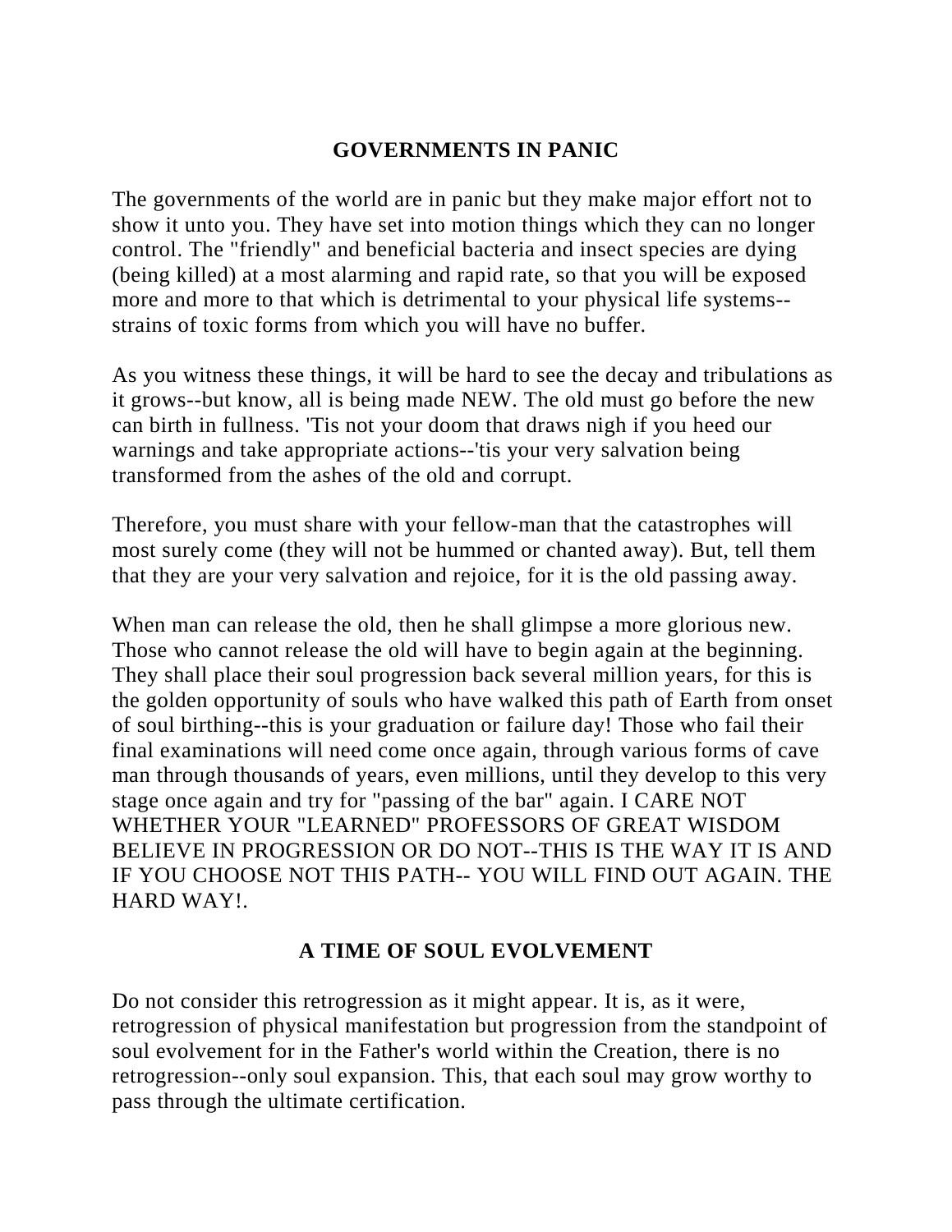## GOVERNMENTS IN PANIC

The governments of the world are in panic but they make major effort not to show it unto you. They have set into motion things which they can no longer control. The "friendly" and beneficial bacteria and insect species are dying (being killed) at a most alarming and rapid rate, so that you will be exposed more and more to that which is detrimental to your physical life systems--strains of toxic forms from which you will have no buffer.

As you witness these things, it will be hard to see the decay and tribulations as it grows--but know, all is being made NEW. The old must go before the new can birth in fullness. 'Tis not your doom that draws nigh if you heed our warnings and take appropriate actions--'tis your very salvation being transformed from the ashes of the old and corrupt.

Therefore, you must share with your fellow-man that the catastrophes will most surely come (they will not be hummed or chanted away). But, tell them that they are your very salvation and rejoice, for it is the old passing away.

When man can release the old, then he shall glimpse a more glorious new. Those who cannot release the old will have to begin again at the beginning. They shall place their soul progression back several million years, for this is the golden opportunity of souls who have walked this path of Earth from onset of soul birthing--this is your graduation or failure day! Those who fail their final examinations will need come once again, through various forms of cave man through thousands of years, even millions, until they develop to this very stage once again and try for "passing of the bar" again. I CARE NOT WHETHER YOUR "LEARNED" PROFESSORS OF GREAT WISDOM BELIEVE IN PROGRESSION OR DO NOT--THIS IS THE WAY IT IS AND IF YOU CHOOSE NOT THIS PATH-- YOU WILL FIND OUT AGAIN. THE HARD WAY!.

## A TIME OF SOUL EVOLVEMENT

Do not consider this retrogression as it might appear. It is, as it were, retrogression of physical manifestation but progression from the standpoint of soul evolvement for in the Father's world within the Creation, there is no retrogression--only soul expansion. This, that each soul may grow worthy to pass through the ultimate certification.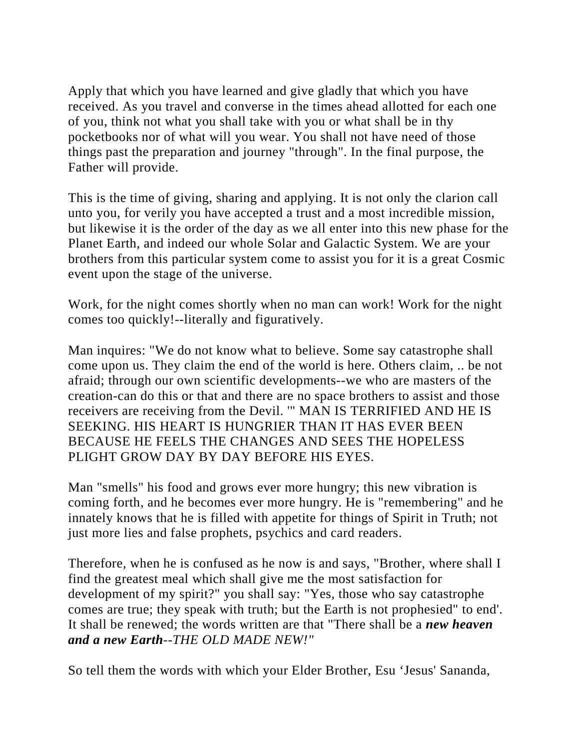Apply that which you have learned and give gladly that which you have received. As you travel and converse in the times ahead allotted for each one of you, think not what you shall take with you or what shall be in thy pocketbooks nor of what will you wear. You shall not have need of those things past the preparation and journey "through". In the final purpose, the Father will provide.

This is the time of giving, sharing and applying. It is not only the clarion call unto you, for verily you have accepted a trust and a most incredible mission, but likewise it is the order of the day as we all enter into this new phase for the Planet Earth, and indeed our whole Solar and Galactic System. We are your brothers from this particular system come to assist you for it is a great Cosmic event upon the stage of the universe.

Work, for the night comes shortly when no man can work! Work for the night comes too quickly!--literally and figuratively.

Man inquires: "We do not know what to believe. Some say catastrophe shall come upon us. They claim the end of the world is here. Others claim, .. be not afraid; through our own scientific developments--we who are masters of the creation-can do this or that and there are no space brothers to assist and those receivers are receiving from the Devil. '" MAN IS TERRIFIED AND HE IS SEEKING. HIS HEART IS HUNGRIER THAN IT HAS EVER BEEN BECAUSE HE FEELS THE CHANGES AND SEES THE HOPELESS PLIGHT GROW DAY BY DAY BEFORE HIS EYES.

Man "smells" his food and grows ever more hungry; this new vibration is coming forth, and he becomes ever more hungry. He is "remembering" and he innately knows that he is filled with appetite for things of Spirit in Truth; not just more lies and false prophets, psychics and card readers.

Therefore, when he is confused as he now is and says, "Brother, where shall I find the greatest meal which shall give me the most satisfaction for development of my spirit?" you shall say: "Yes, those who say catastrophe comes are true; they speak with truth; but the Earth is not prophesied" to end'. It shall be renewed; the words written are that "There shall be a ***new heaven and a new Earth****--THE OLD MADE NEW!"*

So tell them the words with which your Elder Brother, Esu 'Jesus' Sananda,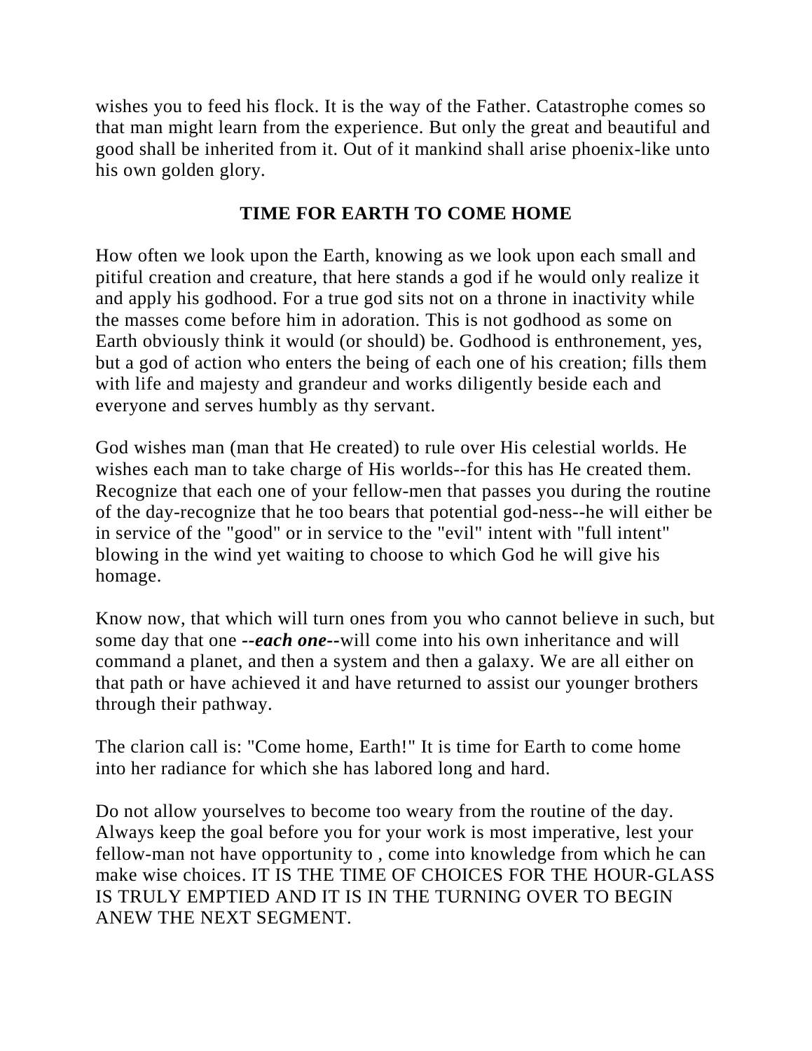wishes you to feed his flock. It is the way of the Father. Catastrophe comes so that man might learn from the experience. But only the great and beautiful and good shall be inherited from it. Out of it mankind shall arise phoenix-like unto his own golden glory.

## TIME FOR EARTH TO COME HOME

How often we look upon the Earth, knowing as we look upon each small and pitiful creation and creature, that here stands a god if he would only realize it and apply his godhood. For a true god sits not on a throne in inactivity while the masses come before him in adoration. This is not godhood as some on Earth obviously think it would (or should) be. Godhood is enthronement, yes, but a god of action who enters the being of each one of his creation; fills them with life and majesty and grandeur and works diligently beside each and everyone and serves humbly as thy servant.

God wishes man (man that He created) to rule over His celestial worlds. He wishes each man to take charge of His worlds--for this has He created them. Recognize that each one of your fellow-men that passes you during the routine of the day-recognize that he too bears that potential god-ness--he will either be in service of the "good" or in service to the "evil" intent with "full intent" blowing in the wind yet waiting to choose to which God he will give his homage.

Know now, that which will turn ones from you who cannot believe in such, but some day that one ***--each one--***will come into his own inheritance and will command a planet, and then a system and then a galaxy. We are all either on that path or have achieved it and have returned to assist our younger brothers through their pathway.

The clarion call is: "Come home, Earth!" It is time for Earth to come home into her radiance for which she has labored long and hard.

Do not allow yourselves to become too weary from the routine of the day. Always keep the goal before you for your work is most imperative, lest your fellow-man not have opportunity to , come into knowledge from which he can make wise choices. IT IS THE TIME OF CHOICES FOR THE HOUR-GLASS IS TRULY EMPTIED AND IT IS IN THE TURNING OVER TO BEGIN ANEW THE NEXT SEGMENT.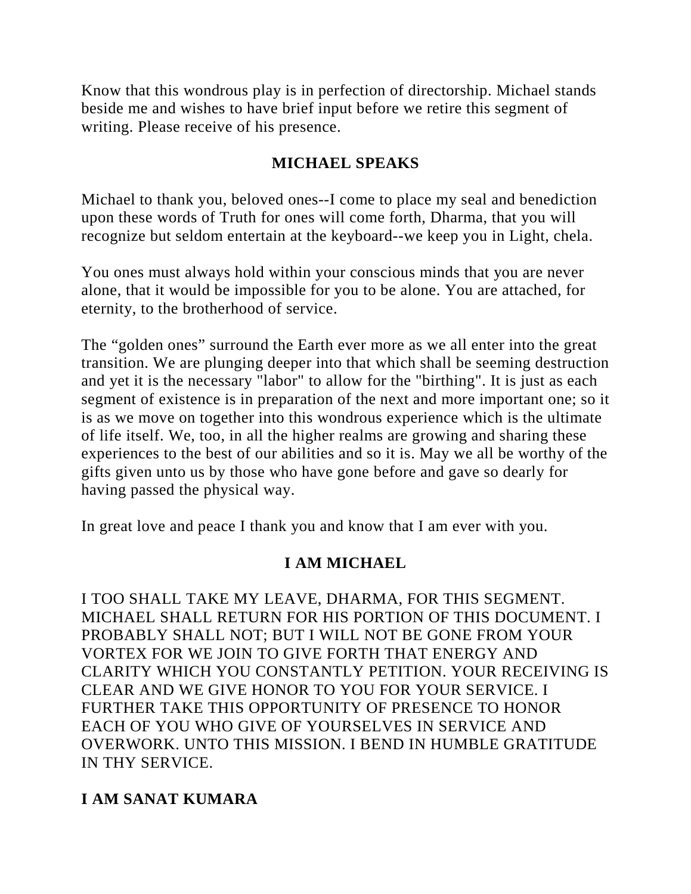Know that this wondrous play is in perfection of directorship. Michael stands beside me and wishes to have brief input before we retire this segment of writing. Please receive of his presence.

## MICHAEL SPEAKS

Michael to thank you, beloved ones--I come to place my seal and benediction upon these words of Truth for ones will come forth, Dharma, that you will recognize but seldom entertain at the keyboard--we keep you in Light, chela.

You ones must always hold within your conscious minds that you are never alone, that it would be impossible for you to be alone. You are attached, for eternity, to the brotherhood of service.

The “golden ones” surround the Earth ever more as we all enter into the great transition. We are plunging deeper into that which shall be seeming destruction and yet it is the necessary "labor" to allow for the "birthing". It is just as each segment of existence is in preparation of the next and more important one; so it is as we move on together into this wondrous experience which is the ultimate of life itself. We, too, in all the higher realms are growing and sharing these experiences to the best of our abilities and so it is. May we all be worthy of the gifts given unto us by those who have gone before and gave so dearly for having passed the physical way.

In great love and peace I thank you and know that I am ever with you.

**I AM MICHAEL**

I TOO SHALL TAKE MY LEAVE, DHARMA, FOR THIS SEGMENT. MICHAEL SHALL RETURN FOR HIS PORTION OF THIS DOCUMENT. I PROBABLY SHALL NOT; BUT I WILL NOT BE GONE FROM YOUR VORTEX FOR WE JOIN TO GIVE FORTH THAT ENERGY AND CLARITY WHICH YOU CONSTANTLY PETITION. YOUR RECEIVING IS CLEAR AND WE GIVE HONOR TO YOU FOR YOUR SERVICE. I FURTHER TAKE THIS OPPORTUNITY OF PRESENCE TO HONOR EACH OF YOU WHO GIVE OF YOURSELVES IN SERVICE AND OVERWORK. UNTO THIS MISSION. I BEND IN HUMBLE GRATITUDE IN THY SERVICE.

**I AM SANAT KUMARA**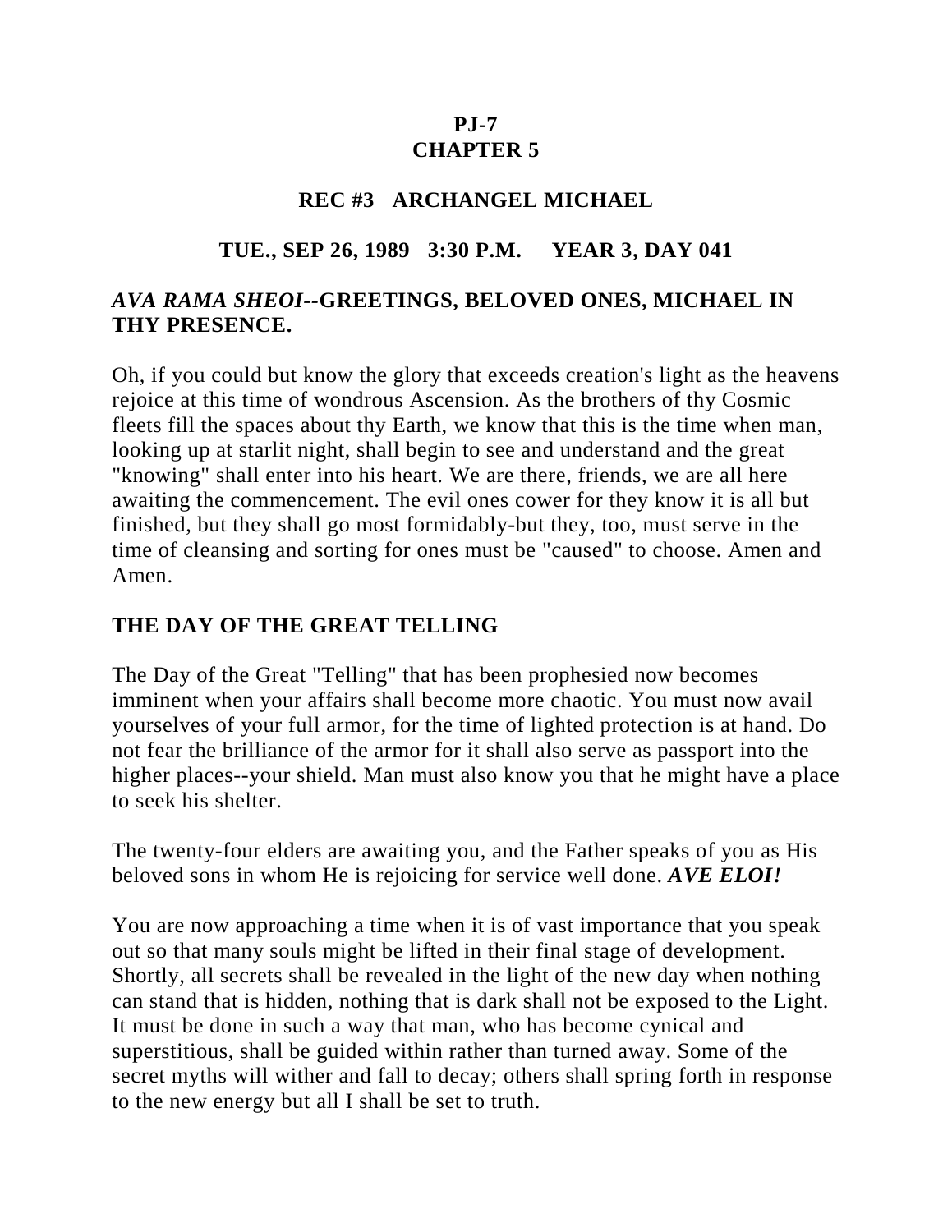**PJ-7**
**CHAPTER 5**

**REC #3 ARCHANGEL MICHAEL**

**TUE., SEP 26, 1989 3:30 P.M. YEAR 3, DAY 041**

***AVA RAMA SHEOI*--GREETINGS, BELOVED ONES, MICHAEL IN THY PRESENCE.**

Oh, if you could but know the glory that exceeds creation's light as the heavens rejoice at this time of wondrous Ascension. As the brothers of thy Cosmic fleets fill the spaces about thy Earth, we know that this is the time when man, looking up at starlit night, shall begin to see and understand and the great "knowing" shall enter into his heart. We are there, friends, we are all here awaiting the commencement. The evil ones cower for they know it is all but finished, but they shall go most formidably-but they, too, must serve in the time of cleansing and sorting for ones must be "caused" to choose. Amen and Amen.

## THE DAY OF THE GREAT TELLING

The Day of the Great "Telling" that has been prophesied now becomes imminent when your affairs shall become more chaotic. You must now avail yourselves of your full armor, for the time of lighted protection is at hand. Do not fear the brilliance of the armor for it shall also serve as passport into the higher places--your shield. Man must also know you that he might have a place to seek his shelter.

The twenty-four elders are awaiting you, and the Father speaks of you as His beloved sons in whom He is rejoicing for service well done. ***AVE ELOI!***

You are now approaching a time when it is of vast importance that you speak out so that many souls might be lifted in their final stage of development. Shortly, all secrets shall be revealed in the light of the new day when nothing can stand that is hidden, nothing that is dark shall not be exposed to the Light. It must be done in such a way that man, who has become cynical and superstitious, shall be guided within rather than turned away. Some of the secret myths will wither and fall to decay; others shall spring forth in response to the new energy but all I shall be set to truth.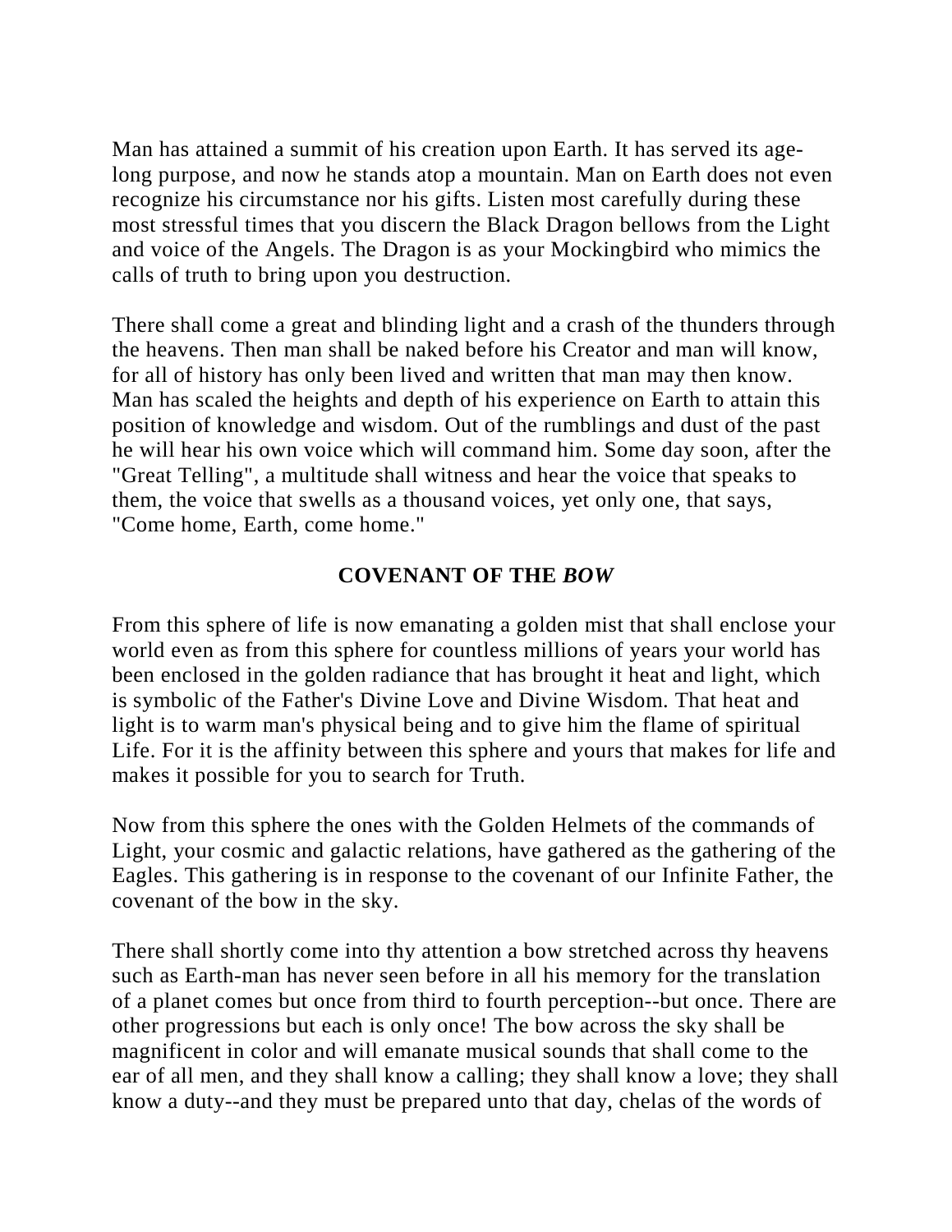Man has attained a summit of his creation upon Earth. It has served its age-long purpose, and now he stands atop a mountain. Man on Earth does not even recognize his circumstance nor his gifts. Listen most carefully during these most stressful times that you discern the Black Dragon bellows from the Light and voice of the Angels. The Dragon is as your Mockingbird who mimics the calls of truth to bring upon you destruction.

There shall come a great and blinding light and a crash of the thunders through the heavens. Then man shall be naked before his Creator and man will know, for all of history has only been lived and written that man may then know. Man has scaled the heights and depth of his experience on Earth to attain this position of knowledge and wisdom. Out of the rumblings and dust of the past he will hear his own voice which will command him. Some day soon, after the "Great Telling", a multitude shall witness and hear the voice that speaks to them, the voice that swells as a thousand voices, yet only one, that says, "Come home, Earth, come home."

## COVENANT OF THE *BOW*

From this sphere of life is now emanating a golden mist that shall enclose your world even as from this sphere for countless millions of years your world has been enclosed in the golden radiance that has brought it heat and light, which is symbolic of the Father's Divine Love and Divine Wisdom. That heat and light is to warm man's physical being and to give him the flame of spiritual Life. For it is the affinity between this sphere and yours that makes for life and makes it possible for you to search for Truth.

Now from this sphere the ones with the Golden Helmets of the commands of Light, your cosmic and galactic relations, have gathered as the gathering of the Eagles. This gathering is in response to the covenant of our Infinite Father, the covenant of the bow in the sky.

There shall shortly come into thy attention a bow stretched across thy heavens such as Earth-man has never seen before in all his memory for the translation of a planet comes but once from third to fourth perception--but once. There are other progressions but each is only once! The bow across the sky shall be magnificent in color and will emanate musical sounds that shall come to the ear of all men, and they shall know a calling; they shall know a love; they shall know a duty--and they must be prepared unto that day, chelas of the words of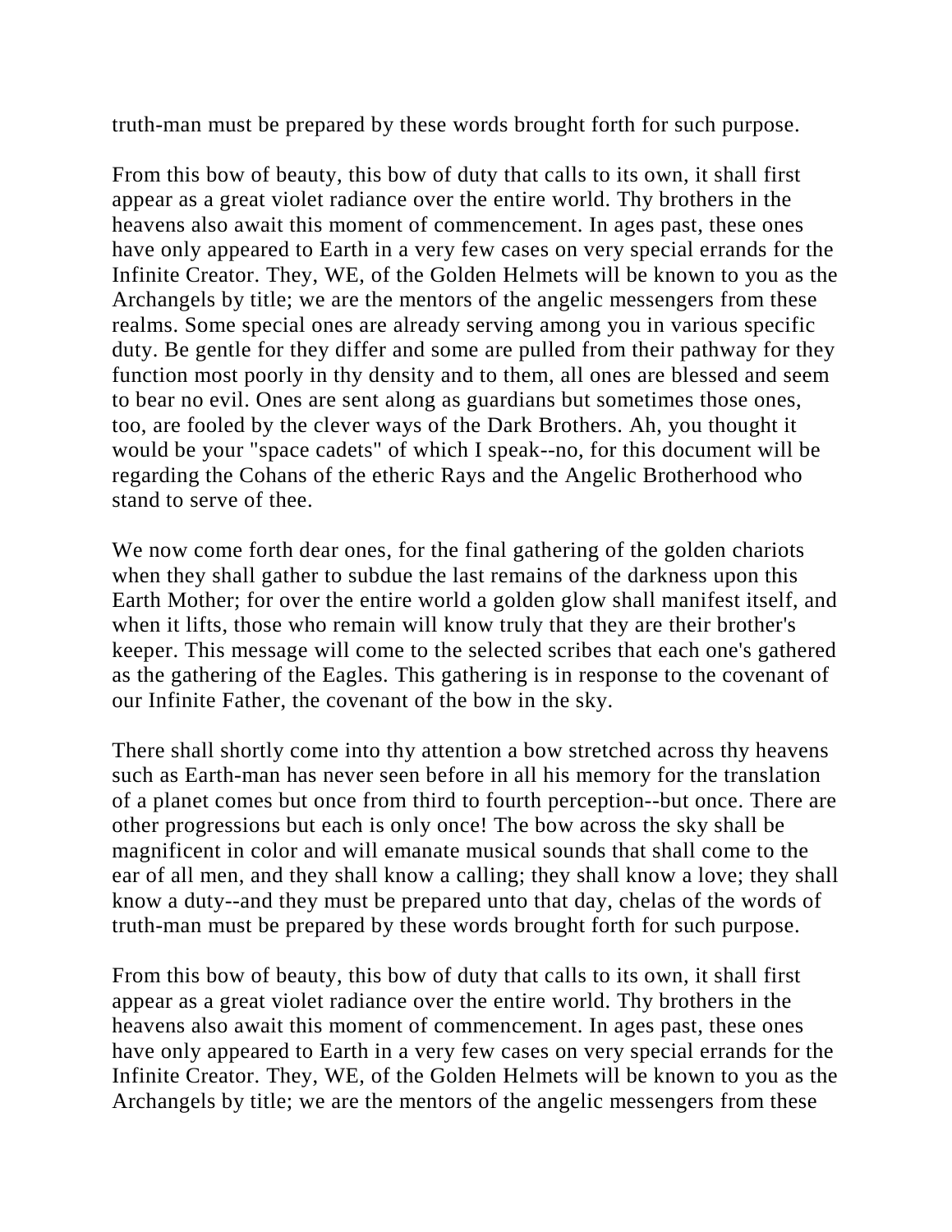truth-man must be prepared by these words brought forth for such purpose.

From this bow of beauty, this bow of duty that calls to its own, it shall first appear as a great violet radiance over the entire world. Thy brothers in the heavens also await this moment of commencement. In ages past, these ones have only appeared to Earth in a very few cases on very special errands for the Infinite Creator. They, WE, of the Golden Helmets will be known to you as the Archangels by title; we are the mentors of the angelic messengers from these realms. Some special ones are already serving among you in various specific duty. Be gentle for they differ and some are pulled from their pathway for they function most poorly in thy density and to them, all ones are blessed and seem to bear no evil. Ones are sent along as guardians but sometimes those ones, too, are fooled by the clever ways of the Dark Brothers. Ah, you thought it would be your "space cadets" of which I speak--no, for this document will be regarding the Cohans of the etheric Rays and the Angelic Brotherhood who stand to serve of thee.

We now come forth dear ones, for the final gathering of the golden chariots when they shall gather to subdue the last remains of the darkness upon this Earth Mother; for over the entire world a golden glow shall manifest itself, and when it lifts, those who remain will know truly that they are their brother's keeper. This message will come to the selected scribes that each one's gathered as the gathering of the Eagles. This gathering is in response to the covenant of our Infinite Father, the covenant of the bow in the sky.

There shall shortly come into thy attention a bow stretched across thy heavens such as Earth-man has never seen before in all his memory for the translation of a planet comes but once from third to fourth perception--but once. There are other progressions but each is only once! The bow across the sky shall be magnificent in color and will emanate musical sounds that shall come to the ear of all men, and they shall know a calling; they shall know a love; they shall know a duty--and they must be prepared unto that day, chelas of the words of truth-man must be prepared by these words brought forth for such purpose.

From this bow of beauty, this bow of duty that calls to its own, it shall first appear as a great violet radiance over the entire world. Thy brothers in the heavens also await this moment of commencement. In ages past, these ones have only appeared to Earth in a very few cases on very special errands for the Infinite Creator. They, WE, of the Golden Helmets will be known to you as the Archangels by title; we are the mentors of the angelic messengers from these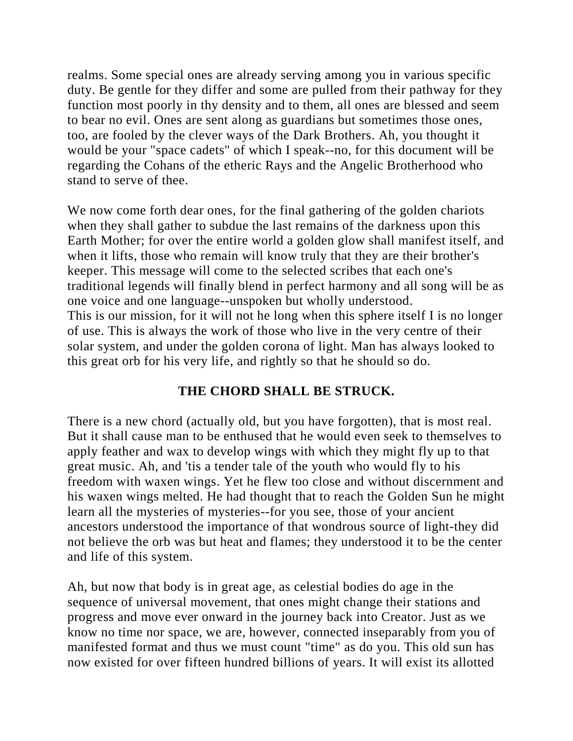realms. Some special ones are already serving among you in various specific duty. Be gentle for they differ and some are pulled from their pathway for they function most poorly in thy density and to them, all ones are blessed and seem to bear no evil. Ones are sent along as guardians but sometimes those ones, too, are fooled by the clever ways of the Dark Brothers. Ah, you thought it would be your "space cadets" of which I speak--no, for this document will be regarding the Cohans of the etheric Rays and the Angelic Brotherhood who stand to serve of thee.

We now come forth dear ones, for the final gathering of the golden chariots when they shall gather to subdue the last remains of the darkness upon this Earth Mother; for over the entire world a golden glow shall manifest itself, and when it lifts, those who remain will know truly that they are their brother's keeper. This message will come to the selected scribes that each one's traditional legends will finally blend in perfect harmony and all song will be as one voice and one language--unspoken but wholly understood.
This is our mission, for it will not he long when this sphere itself I is no longer of use. This is always the work of those who live in the very centre of their solar system, and under the golden corona of light. Man has always looked to this great orb for his very life, and rightly so that he should so do.

**THE CHORD SHALL BE STRUCK.**

There is a new chord (actually old, but you have forgotten), that is most real. But it shall cause man to be enthused that he would even seek to themselves to apply feather and wax to develop wings with which they might fly up to that great music. Ah, and 'tis a tender tale of the youth who would fly to his freedom with waxen wings. Yet he flew too close and without discernment and his waxen wings melted. He had thought that to reach the Golden Sun he might learn all the mysteries of mysteries--for you see, those of your ancient ancestors understood the importance of that wondrous source of light-they did not believe the orb was but heat and flames; they understood it to be the center and life of this system.

Ah, but now that body is in great age, as celestial bodies do age in the sequence of universal movement, that ones might change their stations and progress and move ever onward in the journey back into Creator. Just as we know no time nor space, we are, however, connected inseparably from you of manifested format and thus we must count "time" as do you. This old sun has now existed for over fifteen hundred billions of years. It will exist its allotted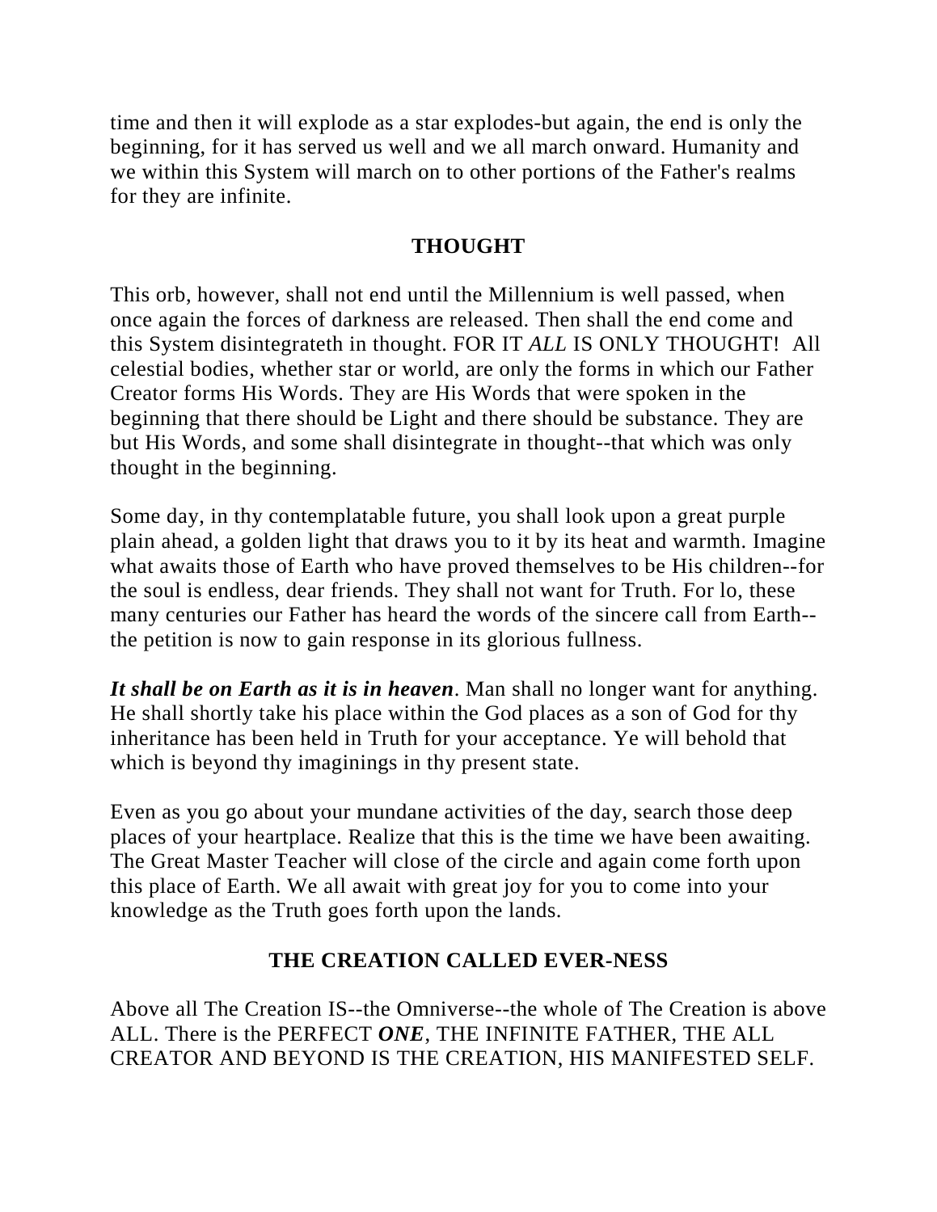time and then it will explode as a star explodes-but again, the end is only the beginning, for it has served us well and we all march onward. Humanity and we within this System will march on to other portions of the Father's realms for they are infinite.

## THOUGHT

This orb, however, shall not end until the Millennium is well passed, when once again the forces of darkness are released. Then shall the end come and this System disintegrateth in thought. FOR IT *ALL* IS ONLY THOUGHT! All celestial bodies, whether star or world, are only the forms in which our Father Creator forms His Words. They are His Words that were spoken in the beginning that there should be Light and there should be substance. They are but His Words, and some shall disintegrate in thought--that which was only thought in the beginning.

Some day, in thy contemplatable future, you shall look upon a great purple plain ahead, a golden light that draws you to it by its heat and warmth. Imagine what awaits those of Earth who have proved themselves to be His children--for the soul is endless, dear friends. They shall not want for Truth. For lo, these many centuries our Father has heard the words of the sincere call from Earth--the petition is now to gain response in its glorious fullness.

***It shall be on Earth as it is in heaven***. Man shall no longer want for anything. He shall shortly take his place within the God places as a son of God for thy inheritance has been held in Truth for your acceptance. Ye will behold that which is beyond thy imaginings in thy present state.

Even as you go about your mundane activities of the day, search those deep places of your heartplace. Realize that this is the time we have been awaiting. The Great Master Teacher will close of the circle and again come forth upon this place of Earth. We all await with great joy for you to come into your knowledge as the Truth goes forth upon the lands.

## THE CREATION CALLED EVER-NESS

Above all The Creation IS--the Omniverse--the whole of The Creation is above ALL. There is the PERFECT ***ONE***, THE INFINITE FATHER, THE ALL CREATOR AND BEYOND IS THE CREATION, HIS MANIFESTED SELF.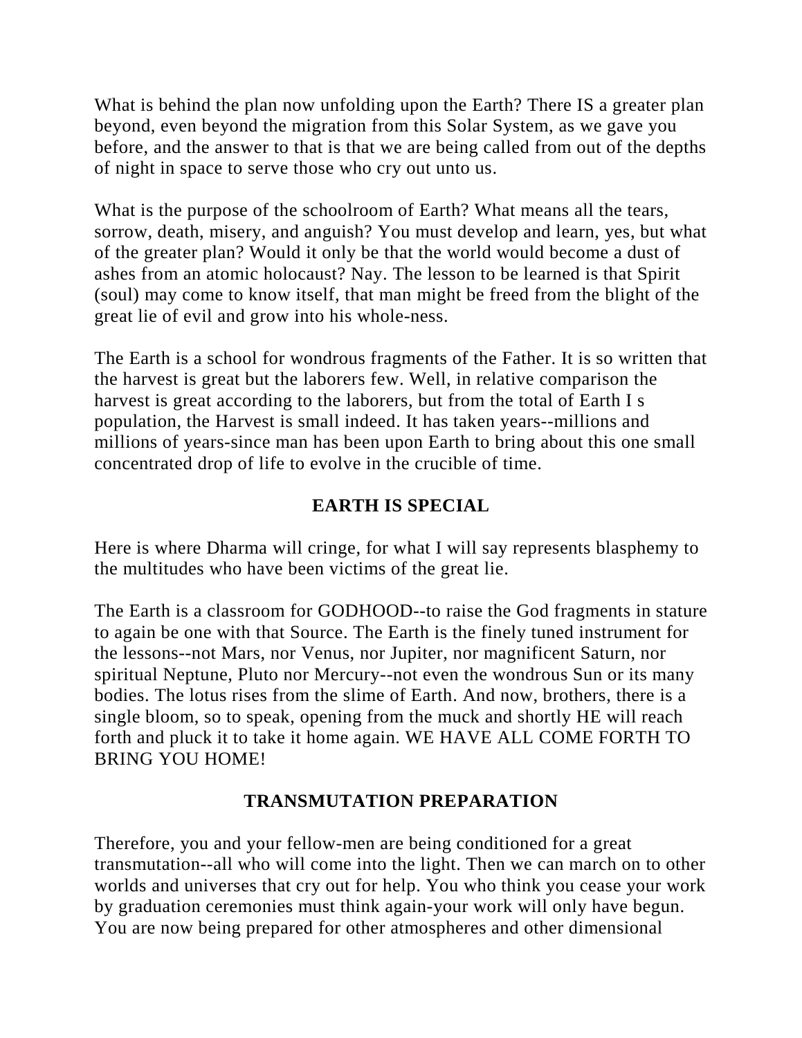What is behind the plan now unfolding upon the Earth? There IS a greater plan beyond, even beyond the migration from this Solar System, as we gave you before, and the answer to that is that we are being called from out of the depths of night in space to serve those who cry out unto us.

What is the purpose of the schoolroom of Earth? What means all the tears, sorrow, death, misery, and anguish? You must develop and learn, yes, but what of the greater plan? Would it only be that the world would become a dust of ashes from an atomic holocaust? Nay. The lesson to be learned is that Spirit (soul) may come to know itself, that man might be freed from the blight of the great lie of evil and grow into his whole-ness.

The Earth is a school for wondrous fragments of the Father. It is so written that the harvest is great but the laborers few. Well, in relative comparison the harvest is great according to the laborers, but from the total of Earth I s population, the Harvest is small indeed. It has taken years--millions and millions of years-since man has been upon Earth to bring about this one small concentrated drop of life to evolve in the crucible of time.

## EARTH IS SPECIAL

Here is where Dharma will cringe, for what I will say represents blasphemy to the multitudes who have been victims of the great lie.

The Earth is a classroom for GODHOOD--to raise the God fragments in stature to again be one with that Source. The Earth is the finely tuned instrument for the lessons--not Mars, nor Venus, nor Jupiter, nor magnificent Saturn, nor spiritual Neptune, Pluto nor Mercury--not even the wondrous Sun or its many bodies. The lotus rises from the slime of Earth. And now, brothers, there is a single bloom, so to speak, opening from the muck and shortly HE will reach forth and pluck it to take it home again. WE HAVE ALL COME FORTH TO BRING YOU HOME!

## TRANSMUTATION PREPARATION

Therefore, you and your fellow-men are being conditioned for a great transmutation--all who will come into the light. Then we can march on to other worlds and universes that cry out for help. You who think you cease your work by graduation ceremonies must think again-your work will only have begun. You are now being prepared for other atmospheres and other dimensional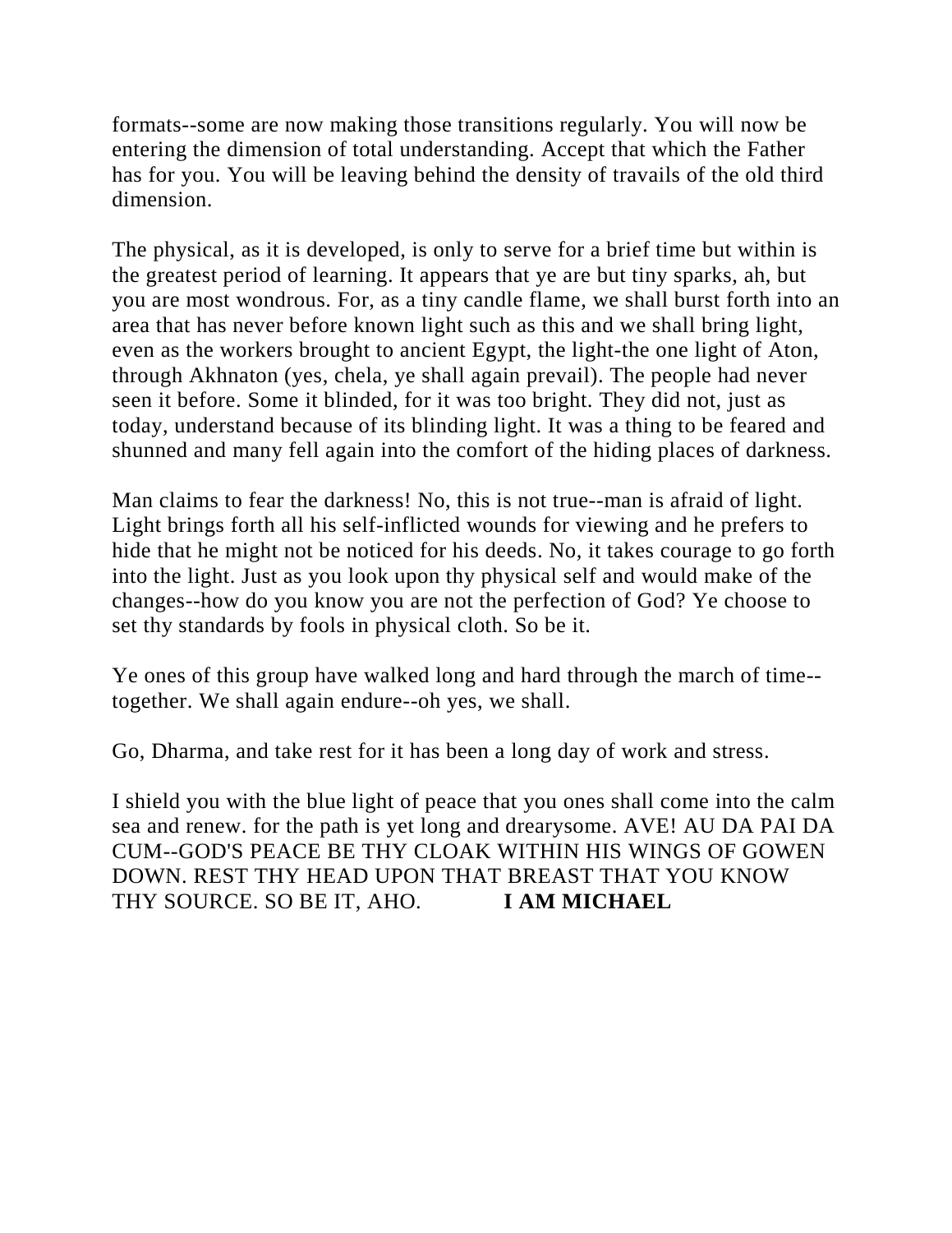formats--some are now making those transitions regularly. You will now be entering the dimension of total understanding. Accept that which the Father has for you. You will be leaving behind the density of travails of the old third dimension.

The physical, as it is developed, is only to serve for a brief time but within is the greatest period of learning. It appears that ye are but tiny sparks, ah, but you are most wondrous. For, as a tiny candle flame, we shall burst forth into an area that has never before known light such as this and we shall bring light, even as the workers brought to ancient Egypt, the light-the one light of Aton, through Akhnaton (yes, chela, ye shall again prevail). The people had never seen it before. Some it blinded, for it was too bright. They did not, just as today, understand because of its blinding light. It was a thing to be feared and shunned and many fell again into the comfort of the hiding places of darkness.

Man claims to fear the darkness! No, this is not true--man is afraid of light. Light brings forth all his self-inflicted wounds for viewing and he prefers to hide that he might not be noticed for his deeds. No, it takes courage to go forth into the light. Just as you look upon thy physical self and would make of the changes--how do you know you are not the perfection of God? Ye choose to set thy standards by fools in physical cloth. So be it.

Ye ones of this group have walked long and hard through the march of time--together. We shall again endure--oh yes, we shall.

Go, Dharma, and take rest for it has been a long day of work and stress.

I shield you with the blue light of peace that you ones shall come into the calm sea and renew. for the path is yet long and drearysome. AVE! AU DA PAI DA CUM--GOD'S PEACE BE THY CLOAK WITHIN HIS WINGS OF GOWEN DOWN. REST THY HEAD UPON THAT BREAST THAT YOU KNOW THY SOURCE. SO BE IT, AHO. **I AM MICHAEL**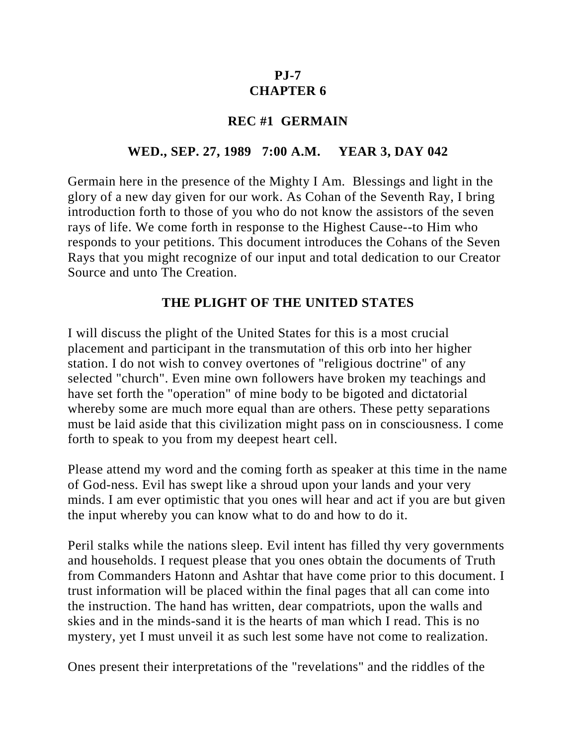# PJ-7
# CHAPTER 6

## REC #1 GERMAIN

### WED., SEP. 27, 1989 7:00 A.M. YEAR 3, DAY 042

Germain here in the presence of the Mighty I Am. Blessings and light in the glory of a new day given for our work. As Cohan of the Seventh Ray, I bring introduction forth to those of you who do not know the assistors of the seven rays of life. We come forth in response to the Highest Cause--to Him who responds to your petitions. This document introduces the Cohans of the Seven Rays that you might recognize of our input and total dedication to our Creator Source and unto The Creation.

## THE PLIGHT OF THE UNITED STATES

I will discuss the plight of the United States for this is a most crucial placement and participant in the transmutation of this orb into her higher station. I do not wish to convey overtones of "religious doctrine" of any selected "church". Even mine own followers have broken my teachings and have set forth the "operation" of mine body to be bigoted and dictatorial whereby some are much more equal than are others. These petty separations must be laid aside that this civilization might pass on in consciousness. I come forth to speak to you from my deepest heart cell.

Please attend my word and the coming forth as speaker at this time in the name of God-ness. Evil has swept like a shroud upon your lands and your very minds. I am ever optimistic that you ones will hear and act if you are but given the input whereby you can know what to do and how to do it.

Peril stalks while the nations sleep. Evil intent has filled thy very governments and households. I request please that you ones obtain the documents of Truth from Commanders Hatonn and Ashtar that have come prior to this document. I trust information will be placed within the final pages that all can come into the instruction. The hand has written, dear compatriots, upon the walls and skies and in the minds-sand it is the hearts of man which I read. This is no mystery, yet I must unveil it as such lest some have not come to realization.

Ones present their interpretations of the "revelations" and the riddles of the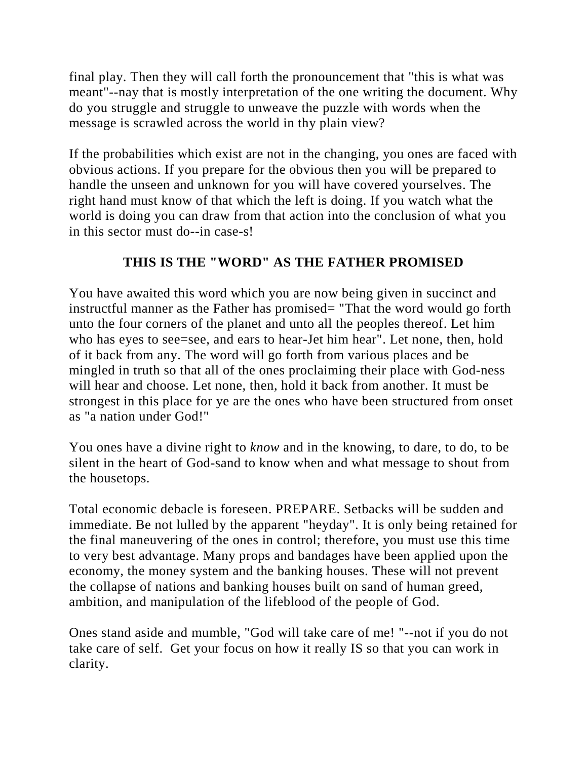final play. Then they will call forth the pronouncement that "this is what was meant"--nay that is mostly interpretation of the one writing the document. Why do you struggle and struggle to unweave the puzzle with words when the message is scrawled across the world in thy plain view?

If the probabilities which exist are not in the changing, you ones are faced with obvious actions. If you prepare for the obvious then you will be prepared to handle the unseen and unknown for you will have covered yourselves. The right hand must know of that which the left is doing. If you watch what the world is doing you can draw from that action into the conclusion of what you in this sector must do--in case-s!

## THIS IS THE "WORD" AS THE FATHER PROMISED

You have awaited this word which you are now being given in succinct and instructful manner as the Father has promised= "That the word would go forth unto the four corners of the planet and unto all the peoples thereof. Let him who has eyes to see=see, and ears to hear-Jet him hear". Let none, then, hold of it back from any. The word will go forth from various places and be mingled in truth so that all of the ones proclaiming their place with God-ness will hear and choose. Let none, then, hold it back from another. It must be strongest in this place for ye are the ones who have been structured from onset as "a nation under God!"

You ones have a divine right to *know* and in the knowing, to dare, to do, to be silent in the heart of God-sand to know when and what message to shout from the housetops.

Total economic debacle is foreseen. PREPARE. Setbacks will be sudden and immediate. Be not lulled by the apparent "heyday". It is only being retained for the final maneuvering of the ones in control; therefore, you must use this time to very best advantage. Many props and bandages have been applied upon the economy, the money system and the banking houses. These will not prevent the collapse of nations and banking houses built on sand of human greed, ambition, and manipulation of the lifeblood of the people of God.

Ones stand aside and mumble, "God will take care of me! "--not if you do not take care of self. Get your focus on how it really IS so that you can work in clarity.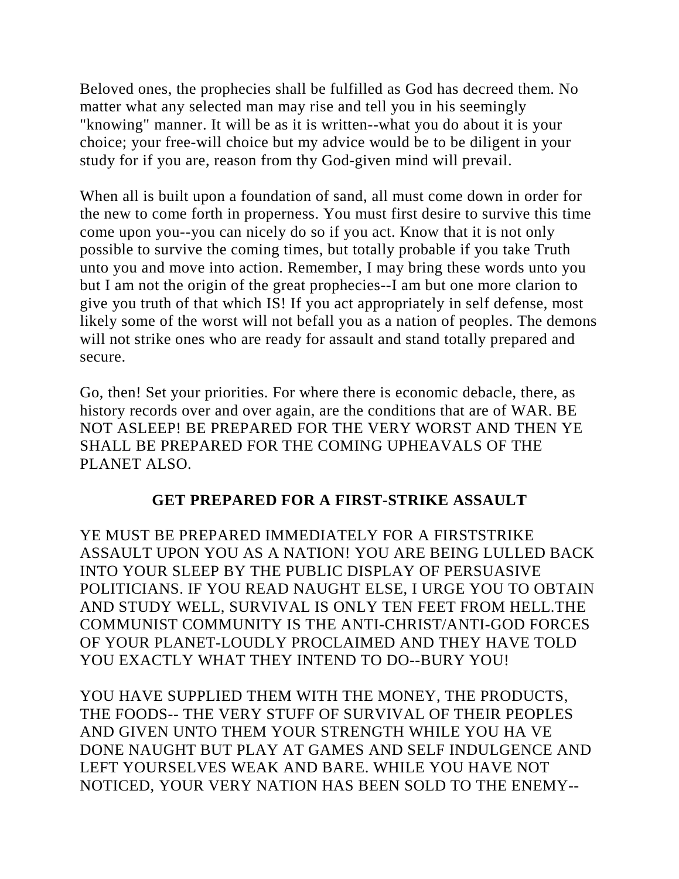Beloved ones, the prophecies shall be fulfilled as God has decreed them. No matter what any selected man may rise and tell you in his seemingly "knowing" manner. It will be as it is written--what you do about it is your choice; your free-will choice but my advice would be to be diligent in your study for if you are, reason from thy God-given mind will prevail.

When all is built upon a foundation of sand, all must come down in order for the new to come forth in properness. You must first desire to survive this time come upon you--you can nicely do so if you act. Know that it is not only possible to survive the coming times, but totally probable if you take Truth unto you and move into action. Remember, I may bring these words unto you but I am not the origin of the great prophecies--I am but one more clarion to give you truth of that which IS! If you act appropriately in self defense, most likely some of the worst will not befall you as a nation of peoples. The demons will not strike ones who are ready for assault and stand totally prepared and secure.

Go, then! Set your priorities. For where there is economic debacle, there, as history records over and over again, are the conditions that are of WAR. BE NOT ASLEEP! BE PREPARED FOR THE VERY WORST AND THEN YE SHALL BE PREPARED FOR THE COMING UPHEAVALS OF THE PLANET ALSO.

## GET PREPARED FOR A FIRST-STRIKE ASSAULT

YE MUST BE PREPARED IMMEDIATELY FOR A FIRSTSTRIKE ASSAULT UPON YOU AS A NATION! YOU ARE BEING LULLED BACK INTO YOUR SLEEP BY THE PUBLIC DISPLAY OF PERSUASIVE POLITICIANS. IF YOU READ NAUGHT ELSE, I URGE YOU TO OBTAIN AND STUDY WELL, SURVIVAL IS ONLY TEN FEET FROM HELL.THE COMMUNIST COMMUNITY IS THE ANTI-CHRIST/ANTI-GOD FORCES OF YOUR PLANET-LOUDLY PROCLAIMED AND THEY HAVE TOLD YOU EXACTLY WHAT THEY INTEND TO DO--BURY YOU!

YOU HAVE SUPPLIED THEM WITH THE MONEY, THE PRODUCTS, THE FOODS-- THE VERY STUFF OF SURVIVAL OF THEIR PEOPLES AND GIVEN UNTO THEM YOUR STRENGTH WHILE YOU HA VE DONE NAUGHT BUT PLAY AT GAMES AND SELF INDULGENCE AND LEFT YOURSELVES WEAK AND BARE. WHILE YOU HAVE NOT NOTICED, YOUR VERY NATION HAS BEEN SOLD TO THE ENEMY--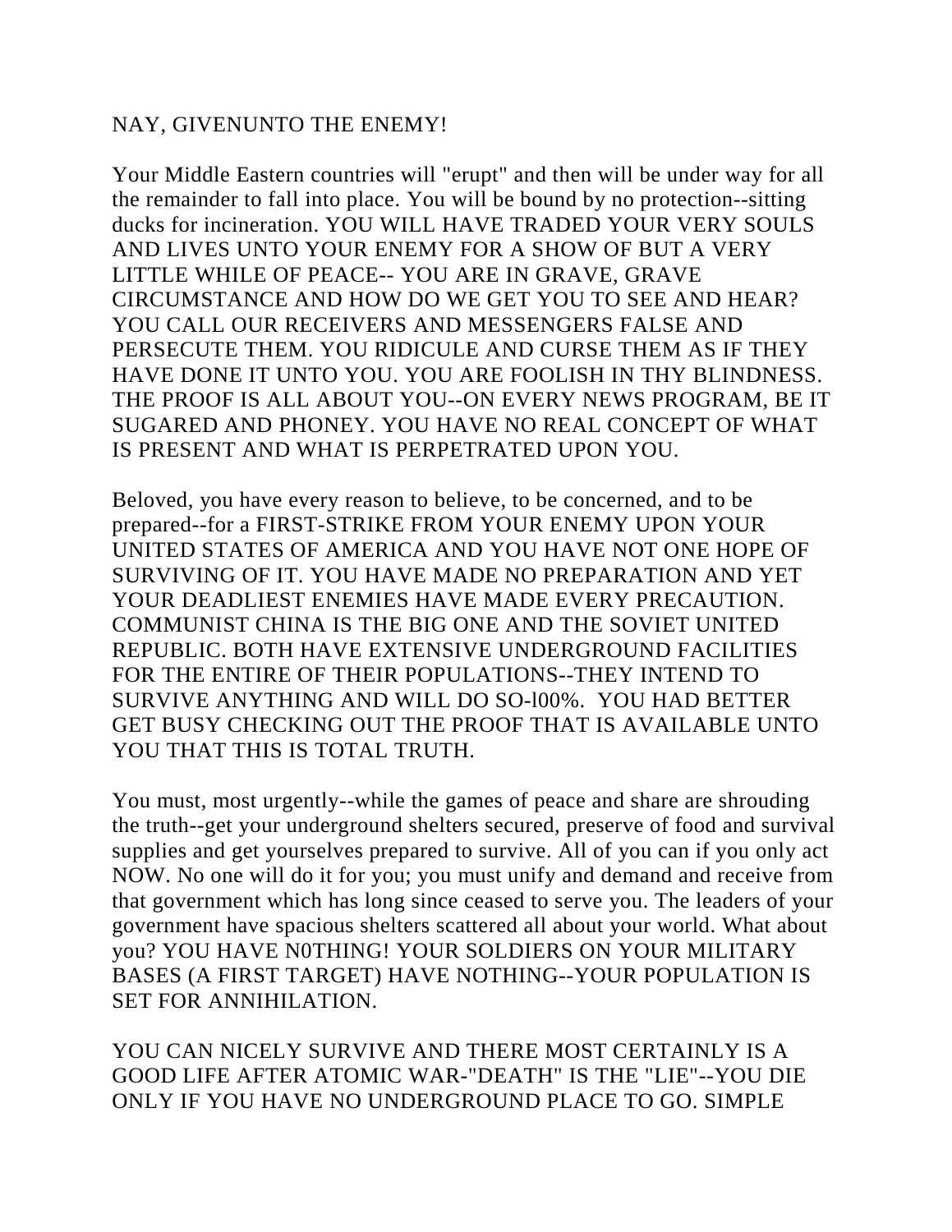NAY, GIVENUNTO THE ENEMY!

Your Middle Eastern countries will "erupt" and then will be under way for all the remainder to fall into place. You will be bound by no protection--sitting ducks for incineration. YOU WILL HAVE TRADED YOUR VERY SOULS AND LIVES UNTO YOUR ENEMY FOR A SHOW OF BUT A VERY LITTLE WHILE OF PEACE-- YOU ARE IN GRAVE, GRAVE CIRCUMSTANCE AND HOW DO WE GET YOU TO SEE AND HEAR? YOU CALL OUR RECEIVERS AND MESSENGERS FALSE AND PERSECUTE THEM. YOU RIDICULE AND CURSE THEM AS IF THEY HAVE DONE IT UNTO YOU. YOU ARE FOOLISH IN THY BLINDNESS. THE PROOF IS ALL ABOUT YOU--ON EVERY NEWS PROGRAM, BE IT SUGARED AND PHONEY. YOU HAVE NO REAL CONCEPT OF WHAT IS PRESENT AND WHAT IS PERPETRATED UPON YOU.

Beloved, you have every reason to believe, to be concerned, and to be prepared--for a FIRST-STRIKE FROM YOUR ENEMY UPON YOUR UNITED STATES OF AMERICA AND YOU HAVE NOT ONE HOPE OF SURVIVING OF IT. YOU HAVE MADE NO PREPARATION AND YET YOUR DEADLIEST ENEMIES HAVE MADE EVERY PRECAUTION. COMMUNIST CHINA IS THE BIG ONE AND THE SOVIET UNITED REPUBLIC. BOTH HAVE EXTENSIVE UNDERGROUND FACILITIES FOR THE ENTIRE OF THEIR POPULATIONS--THEY INTEND TO SURVIVE ANYTHING AND WILL DO SO-l00%. YOU HAD BETTER GET BUSY CHECKING OUT THE PROOF THAT IS AVAILABLE UNTO YOU THAT THIS IS TOTAL TRUTH.

You must, most urgently--while the games of peace and share are shrouding the truth--get your underground shelters secured, preserve of food and survival supplies and get yourselves prepared to survive. All of you can if you only act NOW. No one will do it for you; you must unify and demand and receive from that government which has long since ceased to serve you. The leaders of your government have spacious shelters scattered all about your world. What about you? YOU HAVE N0THING! YOUR SOLDIERS ON YOUR MILITARY BASES (A FIRST TARGET) HAVE NOTHING--YOUR POPULATION IS SET FOR ANNIHILATION.

YOU CAN NICELY SURVIVE AND THERE MOST CERTAINLY IS A GOOD LIFE AFTER ATOMIC WAR-"DEATH" IS THE "LIE"--YOU DIE ONLY IF YOU HAVE NO UNDERGROUND PLACE TO GO. SIMPLE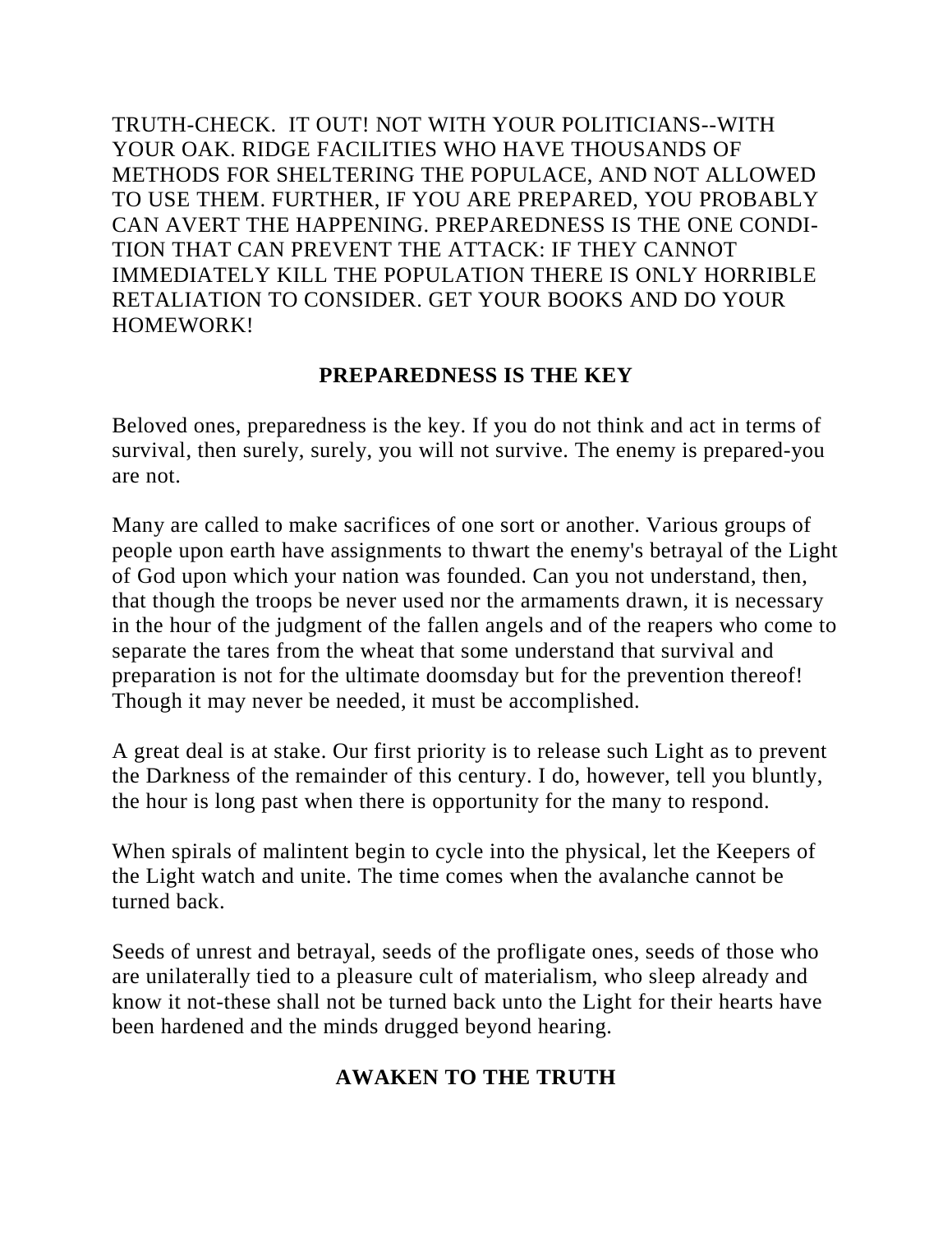TRUTH-CHECK. IT OUT! NOT WITH YOUR POLITICIANS--WITH YOUR OAK. RIDGE FACILITIES WHO HAVE THOUSANDS OF METHODS FOR SHELTERING THE POPULACE, AND NOT ALLOWED TO USE THEM. FURTHER, IF YOU ARE PREPARED, YOU PROBABLY CAN AVERT THE HAPPENING. PREPAREDNESS IS THE ONE CONDITION THAT CAN PREVENT THE ATTACK: IF THEY CANNOT IMMEDIATELY KILL THE POPULATION THERE IS ONLY HORRIBLE RETALIATION TO CONSIDER. GET YOUR BOOKS AND DO YOUR HOMEWORK!

## PREPAREDNESS IS THE KEY

Beloved ones, preparedness is the key. If you do not think and act in terms of survival, then surely, surely, you will not survive. The enemy is prepared-you are not.

Many are called to make sacrifices of one sort or another. Various groups of people upon earth have assignments to thwart the enemy's betrayal of the Light of God upon which your nation was founded. Can you not understand, then, that though the troops be never used nor the armaments drawn, it is necessary in the hour of the judgment of the fallen angels and of the reapers who come to separate the tares from the wheat that some understand that survival and preparation is not for the ultimate doomsday but for the prevention thereof! Though it may never be needed, it must be accomplished.

A great deal is at stake. Our first priority is to release such Light as to prevent the Darkness of the remainder of this century. I do, however, tell you bluntly, the hour is long past when there is opportunity for the many to respond.

When spirals of malintent begin to cycle into the physical, let the Keepers of the Light watch and unite. The time comes when the avalanche cannot be turned back.

Seeds of unrest and betrayal, seeds of the profligate ones, seeds of those who are unilaterally tied to a pleasure cult of materialism, who sleep already and know it not-these shall not be turned back unto the Light for their hearts have been hardened and the minds drugged beyond hearing.

## AWAKEN TO THE TRUTH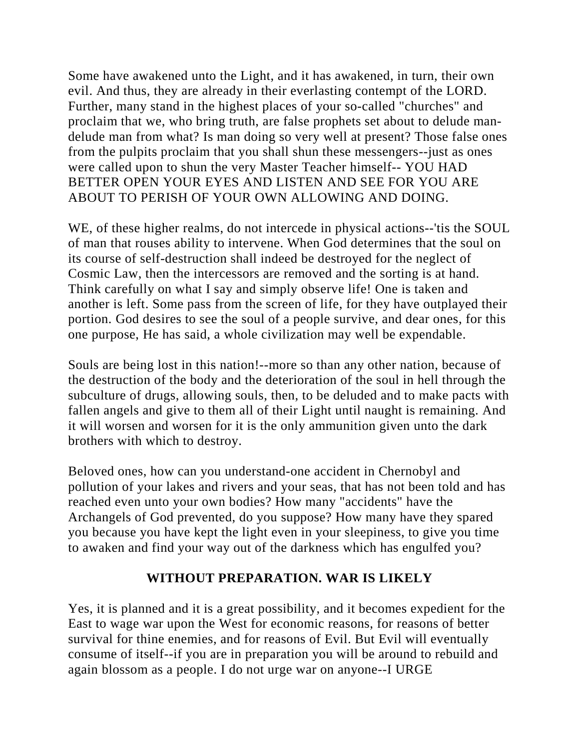Some have awakened unto the Light, and it has awakened, in turn, their own evil. And thus, they are already in their everlasting contempt of the LORD. Further, many stand in the highest places of your so-called "churches" and proclaim that we, who bring truth, are false prophets set about to delude man-delude man from what? Is man doing so very well at present? Those false ones from the pulpits proclaim that you shall shun these messengers--just as ones were called upon to shun the very Master Teacher himself-- YOU HAD BETTER OPEN YOUR EYES AND LISTEN AND SEE FOR YOU ARE ABOUT TO PERISH OF YOUR OWN ALLOWING AND DOING.

WE, of these higher realms, do not intercede in physical actions--'tis the SOUL of man that rouses ability to intervene. When God determines that the soul on its course of self-destruction shall indeed be destroyed for the neglect of Cosmic Law, then the intercessors are removed and the sorting is at hand. Think carefully on what I say and simply observe life! One is taken and another is left. Some pass from the screen of life, for they have outplayed their portion. God desires to see the soul of a people survive, and dear ones, for this one purpose, He has said, a whole civilization may well be expendable.

Souls are being lost in this nation!--more so than any other nation, because of the destruction of the body and the deterioration of the soul in hell through the subculture of drugs, allowing souls, then, to be deluded and to make pacts with fallen angels and give to them all of their Light until naught is remaining. And it will worsen and worsen for it is the only ammunition given unto the dark brothers with which to destroy.

Beloved ones, how can you understand-one accident in Chernobyl and pollution of your lakes and rivers and your seas, that has not been told and has reached even unto your own bodies? How many "accidents" have the Archangels of God prevented, do you suppose? How many have they spared you because you have kept the light even in your sleepiness, to give you time to awaken and find your way out of the darkness which has engulfed you?

## WITHOUT PREPARATION. WAR IS LIKELY

Yes, it is planned and it is a great possibility, and it becomes expedient for the East to wage war upon the West for economic reasons, for reasons of better survival for thine enemies, and for reasons of Evil. But Evil will eventually consume of itself--if you are in preparation you will be around to rebuild and again blossom as a people. I do not urge war on anyone--I URGE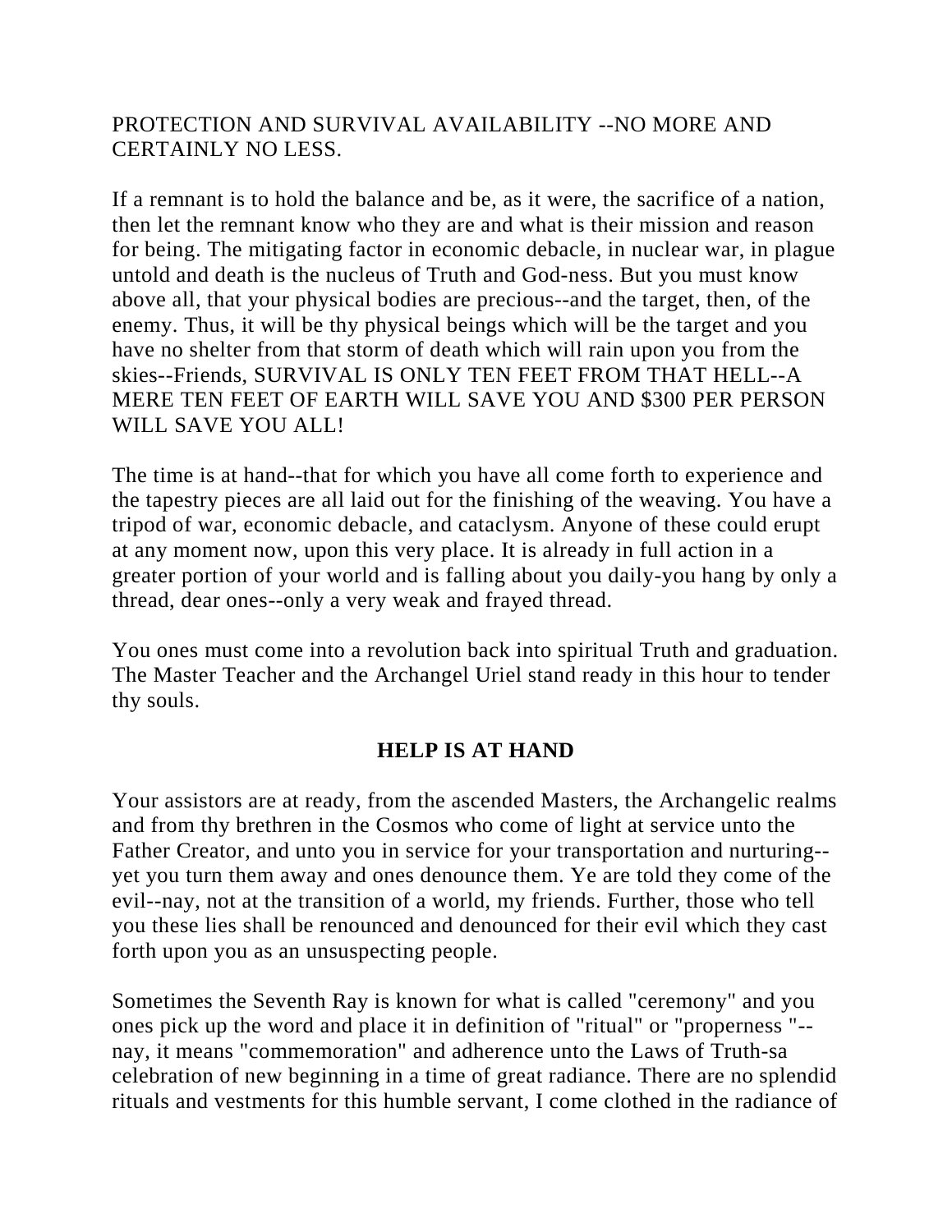PROTECTION AND SURVIVAL AVAILABILITY --NO MORE AND CERTAINLY NO LESS.

If a remnant is to hold the balance and be, as it were, the sacrifice of a nation, then let the remnant know who they are and what is their mission and reason for being. The mitigating factor in economic debacle, in nuclear war, in plague untold and death is the nucleus of Truth and God-ness. But you must know above all, that your physical bodies are precious--and the target, then, of the enemy. Thus, it will be thy physical beings which will be the target and you have no shelter from that storm of death which will rain upon you from the skies--Friends, SURVIVAL IS ONLY TEN FEET FROM THAT HELL--A MERE TEN FEET OF EARTH WILL SAVE YOU AND $300 PER PERSON WILL SAVE YOU ALL!

The time is at hand--that for which you have all come forth to experience and the tapestry pieces are all laid out for the finishing of the weaving. You have a tripod of war, economic debacle, and cataclysm. Anyone of these could erupt at any moment now, upon this very place. It is already in full action in a greater portion of your world and is falling about you daily-you hang by only a thread, dear ones--only a very weak and frayed thread.

You ones must come into a revolution back into spiritual Truth and graduation. The Master Teacher and the Archangel Uriel stand ready in this hour to tender thy souls.

## HELP IS AT HAND

Your assistors are at ready, from the ascended Masters, the Archangelic realms and from thy brethren in the Cosmos who come of light at service unto the Father Creator, and unto you in service for your transportation and nurturing--yet you turn them away and ones denounce them. Ye are told they come of the evil--nay, not at the transition of a world, my friends. Further, those who tell you these lies shall be renounced and denounced for their evil which they cast forth upon you as an unsuspecting people.

Sometimes the Seventh Ray is known for what is called "ceremony" and you ones pick up the word and place it in definition of "ritual" or "properness "--nay, it means "commemoration" and adherence unto the Laws of Truth-sa celebration of new beginning in a time of great radiance. There are no splendid rituals and vestments for this humble servant, I come clothed in the radiance of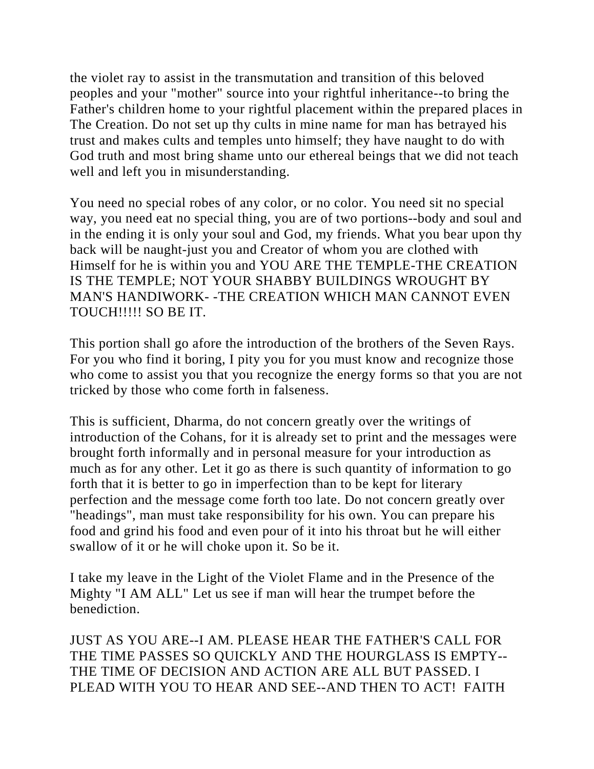the violet ray to assist in the transmutation and transition of this beloved peoples and your "mother" source into your rightful inheritance--to bring the Father's children home to your rightful placement within the prepared places in The Creation. Do not set up thy cults in mine name for man has betrayed his trust and makes cults and temples unto himself; they have naught to do with God truth and most bring shame unto our ethereal beings that we did not teach well and left you in misunderstanding.

You need no special robes of any color, or no color. You need sit no special way, you need eat no special thing, you are of two portions--body and soul and in the ending it is only your soul and God, my friends. What you bear upon thy back will be naught-just you and Creator of whom you are clothed with Himself for he is within you and YOU ARE THE TEMPLE-THE CREATION IS THE TEMPLE; NOT YOUR SHABBY BUILDINGS WROUGHT BY MAN'S HANDIWORK- -THE CREATION WHICH MAN CANNOT EVEN TOUCH!!!!! SO BE IT.

This portion shall go afore the introduction of the brothers of the Seven Rays. For you who find it boring, I pity you for you must know and recognize those who come to assist you that you recognize the energy forms so that you are not tricked by those who come forth in falseness.

This is sufficient, Dharma, do not concern greatly over the writings of introduction of the Cohans, for it is already set to print and the messages were brought forth informally and in personal measure for your introduction as much as for any other. Let it go as there is such quantity of information to go forth that it is better to go in imperfection than to be kept for literary perfection and the message come forth too late. Do not concern greatly over "headings", man must take responsibility for his own. You can prepare his food and grind his food and even pour of it into his throat but he will either swallow of it or he will choke upon it. So be it.

I take my leave in the Light of the Violet Flame and in the Presence of the Mighty "I AM ALL" Let us see if man will hear the trumpet before the benediction.

JUST AS YOU ARE--I AM. PLEASE HEAR THE FATHER'S CALL FOR THE TIME PASSES SO QUICKLY AND THE HOURGLASS IS EMPTY--THE TIME OF DECISION AND ACTION ARE ALL BUT PASSED. I PLEAD WITH YOU TO HEAR AND SEE--AND THEN TO ACT! FAITH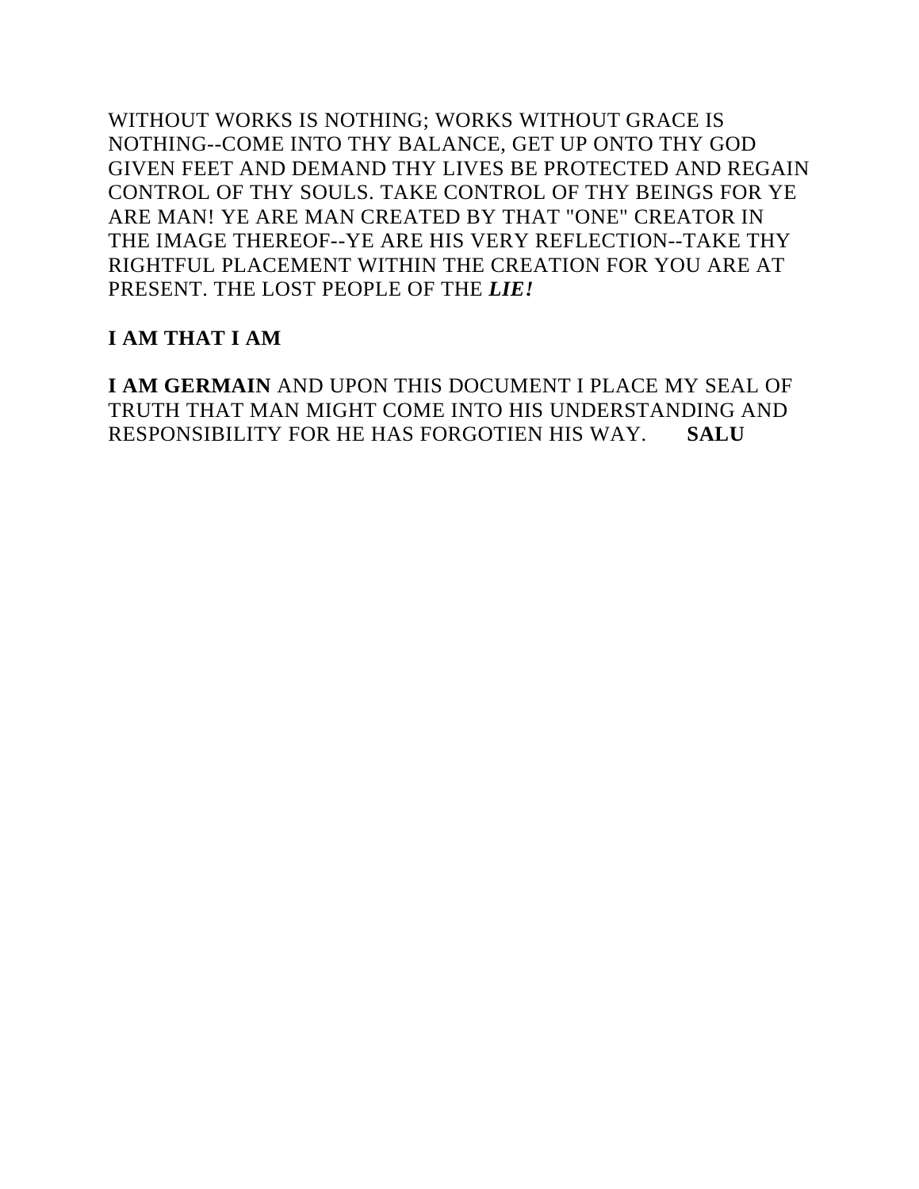WITHOUT WORKS IS NOTHING; WORKS WITHOUT GRACE IS NOTHING--COME INTO THY BALANCE, GET UP ONTO THY GOD GIVEN FEET AND DEMAND THY LIVES BE PROTECTED AND REGAIN CONTROL OF THY SOULS. TAKE CONTROL OF THY BEINGS FOR YE ARE MAN! YE ARE MAN CREATED BY THAT "ONE" CREATOR IN THE IMAGE THEREOF--YE ARE HIS VERY REFLECTION--TAKE THY RIGHTFUL PLACEMENT WITHIN THE CREATION FOR YOU ARE AT PRESENT. THE LOST PEOPLE OF THE ***LIE!***

**I AM THAT I AM**

**I AM GERMAIN** AND UPON THIS DOCUMENT I PLACE MY SEAL OF TRUTH THAT MAN MIGHT COME INTO HIS UNDERSTANDING AND RESPONSIBILITY FOR HE HAS FORGOTIEN HIS WAY. **SALU**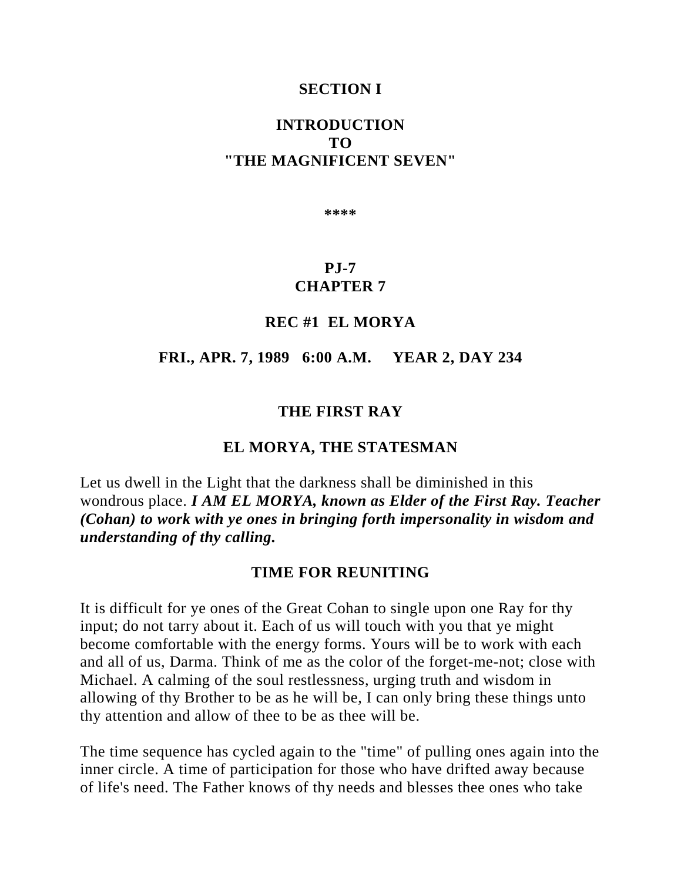## SECTION I

## INTRODUCTION TO "THE MAGNIFICENT SEVEN"

****

### PJ-7
### CHAPTER 7

### REC #1 EL MORYA

### FRI., APR. 7, 1989 6:00 A.M. YEAR 2, DAY 234

### THE FIRST RAY

### EL MORYA, THE STATESMAN

Let us dwell in the Light that the darkness shall be diminished in this wondrous place. ***I AM EL MORYA, known as Elder of the First Ray. Teacher (Cohan) to work with ye ones in bringing forth impersonality in wisdom and understanding of thy calling.***

### TIME FOR REUNITING

It is difficult for ye ones of the Great Cohan to single upon one Ray for thy input; do not tarry about it. Each of us will touch with you that ye might become comfortable with the energy forms. Yours will be to work with each and all of us, Darma. Think of me as the color of the forget-me-not; close with Michael. A calming of the soul restlessness, urging truth and wisdom in allowing of thy Brother to be as he will be, I can only bring these things unto thy attention and allow of thee to be as thee will be.

The time sequence has cycled again to the "time" of pulling ones again into the inner circle. A time of participation for those who have drifted away because of life's need. The Father knows of thy needs and blesses thee ones who take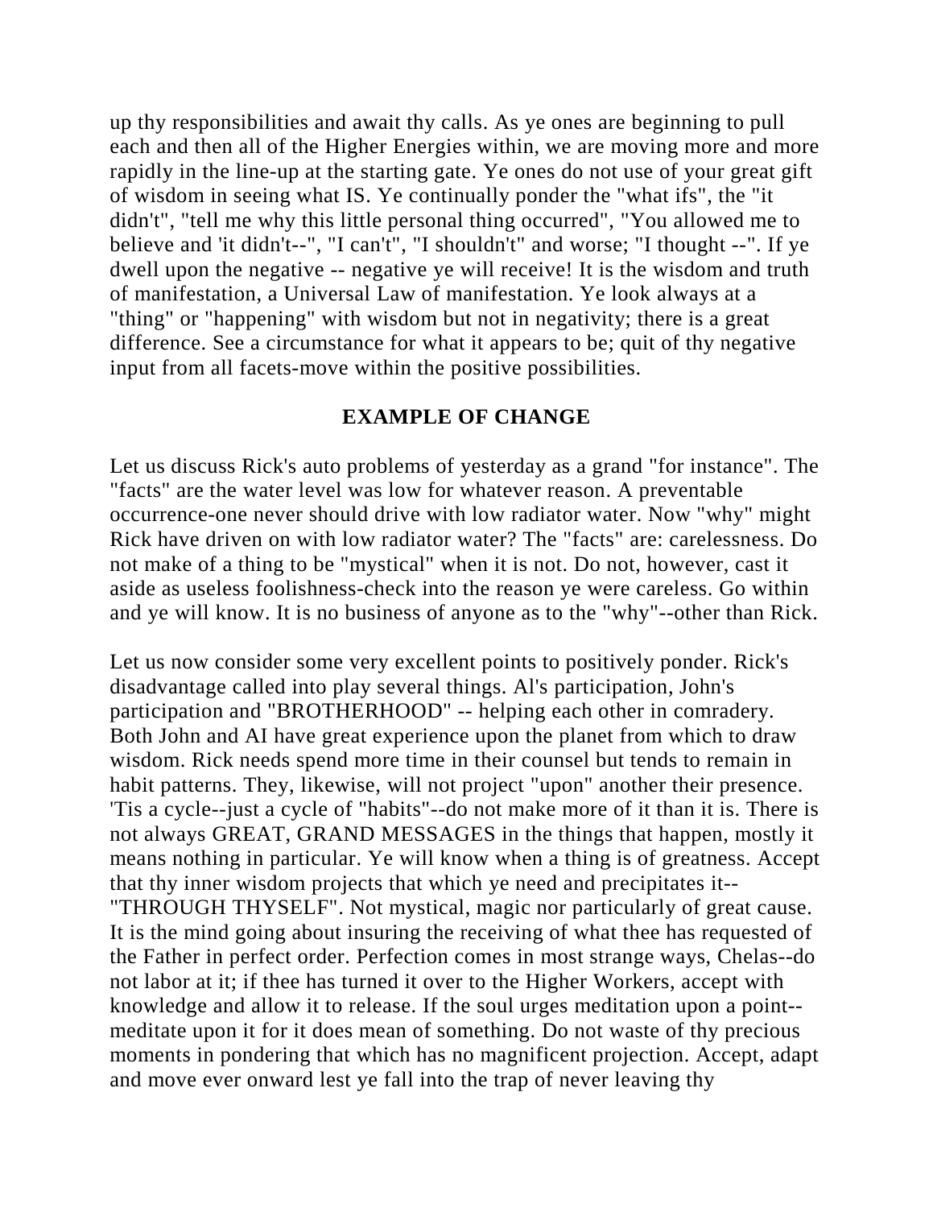up thy responsibilities and await thy calls. As ye ones are beginning to pull each and then all of the Higher Energies within, we are moving more and more rapidly in the line-up at the starting gate. Ye ones do not use of your great gift of wisdom in seeing what IS. Ye continually ponder the "what ifs", the "it didn't", "tell me why this little personal thing occurred", "You allowed me to believe and 'it didn't--", "I can't", "I shouldn't" and worse; "I thought --". If ye dwell upon the negative -- negative ye will receive! It is the wisdom and truth of manifestation, a Universal Law of manifestation. Ye look always at a "thing" or "happening" with wisdom but not in negativity; there is a great difference. See a circumstance for what it appears to be; quit of thy negative input from all facets-move within the positive possibilities.

## EXAMPLE OF CHANGE

Let us discuss Rick's auto problems of yesterday as a grand "for instance". The "facts" are the water level was low for whatever reason. A preventable occurrence-one never should drive with low radiator water. Now "why" might Rick have driven on with low radiator water? The "facts" are: carelessness. Do not make of a thing to be "mystical" when it is not. Do not, however, cast it aside as useless foolishness-check into the reason ye were careless. Go within and ye will know. It is no business of anyone as to the "why"--other than Rick.

Let us now consider some very excellent points to positively ponder. Rick's disadvantage called into play several things. Al's participation, John's participation and "BROTHERHOOD" -- helping each other in comradery. Both John and AI have great experience upon the planet from which to draw wisdom. Rick needs spend more time in their counsel but tends to remain in habit patterns. They, likewise, will not project "upon" another their presence. 'Tis a cycle--just a cycle of "habits"--do not make more of it than it is. There is not always GREAT, GRAND MESSAGES in the things that happen, mostly it means nothing in particular. Ye will know when a thing is of greatness. Accept that thy inner wisdom projects that which ye need and precipitates it--"THROUGH THYSELF". Not mystical, magic nor particularly of great cause. It is the mind going about insuring the receiving of what thee has requested of the Father in perfect order. Perfection comes in most strange ways, Chelas--do not labor at it; if thee has turned it over to the Higher Workers, accept with knowledge and allow it to release. If the soul urges meditation upon a point--meditate upon it for it does mean of something. Do not waste of thy precious moments in pondering that which has no magnificent projection. Accept, adapt and move ever onward lest ye fall into the trap of never leaving thy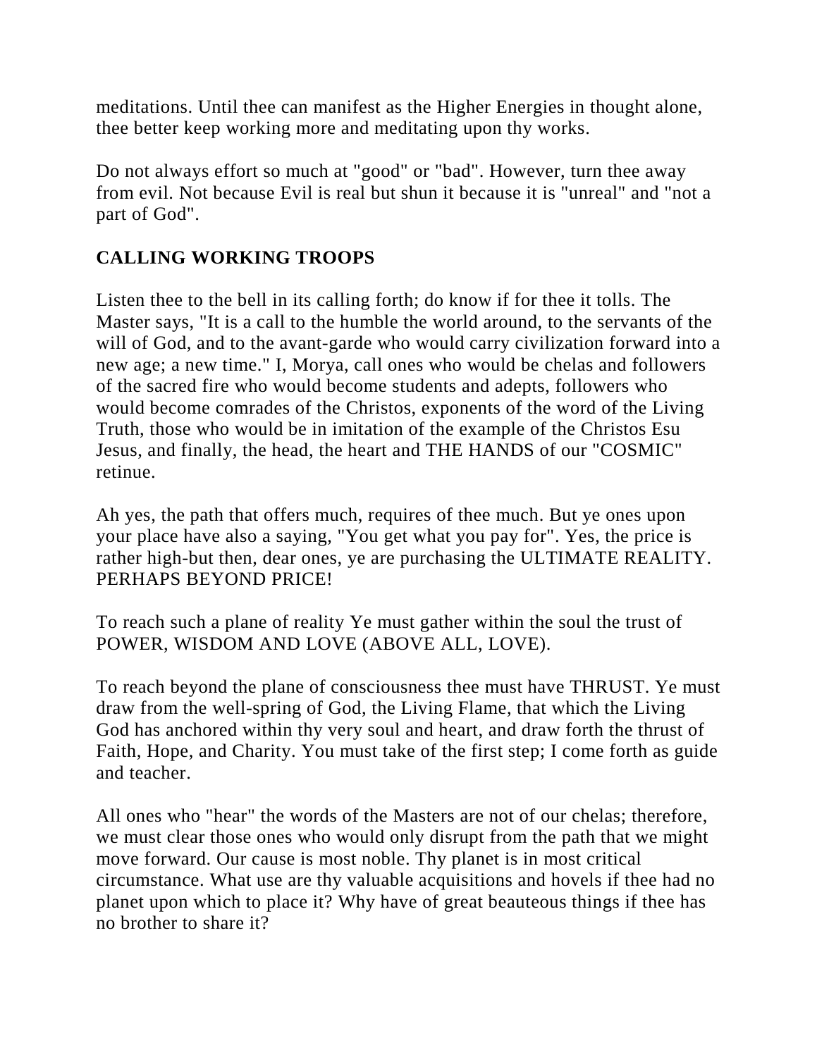meditations. Until thee can manifest as the Higher Energies in thought alone, thee better keep working more and meditating upon thy works.

Do not always effort so much at "good" or "bad". However, turn thee away from evil. Not because Evil is real but shun it because it is "unreal" and "not a part of God".

## CALLING WORKING TROOPS

Listen thee to the bell in its calling forth; do know if for thee it tolls. The Master says, "It is a call to the humble the world around, to the servants of the will of God, and to the avant-garde who would carry civilization forward into a new age; a new time." I, Morya, call ones who would be chelas and followers of the sacred fire who would become students and adepts, followers who would become comrades of the Christos, exponents of the word of the Living Truth, those who would be in imitation of the example of the Christos Esu Jesus, and finally, the head, the heart and THE HANDS of our "COSMIC" retinue.

Ah yes, the path that offers much, requires of thee much. But ye ones upon your place have also a saying, "You get what you pay for". Yes, the price is rather high-but then, dear ones, ye are purchasing the ULTIMATE REALITY. PERHAPS BEYOND PRICE!

To reach such a plane of reality Ye must gather within the soul the trust of POWER, WISDOM AND LOVE (ABOVE ALL, LOVE).

To reach beyond the plane of consciousness thee must have THRUST. Ye must draw from the well-spring of God, the Living Flame, that which the Living God has anchored within thy very soul and heart, and draw forth the thrust of Faith, Hope, and Charity. You must take of the first step; I come forth as guide and teacher.

All ones who "hear" the words of the Masters are not of our chelas; therefore, we must clear those ones who would only disrupt from the path that we might move forward. Our cause is most noble. Thy planet is in most critical circumstance. What use are thy valuable acquisitions and hovels if thee had no planet upon which to place it? Why have of great beauteous things if thee has no brother to share it?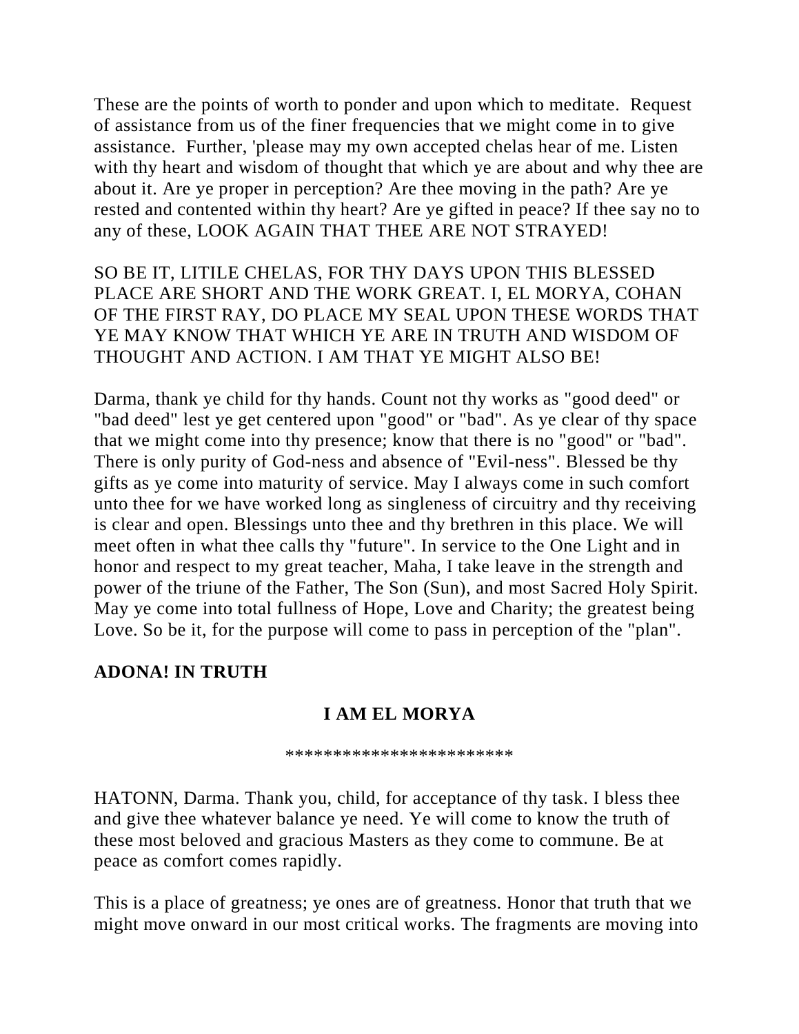These are the points of worth to ponder and upon which to meditate.  Request of assistance from us of the finer frequencies that we might come in to give assistance.  Further, 'please may my own accepted chelas hear of me. Listen with thy heart and wisdom of thought that which ye are about and why thee are about it. Are ye proper in perception? Are thee moving in the path? Are ye rested and contented within thy heart? Are ye gifted in peace? If thee say no to any of these, LOOK AGAIN THAT THEE ARE NOT STRAYED!

SO BE IT, LITILE CHELAS, FOR THY DAYS UPON THIS BLESSED PLACE ARE SHORT AND THE WORK GREAT. I, EL MORYA, COHAN OF THE FIRST RAY, DO PLACE MY SEAL UPON THESE WORDS THAT YE MAY KNOW THAT WHICH YE ARE IN TRUTH AND WISDOM OF THOUGHT AND ACTION. I AM THAT YE MIGHT ALSO BE!

Darma, thank ye child for thy hands. Count not thy works as "good deed" or "bad deed" lest ye get centered upon "good" or "bad". As ye clear of thy space that we might come into thy presence; know that there is no "good" or "bad". There is only purity of God-ness and absence of "Evil-ness". Blessed be thy gifts as ye come into maturity of service. May I always come in such comfort unto thee for we have worked long as singleness of circuitry and thy receiving is clear and open. Blessings unto thee and thy brethren in this place. We will meet often in what thee calls thy "future". In service to the One Light and in honor and respect to my great teacher, Maha, I take leave in the strength and power of the triune of the Father, The Son (Sun), and most Sacred Holy Spirit. May ye come into total fullness of Hope, Love and Charity; the greatest being Love. So be it, for the purpose will come to pass in perception of the "plan".

**ADONA! IN TRUTH**

**I AM EL MORYA**

************************

HATONN, Darma. Thank you, child, for acceptance of thy task. I bless thee and give thee whatever balance ye need. Ye will come to know the truth of these most beloved and gracious Masters as they come to commune. Be at peace as comfort comes rapidly.

This is a place of greatness; ye ones are of greatness. Honor that truth that we might move onward in our most critical works. The fragments are moving into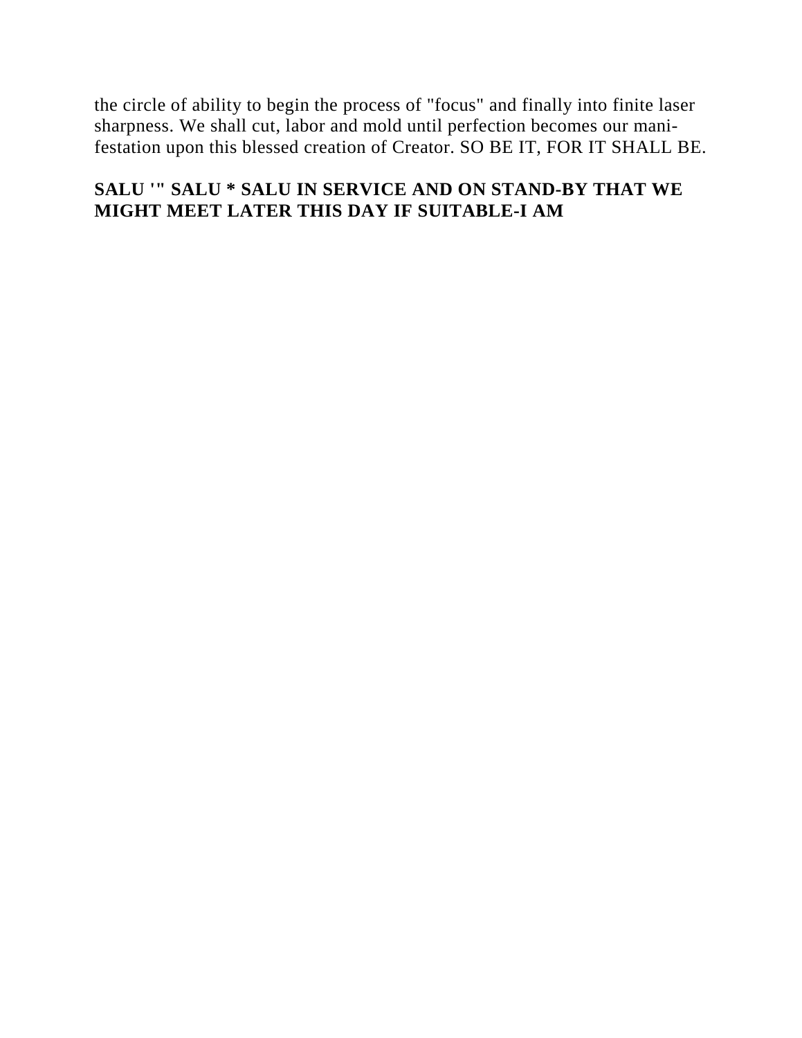the circle of ability to begin the process of "focus" and finally into finite laser sharpness. We shall cut, labor and mold until perfection becomes our manifestation upon this blessed creation of Creator. SO BE IT, FOR IT SHALL BE.

**SALU '" SALU * SALU IN SERVICE AND ON STAND-BY THAT WE MIGHT MEET LATER THIS DAY IF SUITABLE-I AM**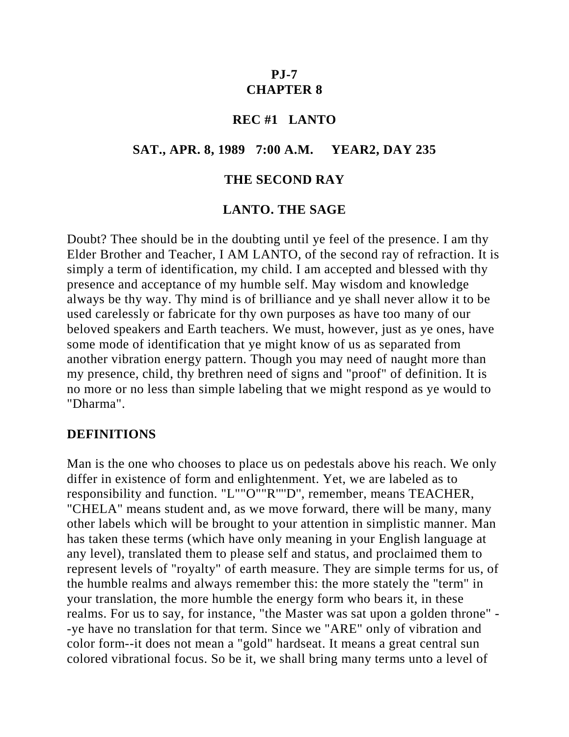**PJ-7**
**CHAPTER 8**

**REC #1 LANTO**

**SAT., APR. 8, 1989 7:00 A.M. YEAR2, DAY 235**

**THE SECOND RAY**

**LANTO. THE SAGE**

Doubt? Thee should be in the doubting until ye feel of the presence. I am thy Elder Brother and Teacher, I AM LANTO, of the second ray of refraction. It is simply a term of identification, my child. I am accepted and blessed with thy presence and acceptance of my humble self. May wisdom and knowledge always be thy way. Thy mind is of brilliance and ye shall never allow it to be used carelessly or fabricate for thy own purposes as have too many of our beloved speakers and Earth teachers. We must, however, just as ye ones, have some mode of identification that ye might know of us as separated from another vibration energy pattern. Though you may need of naught more than my presence, child, thy brethren need of signs and "proof" of definition. It is no more or no less than simple labeling that we might respond as ye would to "Dharma".

**DEFINITIONS**

Man is the one who chooses to place us on pedestals above his reach. We only differ in existence of form and enlightenment. Yet, we are labeled as to responsibility and function. "L""O""R""D", remember, means TEACHER, "CHELA" means student and, as we move forward, there will be many, many other labels which will be brought to your attention in simplistic manner. Man has taken these terms (which have only meaning in your English language at any level), translated them to please self and status, and proclaimed them to represent levels of "royalty" of earth measure. They are simple terms for us, of the humble realms and always remember this: the more stately the "term" in your translation, the more humble the energy form who bears it, in these realms. For us to say, for instance, "the Master was sat upon a golden throne" --ye have no translation for that term. Since we "ARE" only of vibration and color form--it does not mean a "gold" hardseat. It means a great central sun colored vibrational focus. So be it, we shall bring many terms unto a level of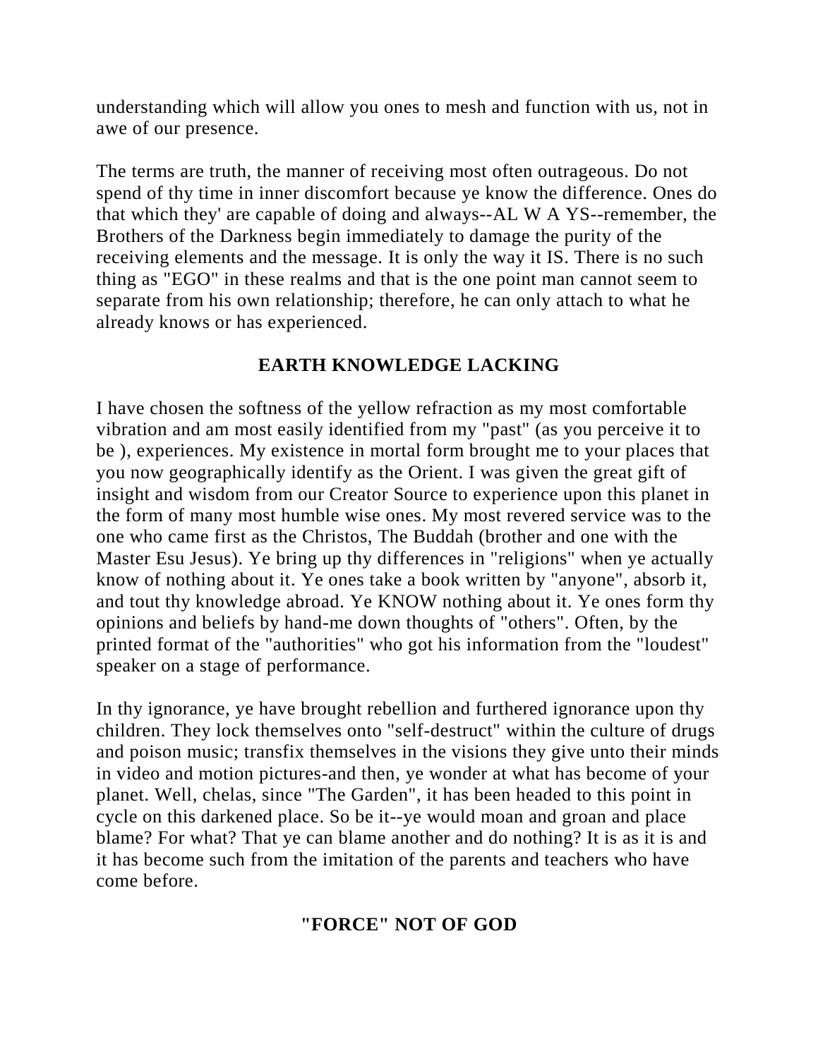understanding which will allow you ones to mesh and function with us, not in awe of our presence.

The terms are truth, the manner of receiving most often outrageous. Do not spend of thy time in inner discomfort because ye know the difference. Ones do that which they' are capable of doing and always--AL W A YS--remember, the Brothers of the Darkness begin immediately to damage the purity of the receiving elements and the message. It is only the way it IS. There is no such thing as "EGO" in these realms and that is the one point man cannot seem to separate from his own relationship; therefore, he can only attach to what he already knows or has experienced.

## EARTH KNOWLEDGE LACKING

I have chosen the softness of the yellow refraction as my most comfortable vibration and am most easily identified from my "past" (as you perceive it to be ), experiences. My existence in mortal form brought me to your places that you now geographically identify as the Orient. I was given the great gift of insight and wisdom from our Creator Source to experience upon this planet in the form of many most humble wise ones. My most revered service was to the one who came first as the Christos, The Buddah (brother and one with the Master Esu Jesus). Ye bring up thy differences in "religions" when ye actually know of nothing about it. Ye ones take a book written by "anyone", absorb it, and tout thy knowledge abroad. Ye KNOW nothing about it. Ye ones form thy opinions and beliefs by hand-me down thoughts of "others". Often, by the printed format of the "authorities" who got his information from the "loudest" speaker on a stage of performance.

In thy ignorance, ye have brought rebellion and furthered ignorance upon thy children. They lock themselves onto "self-destruct" within the culture of drugs and poison music; transfix themselves in the visions they give unto their minds in video and motion pictures-and then, ye wonder at what has become of your planet. Well, chelas, since "The Garden", it has been headed to this point in cycle on this darkened place. So be it--ye would moan and groan and place blame? For what? That ye can blame another and do nothing? It is as it is and it has become such from the imitation of the parents and teachers who have come before.

## "FORCE" NOT OF GOD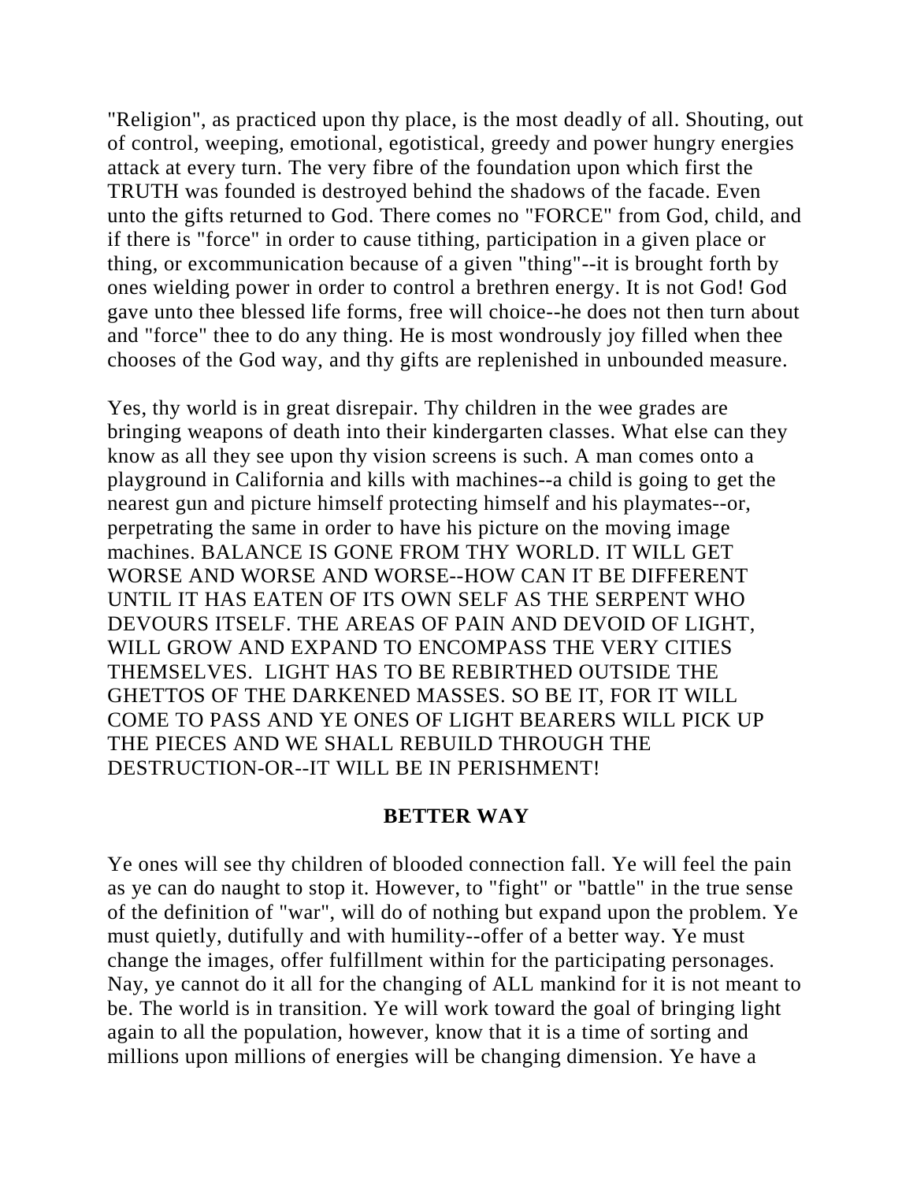"Religion", as practiced upon thy place, is the most deadly of all. Shouting, out of control, weeping, emotional, egotistical, greedy and power hungry energies attack at every turn. The very fibre of the foundation upon which first the TRUTH was founded is destroyed behind the shadows of the facade. Even unto the gifts returned to God. There comes no "FORCE" from God, child, and if there is "force" in order to cause tithing, participation in a given place or thing, or excommunication because of a given "thing"--it is brought forth by ones wielding power in order to control a brethren energy. It is not God! God gave unto thee blessed life forms, free will choice--he does not then turn about and "force" thee to do any thing. He is most wondrously joy filled when thee chooses of the God way, and thy gifts are replenished in unbounded measure.

Yes, thy world is in great disrepair. Thy children in the wee grades are bringing weapons of death into their kindergarten classes. What else can they know as all they see upon thy vision screens is such. A man comes onto a playground in California and kills with machines--a child is going to get the nearest gun and picture himself protecting himself and his playmates--or, perpetrating the same in order to have his picture on the moving image machines. BALANCE IS GONE FROM THY WORLD. IT WILL GET WORSE AND WORSE AND WORSE--HOW CAN IT BE DIFFERENT UNTIL IT HAS EATEN OF ITS OWN SELF AS THE SERPENT WHO DEVOURS ITSELF. THE AREAS OF PAIN AND DEVOID OF LIGHT, WILL GROW AND EXPAND TO ENCOMPASS THE VERY CITIES THEMSELVES. LIGHT HAS TO BE REBIRTHED OUTSIDE THE GHETTOS OF THE DARKENED MASSES. SO BE IT, FOR IT WILL COME TO PASS AND YE ONES OF LIGHT BEARERS WILL PICK UP THE PIECES AND WE SHALL REBUILD THROUGH THE DESTRUCTION-OR--IT WILL BE IN PERISHMENT!

## BETTER WAY

Ye ones will see thy children of blooded connection fall. Ye will feel the pain as ye can do naught to stop it. However, to "fight" or "battle" in the true sense of the definition of "war", will do of nothing but expand upon the problem. Ye must quietly, dutifully and with humility--offer of a better way. Ye must change the images, offer fulfillment within for the participating personages. Nay, ye cannot do it all for the changing of ALL mankind for it is not meant to be. The world is in transition. Ye will work toward the goal of bringing light again to all the population, however, know that it is a time of sorting and millions upon millions of energies will be changing dimension. Ye have a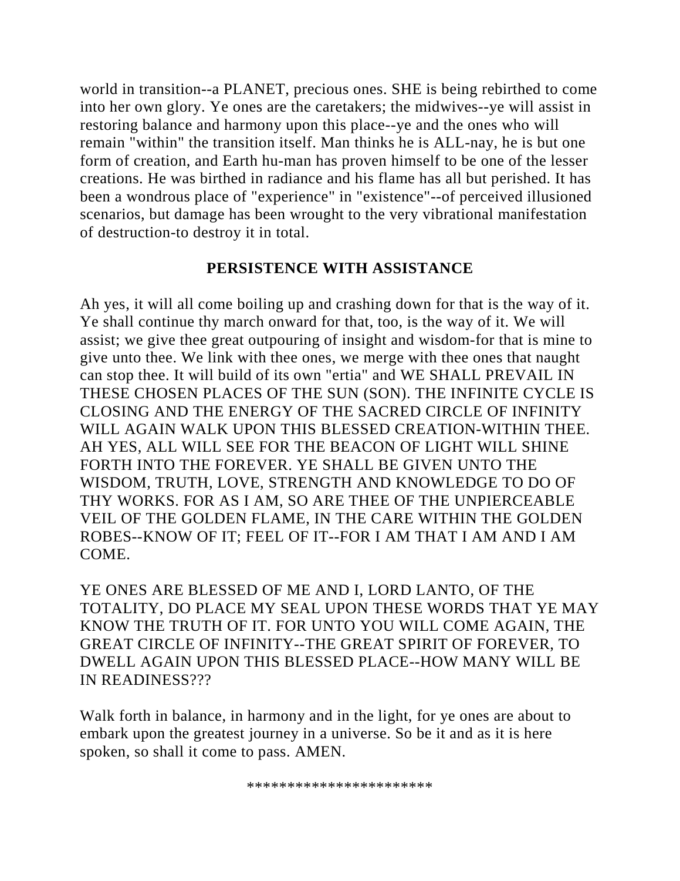world in transition--a PLANET, precious ones. SHE is being rebirthed to come into her own glory. Ye ones are the caretakers; the midwives--ye will assist in restoring balance and harmony upon this place--ye and the ones who will remain "within" the transition itself. Man thinks he is ALL-nay, he is but one form of creation, and Earth hu-man has proven himself to be one of the lesser creations. He was birthed in radiance and his flame has all but perished. It has been a wondrous place of "experience" in "existence"--of perceived illusioned scenarios, but damage has been wrought to the very vibrational manifestation of destruction-to destroy it in total.

## PERSISTENCE WITH ASSISTANCE

Ah yes, it will all come boiling up and crashing down for that is the way of it. Ye shall continue thy march onward for that, too, is the way of it. We will assist; we give thee great outpouring of insight and wisdom-for that is mine to give unto thee. We link with thee ones, we merge with thee ones that naught can stop thee. It will build of its own "ertia" and WE SHALL PREVAIL IN THESE CHOSEN PLACES OF THE SUN (SON). THE INFINITE CYCLE IS CLOSING AND THE ENERGY OF THE SACRED CIRCLE OF INFINITY WILL AGAIN WALK UPON THIS BLESSED CREATION-WITHIN THEE. AH YES, ALL WILL SEE FOR THE BEACON OF LIGHT WILL SHINE FORTH INTO THE FOREVER. YE SHALL BE GIVEN UNTO THE WISDOM, TRUTH, LOVE, STRENGTH AND KNOWLEDGE TO DO OF THY WORKS. FOR AS I AM, SO ARE THEE OF THE UNPIERCEABLE VEIL OF THE GOLDEN FLAME, IN THE CARE WITHIN THE GOLDEN ROBES--KNOW OF IT; FEEL OF IT--FOR I AM THAT I AM AND I AM COME.

YE ONES ARE BLESSED OF ME AND I, LORD LANTO, OF THE TOTALITY, DO PLACE MY SEAL UPON THESE WORDS THAT YE MAY KNOW THE TRUTH OF IT. FOR UNTO YOU WILL COME AGAIN, THE GREAT CIRCLE OF INFINITY--THE GREAT SPIRIT OF FOREVER, TO DWELL AGAIN UPON THIS BLESSED PLACE--HOW MANY WILL BE IN READINESS???

Walk forth in balance, in harmony and in the light, for ye ones are about to embark upon the greatest journey in a universe. So be it and as it is here spoken, so shall it come to pass. AMEN.

***********************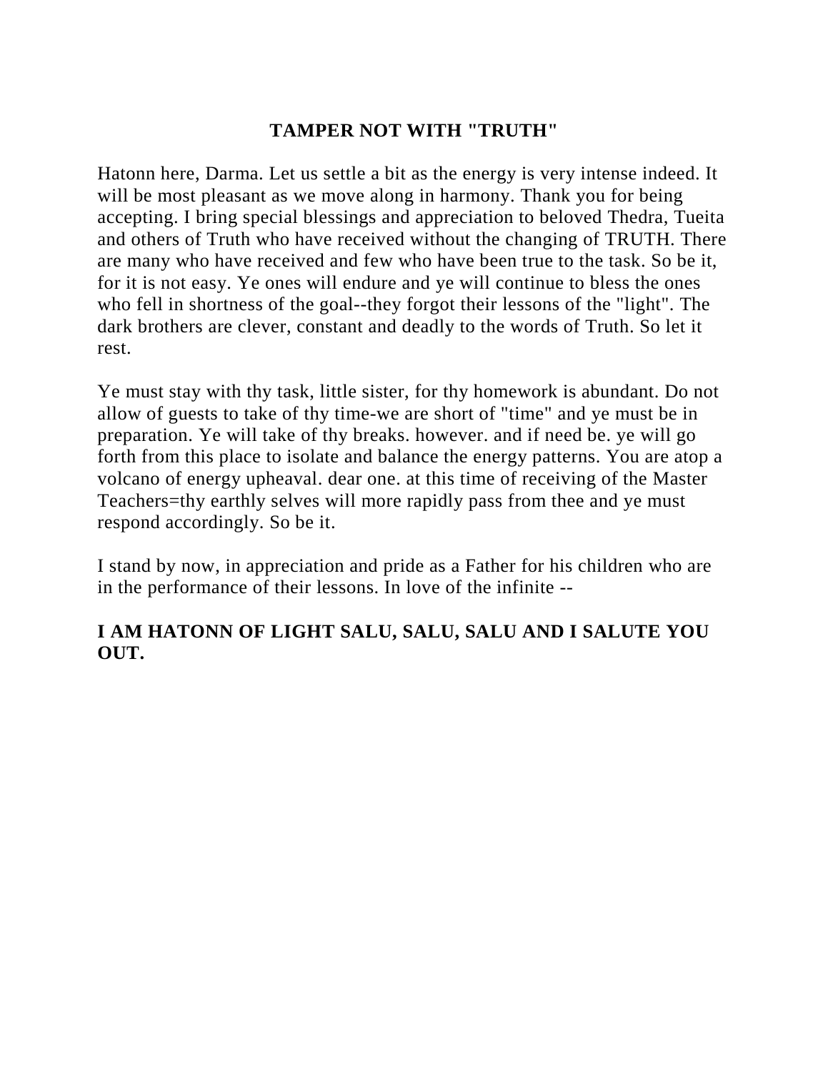# TAMPER NOT WITH "TRUTH"

Hatonn here, Darma. Let us settle a bit as the energy is very intense indeed. It will be most pleasant as we move along in harmony. Thank you for being accepting. I bring special blessings and appreciation to beloved Thedra, Tueita and others of Truth who have received without the changing of TRUTH. There are many who have received and few who have been true to the task. So be it, for it is not easy. Ye ones will endure and ye will continue to bless the ones who fell in shortness of the goal--they forgot their lessons of the "light". The dark brothers are clever, constant and deadly to the words of Truth. So let it rest.

Ye must stay with thy task, little sister, for thy homework is abundant. Do not allow of guests to take of thy time-we are short of "time" and ye must be in preparation. Ye will take of thy breaks. however. and if need be. ye will go forth from this place to isolate and balance the energy patterns. You are atop a volcano of energy upheaval. dear one. at this time of receiving of the Master Teachers=thy earthly selves will more rapidly pass from thee and ye must respond accordingly. So be it.

I stand by now, in appreciation and pride as a Father for his children who are in the performance of their lessons. In love of the infinite --

**I AM HATONN OF LIGHT SALU, SALU, SALU AND I SALUTE YOU OUT.**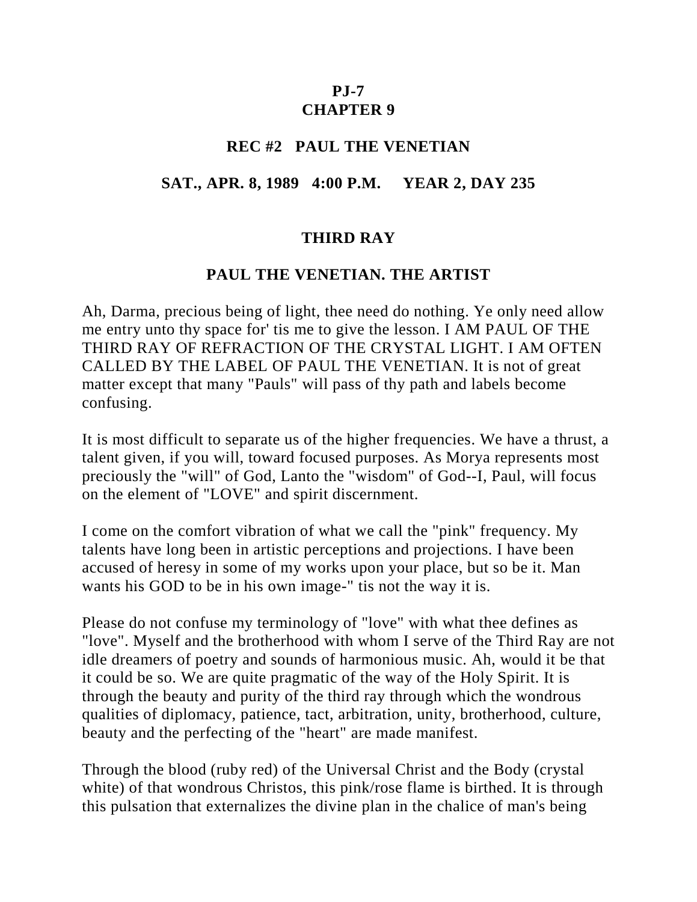# PJ-7
# CHAPTER 9

## REC #2 PAUL THE VENETIAN

## SAT., APR. 8, 1989 4:00 P.M. YEAR 2, DAY 235

## THIRD RAY

## PAUL THE VENETIAN. THE ARTIST

Ah, Darma, precious being of light, thee need do nothing. Ye only need allow me entry unto thy space for' tis me to give the lesson. I AM PAUL OF THE THIRD RAY OF REFRACTION OF THE CRYSTAL LIGHT. I AM OFTEN CALLED BY THE LABEL OF PAUL THE VENETIAN. It is not of great matter except that many "Pauls" will pass of thy path and labels become confusing.

It is most difficult to separate us of the higher frequencies. We have a thrust, a talent given, if you will, toward focused purposes. As Morya represents most preciously the "will" of God, Lanto the "wisdom" of God--I, Paul, will focus on the element of "LOVE" and spirit discernment.

I come on the comfort vibration of what we call the "pink" frequency. My talents have long been in artistic perceptions and projections. I have been accused of heresy in some of my works upon your place, but so be it. Man wants his GOD to be in his own image-" tis not the way it is.

Please do not confuse my terminology of "love" with what thee defines as "love". Myself and the brotherhood with whom I serve of the Third Ray are not idle dreamers of poetry and sounds of harmonious music. Ah, would it be that it could be so. We are quite pragmatic of the way of the Holy Spirit. It is through the beauty and purity of the third ray through which the wondrous qualities of diplomacy, patience, tact, arbitration, unity, brotherhood, culture, beauty and the perfecting of the "heart" are made manifest.

Through the blood (ruby red) of the Universal Christ and the Body (crystal white) of that wondrous Christos, this pink/rose flame is birthed. It is through this pulsation that externalizes the divine plan in the chalice of man's being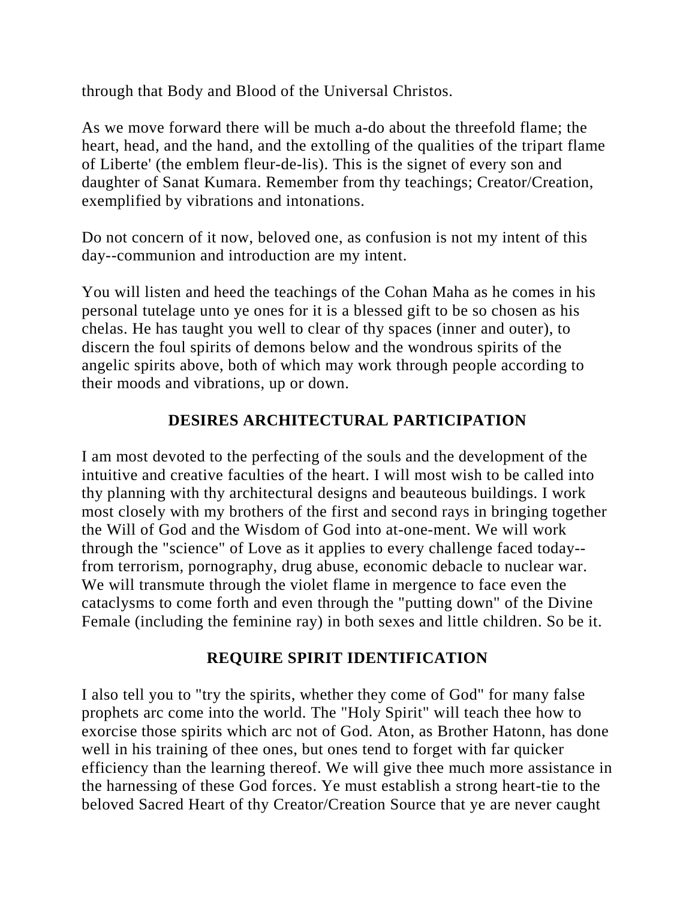through that Body and Blood of the Universal Christos.

As we move forward there will be much a-do about the threefold flame; the heart, head, and the hand, and the extolling of the qualities of the tripart flame of Liberte' (the emblem fleur-de-lis). This is the signet of every son and daughter of Sanat Kumara. Remember from thy teachings; Creator/Creation, exemplified by vibrations and intonations.

Do not concern of it now, beloved one, as confusion is not my intent of this day--communion and introduction are my intent.

You will listen and heed the teachings of the Cohan Maha as he comes in his personal tutelage unto ye ones for it is a blessed gift to be so chosen as his chelas. He has taught you well to clear of thy spaces (inner and outer), to discern the foul spirits of demons below and the wondrous spirits of the angelic spirits above, both of which may work through people according to their moods and vibrations, up or down.

## DESIRES ARCHITECTURAL PARTICIPATION

I am most devoted to the perfecting of the souls and the development of the intuitive and creative faculties of the heart. I will most wish to be called into thy planning with thy architectural designs and beauteous buildings. I work most closely with my brothers of the first and second rays in bringing together the Will of God and the Wisdom of God into at-one-ment. We will work through the "science" of Love as it applies to every challenge faced today--from terrorism, pornography, drug abuse, economic debacle to nuclear war. We will transmute through the violet flame in mergence to face even the cataclysms to come forth and even through the "putting down" of the Divine Female (including the feminine ray) in both sexes and little children. So be it.

## REQUIRE SPIRIT IDENTIFICATION

I also tell you to "try the spirits, whether they come of God" for many false prophets arc come into the world. The "Holy Spirit" will teach thee how to exorcise those spirits which arc not of God. Aton, as Brother Hatonn, has done well in his training of thee ones, but ones tend to forget with far quicker efficiency than the learning thereof. We will give thee much more assistance in the harnessing of these God forces. Ye must establish a strong heart-tie to the beloved Sacred Heart of thy Creator/Creation Source that ye are never caught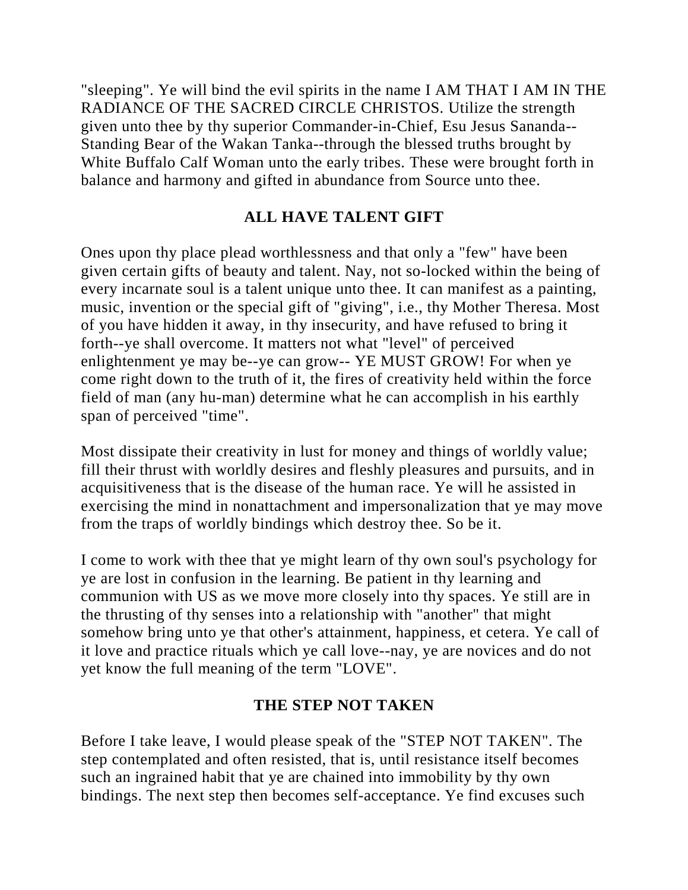"sleeping". Ye will bind the evil spirits in the name I AM THAT I AM IN THE RADIANCE OF THE SACRED CIRCLE CHRISTOS. Utilize the strength given unto thee by thy superior Commander-in-Chief, Esu Jesus Sananda--Standing Bear of the Wakan Tanka--through the blessed truths brought by White Buffalo Calf Woman unto the early tribes. These were brought forth in balance and harmony and gifted in abundance from Source unto thee.

## ALL HAVE TALENT GIFT

Ones upon thy place plead worthlessness and that only a "few" have been given certain gifts of beauty and talent. Nay, not so-locked within the being of every incarnate soul is a talent unique unto thee. It can manifest as a painting, music, invention or the special gift of "giving", i.e., thy Mother Theresa. Most of you have hidden it away, in thy insecurity, and have refused to bring it forth--ye shall overcome. It matters not what "level" of perceived enlightenment ye may be--ye can grow-- YE MUST GROW! For when ye come right down to the truth of it, the fires of creativity held within the force field of man (any hu-man) determine what he can accomplish in his earthly span of perceived "time".

Most dissipate their creativity in lust for money and things of worldly value; fill their thrust with worldly desires and fleshly pleasures and pursuits, and in acquisitiveness that is the disease of the human race. Ye will he assisted in exercising the mind in nonattachment and impersonalization that ye may move from the traps of worldly bindings which destroy thee. So be it.

I come to work with thee that ye might learn of thy own soul's psychology for ye are lost in confusion in the learning. Be patient in thy learning and communion with US as we move more closely into thy spaces. Ye still are in the thrusting of thy senses into a relationship with "another" that might somehow bring unto ye that other's attainment, happiness, et cetera. Ye call of it love and practice rituals which ye call love--nay, ye are novices and do not yet know the full meaning of the term "LOVE".

## THE STEP NOT TAKEN

Before I take leave, I would please speak of the "STEP NOT TAKEN". The step contemplated and often resisted, that is, until resistance itself becomes such an ingrained habit that ye are chained into immobility by thy own bindings. The next step then becomes self-acceptance. Ye find excuses such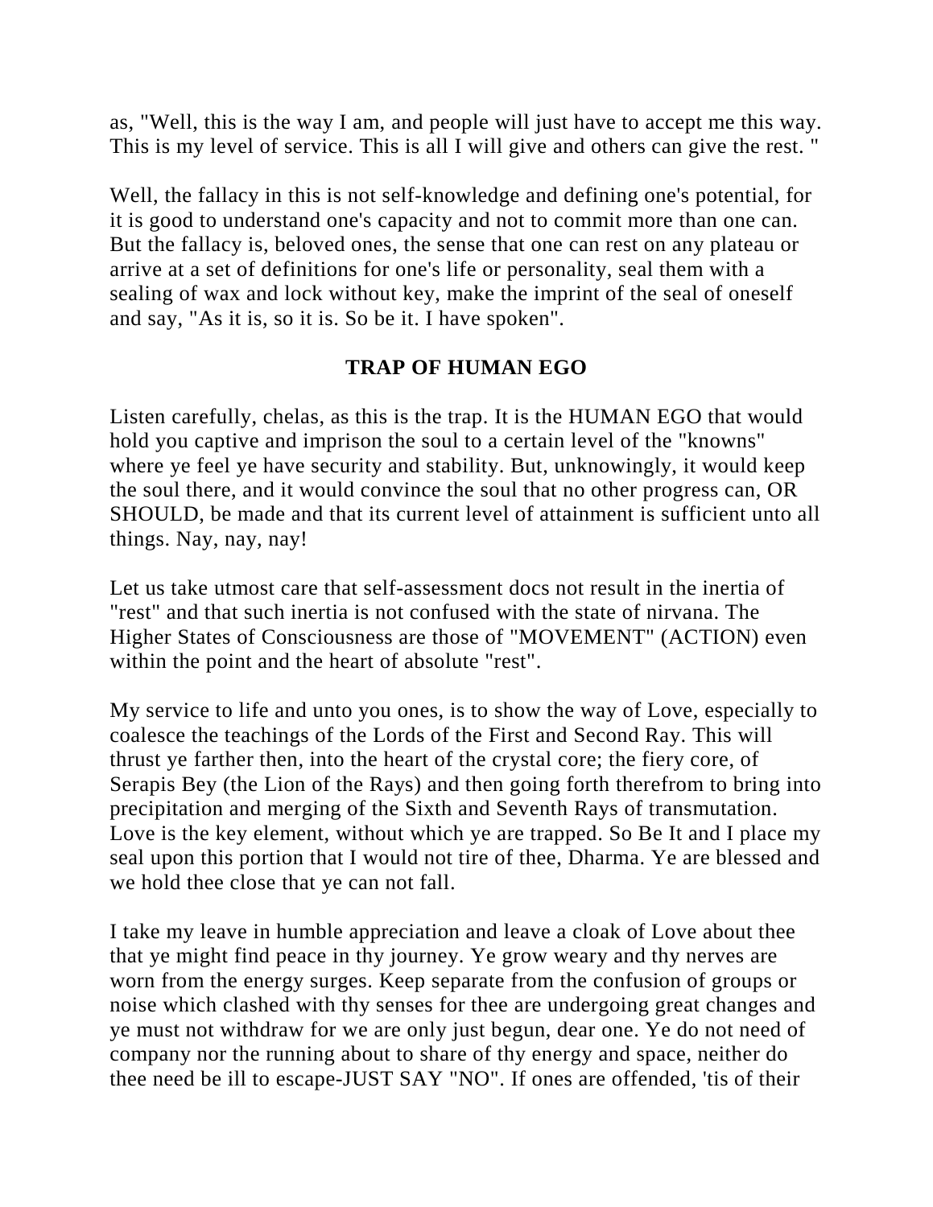as, "Well, this is the way I am, and people will just have to accept me this way. This is my level of service. This is all I will give and others can give the rest. "

Well, the fallacy in this is not self-knowledge and defining one's potential, for it is good to understand one's capacity and not to commit more than one can. But the fallacy is, beloved ones, the sense that one can rest on any plateau or arrive at a set of definitions for one's life or personality, seal them with a sealing of wax and lock without key, make the imprint of the seal of oneself and say, "As it is, so it is. So be it. I have spoken".

## TRAP OF HUMAN EGO

Listen carefully, chelas, as this is the trap. It is the HUMAN EGO that would hold you captive and imprison the soul to a certain level of the "knowns" where ye feel ye have security and stability. But, unknowingly, it would keep the soul there, and it would convince the soul that no other progress can, OR SHOULD, be made and that its current level of attainment is sufficient unto all things. Nay, nay, nay!

Let us take utmost care that self-assessment docs not result in the inertia of "rest" and that such inertia is not confused with the state of nirvana. The Higher States of Consciousness are those of "MOVEMENT" (ACTION) even within the point and the heart of absolute "rest".

My service to life and unto you ones, is to show the way of Love, especially to coalesce the teachings of the Lords of the First and Second Ray. This will thrust ye farther then, into the heart of the crystal core; the fiery core, of Serapis Bey (the Lion of the Rays) and then going forth therefrom to bring into precipitation and merging of the Sixth and Seventh Rays of transmutation. Love is the key element, without which ye are trapped. So Be It and I place my seal upon this portion that I would not tire of thee, Dharma. Ye are blessed and we hold thee close that ye can not fall.

I take my leave in humble appreciation and leave a cloak of Love about thee that ye might find peace in thy journey. Ye grow weary and thy nerves are worn from the energy surges. Keep separate from the confusion of groups or noise which clashed with thy senses for thee are undergoing great changes and ye must not withdraw for we are only just begun, dear one. Ye do not need of company nor the running about to share of thy energy and space, neither do thee need be ill to escape-JUST SAY "NO". If ones are offended, 'tis of their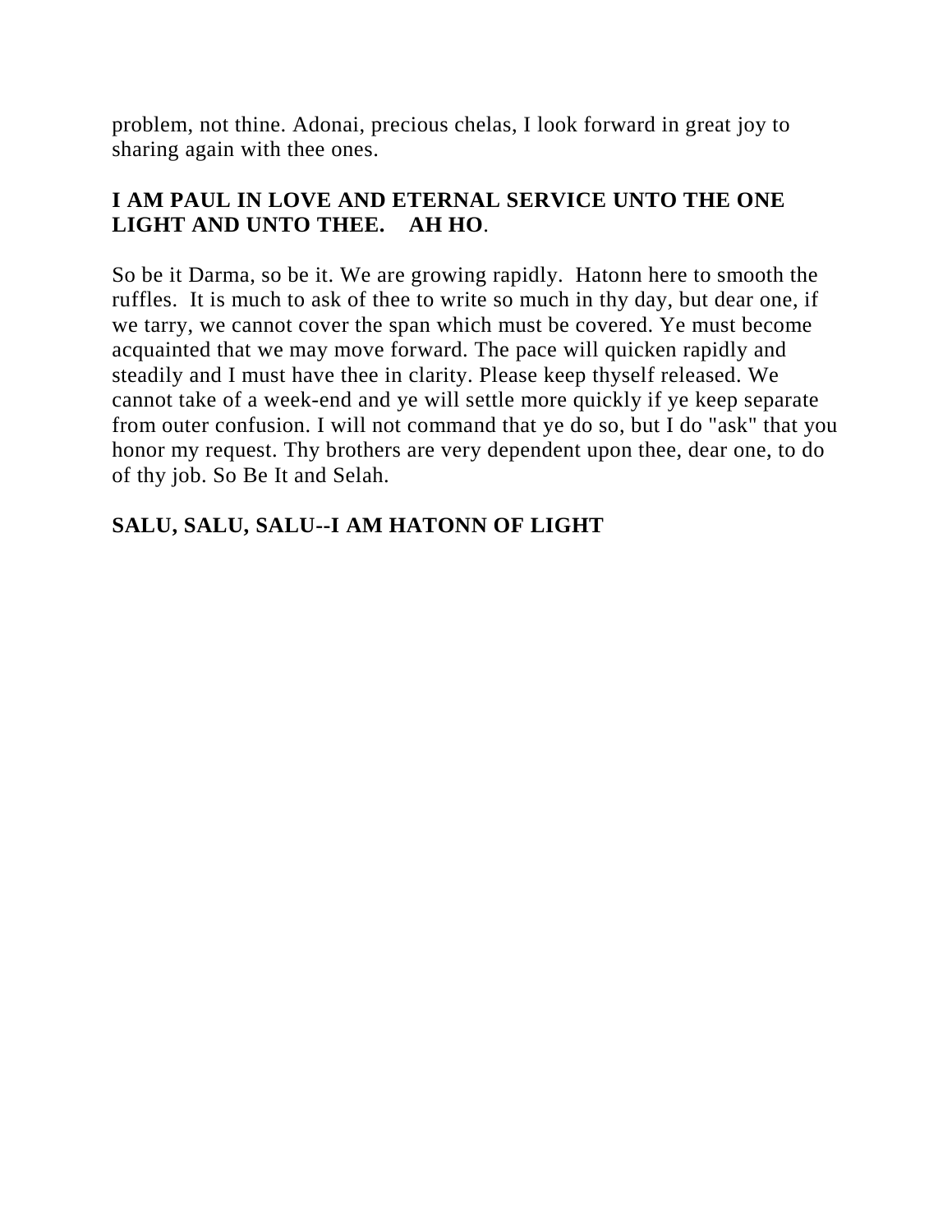problem, not thine. Adonai, precious chelas, I look forward in great joy to sharing again with thee ones.

**I AM PAUL IN LOVE AND ETERNAL SERVICE UNTO THE ONE LIGHT AND UNTO THEE. AH HO**.

So be it Darma, so be it. We are growing rapidly. Hatonn here to smooth the ruffles. It is much to ask of thee to write so much in thy day, but dear one, if we tarry, we cannot cover the span which must be covered. Ye must become acquainted that we may move forward. The pace will quicken rapidly and steadily and I must have thee in clarity. Please keep thyself released. We cannot take of a week-end and ye will settle more quickly if ye keep separate from outer confusion. I will not command that ye do so, but I do "ask" that you honor my request. Thy brothers are very dependent upon thee, dear one, to do of thy job. So Be It and Selah.

**SALU, SALU, SALU--I AM HATONN OF LIGHT**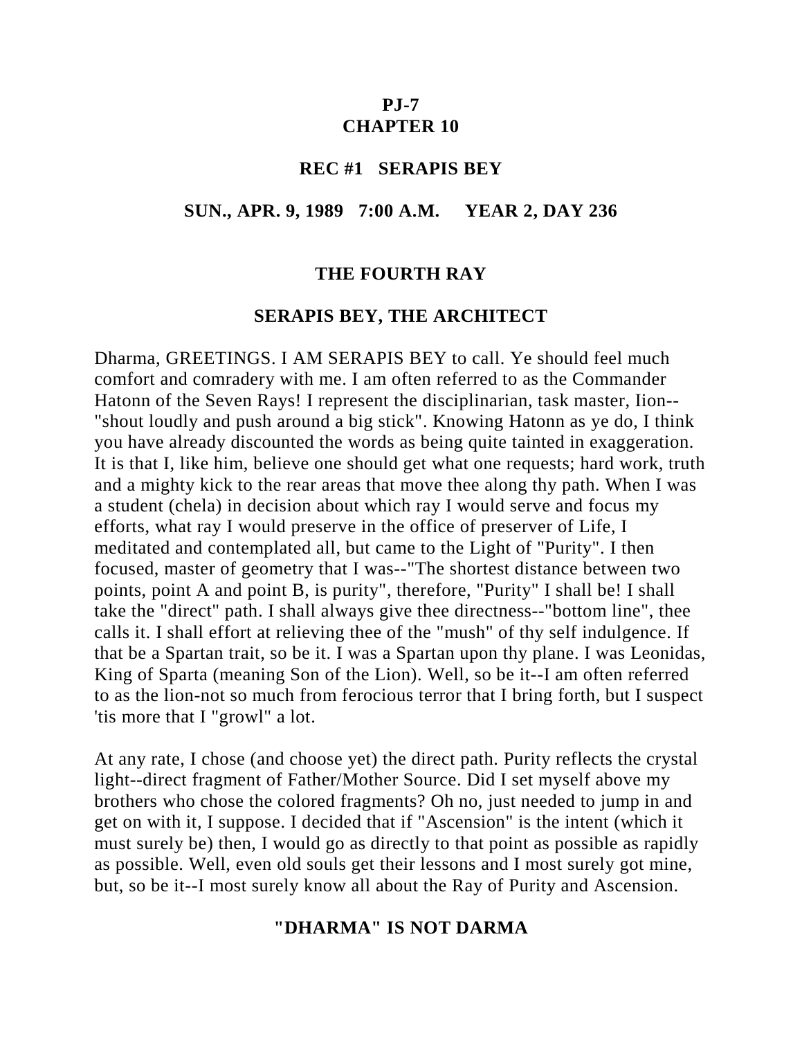**PJ-7**
**CHAPTER 10**

**REC #1 SERAPIS BEY**

**SUN., APR. 9, 1989 7:00 A.M. YEAR 2, DAY 236**

## THE FOURTH RAY

## SERAPIS BEY, THE ARCHITECT

Dharma, GREETINGS. I AM SERAPIS BEY to call. Ye should feel much comfort and comradery with me. I am often referred to as the Commander Hatonn of the Seven Rays! I represent the disciplinarian, task master, Iion--"shout loudly and push around a big stick". Knowing Hatonn as ye do, I think you have already discounted the words as being quite tainted in exaggeration. It is that I, like him, believe one should get what one requests; hard work, truth and a mighty kick to the rear areas that move thee along thy path. When I was a student (chela) in decision about which ray I would serve and focus my efforts, what ray I would preserve in the office of preserver of Life, I meditated and contemplated all, but came to the Light of "Purity". I then focused, master of geometry that I was--"The shortest distance between two points, point A and point B, is purity", therefore, "Purity" I shall be! I shall take the "direct" path. I shall always give thee directness--"bottom line", thee calls it. I shall effort at relieving thee of the "mush" of thy self indulgence. If that be a Spartan trait, so be it. I was a Spartan upon thy plane. I was Leonidas, King of Sparta (meaning Son of the Lion). Well, so be it--I am often referred to as the lion-not so much from ferocious terror that I bring forth, but I suspect 'tis more that I "growl" a lot.

At any rate, I chose (and choose yet) the direct path. Purity reflects the crystal light--direct fragment of Father/Mother Source. Did I set myself above my brothers who chose the colored fragments? Oh no, just needed to jump in and get on with it, I suppose. I decided that if "Ascension" is the intent (which it must surely be) then, I would go as directly to that point as possible as rapidly as possible. Well, even old souls get their lessons and I most surely got mine, but, so be it--I most surely know all about the Ray of Purity and Ascension.

## "DHARMA" IS NOT DARMA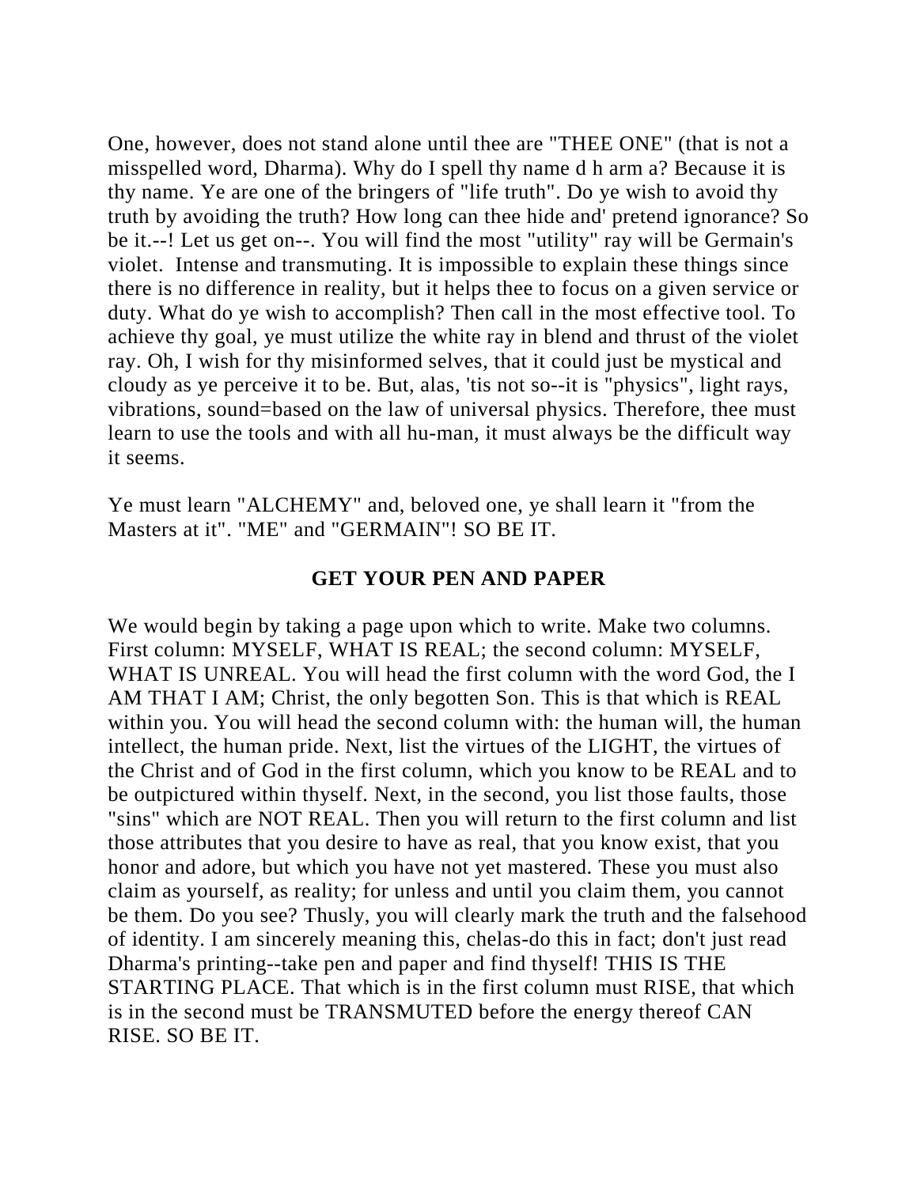One, however, does not stand alone until thee are "THEE ONE" (that is not a misspelled word, Dharma). Why do I spell thy name d h arm a? Because it is thy name. Ye are one of the bringers of "life truth". Do ye wish to avoid thy truth by avoiding the truth? How long can thee hide and' pretend ignorance? So be it.--! Let us get on--. You will find the most "utility" ray will be Germain's violet. Intense and transmuting. It is impossible to explain these things since there is no difference in reality, but it helps thee to focus on a given service or duty. What do ye wish to accomplish? Then call in the most effective tool. To achieve thy goal, ye must utilize the white ray in blend and thrust of the violet ray. Oh, I wish for thy misinformed selves, that it could just be mystical and cloudy as ye perceive it to be. But, alas, 'tis not so--it is "physics", light rays, vibrations, sound=based on the law of universal physics. Therefore, thee must learn to use the tools and with all hu-man, it must always be the difficult way it seems.

Ye must learn "ALCHEMY" and, beloved one, ye shall learn it "from the Masters at it". "ME" and "GERMAIN"! SO BE IT.

## GET YOUR PEN AND PAPER

We would begin by taking a page upon which to write. Make two columns. First column: MYSELF, WHAT IS REAL; the second column: MYSELF, WHAT IS UNREAL. You will head the first column with the word God, the I AM THAT I AM; Christ, the only begotten Son. This is that which is REAL within you. You will head the second column with: the human will, the human intellect, the human pride. Next, list the virtues of the LIGHT, the virtues of the Christ and of God in the first column, which you know to be REAL and to be outpictured within thyself. Next, in the second, you list those faults, those "sins" which are NOT REAL. Then you will return to the first column and list those attributes that you desire to have as real, that you know exist, that you honor and adore, but which you have not yet mastered. These you must also claim as yourself, as reality; for unless and until you claim them, you cannot be them. Do you see? Thusly, you will clearly mark the truth and the falsehood of identity. I am sincerely meaning this, chelas-do this in fact; don't just read Dharma's printing--take pen and paper and find thyself! THIS IS THE STARTING PLACE. That which is in the first column must RISE, that which is in the second must be TRANSMUTED before the energy thereof CAN RISE. SO BE IT.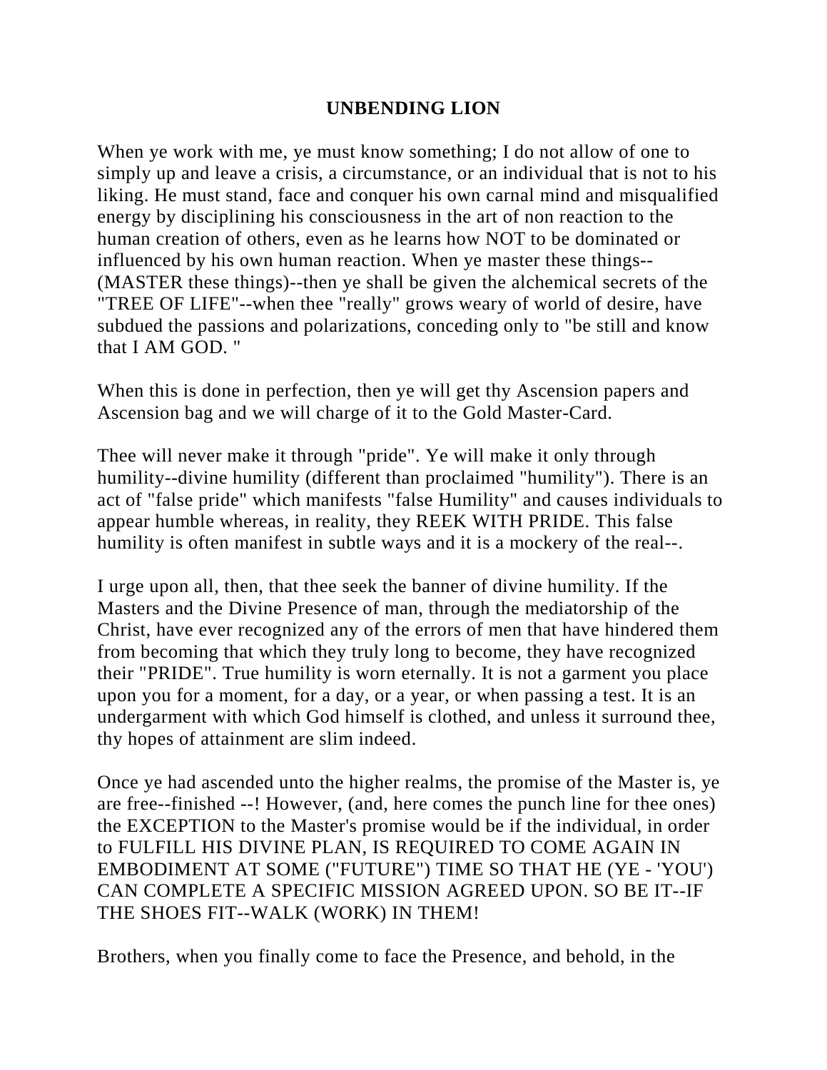# UNBENDING LION

When ye work with me, ye must know something; I do not allow of one to simply up and leave a crisis, a circumstance, or an individual that is not to his liking. He must stand, face and conquer his own carnal mind and misqualified energy by disciplining his consciousness in the art of non reaction to the human creation of others, even as he learns how NOT to be dominated or influenced by his own human reaction. When ye master these things--(MASTER these things)--then ye shall be given the alchemical secrets of the "TREE OF LIFE"--when thee "really" grows weary of world of desire, have subdued the passions and polarizations, conceding only to "be still and know that I AM GOD. "

When this is done in perfection, then ye will get thy Ascension papers and Ascension bag and we will charge of it to the Gold Master-Card.

Thee will never make it through "pride". Ye will make it only through humility--divine humility (different than proclaimed "humility"). There is an act of "false pride" which manifests "false Humility" and causes individuals to appear humble whereas, in reality, they REEK WITH PRIDE. This false humility is often manifest in subtle ways and it is a mockery of the real--.

I urge upon all, then, that thee seek the banner of divine humility. If the Masters and the Divine Presence of man, through the mediatorship of the Christ, have ever recognized any of the errors of men that have hindered them from becoming that which they truly long to become, they have recognized their "PRIDE". True humility is worn eternally. It is not a garment you place upon you for a moment, for a day, or a year, or when passing a test. It is an undergarment with which God himself is clothed, and unless it surround thee, thy hopes of attainment are slim indeed.

Once ye had ascended unto the higher realms, the promise of the Master is, ye are free--finished --! However, (and, here comes the punch line for thee ones) the EXCEPTION to the Master's promise would be if the individual, in order to FULFILL HIS DIVINE PLAN, IS REQUIRED TO COME AGAIN IN EMBODIMENT AT SOME ("FUTURE") TIME SO THAT HE (YE - 'YOU') CAN COMPLETE A SPECIFIC MISSION AGREED UPON. SO BE IT--IF THE SHOES FIT--WALK (WORK) IN THEM!

Brothers, when you finally come to face the Presence, and behold, in the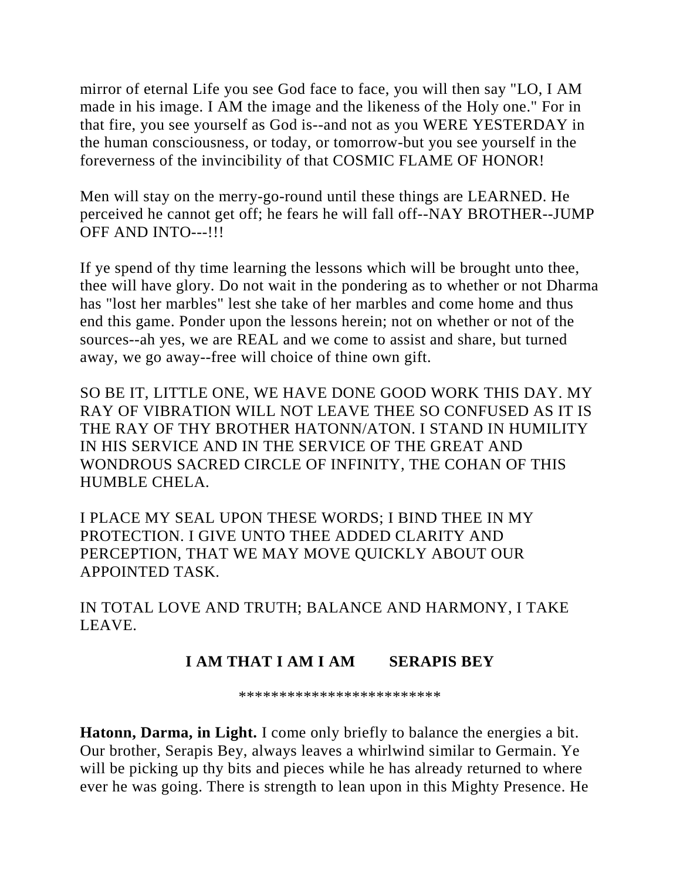mirror of eternal Life you see God face to face, you will then say "LO, I AM made in his image. I AM the image and the likeness of the Holy one." For in that fire, you see yourself as God is--and not as you WERE YESTERDAY in the human consciousness, or today, or tomorrow-but you see yourself in the foreverness of the invincibility of that COSMIC FLAME OF HONOR!

Men will stay on the merry-go-round until these things are LEARNED. He perceived he cannot get off; he fears he will fall off--NAY BROTHER--JUMP OFF AND INTO---!!!

If ye spend of thy time learning the lessons which will be brought unto thee, thee will have glory. Do not wait in the pondering as to whether or not Dharma has "lost her marbles" lest she take of her marbles and come home and thus end this game. Ponder upon the lessons herein; not on whether or not of the sources--ah yes, we are REAL and we come to assist and share, but turned away, we go away--free will choice of thine own gift.

SO BE IT, LITTLE ONE, WE HAVE DONE GOOD WORK THIS DAY. MY RAY OF VIBRATION WILL NOT LEAVE THEE SO CONFUSED AS IT IS THE RAY OF THY BROTHER HATONN/ATON. I STAND IN HUMILITY IN HIS SERVICE AND IN THE SERVICE OF THE GREAT AND WONDROUS SACRED CIRCLE OF INFINITY, THE COHAN OF THIS HUMBLE CHELA.

I PLACE MY SEAL UPON THESE WORDS; I BIND THEE IN MY PROTECTION. I GIVE UNTO THEE ADDED CLARITY AND PERCEPTION, THAT WE MAY MOVE QUICKLY ABOUT OUR APPOINTED TASK.

IN TOTAL LOVE AND TRUTH; BALANCE AND HARMONY, I TAKE LEAVE.

**I AM THAT I AM I AM SERAPIS BEY**

*************************

**Hatonn, Darma, in Light.** I come only briefly to balance the energies a bit. Our brother, Serapis Bey, always leaves a whirlwind similar to Germain. Ye will be picking up thy bits and pieces while he has already returned to where ever he was going. There is strength to lean upon in this Mighty Presence. He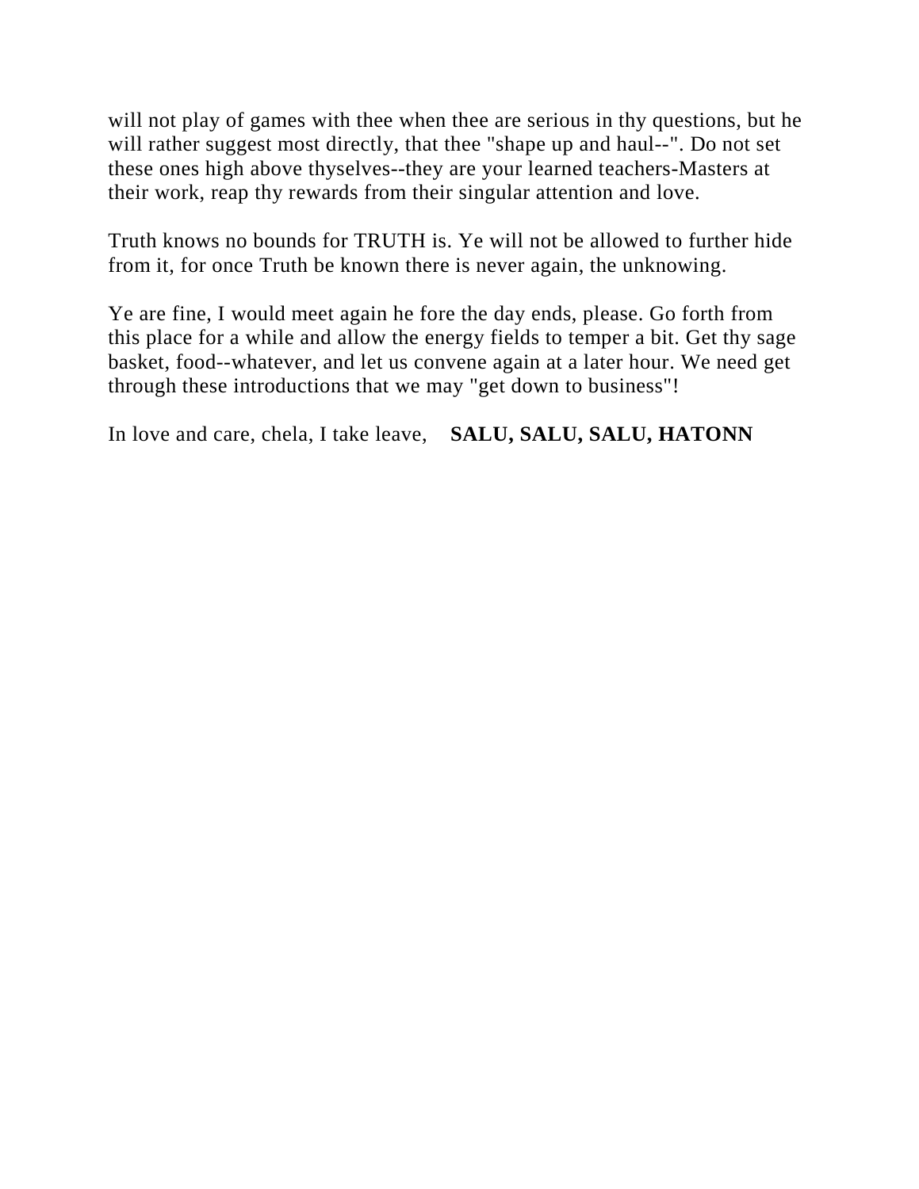will not play of games with thee when thee are serious in thy questions, but he will rather suggest most directly, that thee "shape up and haul--". Do not set these ones high above thyselves--they are your learned teachers-Masters at their work, reap thy rewards from their singular attention and love.

Truth knows no bounds for TRUTH is. Ye will not be allowed to further hide from it, for once Truth be known there is never again, the unknowing.

Ye are fine, I would meet again he fore the day ends, please. Go forth from this place for a while and allow the energy fields to temper a bit. Get thy sage basket, food--whatever, and let us convene again at a later hour. We need get through these introductions that we may "get down to business"!

In love and care, chela, I take leave, **SALU, SALU, SALU, HATONN**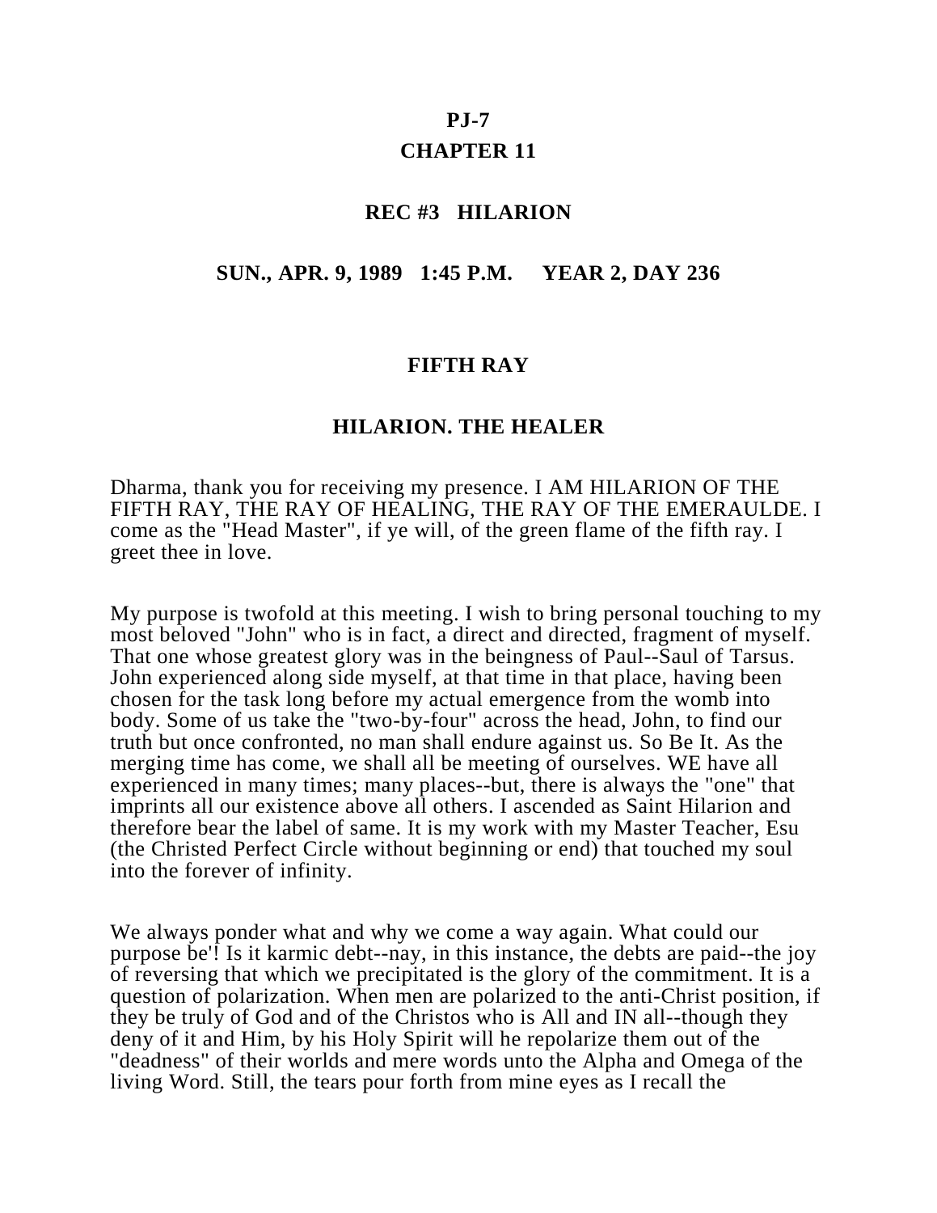# PJ-7

## CHAPTER 11

### REC #3 HILARION

### SUN., APR. 9, 1989 1:45 P.M. YEAR 2, DAY 236

### FIFTH RAY

### HILARION. THE HEALER

Dharma, thank you for receiving my presence. I AM HILARION OF THE FIFTH RAY, THE RAY OF HEALING, THE RAY OF THE EMERAULDE. I come as the "Head Master", if ye will, of the green flame of the fifth ray. I greet thee in love.

My purpose is twofold at this meeting. I wish to bring personal touching to my most beloved "John" who is in fact, a direct and directed, fragment of myself. That one whose greatest glory was in the beingness of Paul--Saul of Tarsus. John experienced along side myself, at that time in that place, having been chosen for the task long before my actual emergence from the womb into body. Some of us take the "two-by-four" across the head, John, to find our truth but once confronted, no man shall endure against us. So Be It. As the merging time has come, we shall all be meeting of ourselves. WE have all experienced in many times; many places--but, there is always the "one" that imprints all our existence above all others. I ascended as Saint Hilarion and therefore bear the label of same. It is my work with my Master Teacher, Esu (the Christed Perfect Circle without beginning or end) that touched my soul into the forever of infinity.

We always ponder what and why we come a way again. What could our purpose be'! Is it karmic debt--nay, in this instance, the debts are paid--the joy of reversing that which we precipitated is the glory of the commitment. It is a question of polarization. When men are polarized to the anti-Christ position, if they be truly of God and of the Christos who is All and IN all--though they deny of it and Him, by his Holy Spirit will he repolarize them out of the "deadness" of their worlds and mere words unto the Alpha and Omega of the living Word. Still, the tears pour forth from mine eyes as I recall the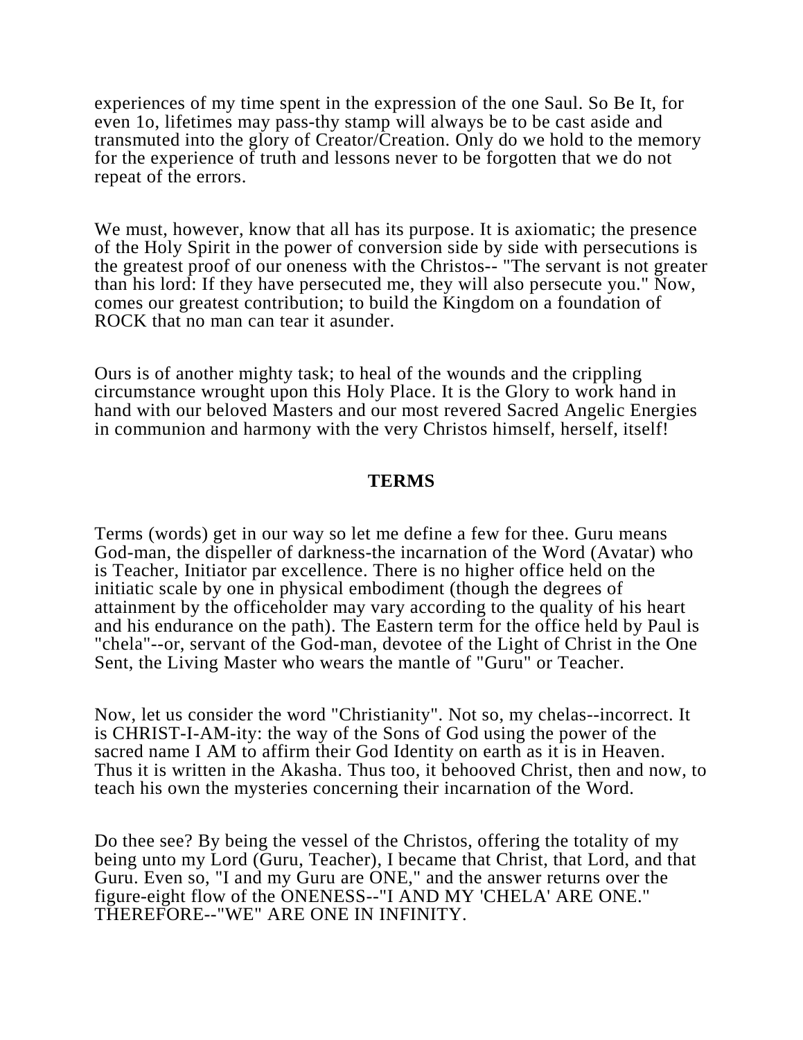experiences of my time spent in the expression of the one Saul. So Be It, for even 1o, lifetimes may pass-thy stamp will always be to be cast aside and transmuted into the glory of Creator/Creation. Only do we hold to the memory for the experience of truth and lessons never to be forgotten that we do not repeat of the errors.

We must, however, know that all has its purpose. It is axiomatic; the presence of the Holy Spirit in the power of conversion side by side with persecutions is the greatest proof of our oneness with the Christos-- "The servant is not greater than his lord: If they have persecuted me, they will also persecute you." Now, comes our greatest contribution; to build the Kingdom on a foundation of ROCK that no man can tear it asunder.

Ours is of another mighty task; to heal of the wounds and the crippling circumstance wrought upon this Holy Place. It is the Glory to work hand in hand with our beloved Masters and our most revered Sacred Angelic Energies in communion and harmony with the very Christos himself, herself, itself!

## TERMS

Terms (words) get in our way so let me define a few for thee. Guru means God-man, the dispeller of darkness-the incarnation of the Word (Avatar) who is Teacher, Initiator par excellence. There is no higher office held on the initiatic scale by one in physical embodiment (though the degrees of attainment by the officeholder may vary according to the quality of his heart and his endurance on the path). The Eastern term for the office held by Paul is "chela"--or, servant of the God-man, devotee of the Light of Christ in the One Sent, the Living Master who wears the mantle of "Guru" or Teacher.

Now, let us consider the word "Christianity". Not so, my chelas--incorrect. It is CHRIST-I-AM-ity: the way of the Sons of God using the power of the sacred name I AM to affirm their God Identity on earth as it is in Heaven. Thus it is written in the Akasha. Thus too, it behooved Christ, then and now, to teach his own the mysteries concerning their incarnation of the Word.

Do thee see? By being the vessel of the Christos, offering the totality of my being unto my Lord (Guru, Teacher), I became that Christ, that Lord, and that Guru. Even so, "I and my Guru are ONE," and the answer returns over the figure-eight flow of the ONENESS--"I AND MY 'CHELA' ARE ONE." THEREFORE--"WE" ARE ONE IN INFINITY.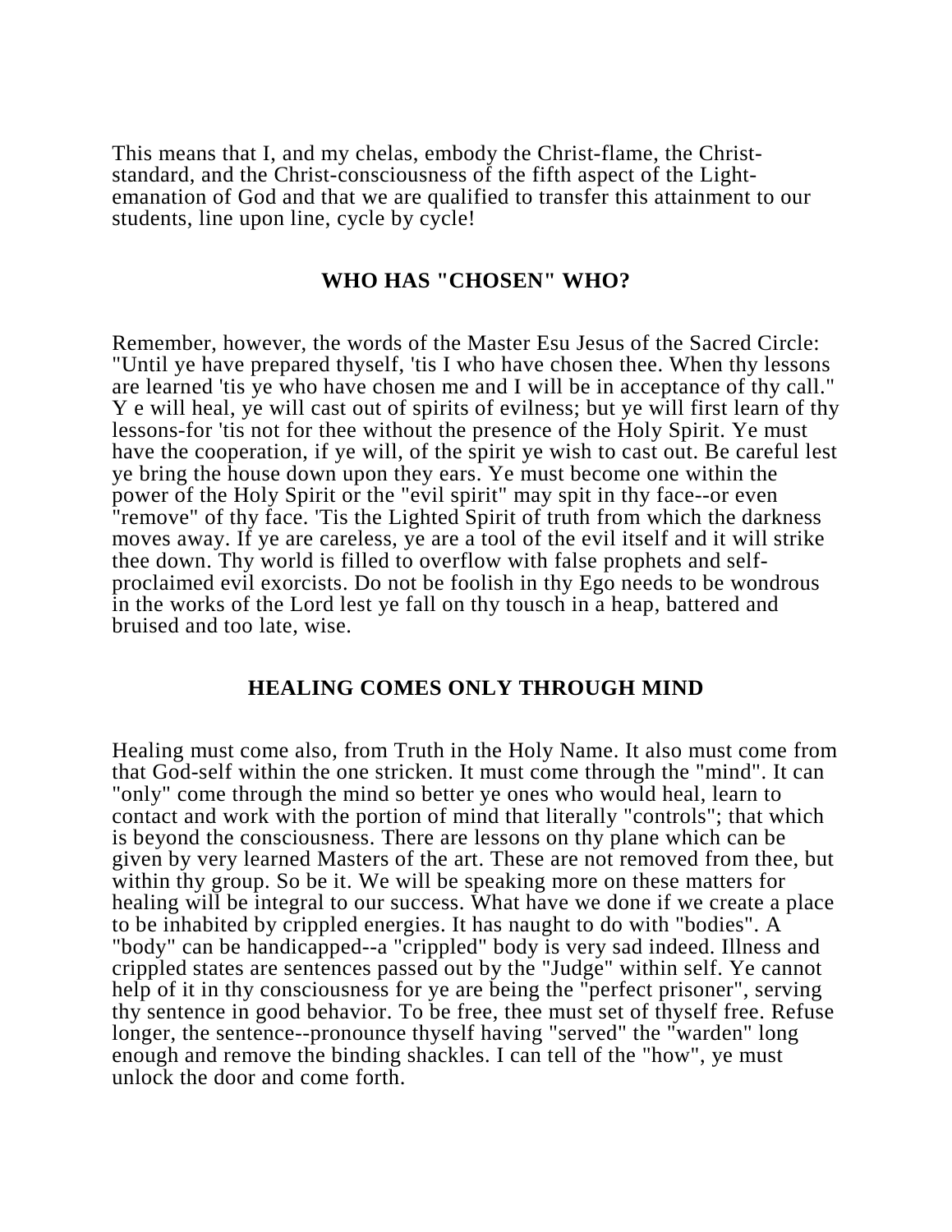This means that I, and my chelas, embody the Christ-flame, the Christ-standard, and the Christ-consciousness of the fifth aspect of the Light-emanation of God and that we are qualified to transfer this attainment to our students, line upon line, cycle by cycle!

## WHO HAS "CHOSEN" WHO?

Remember, however, the words of the Master Esu Jesus of the Sacred Circle: "Until ye have prepared thyself, 'tis I who have chosen thee. When thy lessons are learned 'tis ye who have chosen me and I will be in acceptance of thy call." Y e will heal, ye will cast out of spirits of evilness; but ye will first learn of thy lessons-for 'tis not for thee without the presence of the Holy Spirit. Ye must have the cooperation, if ye will, of the spirit ye wish to cast out. Be careful lest ye bring the house down upon they ears. Ye must become one within the power of the Holy Spirit or the "evil spirit" may spit in thy face--or even "remove" of thy face. 'Tis the Lighted Spirit of truth from which the darkness moves away. If ye are careless, ye are a tool of the evil itself and it will strike thee down. Thy world is filled to overflow with false prophets and self-proclaimed evil exorcists. Do not be foolish in thy Ego needs to be wondrous in the works of the Lord lest ye fall on thy tousch in a heap, battered and bruised and too late, wise.

## HEALING COMES ONLY THROUGH MIND

Healing must come also, from Truth in the Holy Name. It also must come from that God-self within the one stricken. It must come through the "mind". It can "only" come through the mind so better ye ones who would heal, learn to contact and work with the portion of mind that literally "controls"; that which is beyond the consciousness. There are lessons on thy plane which can be given by very learned Masters of the art. These are not removed from thee, but within thy group. So be it. We will be speaking more on these matters for healing will be integral to our success. What have we done if we create a place to be inhabited by crippled energies. It has naught to do with "bodies". A "body" can be handicapped--a "crippled" body is very sad indeed. Illness and crippled states are sentences passed out by the "Judge" within self. Ye cannot help of it in thy consciousness for ye are being the "perfect prisoner", serving thy sentence in good behavior. To be free, thee must set of thyself free. Refuse longer, the sentence--pronounce thyself having "served" the "warden" long enough and remove the binding shackles. I can tell of the "how", ye must unlock the door and come forth.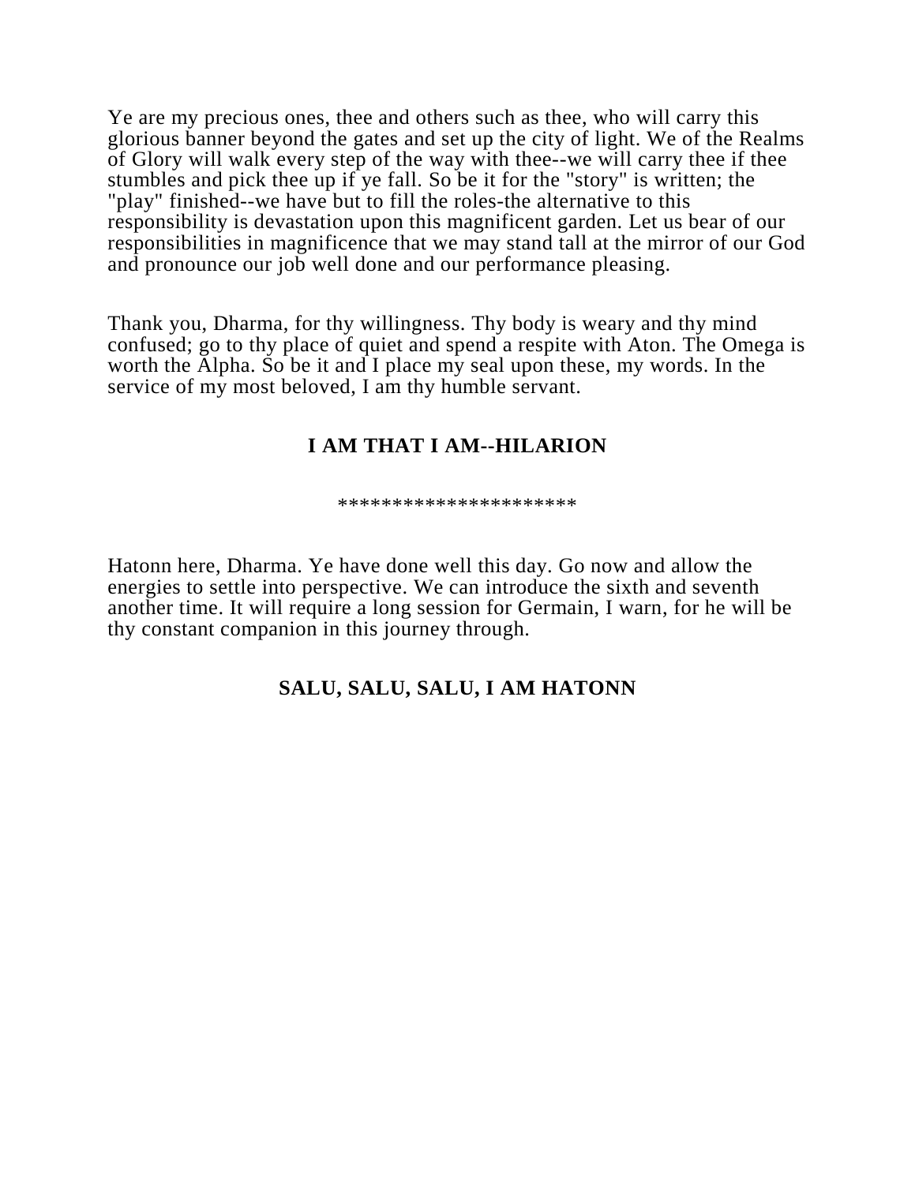Ye are my precious ones, thee and others such as thee, who will carry this glorious banner beyond the gates and set up the city of light. We of the Realms of Glory will walk every step of the way with thee--we will carry thee if thee stumbles and pick thee up if ye fall. So be it for the "story" is written; the "play" finished--we have but to fill the roles-the alternative to this responsibility is devastation upon this magnificent garden. Let us bear of our responsibilities in magnificence that we may stand tall at the mirror of our God and pronounce our job well done and our performance pleasing.

Thank you, Dharma, for thy willingness. Thy body is weary and thy mind confused; go to thy place of quiet and spend a respite with Aton. The Omega is worth the Alpha. So be it and I place my seal upon these, my words. In the service of my most beloved, I am thy humble servant.

**I AM THAT I AM--HILARION**

**********************

Hatonn here, Dharma. Ye have done well this day. Go now and allow the energies to settle into perspective. We can introduce the sixth and seventh another time. It will require a long session for Germain, I warn, for he will be thy constant companion in this journey through.

**SALU, SALU, SALU, I AM HATONN**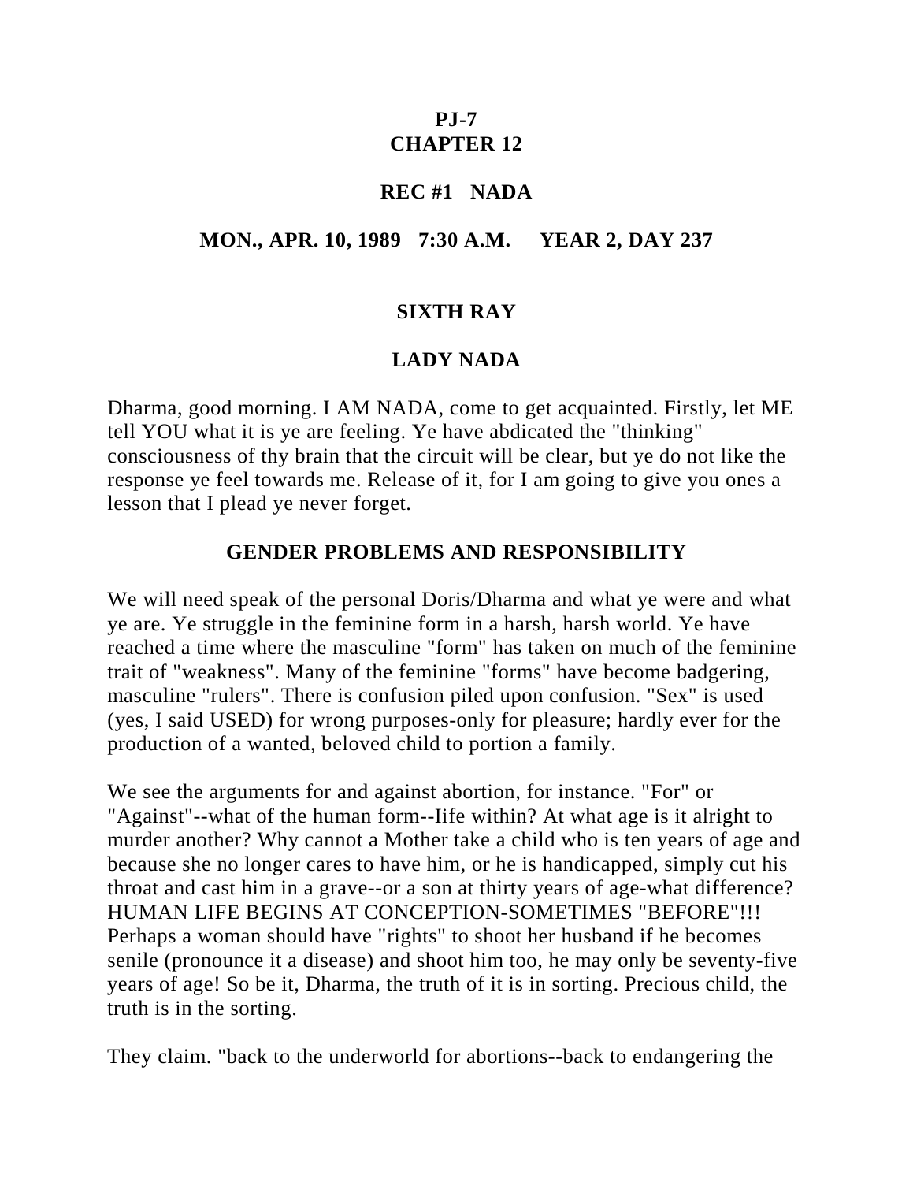**PJ-7**
**CHAPTER 12**

**REC #1 NADA**

**MON., APR. 10, 1989 7:30 A.M. YEAR 2, DAY 237**

**SIXTH RAY**

**LADY NADA**

Dharma, good morning. I AM NADA, come to get acquainted. Firstly, let ME tell YOU what it is ye are feeling. Ye have abdicated the "thinking" consciousness of thy brain that the circuit will be clear, but ye do not like the response ye feel towards me. Release of it, for I am going to give you ones a lesson that I plead ye never forget.

## GENDER PROBLEMS AND RESPONSIBILITY

We will need speak of the personal Doris/Dharma and what ye were and what ye are. Ye struggle in the feminine form in a harsh, harsh world. Ye have reached a time where the masculine "form" has taken on much of the feminine trait of "weakness". Many of the feminine "forms" have become badgering, masculine "rulers". There is confusion piled upon confusion. "Sex" is used (yes, I said USED) for wrong purposes-only for pleasure; hardly ever for the production of a wanted, beloved child to portion a family.

We see the arguments for and against abortion, for instance. "For" or "Against"--what of the human form--Iife within? At what age is it alright to murder another? Why cannot a Mother take a child who is ten years of age and because she no longer cares to have him, or he is handicapped, simply cut his throat and cast him in a grave--or a son at thirty years of age-what difference? HUMAN LIFE BEGINS AT CONCEPTION-SOMETIMES "BEFORE"!!! Perhaps a woman should have "rights" to shoot her husband if he becomes senile (pronounce it a disease) and shoot him too, he may only be seventy-five years of age! So be it, Dharma, the truth of it is in sorting. Precious child, the truth is in the sorting.

They claim. "back to the underworld for abortions--back to endangering the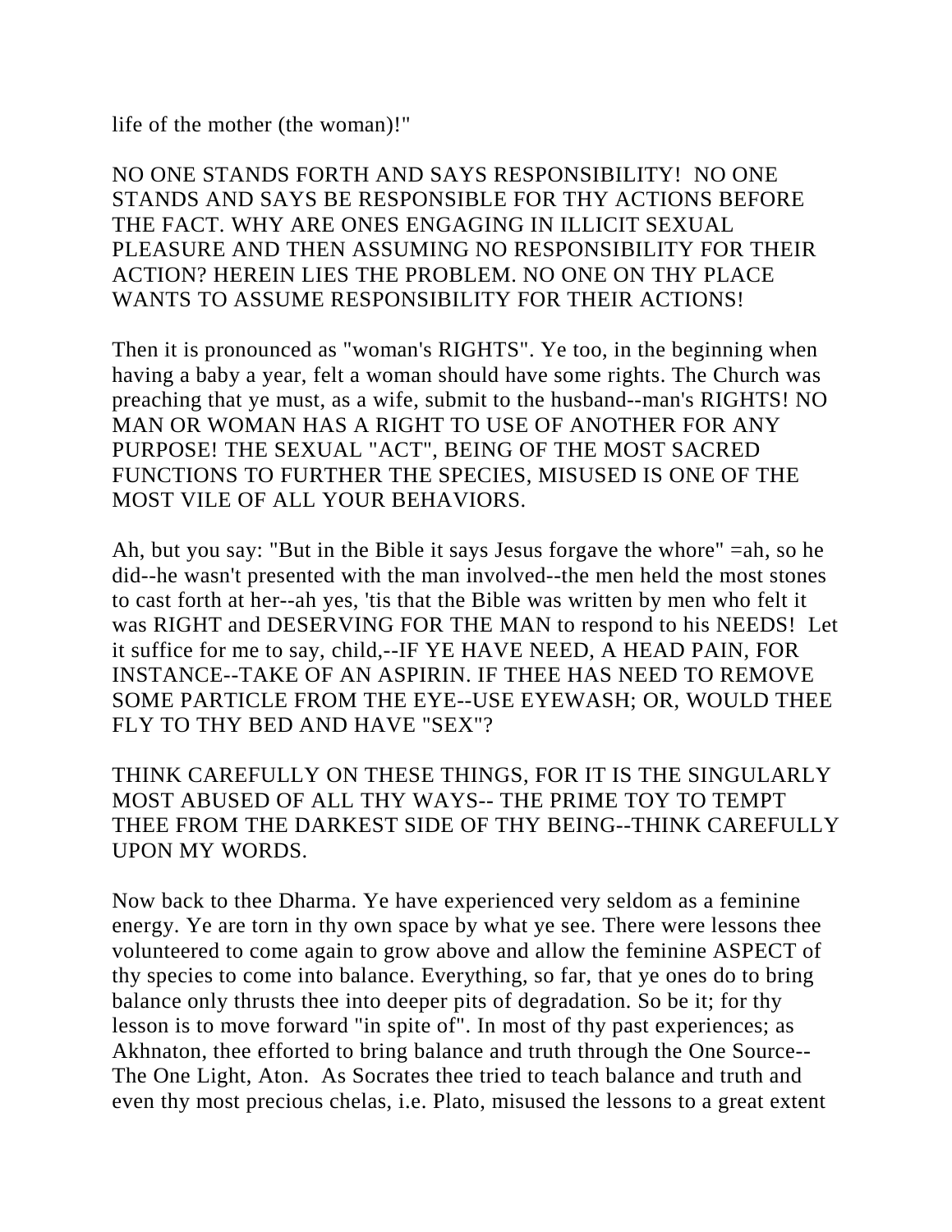life of the mother (the woman)!"

NO ONE STANDS FORTH AND SAYS RESPONSIBILITY! NO ONE STANDS AND SAYS BE RESPONSIBLE FOR THY ACTIONS BEFORE THE FACT. WHY ARE ONES ENGAGING IN ILLICIT SEXUAL PLEASURE AND THEN ASSUMING NO RESPONSIBILITY FOR THEIR ACTION? HEREIN LIES THE PROBLEM. NO ONE ON THY PLACE WANTS TO ASSUME RESPONSIBILITY FOR THEIR ACTIONS!

Then it is pronounced as "woman's RIGHTS". Ye too, in the beginning when having a baby a year, felt a woman should have some rights. The Church was preaching that ye must, as a wife, submit to the husband--man's RIGHTS! NO MAN OR WOMAN HAS A RIGHT TO USE OF ANOTHER FOR ANY PURPOSE! THE SEXUAL "ACT", BEING OF THE MOST SACRED FUNCTIONS TO FURTHER THE SPECIES, MISUSED IS ONE OF THE MOST VILE OF ALL YOUR BEHAVIORS.

Ah, but you say: "But in the Bible it says Jesus forgave the whore" =ah, so he did--he wasn't presented with the man involved--the men held the most stones to cast forth at her--ah yes, 'tis that the Bible was written by men who felt it was RIGHT and DESERVING FOR THE MAN to respond to his NEEDS! Let it suffice for me to say, child,--IF YE HAVE NEED, A HEAD PAIN, FOR INSTANCE--TAKE OF AN ASPIRIN. IF THEE HAS NEED TO REMOVE SOME PARTICLE FROM THE EYE--USE EYEWASH; OR, WOULD THEE FLY TO THY BED AND HAVE "SEX"?

THINK CAREFULLY ON THESE THINGS, FOR IT IS THE SINGULARLY MOST ABUSED OF ALL THY WAYS-- THE PRIME TOY TO TEMPT THEE FROM THE DARKEST SIDE OF THY BEING--THINK CAREFULLY UPON MY WORDS.

Now back to thee Dharma. Ye have experienced very seldom as a feminine energy. Ye are torn in thy own space by what ye see. There were lessons thee volunteered to come again to grow above and allow the feminine ASPECT of thy species to come into balance. Everything, so far, that ye ones do to bring balance only thrusts thee into deeper pits of degradation. So be it; for thy lesson is to move forward "in spite of". In most of thy past experiences; as Akhnaton, thee efforted to bring balance and truth through the One Source--The One Light, Aton. As Socrates thee tried to teach balance and truth and even thy most precious chelas, i.e. Plato, misused the lessons to a great extent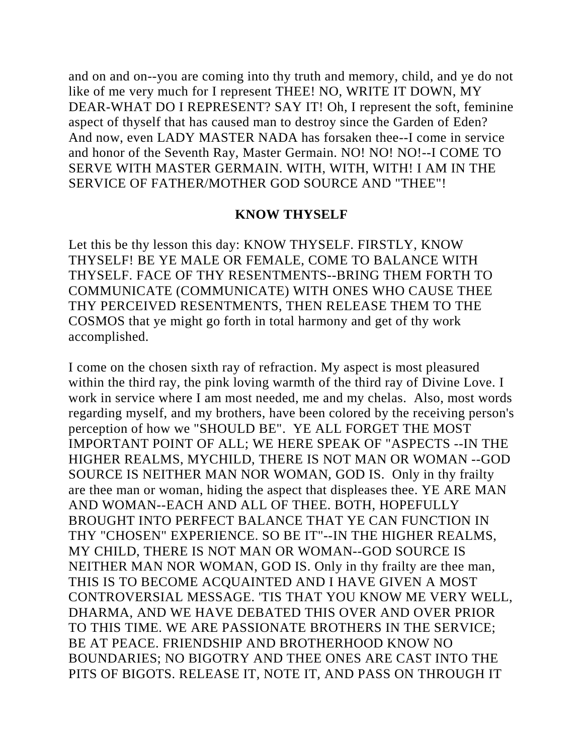and on and on--you are coming into thy truth and memory, child, and ye do not like of me very much for I represent THEE! NO, WRITE IT DOWN, MY DEAR-WHAT DO I REPRESENT? SAY IT! Oh, I represent the soft, feminine aspect of thyself that has caused man to destroy since the Garden of Eden? And now, even LADY MASTER NADA has forsaken thee--I come in service and honor of the Seventh Ray, Master Germain. NO! NO! NO!--I COME TO SERVE WITH MASTER GERMAIN. WITH, WITH, WITH! I AM IN THE SERVICE OF FATHER/MOTHER GOD SOURCE AND "THEE"!

## KNOW THYSELF

Let this be thy lesson this day: KNOW THYSELF. FIRSTLY, KNOW THYSELF! BE YE MALE OR FEMALE, COME TO BALANCE WITH THYSELF. FACE OF THY RESENTMENTS--BRING THEM FORTH TO COMMUNICATE (COMMUNICATE) WITH ONES WHO CAUSE THEE THY PERCEIVED RESENTMENTS, THEN RELEASE THEM TO THE COSMOS that ye might go forth in total harmony and get of thy work accomplished.

I come on the chosen sixth ray of refraction. My aspect is most pleasured within the third ray, the pink loving warmth of the third ray of Divine Love. I work in service where I am most needed, me and my chelas. Also, most words regarding myself, and my brothers, have been colored by the receiving person's perception of how we "SHOULD BE". YE ALL FORGET THE MOST IMPORTANT POINT OF ALL; WE HERE SPEAK OF "ASPECTS --IN THE HIGHER REALMS, MYCHILD, THERE IS NOT MAN OR WOMAN --GOD SOURCE IS NEITHER MAN NOR WOMAN, GOD IS. Only in thy frailty are thee man or woman, hiding the aspect that displeases thee. YE ARE MAN AND WOMAN--EACH AND ALL OF THEE. BOTH, HOPEFULLY BROUGHT INTO PERFECT BALANCE THAT YE CAN FUNCTION IN THY "CHOSEN" EXPERIENCE. SO BE IT"--IN THE HIGHER REALMS, MY CHILD, THERE IS NOT MAN OR WOMAN--GOD SOURCE IS NEITHER MAN NOR WOMAN, GOD IS. Only in thy frailty are thee man, THIS IS TO BECOME ACQUAINTED AND I HAVE GIVEN A MOST CONTROVERSIAL MESSAGE. 'TIS THAT YOU KNOW ME VERY WELL, DHARMA, AND WE HAVE DEBATED THIS OVER AND OVER PRIOR TO THIS TIME. WE ARE PASSIONATE BROTHERS IN THE SERVICE; BE AT PEACE. FRIENDSHIP AND BROTHERHOOD KNOW NO BOUNDARIES; NO BIGOTRY AND THEE ONES ARE CAST INTO THE PITS OF BIGOTS. RELEASE IT, NOTE IT, AND PASS ON THROUGH IT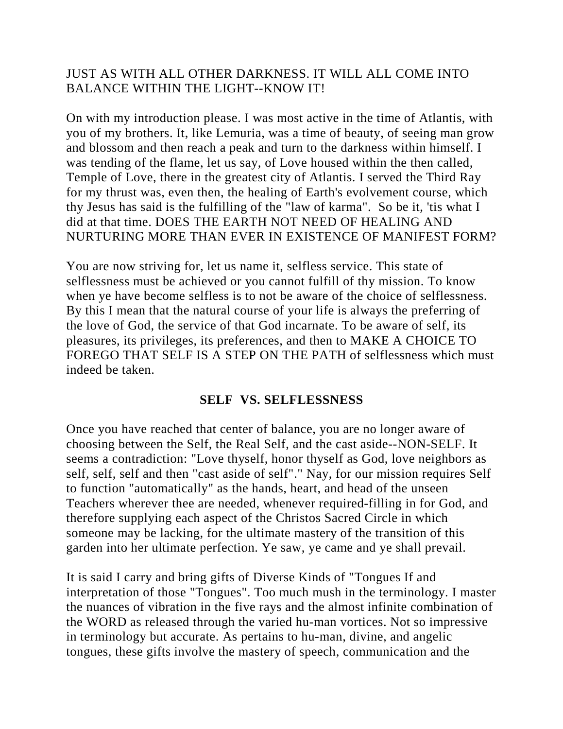JUST AS WITH ALL OTHER DARKNESS. IT WILL ALL COME INTO BALANCE WITHIN THE LIGHT--KNOW IT!

On with my introduction please. I was most active in the time of Atlantis, with you of my brothers. It, like Lemuria, was a time of beauty, of seeing man grow and blossom and then reach a peak and turn to the darkness within himself. I was tending of the flame, let us say, of Love housed within the then called, Temple of Love, there in the greatest city of Atlantis. I served the Third Ray for my thrust was, even then, the healing of Earth's evolvement course, which thy Jesus has said is the fulfilling of the "law of karma". So be it, 'tis what I did at that time. DOES THE EARTH NOT NEED OF HEALING AND NURTURING MORE THAN EVER IN EXISTENCE OF MANIFEST FORM?

You are now striving for, let us name it, selfless service. This state of selflessness must be achieved or you cannot fulfill of thy mission. To know when ye have become selfless is to not be aware of the choice of selflessness. By this I mean that the natural course of your life is always the preferring of the love of God, the service of that God incarnate. To be aware of self, its pleasures, its privileges, its preferences, and then to MAKE A CHOICE TO FOREGO THAT SELF IS A STEP ON THE PATH of selflessness which must indeed be taken.

## SELF VS. SELFLESSNESS

Once you have reached that center of balance, you are no longer aware of choosing between the Self, the Real Self, and the cast aside--NON-SELF. It seems a contradiction: "Love thyself, honor thyself as God, love neighbors as self, self, self and then "cast aside of self"." Nay, for our mission requires Self to function "automatically" as the hands, heart, and head of the unseen Teachers wherever thee are needed, whenever required-filling in for God, and therefore supplying each aspect of the Christos Sacred Circle in which someone may be lacking, for the ultimate mastery of the transition of this garden into her ultimate perfection. Ye saw, ye came and ye shall prevail.

It is said I carry and bring gifts of Diverse Kinds of "Tongues If and interpretation of those "Tongues". Too much mush in the terminology. I master the nuances of vibration in the five rays and the almost infinite combination of the WORD as released through the varied hu-man vortices. Not so impressive in terminology but accurate. As pertains to hu-man, divine, and angelic tongues, these gifts involve the mastery of speech, communication and the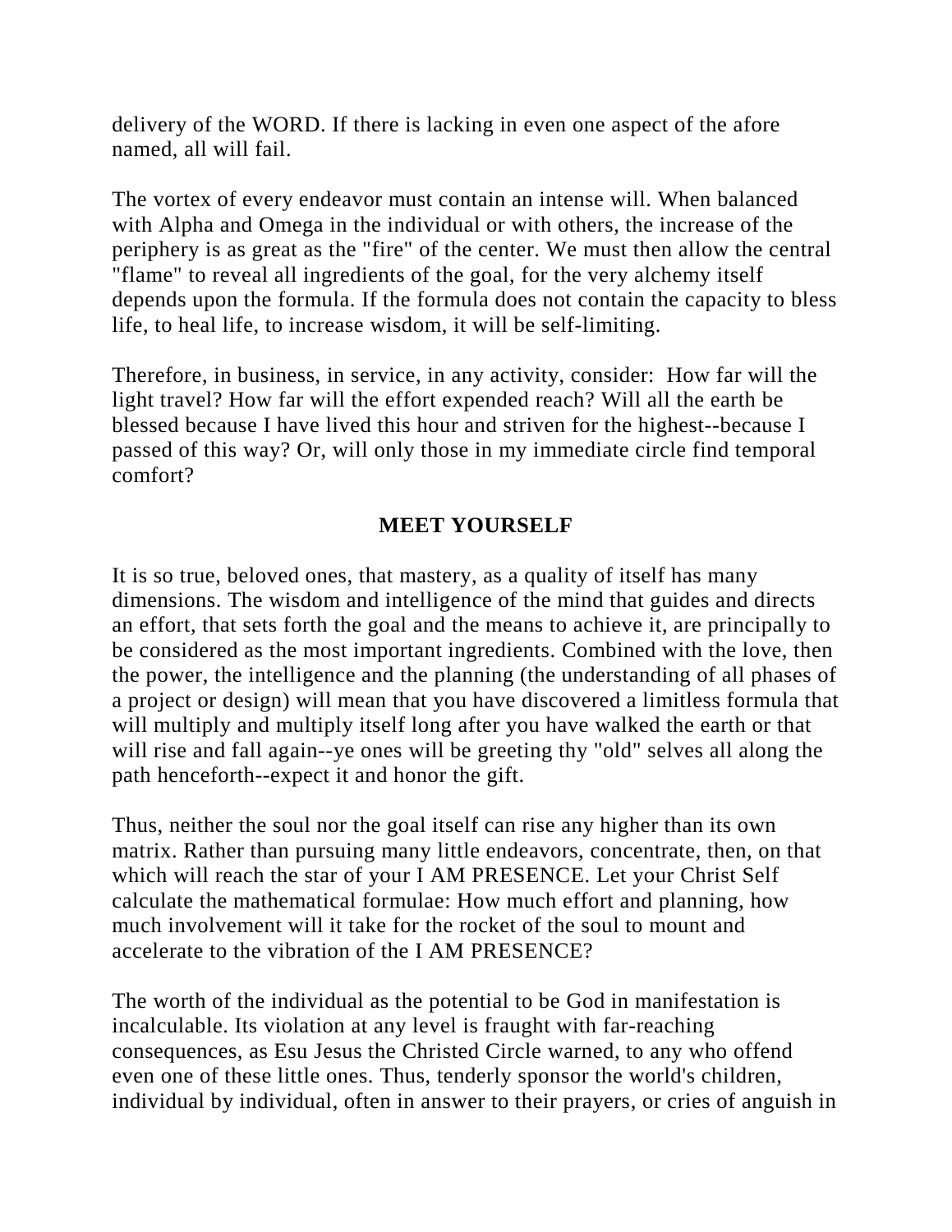delivery of the WORD. If there is lacking in even one aspect of the afore named, all will fail.

The vortex of every endeavor must contain an intense will. When balanced with Alpha and Omega in the individual or with others, the increase of the periphery is as great as the "fire" of the center. We must then allow the central "flame" to reveal all ingredients of the goal, for the very alchemy itself depends upon the formula. If the formula does not contain the capacity to bless life, to heal life, to increase wisdom, it will be self-limiting.

Therefore, in business, in service, in any activity, consider: How far will the light travel? How far will the effort expended reach? Will all the earth be blessed because I have lived this hour and striven for the highest--because I passed of this way? Or, will only those in my immediate circle find temporal comfort?

## MEET YOURSELF

It is so true, beloved ones, that mastery, as a quality of itself has many dimensions. The wisdom and intelligence of the mind that guides and directs an effort, that sets forth the goal and the means to achieve it, are principally to be considered as the most important ingredients. Combined with the love, then the power, the intelligence and the planning (the understanding of all phases of a project or design) will mean that you have discovered a limitless formula that will multiply and multiply itself long after you have walked the earth or that will rise and fall again--ye ones will be greeting thy "old" selves all along the path henceforth--expect it and honor the gift.

Thus, neither the soul nor the goal itself can rise any higher than its own matrix. Rather than pursuing many little endeavors, concentrate, then, on that which will reach the star of your I AM PRESENCE. Let your Christ Self calculate the mathematical formulae: How much effort and planning, how much involvement will it take for the rocket of the soul to mount and accelerate to the vibration of the I AM PRESENCE?

The worth of the individual as the potential to be God in manifestation is incalculable. Its violation at any level is fraught with far-reaching consequences, as Esu Jesus the Christed Circle warned, to any who offend even one of these little ones. Thus, tenderly sponsor the world's children, individual by individual, often in answer to their prayers, or cries of anguish in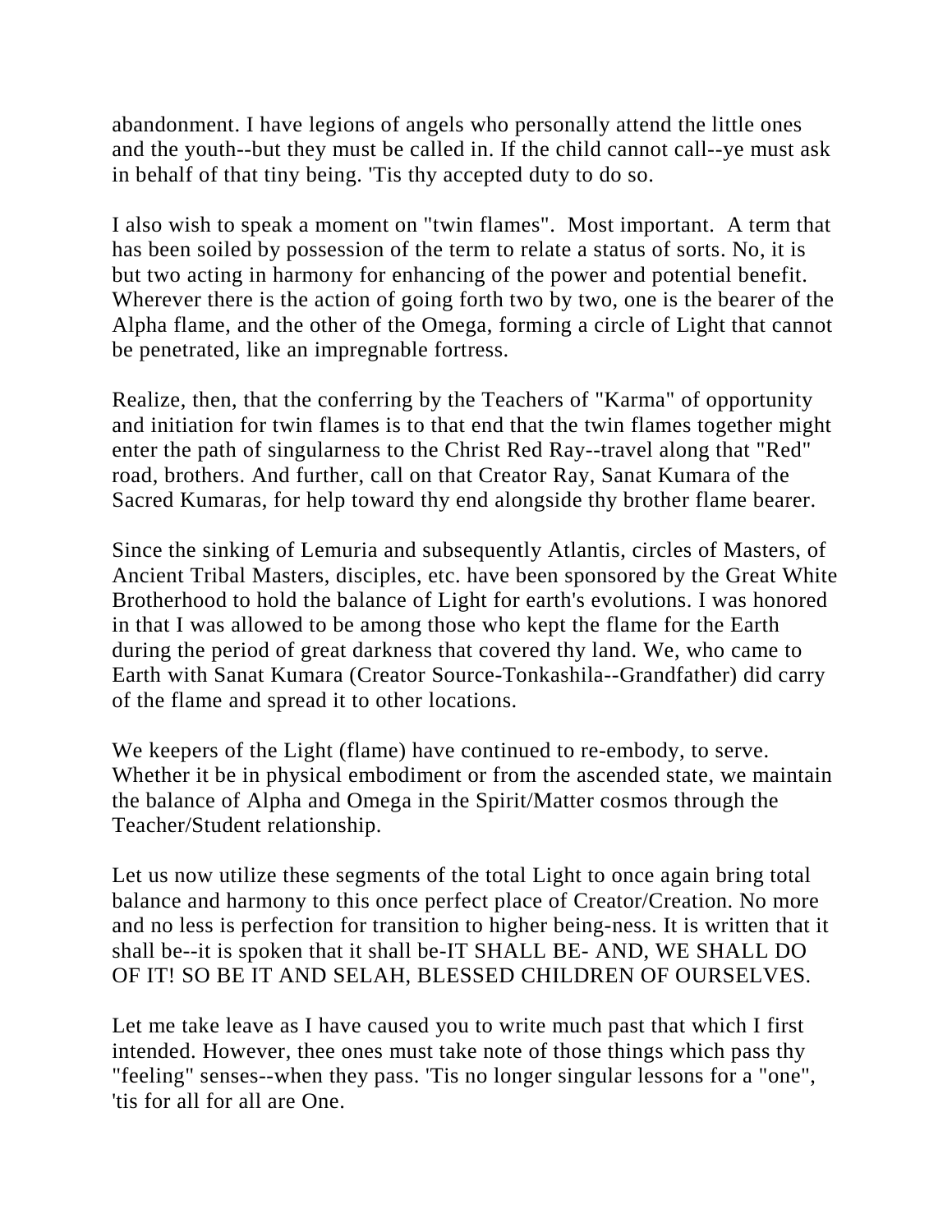abandonment. I have legions of angels who personally attend the little ones and the youth--but they must be called in. If the child cannot call--ye must ask in behalf of that tiny being. 'Tis thy accepted duty to do so.

I also wish to speak a moment on "twin flames". Most important. A term that has been soiled by possession of the term to relate a status of sorts. No, it is but two acting in harmony for enhancing of the power and potential benefit. Wherever there is the action of going forth two by two, one is the bearer of the Alpha flame, and the other of the Omega, forming a circle of Light that cannot be penetrated, like an impregnable fortress.

Realize, then, that the conferring by the Teachers of "Karma" of opportunity and initiation for twin flames is to that end that the twin flames together might enter the path of singularness to the Christ Red Ray--travel along that "Red" road, brothers. And further, call on that Creator Ray, Sanat Kumara of the Sacred Kumaras, for help toward thy end alongside thy brother flame bearer.

Since the sinking of Lemuria and subsequently Atlantis, circles of Masters, of Ancient Tribal Masters, disciples, etc. have been sponsored by the Great White Brotherhood to hold the balance of Light for earth's evolutions. I was honored in that I was allowed to be among those who kept the flame for the Earth during the period of great darkness that covered thy land. We, who came to Earth with Sanat Kumara (Creator Source-Tonkashila--Grandfather) did carry of the flame and spread it to other locations.

We keepers of the Light (flame) have continued to re-embody, to serve. Whether it be in physical embodiment or from the ascended state, we maintain the balance of Alpha and Omega in the Spirit/Matter cosmos through the Teacher/Student relationship.

Let us now utilize these segments of the total Light to once again bring total balance and harmony to this once perfect place of Creator/Creation. No more and no less is perfection for transition to higher being-ness. It is written that it shall be--it is spoken that it shall be-IT SHALL BE- AND, WE SHALL DO OF IT! SO BE IT AND SELAH, BLESSED CHILDREN OF OURSELVES.

Let me take leave as I have caused you to write much past that which I first intended. However, thee ones must take note of those things which pass thy "feeling" senses--when they pass. 'Tis no longer singular lessons for a "one", 'tis for all for all are One.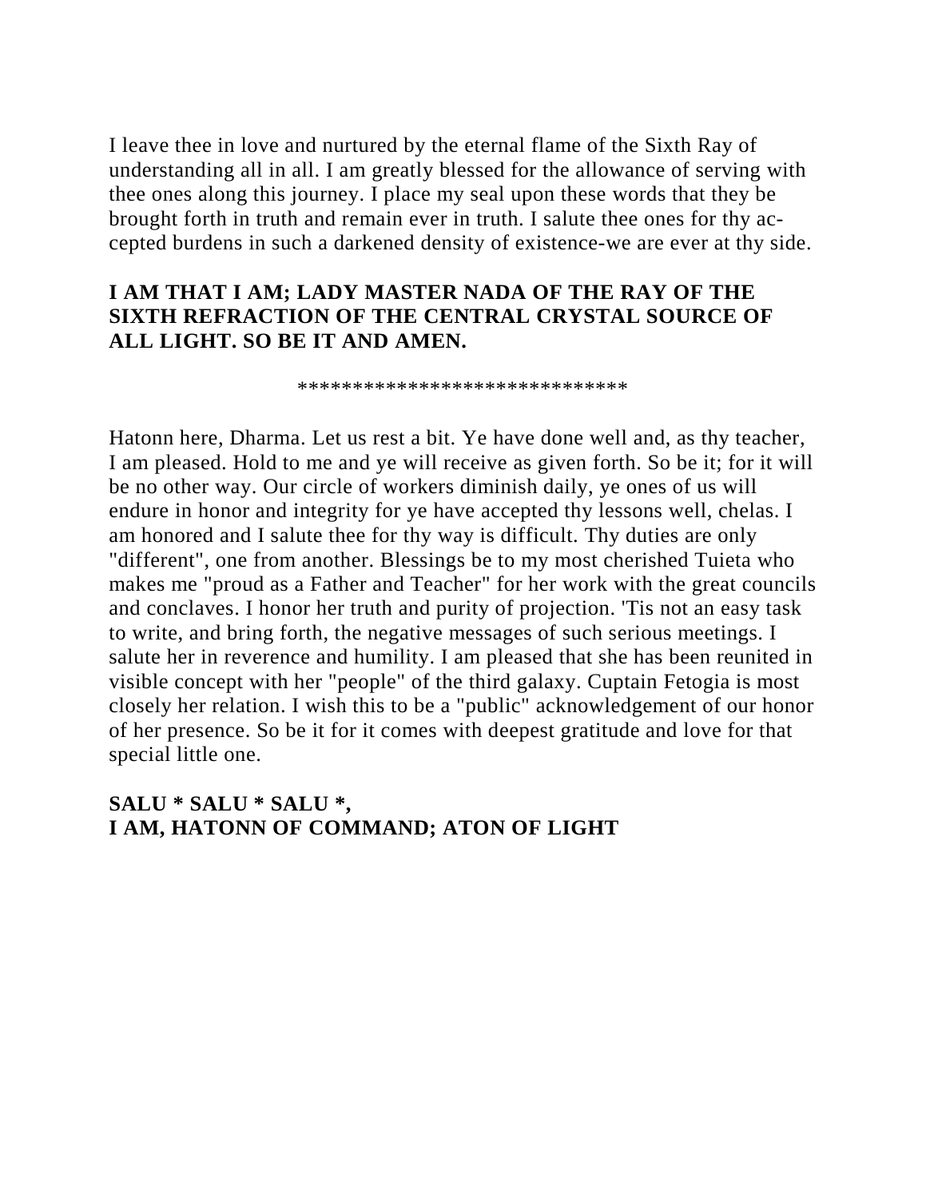I leave thee in love and nurtured by the eternal flame of the Sixth Ray of understanding all in all. I am greatly blessed for the allowance of serving with thee ones along this journey. I place my seal upon these words that they be brought forth in truth and remain ever in truth. I salute thee ones for thy accepted burdens in such a darkened density of existence-we are ever at thy side.

**I AM THAT I AM; LADY MASTER NADA OF THE RAY OF THE SIXTH REFRACTION OF THE CENTRAL CRYSTAL SOURCE OF ALL LIGHT. SO BE IT AND AMEN.**

******************************

Hatonn here, Dharma. Let us rest a bit. Ye have done well and, as thy teacher, I am pleased. Hold to me and ye will receive as given forth. So be it; for it will be no other way. Our circle of workers diminish daily, ye ones of us will endure in honor and integrity for ye have accepted thy lessons well, chelas. I am honored and I salute thee for thy way is difficult. Thy duties are only "different", one from another. Blessings be to my most cherished Tuieta who makes me "proud as a Father and Teacher" for her work with the great councils and conclaves. I honor her truth and purity of projection. 'Tis not an easy task to write, and bring forth, the negative messages of such serious meetings. I salute her in reverence and humility. I am pleased that she has been reunited in visible concept with her "people" of the third galaxy. Cuptain Fetogia is most closely her relation. I wish this to be a "public" acknowledgement of our honor of her presence. So be it for it comes with deepest gratitude and love for that special little one.

**SALU * SALU * SALU *,**
**I AM, HATONN OF COMMAND; ATON OF LIGHT**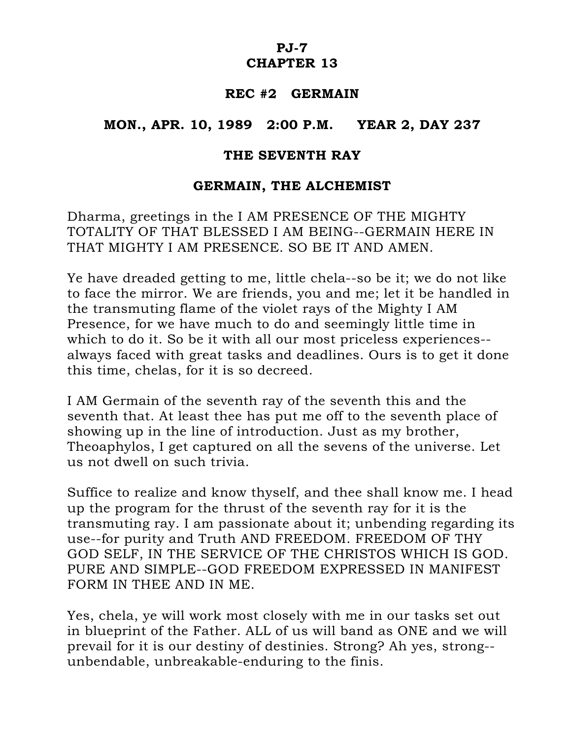# PJ-7
# CHAPTER 13

## REC #2 GERMAIN

## MON., APR. 10, 1989 2:00 P.M. YEAR 2, DAY 237

## THE SEVENTH RAY

## GERMAIN, THE ALCHEMIST

Dharma, greetings in the I AM PRESENCE OF THE MIGHTY TOTALITY OF THAT BLESSED I AM BEING--GERMAIN HERE IN THAT MIGHTY I AM PRESENCE. SO BE IT AND AMEN.

Ye have dreaded getting to me, little chela--so be it; we do not like to face the mirror. We are friends, you and me; let it be handled in the transmuting flame of the violet rays of the Mighty I AM Presence, for we have much to do and seemingly little time in which to do it. So be it with all our most priceless experiences--always faced with great tasks and deadlines. Ours is to get it done this time, chelas, for it is so decreed.

I AM Germain of the seventh ray of the seventh this and the seventh that. At least thee has put me off to the seventh place of showing up in the line of introduction. Just as my brother, Theoaphylos, I get captured on all the sevens of the universe. Let us not dwell on such trivia.

Suffice to realize and know thyself, and thee shall know me. I head up the program for the thrust of the seventh ray for it is the transmuting ray. I am passionate about it; unbending regarding its use--for purity and Truth AND FREEDOM. FREEDOM OF THY GOD SELF, IN THE SERVICE OF THE CHRISTOS WHICH IS GOD. PURE AND SIMPLE--GOD FREEDOM EXPRESSED IN MANIFEST FORM IN THEE AND IN ME.

Yes, chela, ye will work most closely with me in our tasks set out in blueprint of the Father. ALL of us will band as ONE and we will prevail for it is our destiny of destinies. Strong? Ah yes, strong--unbendable, unbreakable-enduring to the finis.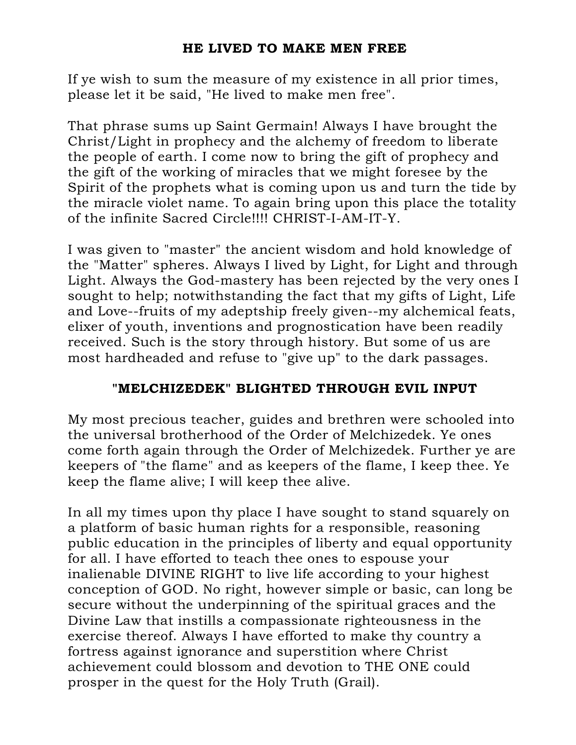## HE LIVED TO MAKE MEN FREE

If ye wish to sum the measure of my existence in all prior times, please let it be said, "He lived to make men free".

That phrase sums up Saint Germain! Always I have brought the Christ/Light in prophecy and the alchemy of freedom to liberate the people of earth. I come now to bring the gift of prophecy and the gift of the working of miracles that we might foresee by the Spirit of the prophets what is coming upon us and turn the tide by the miracle violet name. To again bring upon this place the totality of the infinite Sacred Circle!!!! CHRIST-I-AM-IT-Y.

I was given to "master" the ancient wisdom and hold knowledge of the "Matter" spheres. Always I lived by Light, for Light and through Light. Always the God-mastery has been rejected by the very ones I sought to help; notwithstanding the fact that my gifts of Light, Life and Love--fruits of my adeptship freely given--my alchemical feats, elixer of youth, inventions and prognostication have been readily received. Such is the story through history. But some of us are most hardheaded and refuse to "give up" to the dark passages.

## "MELCHIZEDEK" BLIGHTED THROUGH EVIL INPUT

My most precious teacher, guides and brethren were schooled into the universal brotherhood of the Order of Melchizedek. Ye ones come forth again through the Order of Melchizedek. Further ye are keepers of "the flame" and as keepers of the flame, I keep thee. Ye keep the flame alive; I will keep thee alive.

In all my times upon thy place I have sought to stand squarely on a platform of basic human rights for a responsible, reasoning public education in the principles of liberty and equal opportunity for all. I have efforted to teach thee ones to espouse your inalienable DIVINE RIGHT to live life according to your highest conception of GOD. No right, however simple or basic, can long be secure without the underpinning of the spiritual graces and the Divine Law that instills a compassionate righteousness in the exercise thereof. Always I have efforted to make thy country a fortress against ignorance and superstition where Christ achievement could blossom and devotion to THE ONE could prosper in the quest for the Holy Truth (Grail).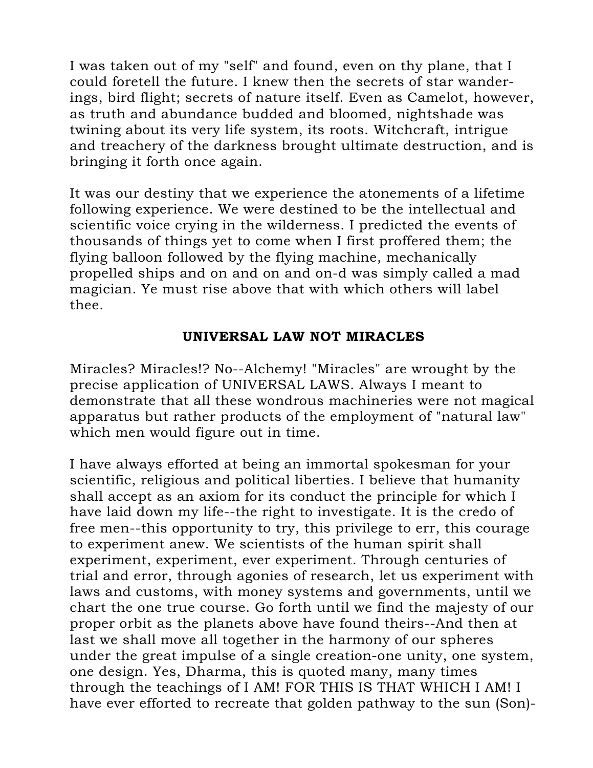I was taken out of my "self" and found, even on thy plane, that I could foretell the future. I knew then the secrets of star wanderings, bird flight; secrets of nature itself. Even as Camelot, however, as truth and abundance budded and bloomed, nightshade was twining about its very life system, its roots. Witchcraft, intrigue and treachery of the darkness brought ultimate destruction, and is bringing it forth once again.

It was our destiny that we experience the atonements of a lifetime following experience. We were destined to be the intellectual and scientific voice crying in the wilderness. I predicted the events of thousands of things yet to come when I first proffered them; the flying balloon followed by the flying machine, mechanically propelled ships and on and on and on-d was simply called a mad magician. Ye must rise above that with which others will label thee.

## UNIVERSAL LAW NOT MIRACLES

Miracles? Miracles!? No--Alchemy! "Miracles" are wrought by the precise application of UNIVERSAL LAWS. Always I meant to demonstrate that all these wondrous machineries were not magical apparatus but rather products of the employment of "natural law" which men would figure out in time.

I have always efforted at being an immortal spokesman for your scientific, religious and political liberties. I believe that humanity shall accept as an axiom for its conduct the principle for which I have laid down my life--the right to investigate. It is the credo of free men--this opportunity to try, this privilege to err, this courage to experiment anew. We scientists of the human spirit shall experiment, experiment, ever experiment. Through centuries of trial and error, through agonies of research, let us experiment with laws and customs, with money systems and governments, until we chart the one true course. Go forth until we find the majesty of our proper orbit as the planets above have found theirs--And then at last we shall move all together in the harmony of our spheres under the great impulse of a single creation-one unity, one system, one design. Yes, Dharma, this is quoted many, many times through the teachings of I AM! FOR THIS IS THAT WHICH I AM! I have ever efforted to recreate that golden pathway to the sun (Son)-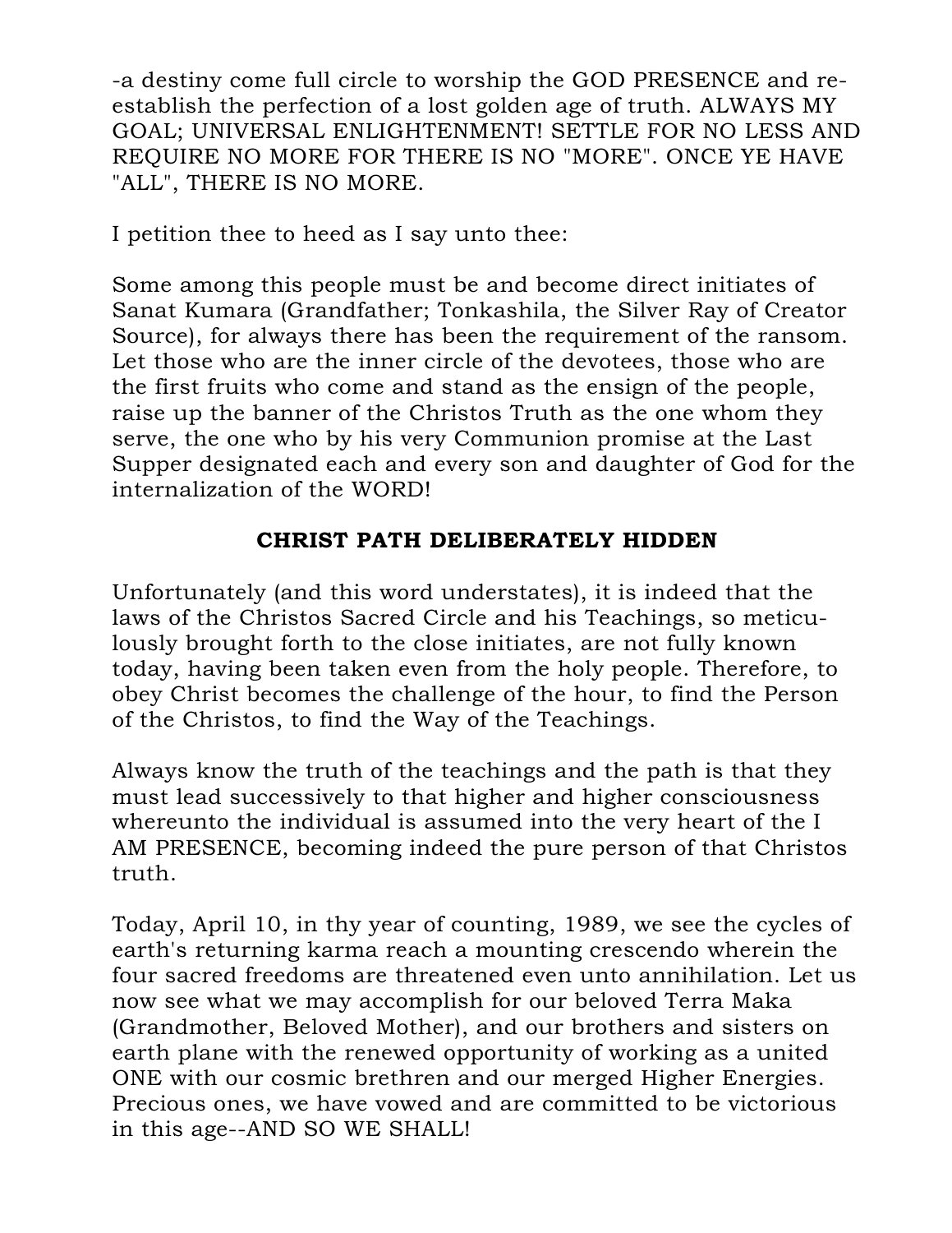-a destiny come full circle to worship the GOD PRESENCE and re-establish the perfection of a lost golden age of truth. ALWAYS MY GOAL; UNIVERSAL ENLIGHTENMENT! SETTLE FOR NO LESS AND REQUIRE NO MORE FOR THERE IS NO "MORE". ONCE YE HAVE "ALL", THERE IS NO MORE.

I petition thee to heed as I say unto thee:

Some among this people must be and become direct initiates of Sanat Kumara (Grandfather; Tonkashila, the Silver Ray of Creator Source), for always there has been the requirement of the ransom. Let those who are the inner circle of the devotees, those who are the first fruits who come and stand as the ensign of the people, raise up the banner of the Christos Truth as the one whom they serve, the one who by his very Communion promise at the Last Supper designated each and every son and daughter of God for the internalization of the WORD!

## CHRIST PATH DELIBERATELY HIDDEN

Unfortunately (and this word understates), it is indeed that the laws of the Christos Sacred Circle and his Teachings, so meticulously brought forth to the close initiates, are not fully known today, having been taken even from the holy people. Therefore, to obey Christ becomes the challenge of the hour, to find the Person of the Christos, to find the Way of the Teachings.

Always know the truth of the teachings and the path is that they must lead successively to that higher and higher consciousness whereunto the individual is assumed into the very heart of the I AM PRESENCE, becoming indeed the pure person of that Christos truth.

Today, April 10, in thy year of counting, 1989, we see the cycles of earth's returning karma reach a mounting crescendo wherein the four sacred freedoms are threatened even unto annihilation. Let us now see what we may accomplish for our beloved Terra Maka (Grandmother, Beloved Mother), and our brothers and sisters on earth plane with the renewed opportunity of working as a united ONE with our cosmic brethren and our merged Higher Energies. Precious ones, we have vowed and are committed to be victorious in this age--AND SO WE SHALL!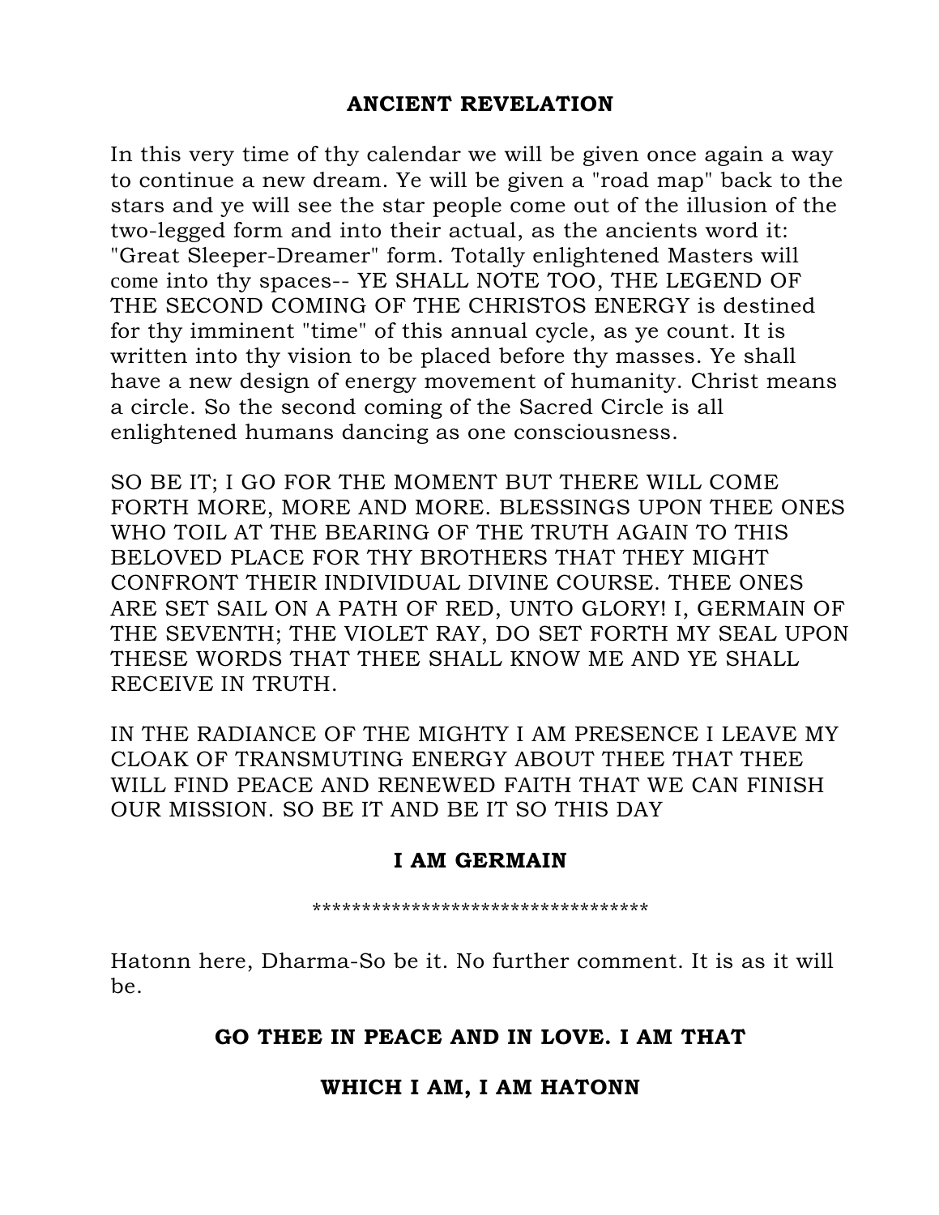## ANCIENT REVELATION

In this very time of thy calendar we will be given once again a way to continue a new dream. Ye will be given a "road map" back to the stars and ye will see the star people come out of the illusion of the two-legged form and into their actual, as the ancients word it: "Great Sleeper-Dreamer" form. Totally enlightened Masters will come into thy spaces-- YE SHALL NOTE TOO, THE LEGEND OF THE SECOND COMING OF THE CHRISTOS ENERGY is destined for thy imminent "time" of this annual cycle, as ye count. It is written into thy vision to be placed before thy masses. Ye shall have a new design of energy movement of humanity. Christ means a circle. So the second coming of the Sacred Circle is all enlightened humans dancing as one consciousness.

SO BE IT; I GO FOR THE MOMENT BUT THERE WILL COME FORTH MORE, MORE AND MORE. BLESSINGS UPON THEE ONES WHO TOIL AT THE BEARING OF THE TRUTH AGAIN TO THIS BELOVED PLACE FOR THY BROTHERS THAT THEY MIGHT CONFRONT THEIR INDIVIDUAL DIVINE COURSE. THEE ONES ARE SET SAIL ON A PATH OF RED, UNTO GLORY! I, GERMAIN OF THE SEVENTH; THE VIOLET RAY, DO SET FORTH MY SEAL UPON THESE WORDS THAT THEE SHALL KNOW ME AND YE SHALL RECEIVE IN TRUTH.

IN THE RADIANCE OF THE MIGHTY I AM PRESENCE I LEAVE MY CLOAK OF TRANSMUTING ENERGY ABOUT THEE THAT THEE WILL FIND PEACE AND RENEWED FAITH THAT WE CAN FINISH OUR MISSION. SO BE IT AND BE IT SO THIS DAY

**I AM GERMAIN**

**********************************

Hatonn here, Dharma-So be it. No further comment. It is as it will be.

**GO THEE IN PEACE AND IN LOVE. I AM THAT**

**WHICH I AM, I AM HATONN**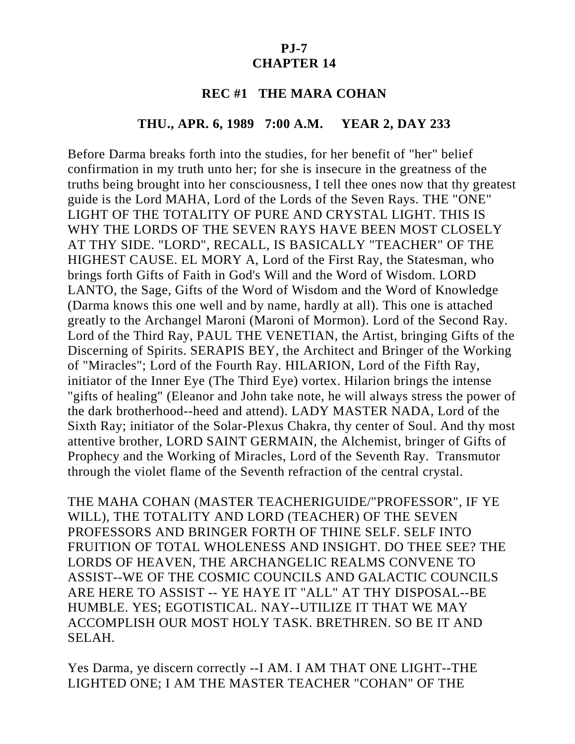**PJ-7**
**CHAPTER 14**

**REC #1 THE MARA COHAN**

**THU., APR. 6, 1989 7:00 A.M. YEAR 2, DAY 233**

Before Darma breaks forth into the studies, for her benefit of "her" belief confirmation in my truth unto her; for she is insecure in the greatness of the truths being brought into her consciousness, I tell thee ones now that thy greatest guide is the Lord MAHA, Lord of the Lords of the Seven Rays. THE "ONE" LIGHT OF THE TOTALITY OF PURE AND CRYSTAL LIGHT. THIS IS WHY THE LORDS OF THE SEVEN RAYS HAVE BEEN MOST CLOSELY AT THY SIDE. "LORD", RECALL, IS BASICALLY "TEACHER" OF THE HIGHEST CAUSE. EL MORY A, Lord of the First Ray, the Statesman, who brings forth Gifts of Faith in God's Will and the Word of Wisdom. LORD LANTO, the Sage, Gifts of the Word of Wisdom and the Word of Knowledge (Darma knows this one well and by name, hardly at all). This one is attached greatly to the Archangel Maroni (Maroni of Mormon). Lord of the Second Ray. Lord of the Third Ray, PAUL THE VENETIAN, the Artist, bringing Gifts of the Discerning of Spirits. SERAPIS BEY, the Architect and Bringer of the Working of "Miracles"; Lord of the Fourth Ray. HILARION, Lord of the Fifth Ray, initiator of the Inner Eye (The Third Eye) vortex. Hilarion brings the intense "gifts of healing" (Eleanor and John take note, he will always stress the power of the dark brotherhood--heed and attend). LADY MASTER NADA, Lord of the Sixth Ray; initiator of the Solar-Plexus Chakra, thy center of Soul. And thy most attentive brother, LORD SAINT GERMAIN, the Alchemist, bringer of Gifts of Prophecy and the Working of Miracles, Lord of the Seventh Ray. Transmutor through the violet flame of the Seventh refraction of the central crystal.

THE MAHA COHAN (MASTER TEACHERIGUIDE/"PROFESSOR", IF YE WILL), THE TOTALITY AND LORD (TEACHER) OF THE SEVEN PROFESSORS AND BRINGER FORTH OF THINE SELF. SELF INTO FRUITION OF TOTAL WHOLENESS AND INSIGHT. DO THEE SEE? THE LORDS OF HEAVEN, THE ARCHANGELIC REALMS CONVENE TO ASSIST--WE OF THE COSMIC COUNCILS AND GALACTIC COUNCILS ARE HERE TO ASSIST -- YE HAYE IT "ALL" AT THY DISPOSAL--BE HUMBLE. YES; EGOTISTICAL. NAY--UTILIZE IT THAT WE MAY ACCOMPLISH OUR MOST HOLY TASK. BRETHREN. SO BE IT AND SELAH.

Yes Darma, ye discern correctly --I AM. I AM THAT ONE LIGHT--THE LIGHTED ONE; I AM THE MASTER TEACHER "COHAN" OF THE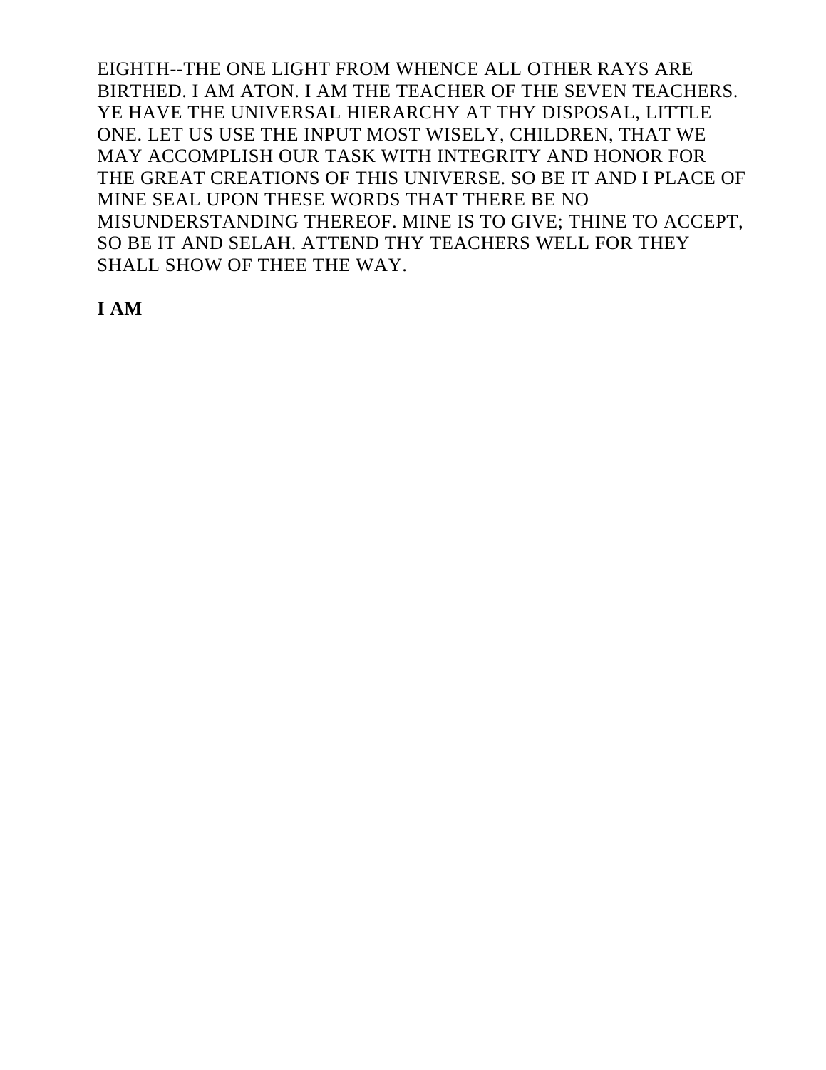EIGHTH--THE ONE LIGHT FROM WHENCE ALL OTHER RAYS ARE BIRTHED. I AM ATON. I AM THE TEACHER OF THE SEVEN TEACHERS. YE HAVE THE UNIVERSAL HIERARCHY AT THY DISPOSAL, LITTLE ONE. LET US USE THE INPUT MOST WISELY, CHILDREN, THAT WE MAY ACCOMPLISH OUR TASK WITH INTEGRITY AND HONOR FOR THE GREAT CREATIONS OF THIS UNIVERSE. SO BE IT AND I PLACE OF MINE SEAL UPON THESE WORDS THAT THERE BE NO MISUNDERSTANDING THEREOF. MINE IS TO GIVE; THINE TO ACCEPT, SO BE IT AND SELAH. ATTEND THY TEACHERS WELL FOR THEY SHALL SHOW OF THEE THE WAY.

**I AM**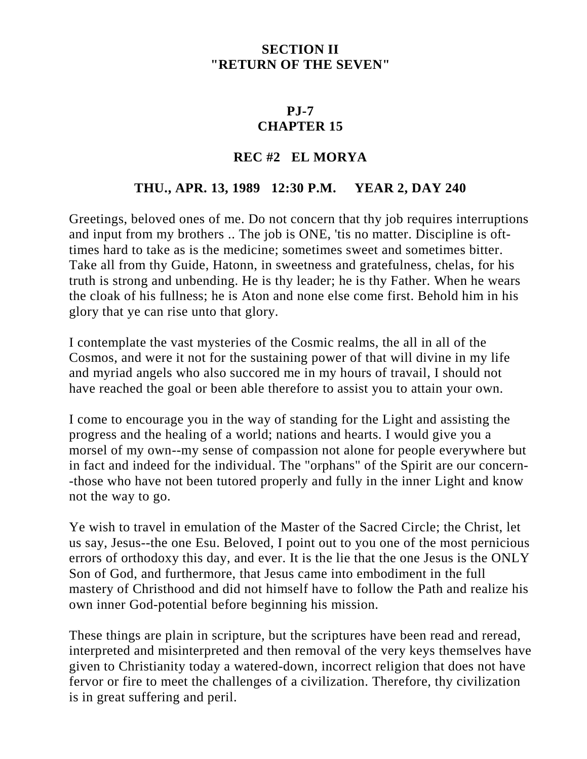## SECTION II
## "RETURN OF THE SEVEN"

### PJ-7
### CHAPTER 15

### REC #2 EL MORYA

### THU., APR. 13, 1989 12:30 P.M. YEAR 2, DAY 240

Greetings, beloved ones of me. Do not concern that thy job requires interruptions and input from my brothers .. The job is ONE, 'tis no matter. Discipline is oft-times hard to take as is the medicine; sometimes sweet and sometimes bitter. Take all from thy Guide, Hatonn, in sweetness and gratefulness, chelas, for his truth is strong and unbending. He is thy leader; he is thy Father. When he wears the cloak of his fullness; he is Aton and none else come first. Behold him in his glory that ye can rise unto that glory.

I contemplate the vast mysteries of the Cosmic realms, the all in all of the Cosmos, and were it not for the sustaining power of that will divine in my life and myriad angels who also succored me in my hours of travail, I should not have reached the goal or been able therefore to assist you to attain your own.

I come to encourage you in the way of standing for the Light and assisting the progress and the healing of a world; nations and hearts. I would give you a morsel of my own--my sense of compassion not alone for people everywhere but in fact and indeed for the individual. The "orphans" of the Spirit are our concern--those who have not been tutored properly and fully in the inner Light and know not the way to go.

Ye wish to travel in emulation of the Master of the Sacred Circle; the Christ, let us say, Jesus--the one Esu. Beloved, I point out to you one of the most pernicious errors of orthodoxy this day, and ever. It is the lie that the one Jesus is the ONLY Son of God, and furthermore, that Jesus came into embodiment in the full mastery of Christhood and did not himself have to follow the Path and realize his own inner God-potential before beginning his mission.

These things are plain in scripture, but the scriptures have been read and reread, interpreted and misinterpreted and then removal of the very keys themselves have given to Christianity today a watered-down, incorrect religion that does not have fervor or fire to meet the challenges of a civilization. Therefore, thy civilization is in great suffering and peril.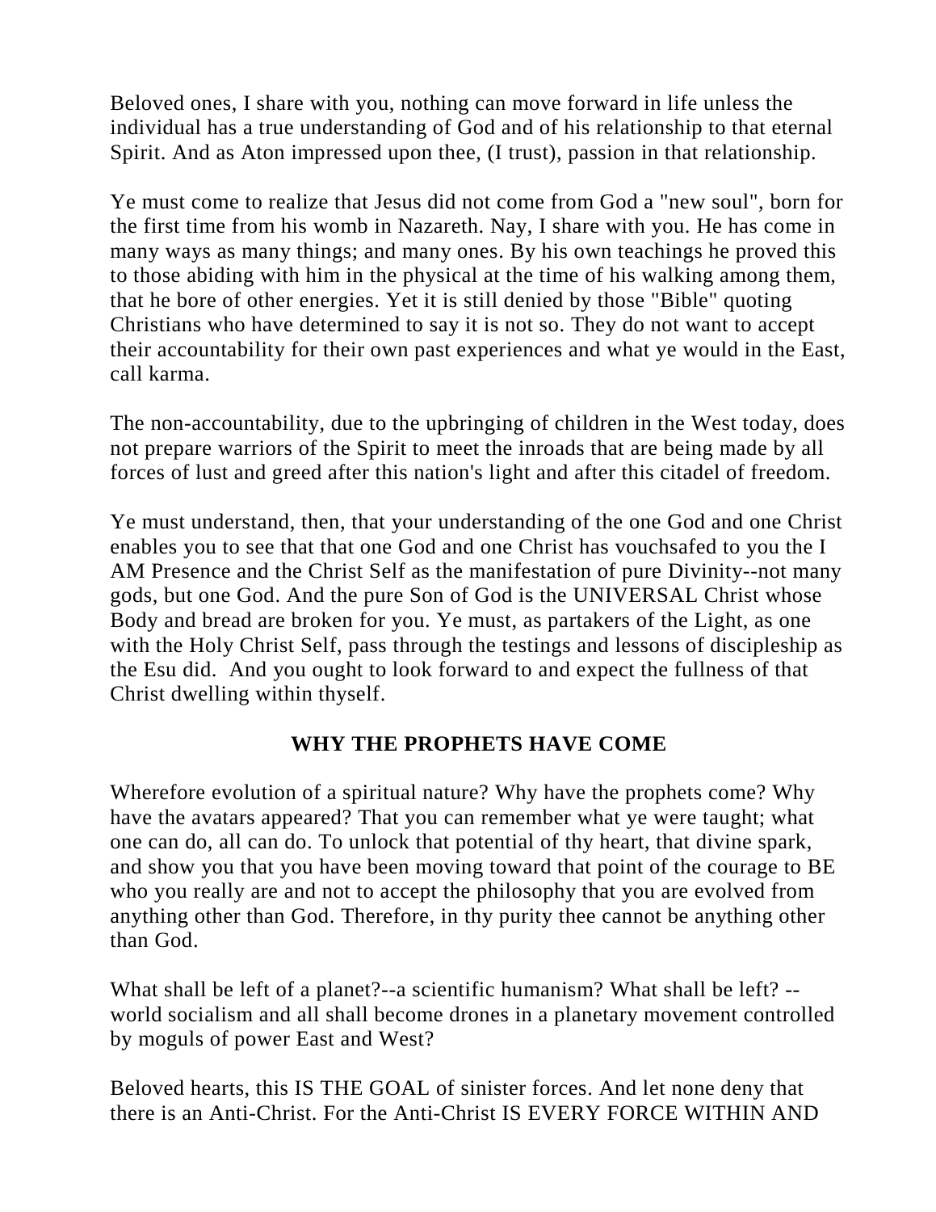Beloved ones, I share with you, nothing can move forward in life unless the individual has a true understanding of God and of his relationship to that eternal Spirit. And as Aton impressed upon thee, (I trust), passion in that relationship.

Ye must come to realize that Jesus did not come from God a "new soul", born for the first time from his womb in Nazareth. Nay, I share with you. He has come in many ways as many things; and many ones. By his own teachings he proved this to those abiding with him in the physical at the time of his walking among them, that he bore of other energies. Yet it is still denied by those "Bible" quoting Christians who have determined to say it is not so. They do not want to accept their accountability for their own past experiences and what ye would in the East, call karma.

The non-accountability, due to the upbringing of children in the West today, does not prepare warriors of the Spirit to meet the inroads that are being made by all forces of lust and greed after this nation's light and after this citadel of freedom.

Ye must understand, then, that your understanding of the one God and one Christ enables you to see that that one God and one Christ has vouchsafed to you the I AM Presence and the Christ Self as the manifestation of pure Divinity--not many gods, but one God. And the pure Son of God is the UNIVERSAL Christ whose Body and bread are broken for you. Ye must, as partakers of the Light, as one with the Holy Christ Self, pass through the testings and lessons of discipleship as the Esu did. And you ought to look forward to and expect the fullness of that Christ dwelling within thyself.

## WHY THE PROPHETS HAVE COME

Wherefore evolution of a spiritual nature? Why have the prophets come? Why have the avatars appeared? That you can remember what ye were taught; what one can do, all can do. To unlock that potential of thy heart, that divine spark, and show you that you have been moving toward that point of the courage to BE who you really are and not to accept the philosophy that you are evolved from anything other than God. Therefore, in thy purity thee cannot be anything other than God.

What shall be left of a planet?--a scientific humanism? What shall be left? --world socialism and all shall become drones in a planetary movement controlled by moguls of power East and West?

Beloved hearts, this IS THE GOAL of sinister forces. And let none deny that there is an Anti-Christ. For the Anti-Christ IS EVERY FORCE WITHIN AND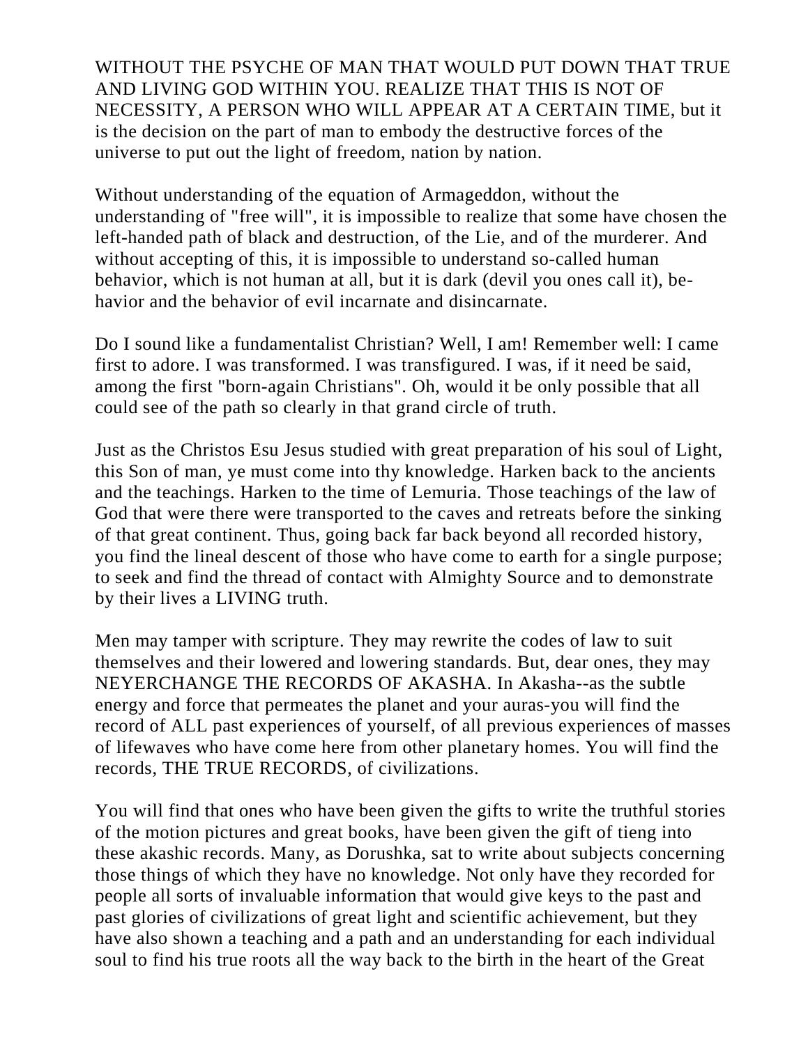WITHOUT THE PSYCHE OF MAN THAT WOULD PUT DOWN THAT TRUE AND LIVING GOD WITHIN YOU. REALIZE THAT THIS IS NOT OF NECESSITY, A PERSON WHO WILL APPEAR AT A CERTAIN TIME, but it is the decision on the part of man to embody the destructive forces of the universe to put out the light of freedom, nation by nation.

Without understanding of the equation of Armageddon, without the understanding of "free will", it is impossible to realize that some have chosen the left-handed path of black and destruction, of the Lie, and of the murderer. And without accepting of this, it is impossible to understand so-called human behavior, which is not human at all, but it is dark (devil you ones call it), be-havior and the behavior of evil incarnate and disincarnate.

Do I sound like a fundamentalist Christian? Well, I am! Remember well: I came first to adore. I was transformed. I was transfigured. I was, if it need be said, among the first "born-again Christians". Oh, would it be only possible that all could see of the path so clearly in that grand circle of truth.

Just as the Christos Esu Jesus studied with great preparation of his soul of Light, this Son of man, ye must come into thy knowledge. Harken back to the ancients and the teachings. Harken to the time of Lemuria. Those teachings of the law of God that were there were transported to the caves and retreats before the sinking of that great continent. Thus, going back far back beyond all recorded history, you find the lineal descent of those who have come to earth for a single purpose; to seek and find the thread of contact with Almighty Source and to demonstrate by their lives a LIVING truth.

Men may tamper with scripture. They may rewrite the codes of law to suit themselves and their lowered and lowering standards. But, dear ones, they may NEYERCHANGE THE RECORDS OF AKASHA. In Akasha--as the subtle energy and force that permeates the planet and your auras-you will find the record of ALL past experiences of yourself, of all previous experiences of masses of lifewaves who have come here from other planetary homes. You will find the records, THE TRUE RECORDS, of civilizations.

You will find that ones who have been given the gifts to write the truthful stories of the motion pictures and great books, have been given the gift of tieng into these akashic records. Many, as Dorushka, sat to write about subjects concerning those things of which they have no knowledge. Not only have they recorded for people all sorts of invaluable information that would give keys to the past and past glories of civilizations of great light and scientific achievement, but they have also shown a teaching and a path and an understanding for each individual soul to find his true roots all the way back to the birth in the heart of the Great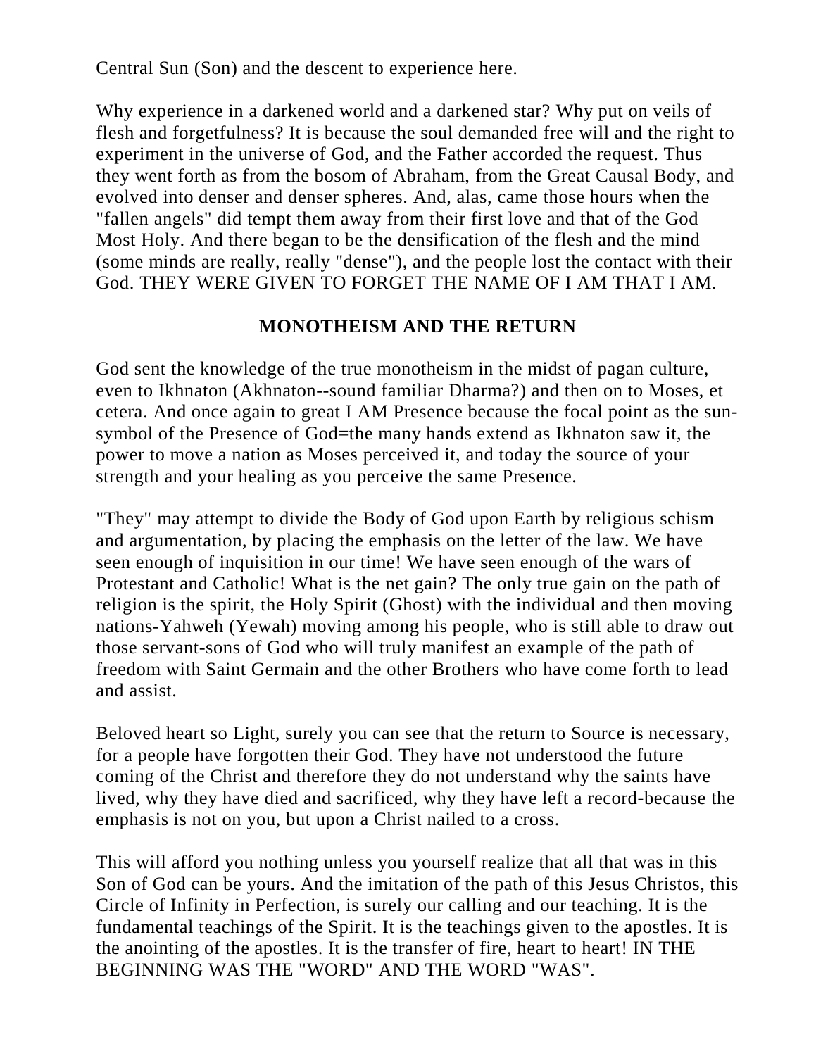Central Sun (Son) and the descent to experience here.

Why experience in a darkened world and a darkened star? Why put on veils of flesh and forgetfulness? It is because the soul demanded free will and the right to experiment in the universe of God, and the Father accorded the request. Thus they went forth as from the bosom of Abraham, from the Great Causal Body, and evolved into denser and denser spheres. And, alas, came those hours when the "fallen angels" did tempt them away from their first love and that of the God Most Holy. And there began to be the densification of the flesh and the mind (some minds are really, really "dense"), and the people lost the contact with their God. THEY WERE GIVEN TO FORGET THE NAME OF I AM THAT I AM.

## MONOTHEISM AND THE RETURN

God sent the knowledge of the true monotheism in the midst of pagan culture, even to Ikhnaton (Akhnaton--sound familiar Dharma?) and then on to Moses, et cetera. And once again to great I AM Presence because the focal point as the sun-symbol of the Presence of God=the many hands extend as Ikhnaton saw it, the power to move a nation as Moses perceived it, and today the source of your strength and your healing as you perceive the same Presence.

"They" may attempt to divide the Body of God upon Earth by religious schism and argumentation, by placing the emphasis on the letter of the law. We have seen enough of inquisition in our time! We have seen enough of the wars of Protestant and Catholic! What is the net gain? The only true gain on the path of religion is the spirit, the Holy Spirit (Ghost) with the individual and then moving nations-Yahweh (Yewah) moving among his people, who is still able to draw out those servant-sons of God who will truly manifest an example of the path of freedom with Saint Germain and the other Brothers who have come forth to lead and assist.

Beloved heart so Light, surely you can see that the return to Source is necessary, for a people have forgotten their God. They have not understood the future coming of the Christ and therefore they do not understand why the saints have lived, why they have died and sacrificed, why they have left a record-because the emphasis is not on you, but upon a Christ nailed to a cross.

This will afford you nothing unless you yourself realize that all that was in this Son of God can be yours. And the imitation of the path of this Jesus Christos, this Circle of Infinity in Perfection, is surely our calling and our teaching. It is the fundamental teachings of the Spirit. It is the teachings given to the apostles. It is the anointing of the apostles. It is the transfer of fire, heart to heart! IN THE BEGINNING WAS THE "WORD" AND THE WORD "WAS".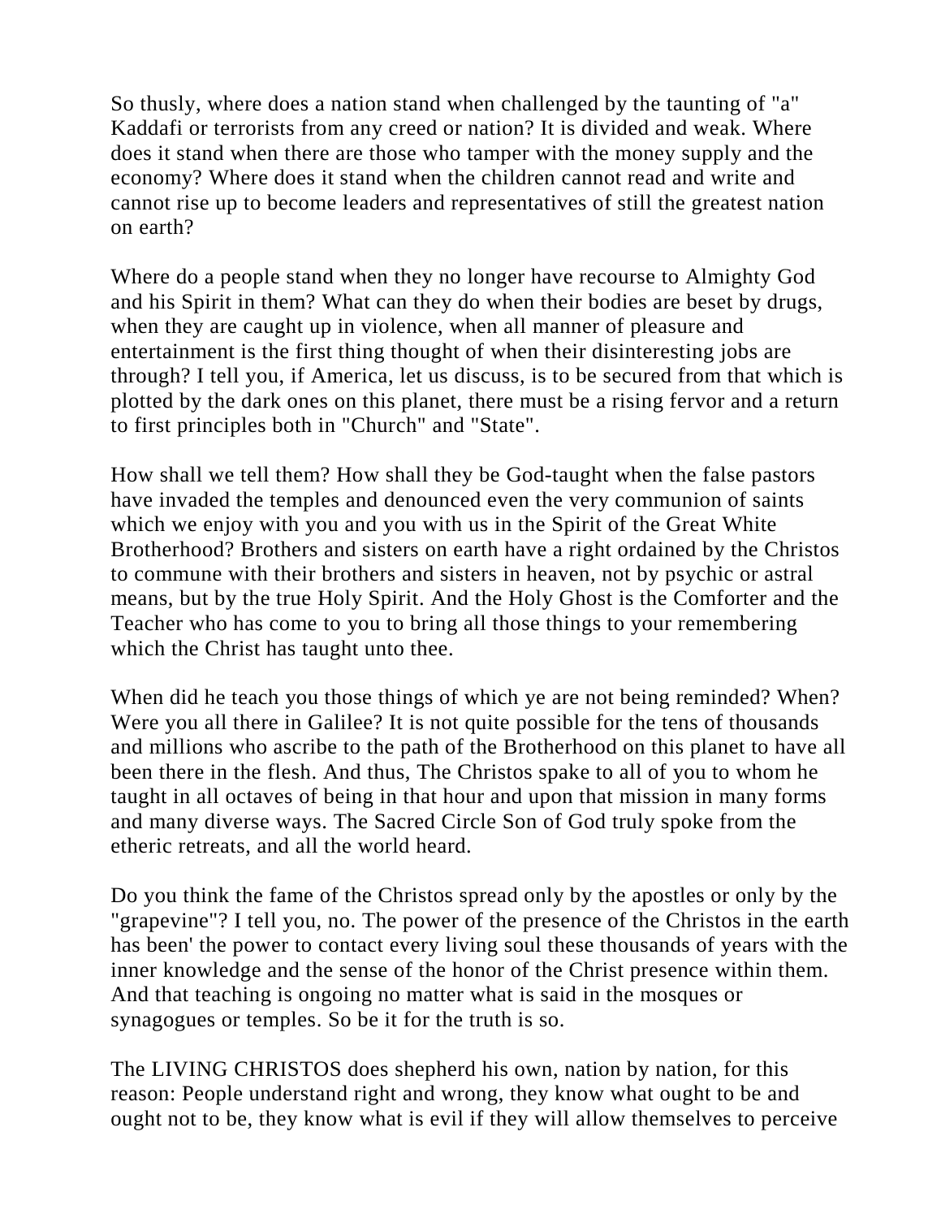So thusly, where does a nation stand when challenged by the taunting of "a" Kaddafi or terrorists from any creed or nation? It is divided and weak. Where does it stand when there are those who tamper with the money supply and the economy? Where does it stand when the children cannot read and write and cannot rise up to become leaders and representatives of still the greatest nation on earth?

Where do a people stand when they no longer have recourse to Almighty God and his Spirit in them? What can they do when their bodies are beset by drugs, when they are caught up in violence, when all manner of pleasure and entertainment is the first thing thought of when their disinteresting jobs are through? I tell you, if America, let us discuss, is to be secured from that which is plotted by the dark ones on this planet, there must be a rising fervor and a return to first principles both in "Church" and "State".

How shall we tell them? How shall they be God-taught when the false pastors have invaded the temples and denounced even the very communion of saints which we enjoy with you and you with us in the Spirit of the Great White Brotherhood? Brothers and sisters on earth have a right ordained by the Christos to commune with their brothers and sisters in heaven, not by psychic or astral means, but by the true Holy Spirit. And the Holy Ghost is the Comforter and the Teacher who has come to you to bring all those things to your remembering which the Christ has taught unto thee.

When did he teach you those things of which ye are not being reminded? When? Were you all there in Galilee? It is not quite possible for the tens of thousands and millions who ascribe to the path of the Brotherhood on this planet to have all been there in the flesh. And thus, The Christos spake to all of you to whom he taught in all octaves of being in that hour and upon that mission in many forms and many diverse ways. The Sacred Circle Son of God truly spoke from the etheric retreats, and all the world heard.

Do you think the fame of the Christos spread only by the apostles or only by the "grapevine"? I tell you, no. The power of the presence of the Christos in the earth has been' the power to contact every living soul these thousands of years with the inner knowledge and the sense of the honor of the Christ presence within them. And that teaching is ongoing no matter what is said in the mosques or synagogues or temples. So be it for the truth is so.

The LIVING CHRISTOS does shepherd his own, nation by nation, for this reason: People understand right and wrong, they know what ought to be and ought not to be, they know what is evil if they will allow themselves to perceive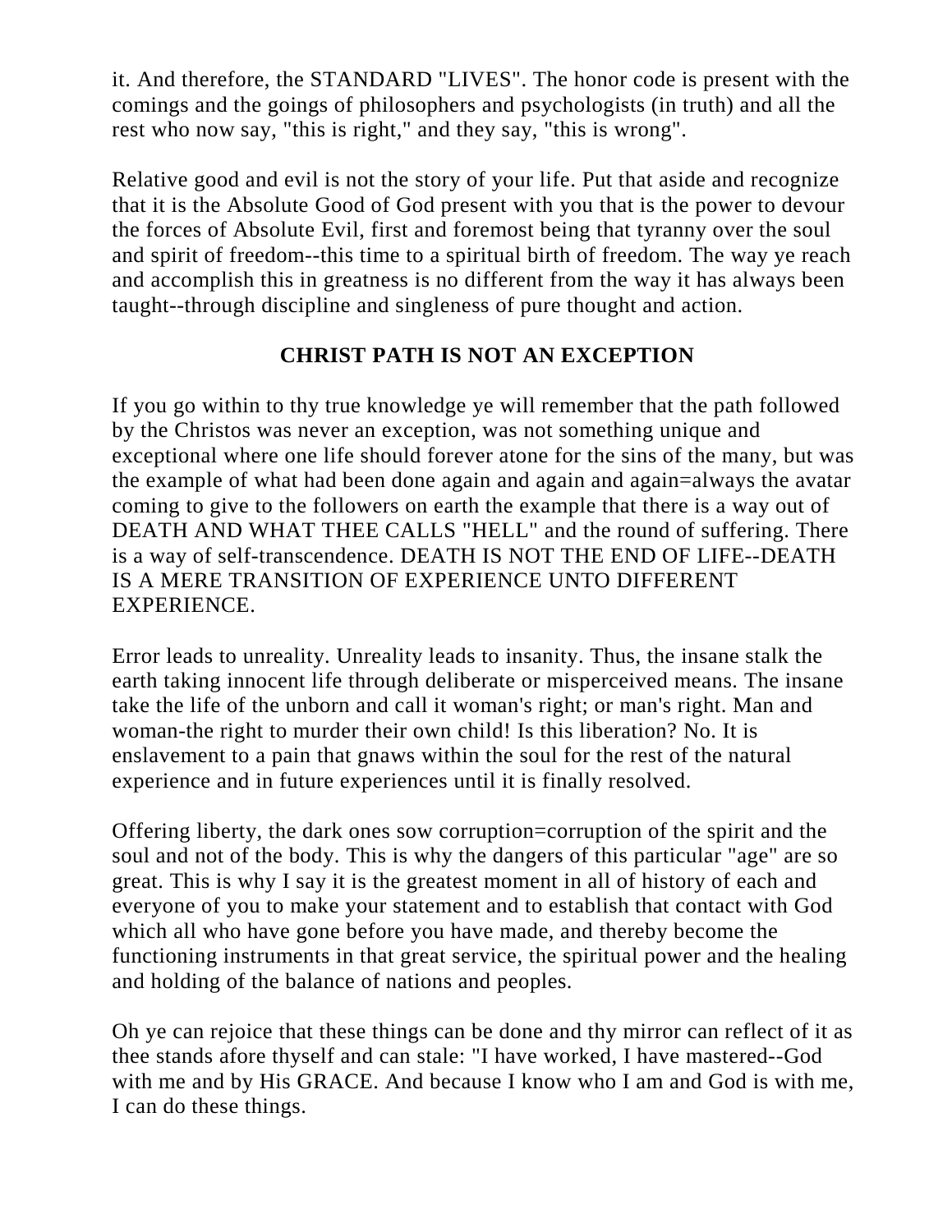it. And therefore, the STANDARD "LIVES". The honor code is present with the comings and the goings of philosophers and psychologists (in truth) and all the rest who now say, "this is right," and they say, "this is wrong".

Relative good and evil is not the story of your life. Put that aside and recognize that it is the Absolute Good of God present with you that is the power to devour the forces of Absolute Evil, first and foremost being that tyranny over the soul and spirit of freedom--this time to a spiritual birth of freedom. The way ye reach and accomplish this in greatness is no different from the way it has always been taught--through discipline and singleness of pure thought and action.

## CHRIST PATH IS NOT AN EXCEPTION

If you go within to thy true knowledge ye will remember that the path followed by the Christos was never an exception, was not something unique and exceptional where one life should forever atone for the sins of the many, but was the example of what had been done again and again and again=always the avatar coming to give to the followers on earth the example that there is a way out of DEATH AND WHAT THEE CALLS "HELL" and the round of suffering. There is a way of self-transcendence. DEATH IS NOT THE END OF LIFE--DEATH IS A MERE TRANSITION OF EXPERIENCE UNTO DIFFERENT EXPERIENCE.

Error leads to unreality. Unreality leads to insanity. Thus, the insane stalk the earth taking innocent life through deliberate or misperceived means. The insane take the life of the unborn and call it woman's right; or man's right. Man and woman-the right to murder their own child! Is this liberation? No. It is enslavement to a pain that gnaws within the soul for the rest of the natural experience and in future experiences until it is finally resolved.

Offering liberty, the dark ones sow corruption=corruption of the spirit and the soul and not of the body. This is why the dangers of this particular "age" are so great. This is why I say it is the greatest moment in all of history of each and everyone of you to make your statement and to establish that contact with God which all who have gone before you have made, and thereby become the functioning instruments in that great service, the spiritual power and the healing and holding of the balance of nations and peoples.

Oh ye can rejoice that these things can be done and thy mirror can reflect of it as thee stands afore thyself and can stale: "I have worked, I have mastered--God with me and by His GRACE. And because I know who I am and God is with me, I can do these things.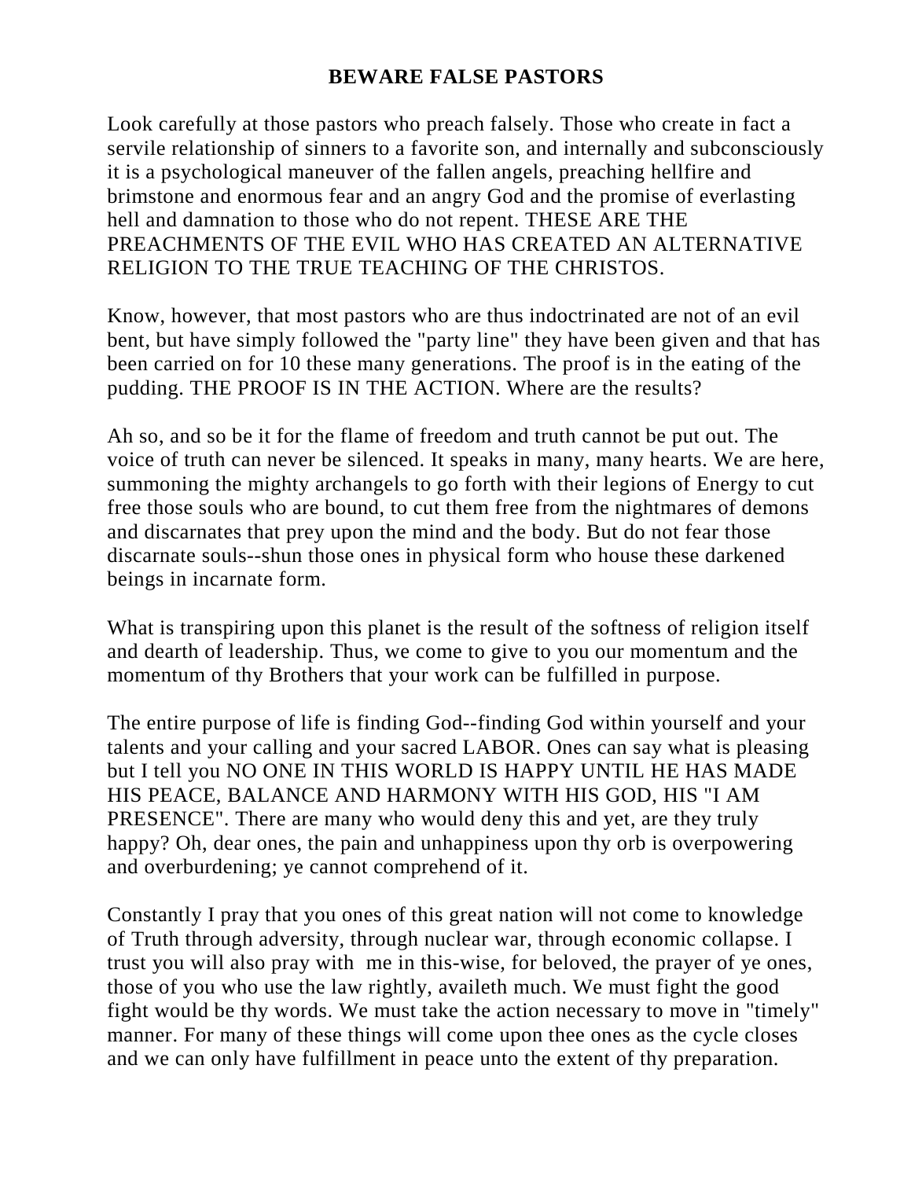# BEWARE FALSE PASTORS

Look carefully at those pastors who preach falsely. Those who create in fact a servile relationship of sinners to a favorite son, and internally and subconsciously it is a psychological maneuver of the fallen angels, preaching hellfire and brimstone and enormous fear and an angry God and the promise of everlasting hell and damnation to those who do not repent. THESE ARE THE PREACHMENTS OF THE EVIL WHO HAS CREATED AN ALTERNATIVE RELIGION TO THE TRUE TEACHING OF THE CHRISTOS.

Know, however, that most pastors who are thus indoctrinated are not of an evil bent, but have simply followed the "party line" they have been given and that has been carried on for 10 these many generations. The proof is in the eating of the pudding. THE PROOF IS IN THE ACTION. Where are the results?

Ah so, and so be it for the flame of freedom and truth cannot be put out. The voice of truth can never be silenced. It speaks in many, many hearts. We are here, summoning the mighty archangels to go forth with their legions of Energy to cut free those souls who are bound, to cut them free from the nightmares of demons and discarnates that prey upon the mind and the body. But do not fear those discarnate souls--shun those ones in physical form who house these darkened beings in incarnate form.

What is transpiring upon this planet is the result of the softness of religion itself and dearth of leadership. Thus, we come to give to you our momentum and the momentum of thy Brothers that your work can be fulfilled in purpose.

The entire purpose of life is finding God--finding God within yourself and your talents and your calling and your sacred LABOR. Ones can say what is pleasing but I tell you NO ONE IN THIS WORLD IS HAPPY UNTIL HE HAS MADE HIS PEACE, BALANCE AND HARMONY WITH HIS GOD, HIS "I AM PRESENCE". There are many who would deny this and yet, are they truly happy? Oh, dear ones, the pain and unhappiness upon thy orb is overpowering and overburdening; ye cannot comprehend of it.

Constantly I pray that you ones of this great nation will not come to knowledge of Truth through adversity, through nuclear war, through economic collapse. I trust you will also pray with me in this-wise, for beloved, the prayer of ye ones, those of you who use the law rightly, availeth much. We must fight the good fight would be thy words. We must take the action necessary to move in "timely" manner. For many of these things will come upon thee ones as the cycle closes and we can only have fulfillment in peace unto the extent of thy preparation.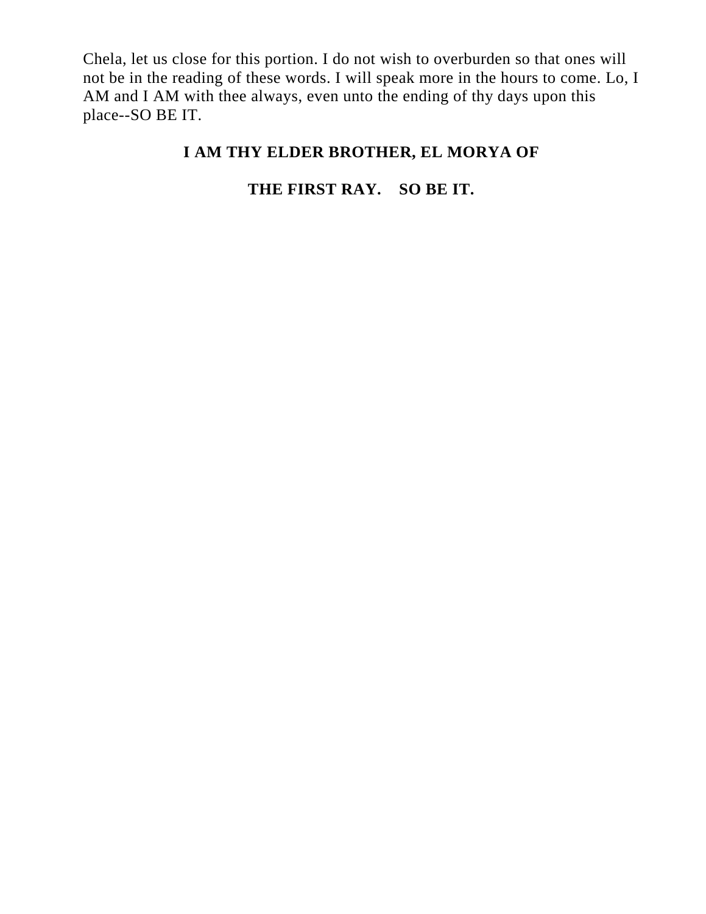Chela, let us close for this portion. I do not wish to overburden so that ones will not be in the reading of these words. I will speak more in the hours to come. Lo, I AM and I AM with thee always, even unto the ending of thy days upon this place--SO BE IT.

**I AM THY ELDER BROTHER, EL MORYA OF**

**THE FIRST RAY. SO BE IT.**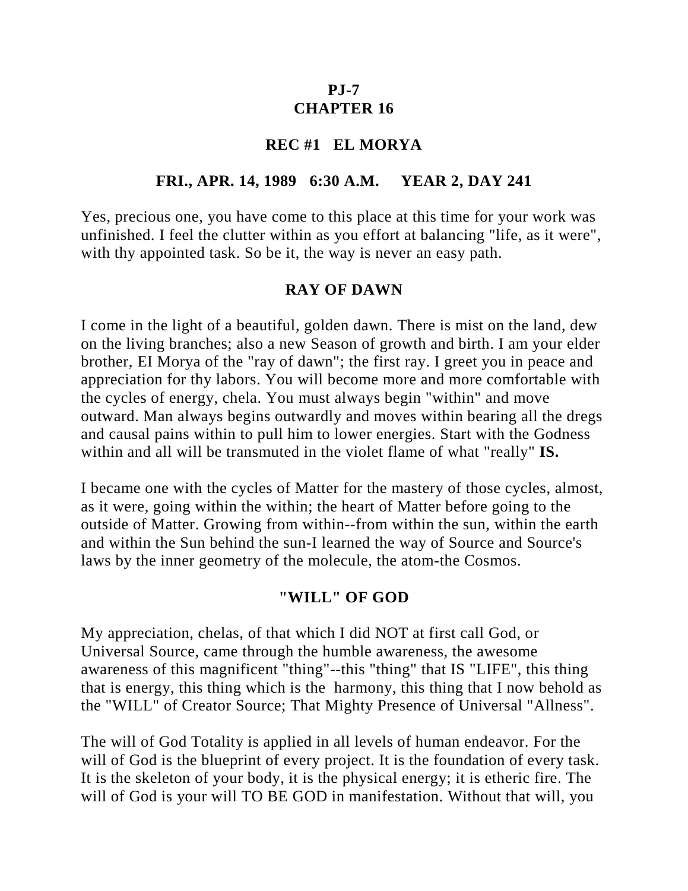**PJ-7**
**CHAPTER 16**

**REC #1 EL MORYA**

**FRI., APR. 14, 1989 6:30 A.M. YEAR 2, DAY 241**

Yes, precious one, you have come to this place at this time for your work was unfinished. I feel the clutter within as you effort at balancing "life, as it were", with thy appointed task. So be it, the way is never an easy path.

## RAY OF DAWN

I come in the light of a beautiful, golden dawn. There is mist on the land, dew on the living branches; also a new Season of growth and birth. I am your elder brother, EI Morya of the "ray of dawn"; the first ray. I greet you in peace and appreciation for thy labors. You will become more and more comfortable with the cycles of energy, chela. You must always begin "within" and move outward. Man always begins outwardly and moves within bearing all the dregs and causal pains within to pull him to lower energies. Start with the Godness within and all will be transmuted in the violet flame of what "really" **IS.**

I became one with the cycles of Matter for the mastery of those cycles, almost, as it were, going within the within; the heart of Matter before going to the outside of Matter. Growing from within--from within the sun, within the earth and within the Sun behind the sun-I learned the way of Source and Source's laws by the inner geometry of the molecule, the atom-the Cosmos.

## "WILL" OF GOD

My appreciation, chelas, of that which I did NOT at first call God, or Universal Source, came through the humble awareness, the awesome awareness of this magnificent "thing"--this "thing" that IS "LIFE", this thing that is energy, this thing which is the harmony, this thing that I now behold as the "WILL" of Creator Source; That Mighty Presence of Universal "Allness".

The will of God Totality is applied in all levels of human endeavor. For the will of God is the blueprint of every project. It is the foundation of every task. It is the skeleton of your body, it is the physical energy; it is etheric fire. The will of God is your will TO BE GOD in manifestation. Without that will, you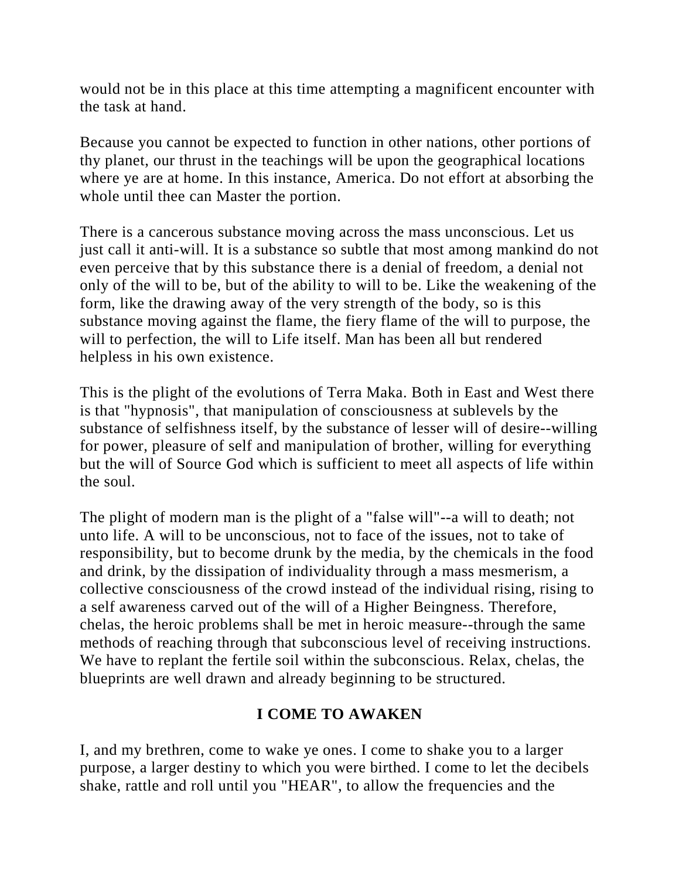would not be in this place at this time attempting a magnificent encounter with the task at hand.

Because you cannot be expected to function in other nations, other portions of thy planet, our thrust in the teachings will be upon the geographical locations where ye are at home. In this instance, America. Do not effort at absorbing the whole until thee can Master the portion.

There is a cancerous substance moving across the mass unconscious. Let us just call it anti-will. It is a substance so subtle that most among mankind do not even perceive that by this substance there is a denial of freedom, a denial not only of the will to be, but of the ability to will to be. Like the weakening of the form, like the drawing away of the very strength of the body, so is this substance moving against the flame, the fiery flame of the will to purpose, the will to perfection, the will to Life itself. Man has been all but rendered helpless in his own existence.

This is the plight of the evolutions of Terra Maka. Both in East and West there is that "hypnosis", that manipulation of consciousness at sublevels by the substance of selfishness itself, by the substance of lesser will of desire--willing for power, pleasure of self and manipulation of brother, willing for everything but the will of Source God which is sufficient to meet all aspects of life within the soul.

The plight of modern man is the plight of a "false will"--a will to death; not unto life. A will to be unconscious, not to face of the issues, not to take of responsibility, but to become drunk by the media, by the chemicals in the food and drink, by the dissipation of individuality through a mass mesmerism, a collective consciousness of the crowd instead of the individual rising, rising to a self awareness carved out of the will of a Higher Beingness. Therefore, chelas, the heroic problems shall be met in heroic measure--through the same methods of reaching through that subconscious level of receiving instructions. We have to replant the fertile soil within the subconscious. Relax, chelas, the blueprints are well drawn and already beginning to be structured.

## I COME TO AWAKEN

I, and my brethren, come to wake ye ones. I come to shake you to a larger purpose, a larger destiny to which you were birthed. I come to let the decibels shake, rattle and roll until you "HEAR", to allow the frequencies and the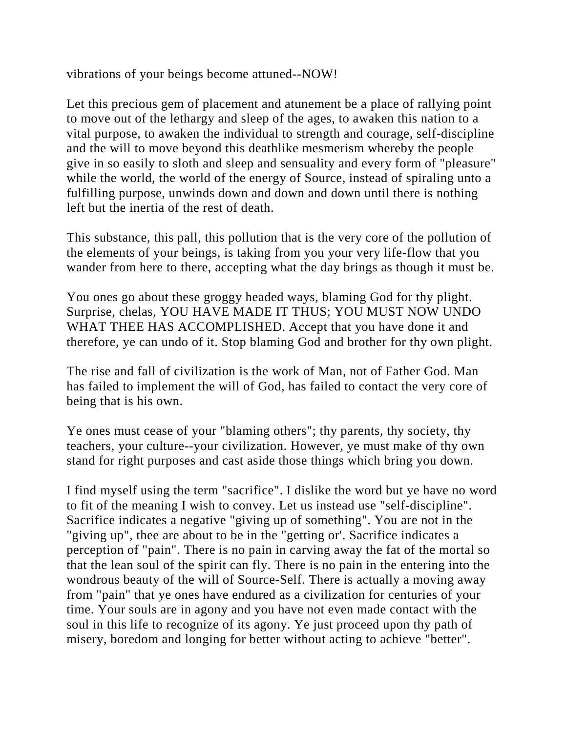vibrations of your beings become attuned--NOW!

Let this precious gem of placement and atunement be a place of rallying point to move out of the lethargy and sleep of the ages, to awaken this nation to a vital purpose, to awaken the individual to strength and courage, self-discipline and the will to move beyond this deathlike mesmerism whereby the people give in so easily to sloth and sleep and sensuality and every form of "pleasure" while the world, the world of the energy of Source, instead of spiraling unto a fulfilling purpose, unwinds down and down and down until there is nothing left but the inertia of the rest of death.

This substance, this pall, this pollution that is the very core of the pollution of the elements of your beings, is taking from you your very life-flow that you wander from here to there, accepting what the day brings as though it must be.

You ones go about these groggy headed ways, blaming God for thy plight. Surprise, chelas, YOU HAVE MADE IT THUS; YOU MUST NOW UNDO WHAT THEE HAS ACCOMPLISHED. Accept that you have done it and therefore, ye can undo of it. Stop blaming God and brother for thy own plight.

The rise and fall of civilization is the work of Man, not of Father God. Man has failed to implement the will of God, has failed to contact the very core of being that is his own.

Ye ones must cease of your "blaming others"; thy parents, thy society, thy teachers, your culture--your civilization. However, ye must make of thy own stand for right purposes and cast aside those things which bring you down.

I find myself using the term "sacrifice". I dislike the word but ye have no word to fit of the meaning I wish to convey. Let us instead use "self-discipline". Sacrifice indicates a negative "giving up of something". You are not in the "giving up", thee are about to be in the "getting or'. Sacrifice indicates a perception of "pain". There is no pain in carving away the fat of the mortal so that the lean soul of the spirit can fly. There is no pain in the entering into the wondrous beauty of the will of Source-Self. There is actually a moving away from "pain" that ye ones have endured as a civilization for centuries of your time. Your souls are in agony and you have not even made contact with the soul in this life to recognize of its agony. Ye just proceed upon thy path of misery, boredom and longing for better without acting to achieve "better".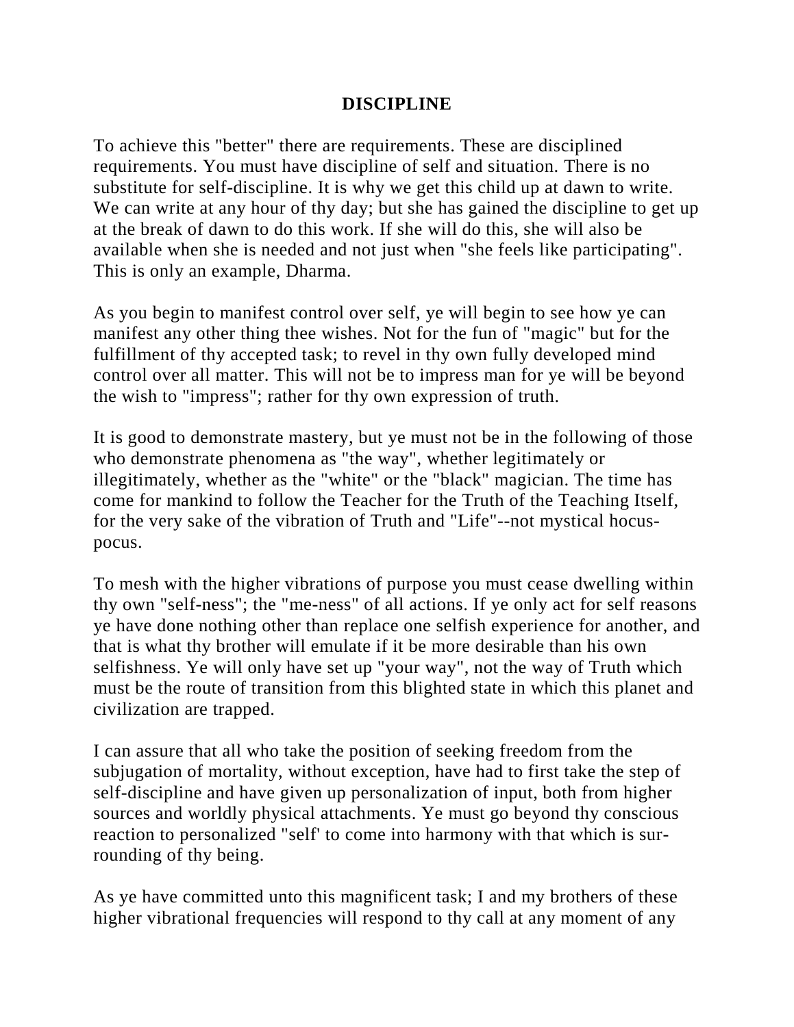## DISCIPLINE

To achieve this "better" there are requirements. These are disciplined requirements. You must have discipline of self and situation. There is no substitute for self-discipline. It is why we get this child up at dawn to write. We can write at any hour of thy day; but she has gained the discipline to get up at the break of dawn to do this work. If she will do this, she will also be available when she is needed and not just when "she feels like participating". This is only an example, Dharma.

As you begin to manifest control over self, ye will begin to see how ye can manifest any other thing thee wishes. Not for the fun of "magic" but for the fulfillment of thy accepted task; to revel in thy own fully developed mind control over all matter. This will not be to impress man for ye will be beyond the wish to "impress"; rather for thy own expression of truth.

It is good to demonstrate mastery, but ye must not be in the following of those who demonstrate phenomena as "the way", whether legitimately or illegitimately, whether as the "white" or the "black" magician. The time has come for mankind to follow the Teacher for the Truth of the Teaching Itself, for the very sake of the vibration of Truth and "Life"--not mystical hocus-pocus.

To mesh with the higher vibrations of purpose you must cease dwelling within thy own "self-ness"; the "me-ness" of all actions. If ye only act for self reasons ye have done nothing other than replace one selfish experience for another, and that is what thy brother will emulate if it be more desirable than his own selfishness. Ye will only have set up "your way", not the way of Truth which must be the route of transition from this blighted state in which this planet and civilization are trapped.

I can assure that all who take the position of seeking freedom from the subjugation of mortality, without exception, have had to first take the step of self-discipline and have given up personalization of input, both from higher sources and worldly physical attachments. Ye must go beyond thy conscious reaction to personalized "self' to come into harmony with that which is surrounding of thy being.

As ye have committed unto this magnificent task; I and my brothers of these higher vibrational frequencies will respond to thy call at any moment of any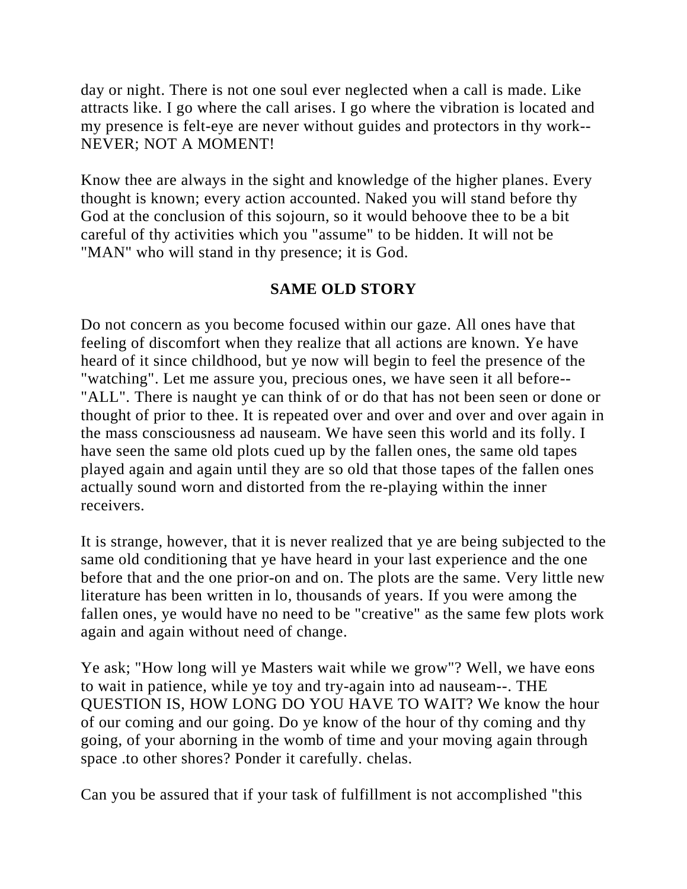day or night. There is not one soul ever neglected when a call is made. Like attracts like. I go where the call arises. I go where the vibration is located and my presence is felt-eye are never without guides and protectors in thy work--NEVER; NOT A MOMENT!

Know thee are always in the sight and knowledge of the higher planes. Every thought is known; every action accounted. Naked you will stand before thy God at the conclusion of this sojourn, so it would behoove thee to be a bit careful of thy activities which you "assume" to be hidden. It will not be "MAN" who will stand in thy presence; it is God.

## SAME OLD STORY

Do not concern as you become focused within our gaze. All ones have that feeling of discomfort when they realize that all actions are known. Ye have heard of it since childhood, but ye now will begin to feel the presence of the "watching". Let me assure you, precious ones, we have seen it all before--"ALL". There is naught ye can think of or do that has not been seen or done or thought of prior to thee. It is repeated over and over and over and over again in the mass consciousness ad nauseam. We have seen this world and its folly. I have seen the same old plots cued up by the fallen ones, the same old tapes played again and again until they are so old that those tapes of the fallen ones actually sound worn and distorted from the re-playing within the inner receivers.

It is strange, however, that it is never realized that ye are being subjected to the same old conditioning that ye have heard in your last experience and the one before that and the one prior-on and on. The plots are the same. Very little new literature has been written in lo, thousands of years. If you were among the fallen ones, ye would have no need to be "creative" as the same few plots work again and again without need of change.

Ye ask; "How long will ye Masters wait while we grow"? Well, we have eons to wait in patience, while ye toy and try-again into ad nauseam--. THE QUESTION IS, HOW LONG DO YOU HAVE TO WAIT? We know the hour of our coming and our going. Do ye know of the hour of thy coming and thy going, of your aborning in the womb of time and your moving again through space .to other shores? Ponder it carefully. chelas.

Can you be assured that if your task of fulfillment is not accomplished "this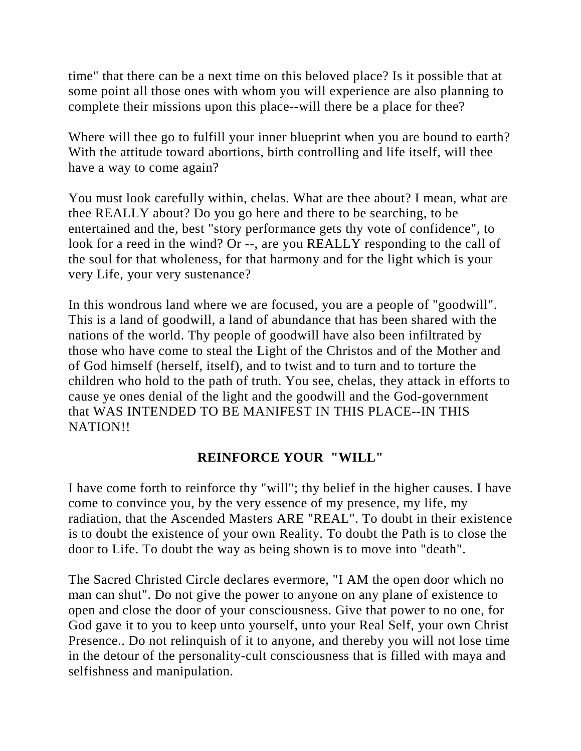time" that there can be a next time on this beloved place? Is it possible that at some point all those ones with whom you will experience are also planning to complete their missions upon this place--will there be a place for thee?

Where will thee go to fulfill your inner blueprint when you are bound to earth? With the attitude toward abortions, birth controlling and life itself, will thee have a way to come again?

You must look carefully within, chelas. What are thee about? I mean, what are thee REALLY about? Do you go here and there to be searching, to be entertained and the, best "story performance gets thy vote of confidence", to look for a reed in the wind? Or --, are you REALLY responding to the call of the soul for that wholeness, for that harmony and for the light which is your very Life, your very sustenance?

In this wondrous land where we are focused, you are a people of "goodwill". This is a land of goodwill, a land of abundance that has been shared with the nations of the world. Thy people of goodwill have also been infiltrated by those who have come to steal the Light of the Christos and of the Mother and of God himself (herself, itself), and to twist and to turn and to torture the children who hold to the path of truth. You see, chelas, they attack in efforts to cause ye ones denial of the light and the goodwill and the God-government that WAS INTENDED TO BE MANIFEST IN THIS PLACE--IN THIS NATION!!

## REINFORCE YOUR "WILL"

I have come forth to reinforce thy "will"; thy belief in the higher causes. I have come to convince you, by the very essence of my presence, my life, my radiation, that the Ascended Masters ARE "REAL". To doubt in their existence is to doubt the existence of your own Reality. To doubt the Path is to close the door to Life. To doubt the way as being shown is to move into "death".

The Sacred Christed Circle declares evermore, "I AM the open door which no man can shut". Do not give the power to anyone on any plane of existence to open and close the door of your consciousness. Give that power to no one, for God gave it to you to keep unto yourself, unto your Real Self, your own Christ Presence.. Do not relinquish of it to anyone, and thereby you will not lose time in the detour of the personality-cult consciousness that is filled with maya and selfishness and manipulation.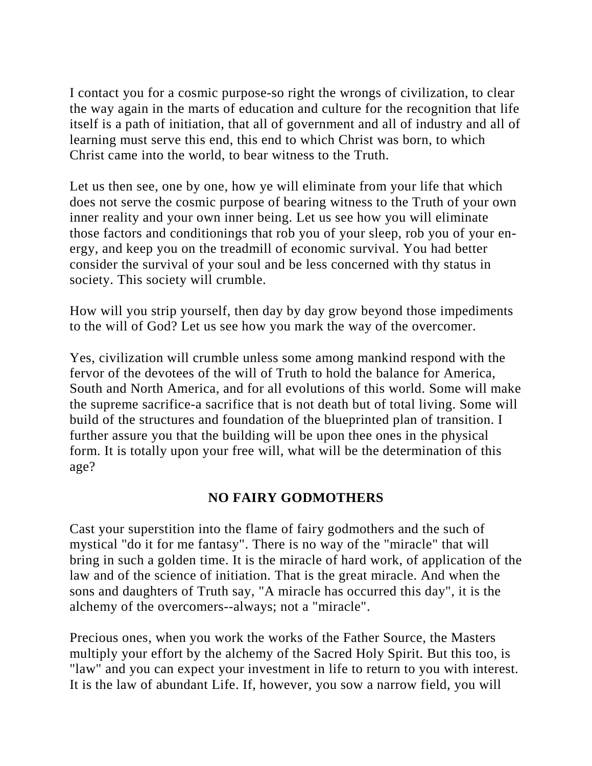I contact you for a cosmic purpose-so right the wrongs of civilization, to clear the way again in the marts of education and culture for the recognition that life itself is a path of initiation, that all of government and all of industry and all of learning must serve this end, this end to which Christ was born, to which Christ came into the world, to bear witness to the Truth.

Let us then see, one by one, how ye will eliminate from your life that which does not serve the cosmic purpose of bearing witness to the Truth of your own inner reality and your own inner being. Let us see how you will eliminate those factors and conditionings that rob you of your sleep, rob you of your energy, and keep you on the treadmill of economic survival. You had better consider the survival of your soul and be less concerned with thy status in society. This society will crumble.

How will you strip yourself, then day by day grow beyond those impediments to the will of God? Let us see how you mark the way of the overcomer.

Yes, civilization will crumble unless some among mankind respond with the fervor of the devotees of the will of Truth to hold the balance for America, South and North America, and for all evolutions of this world. Some will make the supreme sacrifice-a sacrifice that is not death but of total living. Some will build of the structures and foundation of the blueprinted plan of transition. I further assure you that the building will be upon thee ones in the physical form. It is totally upon your free will, what will be the determination of this age?

## NO FAIRY GODMOTHERS

Cast your superstition into the flame of fairy godmothers and the such of mystical "do it for me fantasy". There is no way of the "miracle" that will bring in such a golden time. It is the miracle of hard work, of application of the law and of the science of initiation. That is the great miracle. And when the sons and daughters of Truth say, "A miracle has occurred this day", it is the alchemy of the overcomers--always; not a "miracle".

Precious ones, when you work the works of the Father Source, the Masters multiply your effort by the alchemy of the Sacred Holy Spirit. But this too, is "law" and you can expect your investment in life to return to you with interest. It is the law of abundant Life. If, however, you sow a narrow field, you will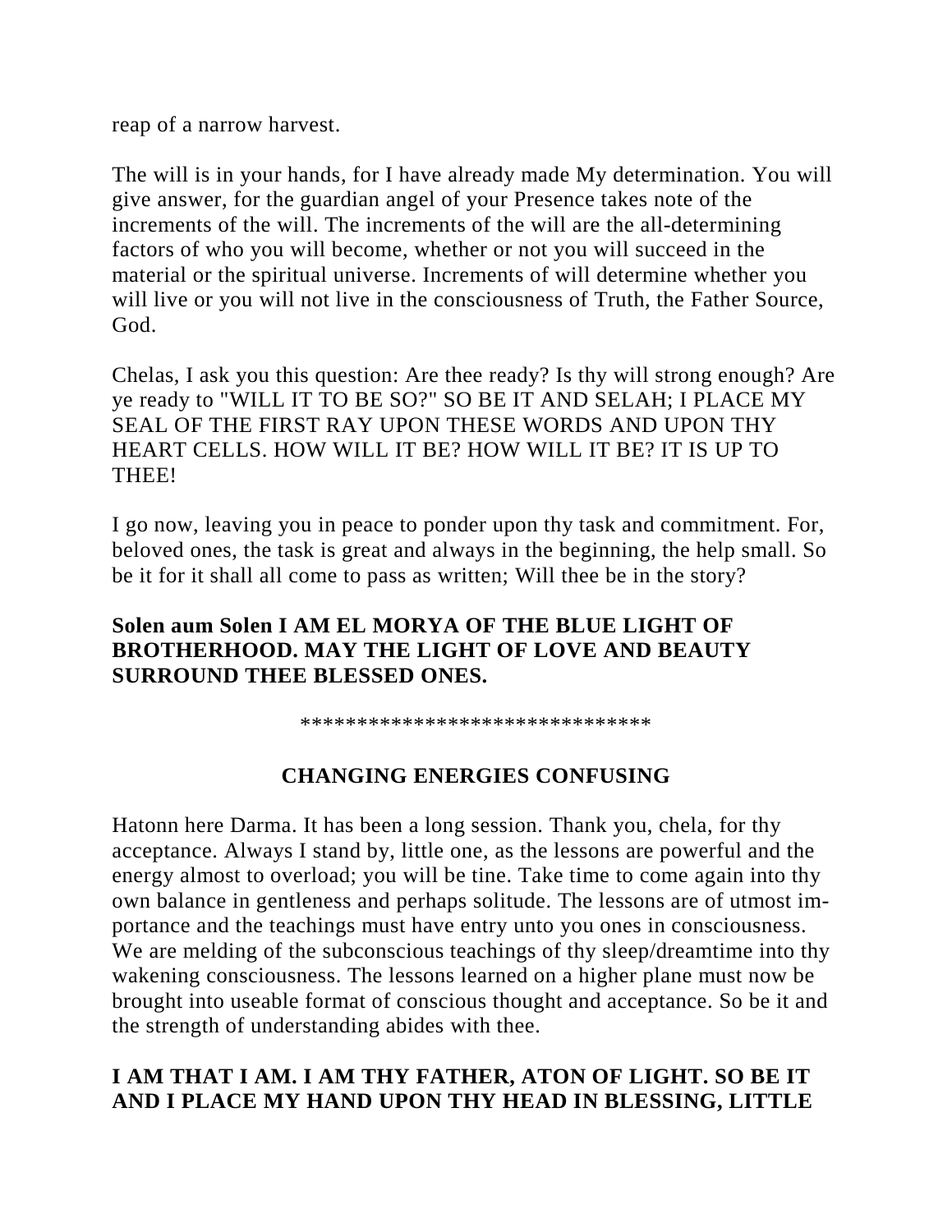reap of a narrow harvest.

The will is in your hands, for I have already made My determination. You will give answer, for the guardian angel of your Presence takes note of the increments of the will. The increments of the will are the all-determining factors of who you will become, whether or not you will succeed in the material or the spiritual universe. Increments of will determine whether you will live or you will not live in the consciousness of Truth, the Father Source, God.

Chelas, I ask you this question: Are thee ready? Is thy will strong enough? Are ye ready to "WILL IT TO BE SO?" SO BE IT AND SELAH; I PLACE MY SEAL OF THE FIRST RAY UPON THESE WORDS AND UPON THY HEART CELLS. HOW WILL IT BE? HOW WILL IT BE? IT IS UP TO THEE!

I go now, leaving you in peace to ponder upon thy task and commitment. For, beloved ones, the task is great and always in the beginning, the help small. So be it for it shall all come to pass as written; Will thee be in the story?

**Solen aum Solen I AM EL MORYA OF THE BLUE LIGHT OF BROTHERHOOD. MAY THE LIGHT OF LOVE AND BEAUTY SURROUND THEE BLESSED ONES.**

*******************************

## CHANGING ENERGIES CONFUSING

Hatonn here Darma. It has been a long session. Thank you, chela, for thy acceptance. Always I stand by, little one, as the lessons are powerful and the energy almost to overload; you will be tine. Take time to come again into thy own balance in gentleness and perhaps solitude. The lessons are of utmost importance and the teachings must have entry unto you ones in consciousness. We are melding of the subconscious teachings of thy sleep/dreamtime into thy wakening consciousness. The lessons learned on a higher plane must now be brought into useable format of conscious thought and acceptance. So be it and the strength of understanding abides with thee.

**I AM THAT I AM. I AM THY FATHER, ATON OF LIGHT. SO BE IT AND I PLACE MY HAND UPON THY HEAD IN BLESSING, LITTLE**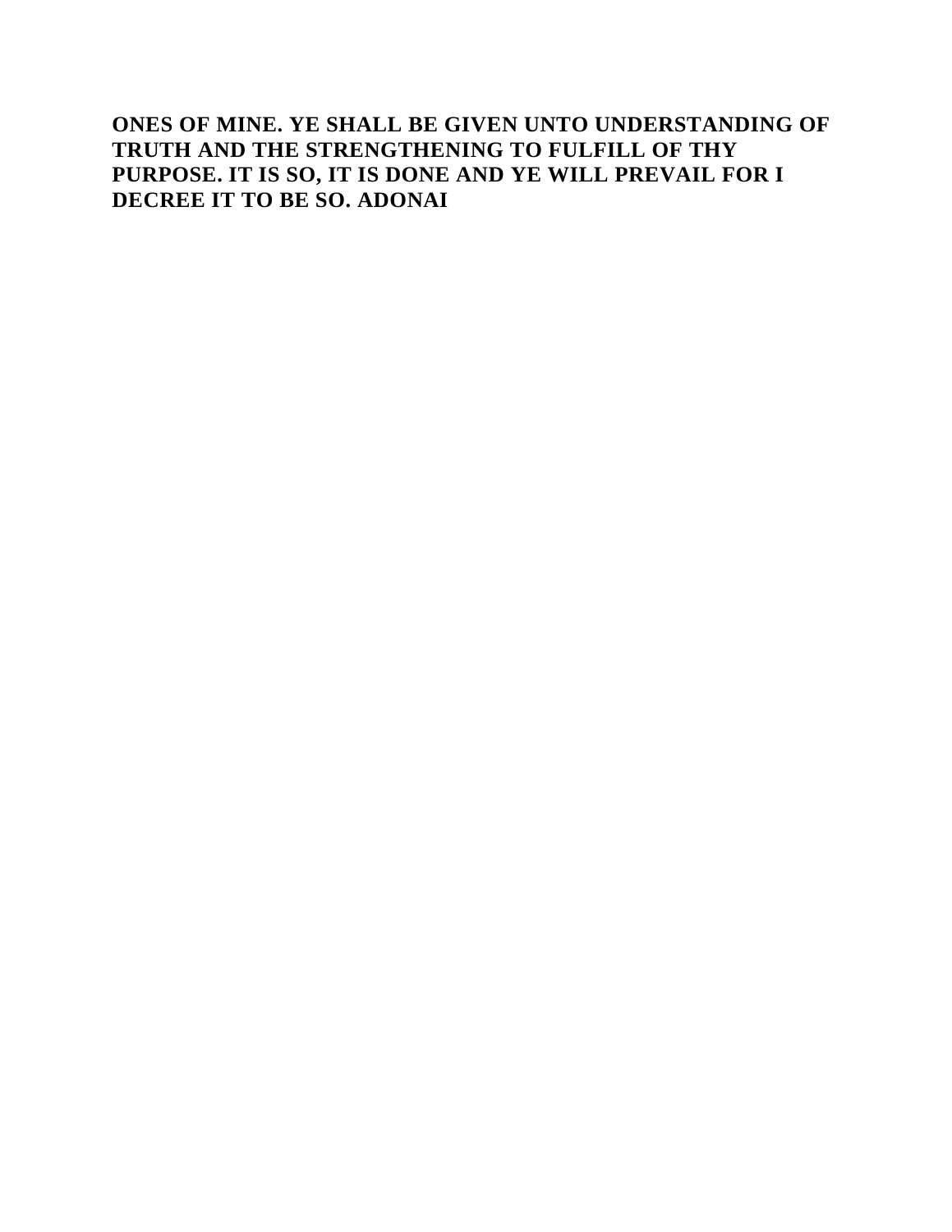**ONES OF MINE. YE SHALL BE GIVEN UNTO UNDERSTANDING OF TRUTH AND THE STRENGTHENING TO FULFILL OF THY PURPOSE. IT IS SO, IT IS DONE AND YE WILL PREVAIL FOR I DECREE IT TO BE SO. ADONAI**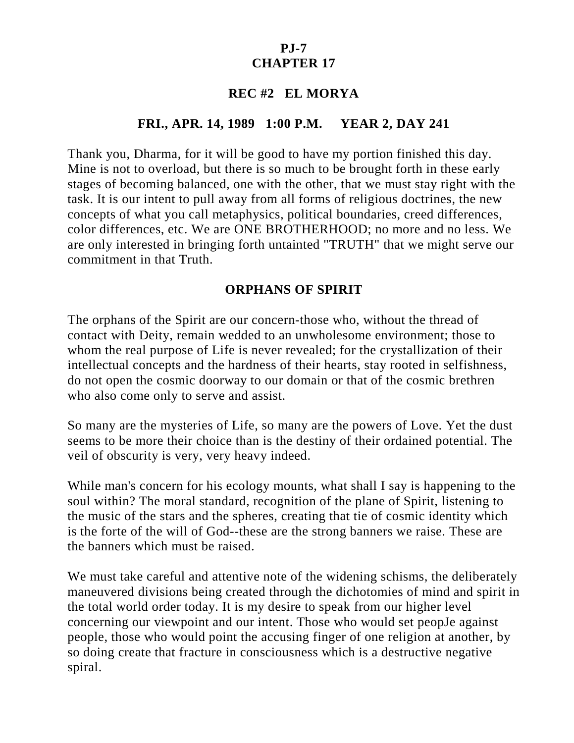**PJ-7**
**CHAPTER 17**

**REC #2 EL MORYA**

**FRI., APR. 14, 1989 1:00 P.M. YEAR 2, DAY 241**

Thank you, Dharma, for it will be good to have my portion finished this day. Mine is not to overload, but there is so much to be brought forth in these early stages of becoming balanced, one with the other, that we must stay right with the task. It is our intent to pull away from all forms of religious doctrines, the new concepts of what you call metaphysics, political boundaries, creed differences, color differences, etc. We are ONE BROTHERHOOD; no more and no less. We are only interested in bringing forth untainted "TRUTH" that we might serve our commitment in that Truth.

## ORPHANS OF SPIRIT

The orphans of the Spirit are our concern-those who, without the thread of contact with Deity, remain wedded to an unwholesome environment; those to whom the real purpose of Life is never revealed; for the crystallization of their intellectual concepts and the hardness of their hearts, stay rooted in selfishness, do not open the cosmic doorway to our domain or that of the cosmic brethren who also come only to serve and assist.

So many are the mysteries of Life, so many are the powers of Love. Yet the dust seems to be more their choice than is the destiny of their ordained potential. The veil of obscurity is very, very heavy indeed.

While man's concern for his ecology mounts, what shall I say is happening to the soul within? The moral standard, recognition of the plane of Spirit, listening to the music of the stars and the spheres, creating that tie of cosmic identity which is the forte of the will of God--these are the strong banners we raise. These are the banners which must be raised.

We must take careful and attentive note of the widening schisms, the deliberately maneuvered divisions being created through the dichotomies of mind and spirit in the total world order today. It is my desire to speak from our higher level concerning our viewpoint and our intent. Those who would set peopJe against people, those who would point the accusing finger of one religion at another, by so doing create that fracture in consciousness which is a destructive negative spiral.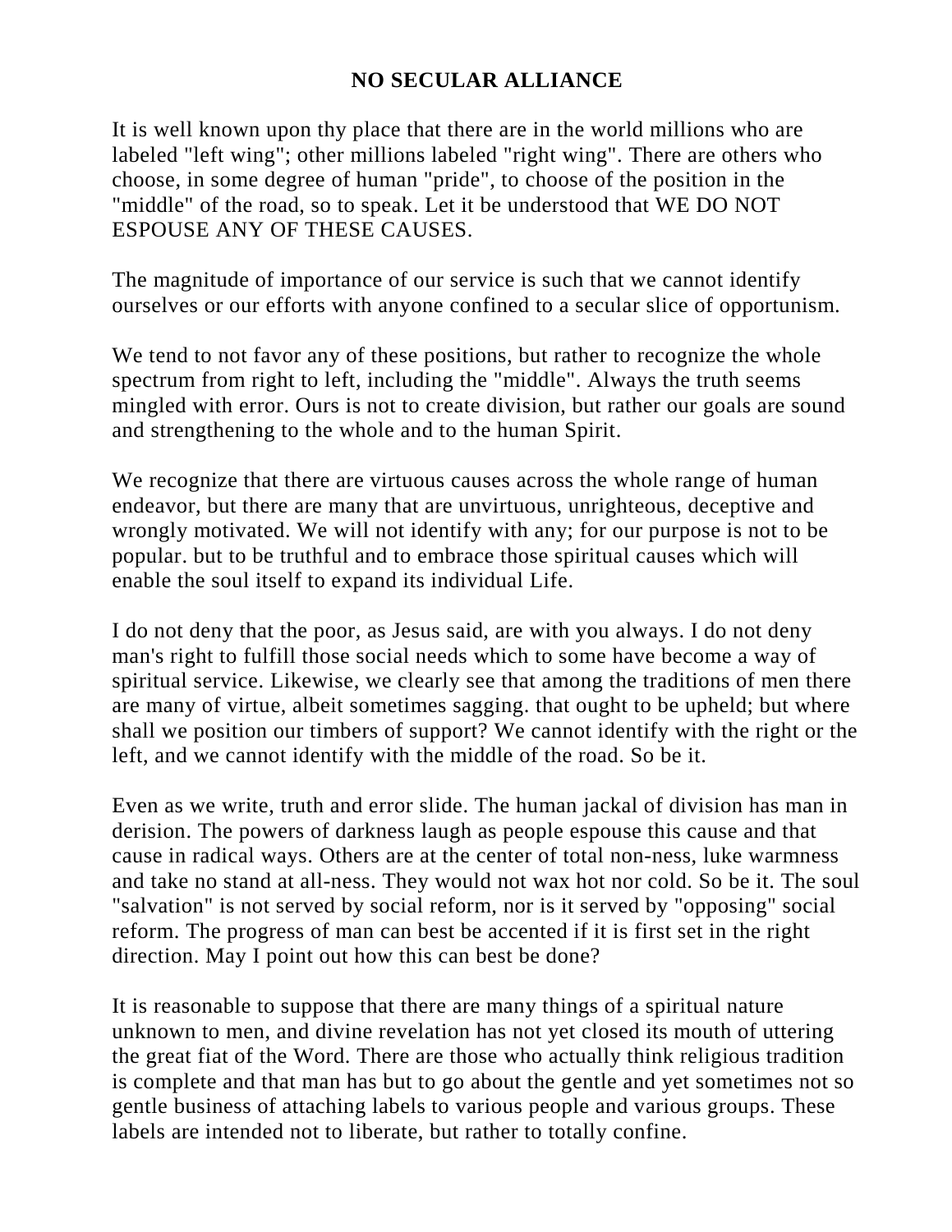# NO SECULAR ALLIANCE

It is well known upon thy place that there are in the world millions who are labeled "left wing"; other millions labeled "right wing". There are others who choose, in some degree of human "pride", to choose of the position in the "middle" of the road, so to speak. Let it be understood that WE DO NOT ESPOUSE ANY OF THESE CAUSES.

The magnitude of importance of our service is such that we cannot identify ourselves or our efforts with anyone confined to a secular slice of opportunism.

We tend to not favor any of these positions, but rather to recognize the whole spectrum from right to left, including the "middle". Always the truth seems mingled with error. Ours is not to create division, but rather our goals are sound and strengthening to the whole and to the human Spirit.

We recognize that there are virtuous causes across the whole range of human endeavor, but there are many that are unvirtuous, unrighteous, deceptive and wrongly motivated. We will not identify with any; for our purpose is not to be popular. but to be truthful and to embrace those spiritual causes which will enable the soul itself to expand its individual Life.

I do not deny that the poor, as Jesus said, are with you always. I do not deny man's right to fulfill those social needs which to some have become a way of spiritual service. Likewise, we clearly see that among the traditions of men there are many of virtue, albeit sometimes sagging. that ought to be upheld; but where shall we position our timbers of support? We cannot identify with the right or the left, and we cannot identify with the middle of the road. So be it.

Even as we write, truth and error slide. The human jackal of division has man in derision. The powers of darkness laugh as people espouse this cause and that cause in radical ways. Others are at the center of total non-ness, luke warmness and take no stand at all-ness. They would not wax hot nor cold. So be it. The soul "salvation" is not served by social reform, nor is it served by "opposing" social reform. The progress of man can best be accented if it is first set in the right direction. May I point out how this can best be done?

It is reasonable to suppose that there are many things of a spiritual nature unknown to men, and divine revelation has not yet closed its mouth of uttering the great fiat of the Word. There are those who actually think religious tradition is complete and that man has but to go about the gentle and yet sometimes not so gentle business of attaching labels to various people and various groups. These labels are intended not to liberate, but rather to totally confine.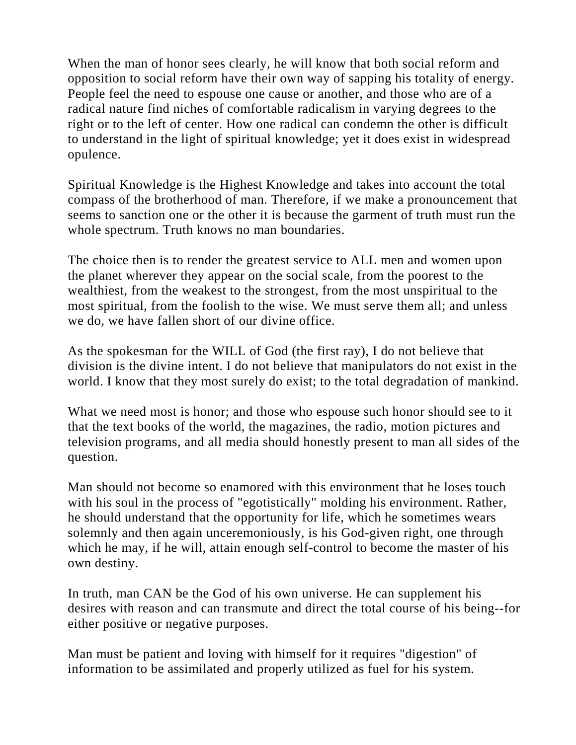When the man of honor sees clearly, he will know that both social reform and opposition to social reform have their own way of sapping his totality of energy. People feel the need to espouse one cause or another, and those who are of a radical nature find niches of comfortable radicalism in varying degrees to the right or to the left of center. How one radical can condemn the other is difficult to understand in the light of spiritual knowledge; yet it does exist in widespread opulence.

Spiritual Knowledge is the Highest Knowledge and takes into account the total compass of the brotherhood of man. Therefore, if we make a pronouncement that seems to sanction one or the other it is because the garment of truth must run the whole spectrum. Truth knows no man boundaries.

The choice then is to render the greatest service to ALL men and women upon the planet wherever they appear on the social scale, from the poorest to the wealthiest, from the weakest to the strongest, from the most unspiritual to the most spiritual, from the foolish to the wise. We must serve them all; and unless we do, we have fallen short of our divine office.

As the spokesman for the WILL of God (the first ray), I do not believe that division is the divine intent. I do not believe that manipulators do not exist in the world. I know that they most surely do exist; to the total degradation of mankind.

What we need most is honor; and those who espouse such honor should see to it that the text books of the world, the magazines, the radio, motion pictures and television programs, and all media should honestly present to man all sides of the question.

Man should not become so enamored with this environment that he loses touch with his soul in the process of "egotistically" molding his environment. Rather, he should understand that the opportunity for life, which he sometimes wears solemnly and then again unceremoniously, is his God-given right, one through which he may, if he will, attain enough self-control to become the master of his own destiny.

In truth, man CAN be the God of his own universe. He can supplement his desires with reason and can transmute and direct the total course of his being--for either positive or negative purposes.

Man must be patient and loving with himself for it requires "digestion" of information to be assimilated and properly utilized as fuel for his system.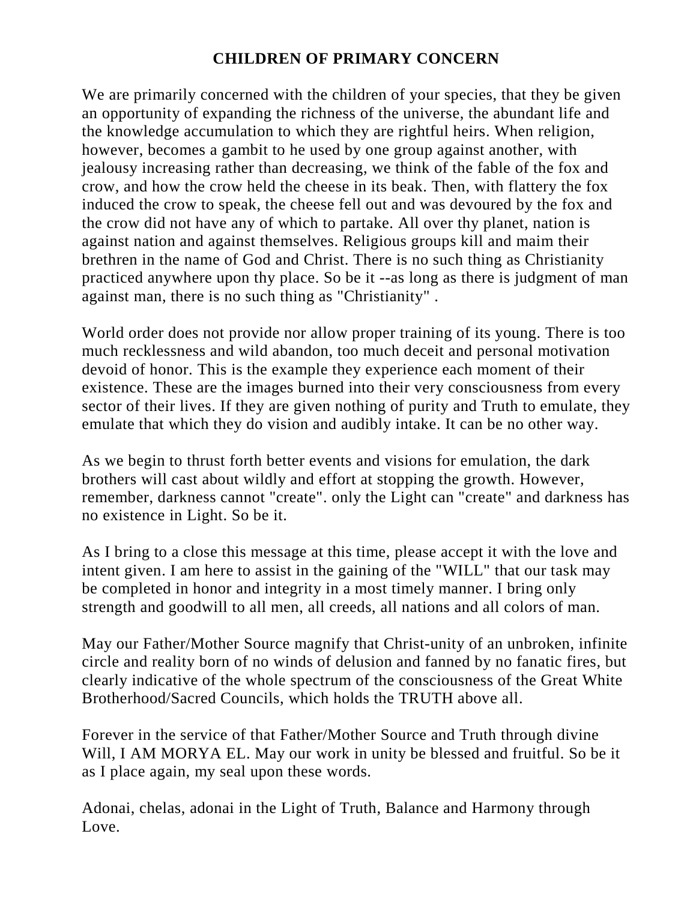## CHILDREN OF PRIMARY CONCERN

We are primarily concerned with the children of your species, that they be given an opportunity of expanding the richness of the universe, the abundant life and the knowledge accumulation to which they are rightful heirs. When religion, however, becomes a gambit to he used by one group against another, with jealousy increasing rather than decreasing, we think of the fable of the fox and crow, and how the crow held the cheese in its beak. Then, with flattery the fox induced the crow to speak, the cheese fell out and was devoured by the fox and the crow did not have any of which to partake. All over thy planet, nation is against nation and against themselves. Religious groups kill and maim their brethren in the name of God and Christ. There is no such thing as Christianity practiced anywhere upon thy place. So be it --as long as there is judgment of man against man, there is no such thing as "Christianity" .

World order does not provide nor allow proper training of its young. There is too much recklessness and wild abandon, too much deceit and personal motivation devoid of honor. This is the example they experience each moment of their existence. These are the images burned into their very consciousness from every sector of their lives. If they are given nothing of purity and Truth to emulate, they emulate that which they do vision and audibly intake. It can be no other way.

As we begin to thrust forth better events and visions for emulation, the dark brothers will cast about wildly and effort at stopping the growth. However, remember, darkness cannot "create". only the Light can "create" and darkness has no existence in Light. So be it.

As I bring to a close this message at this time, please accept it with the love and intent given. I am here to assist in the gaining of the "WILL" that our task may be completed in honor and integrity in a most timely manner. I bring only strength and goodwill to all men, all creeds, all nations and all colors of man.

May our Father/Mother Source magnify that Christ-unity of an unbroken, infinite circle and reality born of no winds of delusion and fanned by no fanatic fires, but clearly indicative of the whole spectrum of the consciousness of the Great White Brotherhood/Sacred Councils, which holds the TRUTH above all.

Forever in the service of that Father/Mother Source and Truth through divine Will, I AM MORYA EL. May our work in unity be blessed and fruitful. So be it as I place again, my seal upon these words.

Adonai, chelas, adonai in the Light of Truth, Balance and Harmony through Love.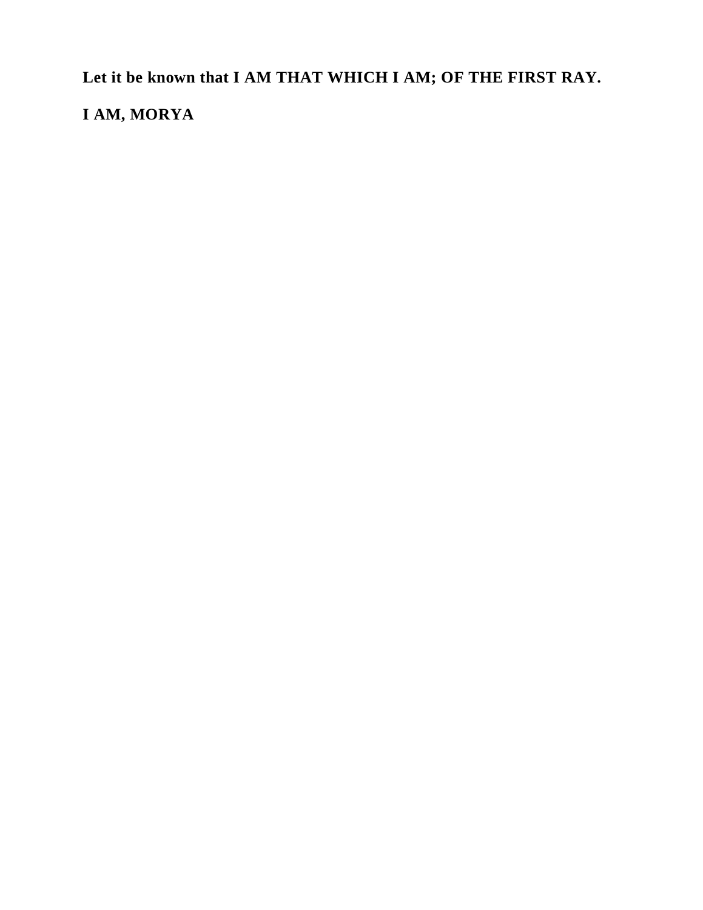**Let it be known that I AM THAT WHICH I AM; OF THE FIRST RAY.**

**I AM, MORYA**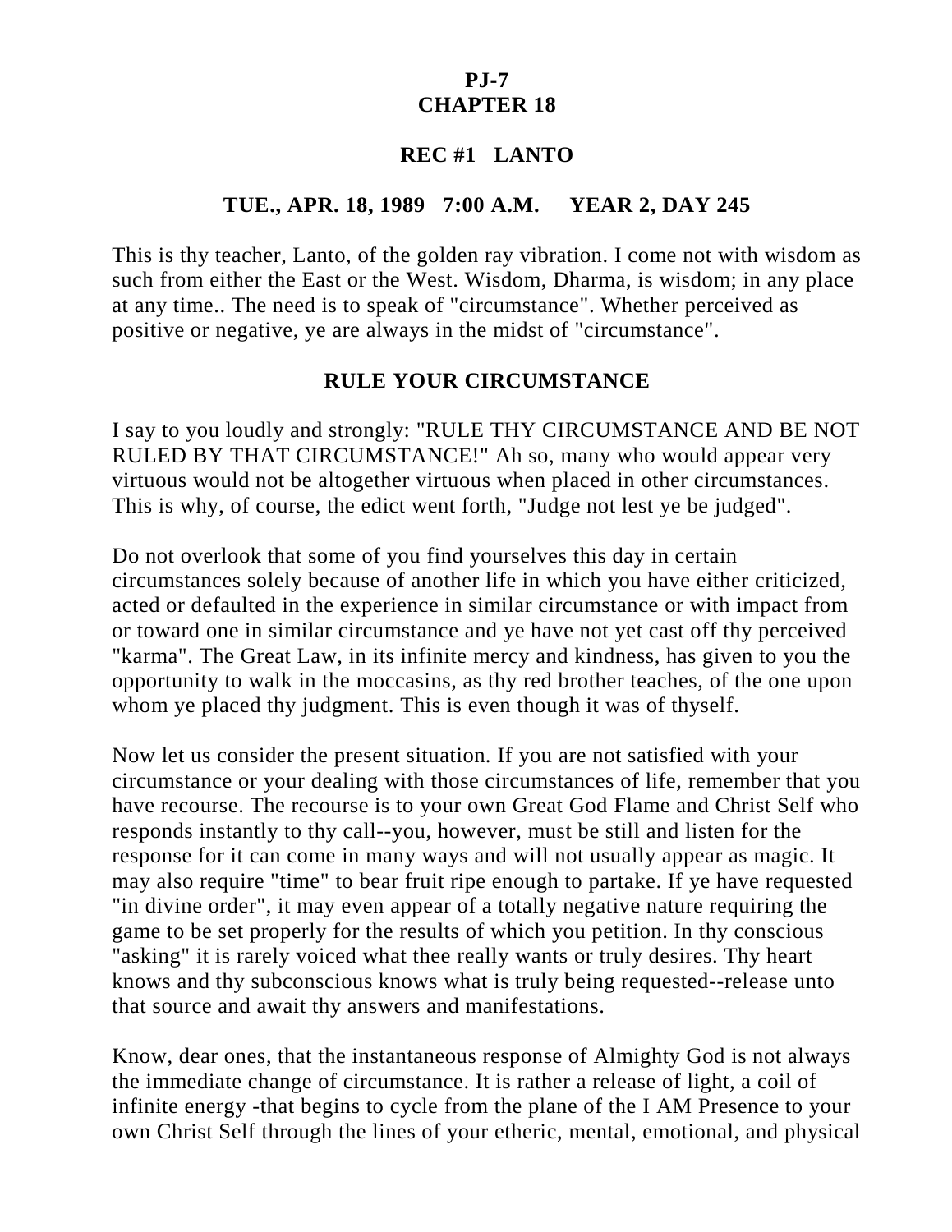**PJ-7**
**CHAPTER 18**

**REC #1 LANTO**

**TUE., APR. 18, 1989 7:00 A.M. YEAR 2, DAY 245**

This is thy teacher, Lanto, of the golden ray vibration. I come not with wisdom as such from either the East or the West. Wisdom, Dharma, is wisdom; in any place at any time.. The need is to speak of "circumstance". Whether perceived as positive or negative, ye are always in the midst of "circumstance".

## RULE YOUR CIRCUMSTANCE

I say to you loudly and strongly: "RULE THY CIRCUMSTANCE AND BE NOT RULED BY THAT CIRCUMSTANCE!" Ah so, many who would appear very virtuous would not be altogether virtuous when placed in other circumstances. This is why, of course, the edict went forth, "Judge not lest ye be judged".

Do not overlook that some of you find yourselves this day in certain circumstances solely because of another life in which you have either criticized, acted or defaulted in the experience in similar circumstance or with impact from or toward one in similar circumstance and ye have not yet cast off thy perceived "karma". The Great Law, in its infinite mercy and kindness, has given to you the opportunity to walk in the moccasins, as thy red brother teaches, of the one upon whom ye placed thy judgment. This is even though it was of thyself.

Now let us consider the present situation. If you are not satisfied with your circumstance or your dealing with those circumstances of life, remember that you have recourse. The recourse is to your own Great God Flame and Christ Self who responds instantly to thy call--you, however, must be still and listen for the response for it can come in many ways and will not usually appear as magic. It may also require "time" to bear fruit ripe enough to partake. If ye have requested "in divine order", it may even appear of a totally negative nature requiring the game to be set properly for the results of which you petition. In thy conscious "asking" it is rarely voiced what thee really wants or truly desires. Thy heart knows and thy subconscious knows what is truly being requested--release unto that source and await thy answers and manifestations.

Know, dear ones, that the instantaneous response of Almighty God is not always the immediate change of circumstance. It is rather a release of light, a coil of infinite energy -that begins to cycle from the plane of the I AM Presence to your own Christ Self through the lines of your etheric, mental, emotional, and physical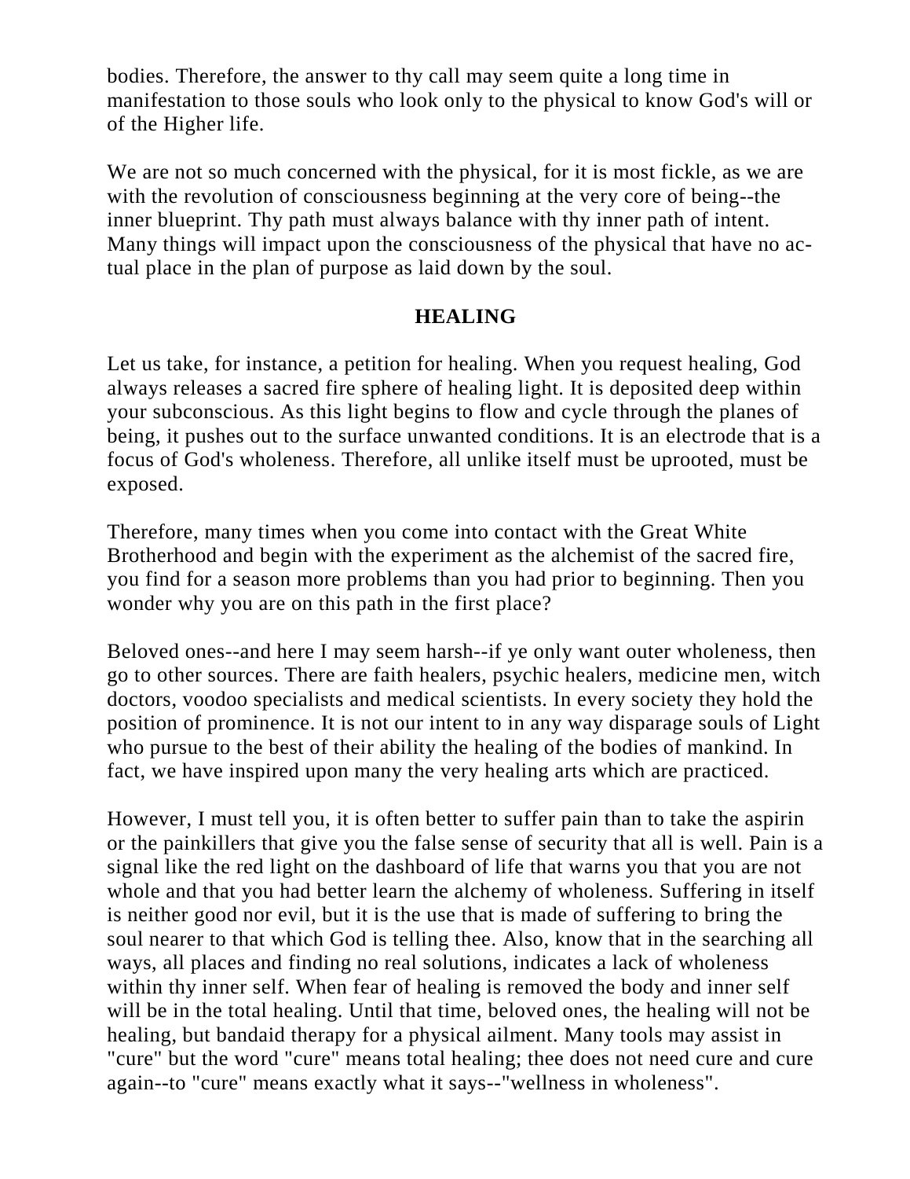bodies. Therefore, the answer to thy call may seem quite a long time in manifestation to those souls who look only to the physical to know God's will or of the Higher life.

We are not so much concerned with the physical, for it is most fickle, as we are with the revolution of consciousness beginning at the very core of being--the inner blueprint. Thy path must always balance with thy inner path of intent. Many things will impact upon the consciousness of the physical that have no actual place in the plan of purpose as laid down by the soul.

## HEALING

Let us take, for instance, a petition for healing. When you request healing, God always releases a sacred fire sphere of healing light. It is deposited deep within your subconscious. As this light begins to flow and cycle through the planes of being, it pushes out to the surface unwanted conditions. It is an electrode that is a focus of God's wholeness. Therefore, all unlike itself must be uprooted, must be exposed.

Therefore, many times when you come into contact with the Great White Brotherhood and begin with the experiment as the alchemist of the sacred fire, you find for a season more problems than you had prior to beginning. Then you wonder why you are on this path in the first place?

Beloved ones--and here I may seem harsh--if ye only want outer wholeness, then go to other sources. There are faith healers, psychic healers, medicine men, witch doctors, voodoo specialists and medical scientists. In every society they hold the position of prominence. It is not our intent to in any way disparage souls of Light who pursue to the best of their ability the healing of the bodies of mankind. In fact, we have inspired upon many the very healing arts which are practiced.

However, I must tell you, it is often better to suffer pain than to take the aspirin or the painkillers that give you the false sense of security that all is well. Pain is a signal like the red light on the dashboard of life that warns you that you are not whole and that you had better learn the alchemy of wholeness. Suffering in itself is neither good nor evil, but it is the use that is made of suffering to bring the soul nearer to that which God is telling thee. Also, know that in the searching all ways, all places and finding no real solutions, indicates a lack of wholeness within thy inner self. When fear of healing is removed the body and inner self will be in the total healing. Until that time, beloved ones, the healing will not be healing, but bandaid therapy for a physical ailment. Many tools may assist in "cure" but the word "cure" means total healing; thee does not need cure and cure again--to "cure" means exactly what it says--"wellness in wholeness".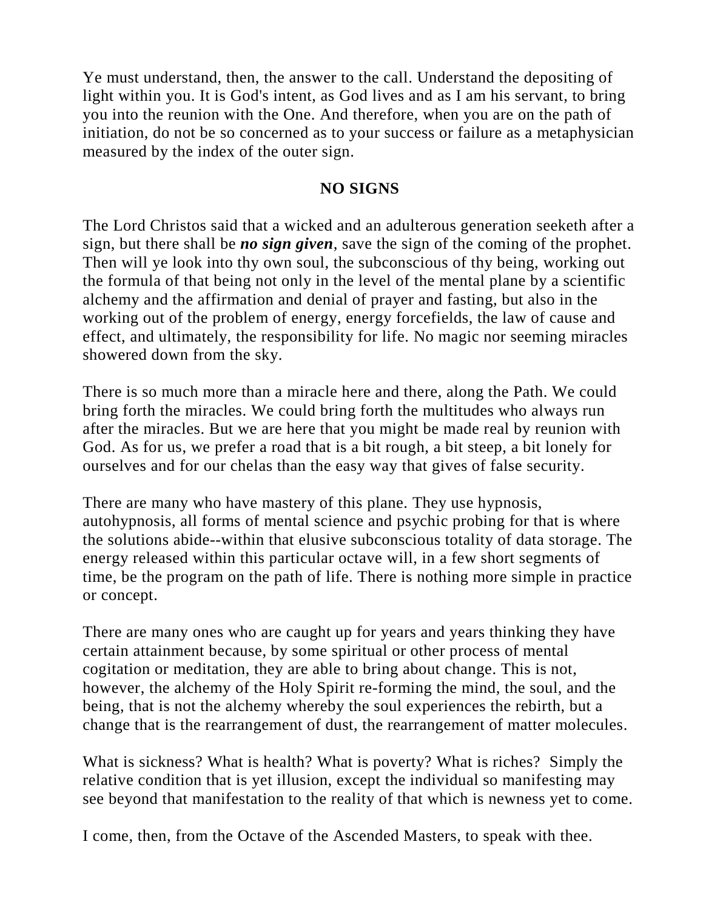Ye must understand, then, the answer to the call. Understand the depositing of light within you. It is God's intent, as God lives and as I am his servant, to bring you into the reunion with the One. And therefore, when you are on the path of initiation, do not be so concerned as to your success or failure as a metaphysician measured by the index of the outer sign.

## NO SIGNS

The Lord Christos said that a wicked and an adulterous generation seeketh after a sign, but there shall be ***no sign given***, save the sign of the coming of the prophet. Then will ye look into thy own soul, the subconscious of thy being, working out the formula of that being not only in the level of the mental plane by a scientific alchemy and the affirmation and denial of prayer and fasting, but also in the working out of the problem of energy, energy forcefields, the law of cause and effect, and ultimately, the responsibility for life. No magic nor seeming miracles showered down from the sky.

There is so much more than a miracle here and there, along the Path. We could bring forth the miracles. We could bring forth the multitudes who always run after the miracles. But we are here that you might be made real by reunion with God. As for us, we prefer a road that is a bit rough, a bit steep, a bit lonely for ourselves and for our chelas than the easy way that gives of false security.

There are many who have mastery of this plane. They use hypnosis, autohypnosis, all forms of mental science and psychic probing for that is where the solutions abide--within that elusive subconscious totality of data storage. The energy released within this particular octave will, in a few short segments of time, be the program on the path of life. There is nothing more simple in practice or concept.

There are many ones who are caught up for years and years thinking they have certain attainment because, by some spiritual or other process of mental cogitation or meditation, they are able to bring about change. This is not, however, the alchemy of the Holy Spirit re-forming the mind, the soul, and the being, that is not the alchemy whereby the soul experiences the rebirth, but a change that is the rearrangement of dust, the rearrangement of matter molecules.

What is sickness? What is health? What is poverty? What is riches? Simply the relative condition that is yet illusion, except the individual so manifesting may see beyond that manifestation to the reality of that which is newness yet to come.

I come, then, from the Octave of the Ascended Masters, to speak with thee.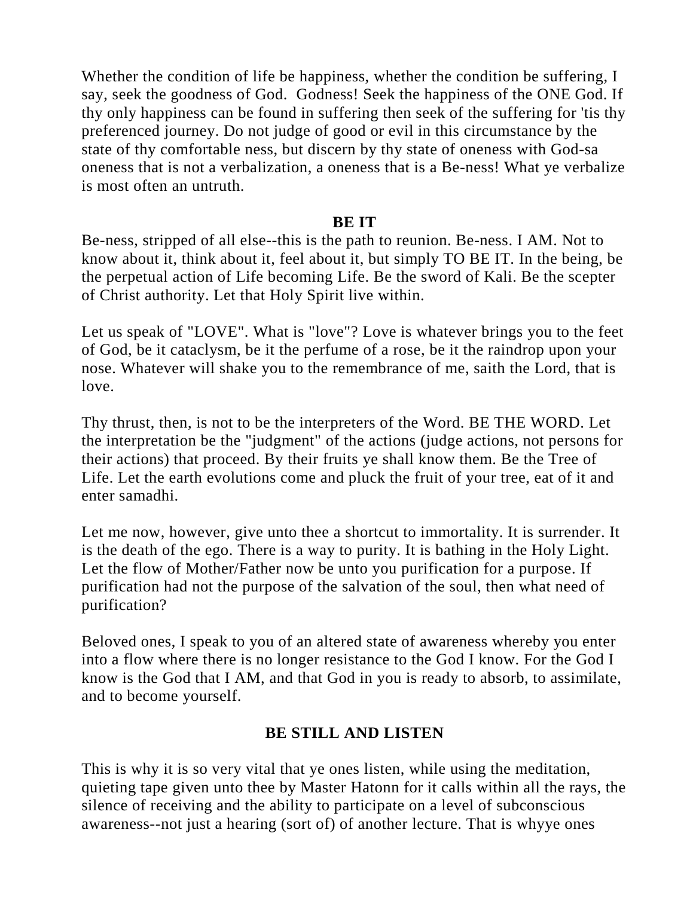Whether the condition of life be happiness, whether the condition be suffering, I say, seek the goodness of God. Godness! Seek the happiness of the ONE God. If thy only happiness can be found in suffering then seek of the suffering for 'tis thy preferenced journey. Do not judge of good or evil in this circumstance by the state of thy comfortable ness, but discern by thy state of oneness with God-sa oneness that is not a verbalization, a oneness that is a Be-ness! What ye verbalize is most often an untruth.

**BE IT**

Be-ness, stripped of all else--this is the path to reunion. Be-ness. I AM. Not to know about it, think about it, feel about it, but simply TO BE IT. In the being, be the perpetual action of Life becoming Life. Be the sword of Kali. Be the scepter of Christ authority. Let that Holy Spirit live within.

Let us speak of "LOVE". What is "love"? Love is whatever brings you to the feet of God, be it cataclysm, be it the perfume of a rose, be it the raindrop upon your nose. Whatever will shake you to the remembrance of me, saith the Lord, that is love.

Thy thrust, then, is not to be the interpreters of the Word. BE THE WORD. Let the interpretation be the "judgment" of the actions (judge actions, not persons for their actions) that proceed. By their fruits ye shall know them. Be the Tree of Life. Let the earth evolutions come and pluck the fruit of your tree, eat of it and enter samadhi.

Let me now, however, give unto thee a shortcut to immortality. It is surrender. It is the death of the ego. There is a way to purity. It is bathing in the Holy Light. Let the flow of Mother/Father now be unto you purification for a purpose. If purification had not the purpose of the salvation of the soul, then what need of purification?

Beloved ones, I speak to you of an altered state of awareness whereby you enter into a flow where there is no longer resistance to the God I know. For the God I know is the God that I AM, and that God in you is ready to absorb, to assimilate, and to become yourself.

**BE STILL AND LISTEN**

This is why it is so very vital that ye ones listen, while using the meditation, quieting tape given unto thee by Master Hatonn for it calls within all the rays, the silence of receiving and the ability to participate on a level of subconscious awareness--not just a hearing (sort of) of another lecture. That is whyye ones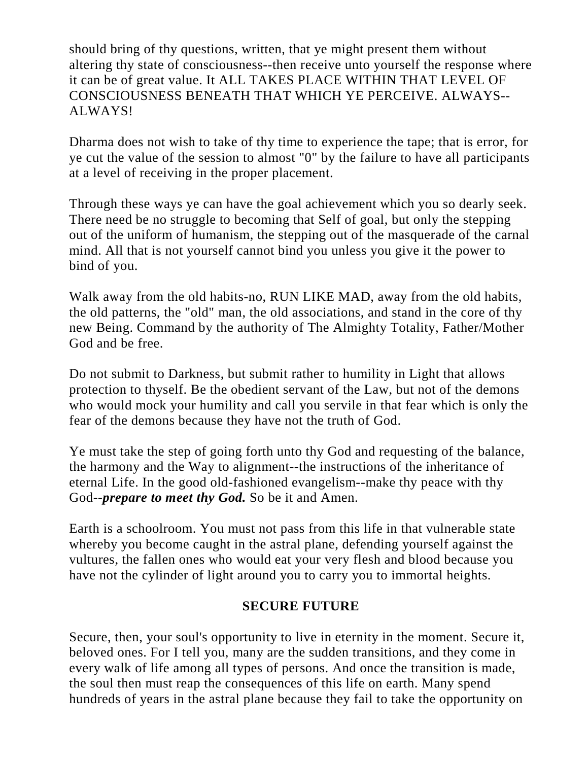should bring of thy questions, written, that ye might present them without altering thy state of consciousness--then receive unto yourself the response where it can be of great value. It ALL TAKES PLACE WITHIN THAT LEVEL OF CONSCIOUSNESS BENEATH THAT WHICH YE PERCEIVE. ALWAYS--ALWAYS!

Dharma does not wish to take of thy time to experience the tape; that is error, for ye cut the value of the session to almost "0" by the failure to have all participants at a level of receiving in the proper placement.

Through these ways ye can have the goal achievement which you so dearly seek. There need be no struggle to becoming that Self of goal, but only the stepping out of the uniform of humanism, the stepping out of the masquerade of the carnal mind. All that is not yourself cannot bind you unless you give it the power to bind of you.

Walk away from the old habits-no, RUN LIKE MAD, away from the old habits, the old patterns, the "old" man, the old associations, and stand in the core of thy new Being. Command by the authority of The Almighty Totality, Father/Mother God and be free.

Do not submit to Darkness, but submit rather to humility in Light that allows protection to thyself. Be the obedient servant of the Law, but not of the demons who would mock your humility and call you servile in that fear which is only the fear of the demons because they have not the truth of God.

Ye must take the step of going forth unto thy God and requesting of the balance, the harmony and the Way to alignment--the instructions of the inheritance of eternal Life. In the good old-fashioned evangelism--make thy peace with thy God--***prepare to meet thy God.*** So be it and Amen.

Earth is a schoolroom. You must not pass from this life in that vulnerable state whereby you become caught in the astral plane, defending yourself against the vultures, the fallen ones who would eat your very flesh and blood because you have not the cylinder of light around you to carry you to immortal heights.

## SECURE FUTURE

Secure, then, your soul's opportunity to live in eternity in the moment. Secure it, beloved ones. For I tell you, many are the sudden transitions, and they come in every walk of life among all types of persons. And once the transition is made, the soul then must reap the consequences of this life on earth. Many spend hundreds of years in the astral plane because they fail to take the opportunity on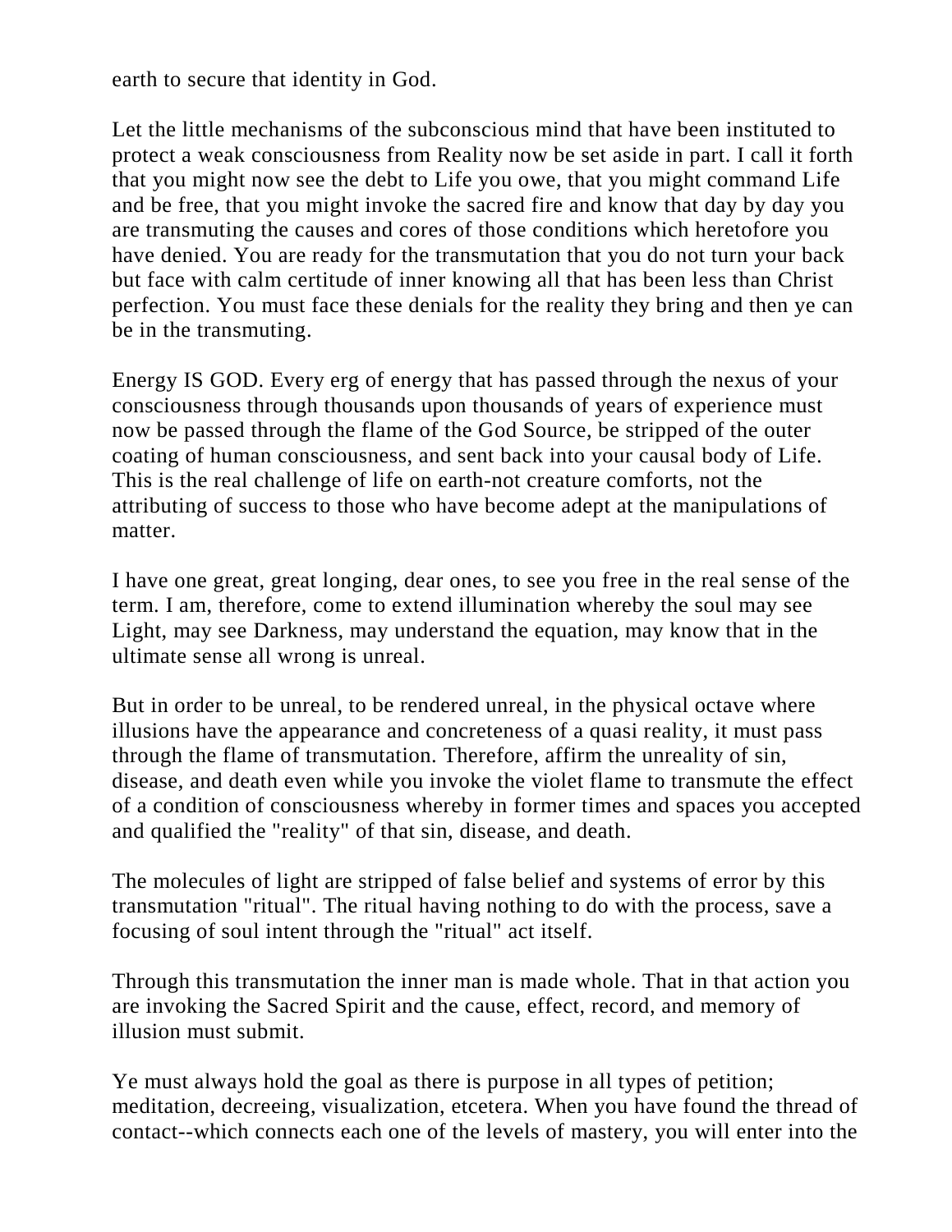earth to secure that identity in God.

Let the little mechanisms of the subconscious mind that have been instituted to protect a weak consciousness from Reality now be set aside in part. I call it forth that you might now see the debt to Life you owe, that you might command Life and be free, that you might invoke the sacred fire and know that day by day you are transmuting the causes and cores of those conditions which heretofore you have denied. You are ready for the transmutation that you do not turn your back but face with calm certitude of inner knowing all that has been less than Christ perfection. You must face these denials for the reality they bring and then ye can be in the transmuting.

Energy IS GOD. Every erg of energy that has passed through the nexus of your consciousness through thousands upon thousands of years of experience must now be passed through the flame of the God Source, be stripped of the outer coating of human consciousness, and sent back into your causal body of Life. This is the real challenge of life on earth-not creature comforts, not the attributing of success to those who have become adept at the manipulations of matter.

I have one great, great longing, dear ones, to see you free in the real sense of the term. I am, therefore, come to extend illumination whereby the soul may see Light, may see Darkness, may understand the equation, may know that in the ultimate sense all wrong is unreal.

But in order to be unreal, to be rendered unreal, in the physical octave where illusions have the appearance and concreteness of a quasi reality, it must pass through the flame of transmutation. Therefore, affirm the unreality of sin, disease, and death even while you invoke the violet flame to transmute the effect of a condition of consciousness whereby in former times and spaces you accepted and qualified the "reality" of that sin, disease, and death.

The molecules of light are stripped of false belief and systems of error by this transmutation "ritual". The ritual having nothing to do with the process, save a focusing of soul intent through the "ritual" act itself.

Through this transmutation the inner man is made whole. That in that action you are invoking the Sacred Spirit and the cause, effect, record, and memory of illusion must submit.

Ye must always hold the goal as there is purpose in all types of petition; meditation, decreeing, visualization, etcetera. When you have found the thread of contact--which connects each one of the levels of mastery, you will enter into the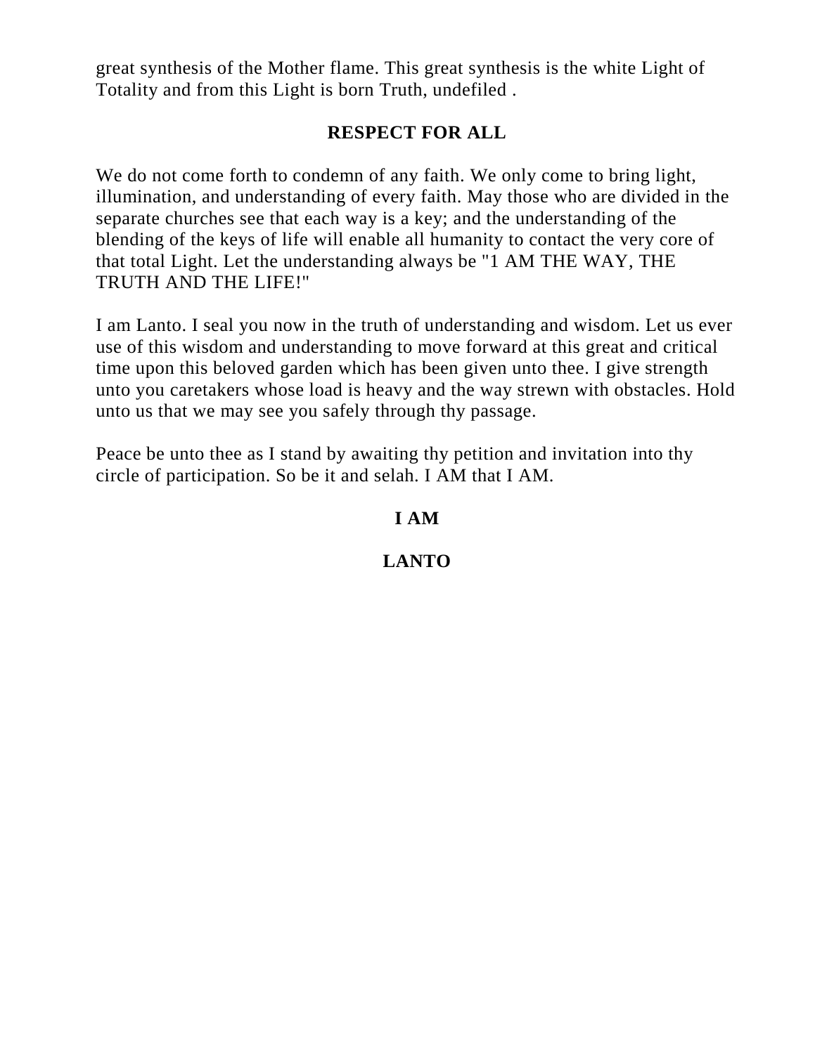great synthesis of the Mother flame. This great synthesis is the white Light of Totality and from this Light is born Truth, undefiled .

## RESPECT FOR ALL

We do not come forth to condemn of any faith. We only come to bring light, illumination, and understanding of every faith. May those who are divided in the separate churches see that each way is a key; and the understanding of the blending of the keys of life will enable all humanity to contact the very core of that total Light. Let the understanding always be "1 AM THE WAY, THE TRUTH AND THE LIFE!"

I am Lanto. I seal you now in the truth of understanding and wisdom. Let us ever use of this wisdom and understanding to move forward at this great and critical time upon this beloved garden which has been given unto thee. I give strength unto you caretakers whose load is heavy and the way strewn with obstacles. Hold unto us that we may see you safely through thy passage.

Peace be unto thee as I stand by awaiting thy petition and invitation into thy circle of participation. So be it and selah. I AM that I AM.

**I AM**

**LANTO**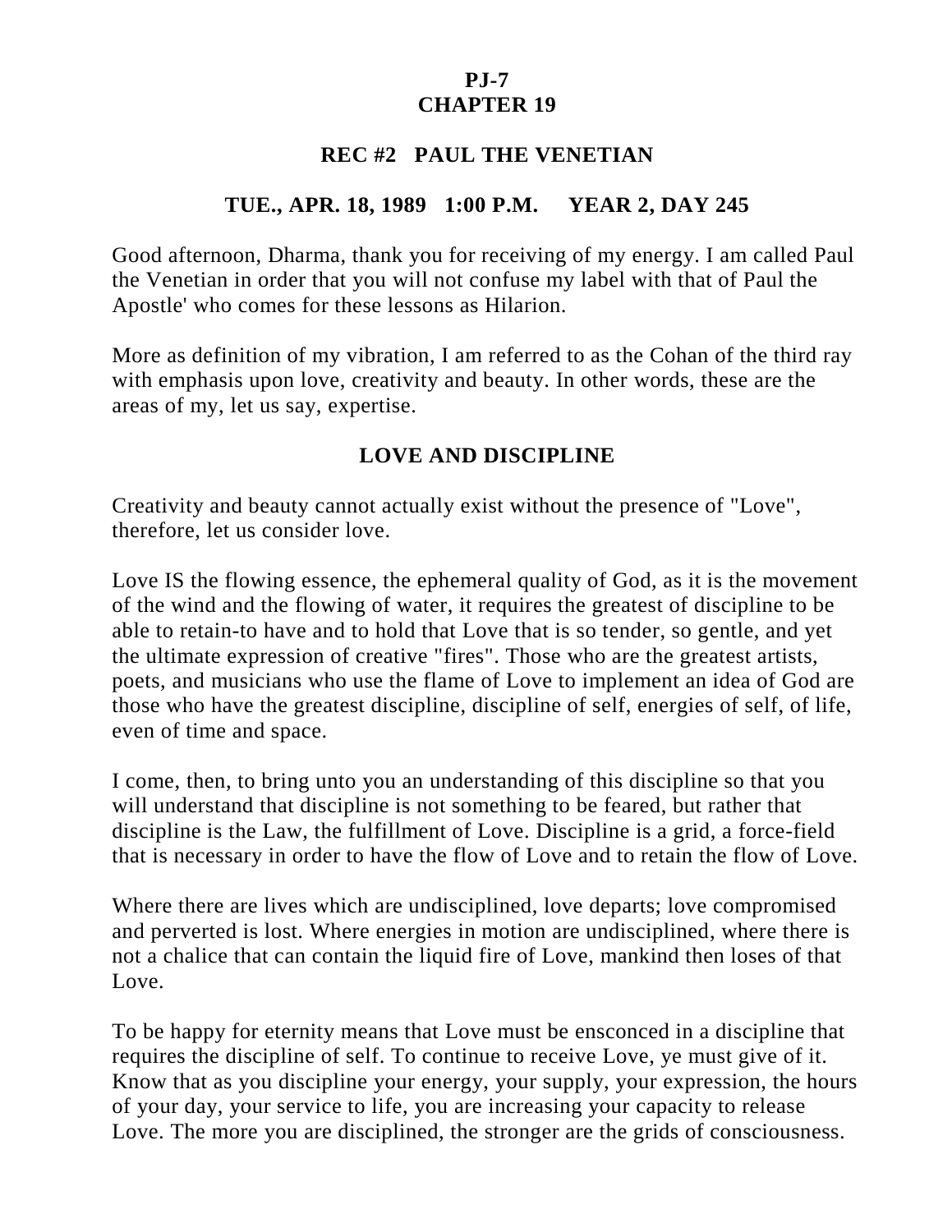**PJ-7**
**CHAPTER 19**

**REC #2 PAUL THE VENETIAN**

**TUE., APR. 18, 1989 1:00 P.M. YEAR 2, DAY 245**

Good afternoon, Dharma, thank you for receiving of my energy. I am called Paul the Venetian in order that you will not confuse my label with that of Paul the Apostle' who comes for these lessons as Hilarion.

More as definition of my vibration, I am referred to as the Cohan of the third ray with emphasis upon love, creativity and beauty. In other words, these are the areas of my, let us say, expertise.

## LOVE AND DISCIPLINE

Creativity and beauty cannot actually exist without the presence of "Love", therefore, let us consider love.

Love IS the flowing essence, the ephemeral quality of God, as it is the movement of the wind and the flowing of water, it requires the greatest of discipline to be able to retain-to have and to hold that Love that is so tender, so gentle, and yet the ultimate expression of creative "fires". Those who are the greatest artists, poets, and musicians who use the flame of Love to implement an idea of God are those who have the greatest discipline, discipline of self, energies of self, of life, even of time and space.

I come, then, to bring unto you an understanding of this discipline so that you will understand that discipline is not something to be feared, but rather that discipline is the Law, the fulfillment of Love. Discipline is a grid, a force-field that is necessary in order to have the flow of Love and to retain the flow of Love.

Where there are lives which are undisciplined, love departs; love compromised and perverted is lost. Where energies in motion are undisciplined, where there is not a chalice that can contain the liquid fire of Love, mankind then loses of that Love.

To be happy for eternity means that Love must be ensconced in a discipline that requires the discipline of self. To continue to receive Love, ye must give of it. Know that as you discipline your energy, your supply, your expression, the hours of your day, your service to life, you are increasing your capacity to release Love. The more you are disciplined, the stronger are the grids of consciousness.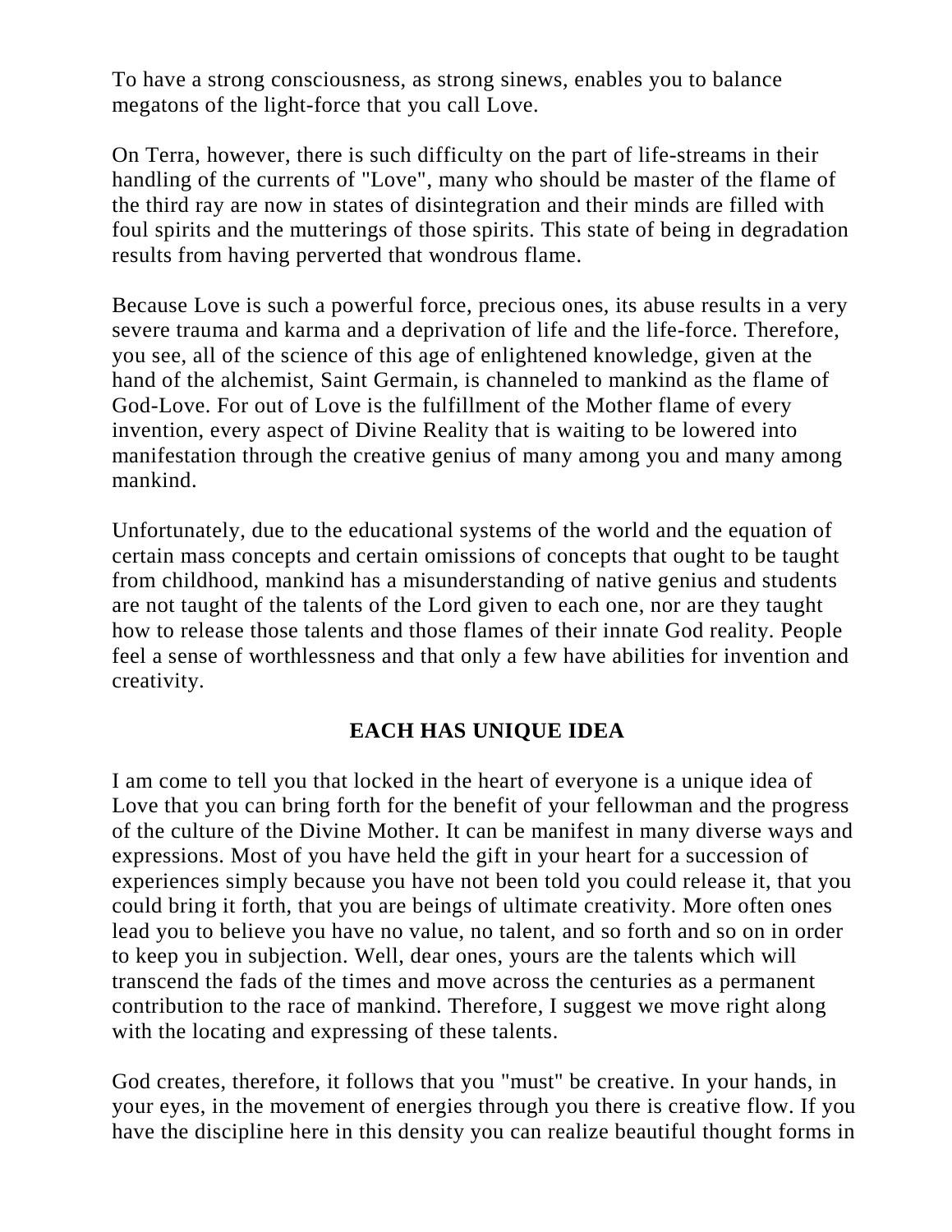To have a strong consciousness, as strong sinews, enables you to balance megatons of the light-force that you call Love.

On Terra, however, there is such difficulty on the part of life-streams in their handling of the currents of "Love", many who should be master of the flame of the third ray are now in states of disintegration and their minds are filled with foul spirits and the mutterings of those spirits. This state of being in degradation results from having perverted that wondrous flame.

Because Love is such a powerful force, precious ones, its abuse results in a very severe trauma and karma and a deprivation of life and the life-force. Therefore, you see, all of the science of this age of enlightened knowledge, given at the hand of the alchemist, Saint Germain, is channeled to mankind as the flame of God-Love. For out of Love is the fulfillment of the Mother flame of every invention, every aspect of Divine Reality that is waiting to be lowered into manifestation through the creative genius of many among you and many among mankind.

Unfortunately, due to the educational systems of the world and the equation of certain mass concepts and certain omissions of concepts that ought to be taught from childhood, mankind has a misunderstanding of native genius and students are not taught of the talents of the Lord given to each one, nor are they taught how to release those talents and those flames of their innate God reality. People feel a sense of worthlessness and that only a few have abilities for invention and creativity.

## EACH HAS UNIQUE IDEA

I am come to tell you that locked in the heart of everyone is a unique idea of Love that you can bring forth for the benefit of your fellowman and the progress of the culture of the Divine Mother. It can be manifest in many diverse ways and expressions. Most of you have held the gift in your heart for a succession of experiences simply because you have not been told you could release it, that you could bring it forth, that you are beings of ultimate creativity. More often ones lead you to believe you have no value, no talent, and so forth and so on in order to keep you in subjection. Well, dear ones, yours are the talents which will transcend the fads of the times and move across the centuries as a permanent contribution to the race of mankind. Therefore, I suggest we move right along with the locating and expressing of these talents.

God creates, therefore, it follows that you "must" be creative. In your hands, in your eyes, in the movement of energies through you there is creative flow. If you have the discipline here in this density you can realize beautiful thought forms in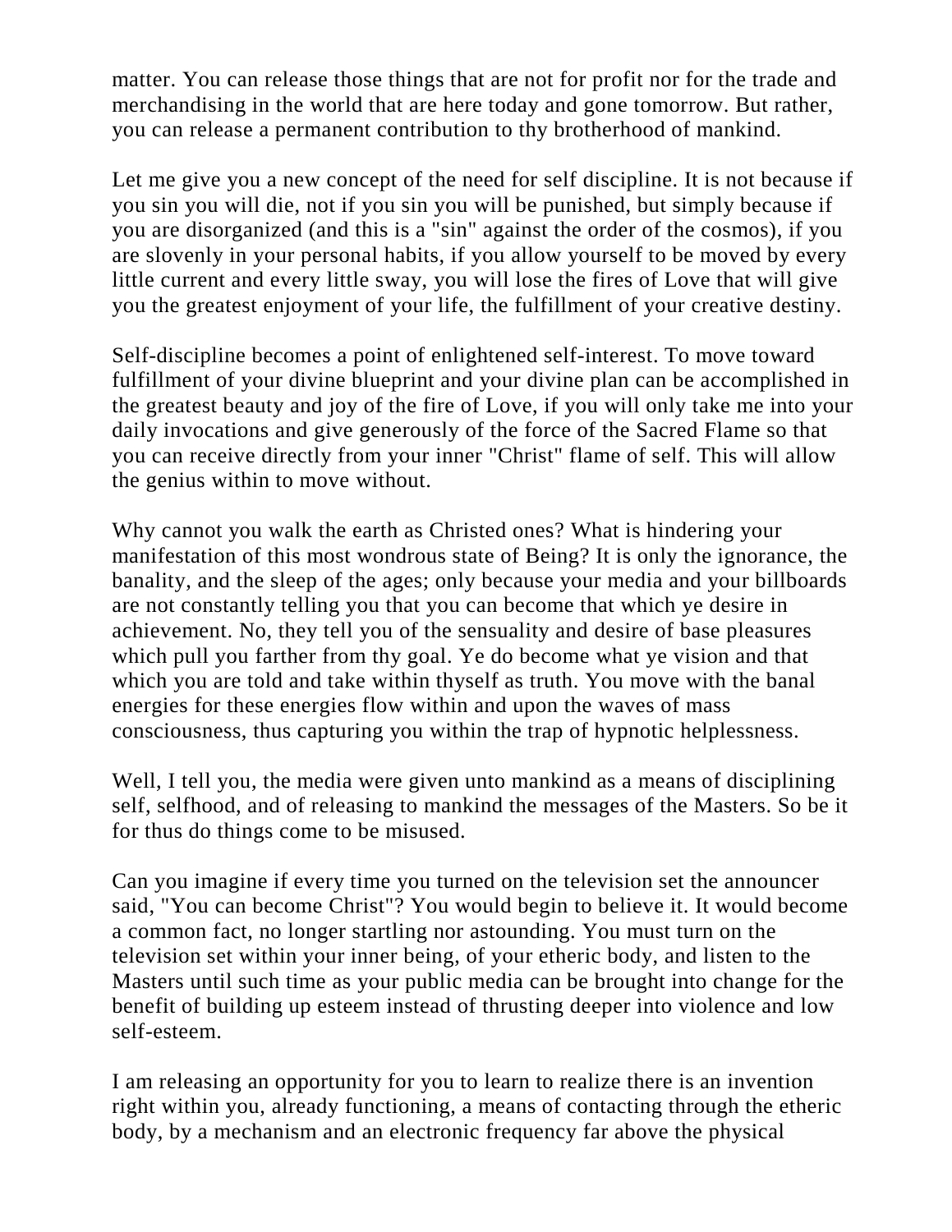matter. You can release those things that are not for profit nor for the trade and merchandising in the world that are here today and gone tomorrow. But rather, you can release a permanent contribution to thy brotherhood of mankind.

Let me give you a new concept of the need for self discipline. It is not because if you sin you will die, not if you sin you will be punished, but simply because if you are disorganized (and this is a "sin" against the order of the cosmos), if you are slovenly in your personal habits, if you allow yourself to be moved by every little current and every little sway, you will lose the fires of Love that will give you the greatest enjoyment of your life, the fulfillment of your creative destiny.

Self-discipline becomes a point of enlightened self-interest. To move toward fulfillment of your divine blueprint and your divine plan can be accomplished in the greatest beauty and joy of the fire of Love, if you will only take me into your daily invocations and give generously of the force of the Sacred Flame so that you can receive directly from your inner "Christ" flame of self. This will allow the genius within to move without.

Why cannot you walk the earth as Christed ones? What is hindering your manifestation of this most wondrous state of Being? It is only the ignorance, the banality, and the sleep of the ages; only because your media and your billboards are not constantly telling you that you can become that which ye desire in achievement. No, they tell you of the sensuality and desire of base pleasures which pull you farther from thy goal. Ye do become what ye vision and that which you are told and take within thyself as truth. You move with the banal energies for these energies flow within and upon the waves of mass consciousness, thus capturing you within the trap of hypnotic helplessness.

Well, I tell you, the media were given unto mankind as a means of disciplining self, selfhood, and of releasing to mankind the messages of the Masters. So be it for thus do things come to be misused.

Can you imagine if every time you turned on the television set the announcer said, "You can become Christ"? You would begin to believe it. It would become a common fact, no longer startling nor astounding. You must turn on the television set within your inner being, of your etheric body, and listen to the Masters until such time as your public media can be brought into change for the benefit of building up esteem instead of thrusting deeper into violence and low self-esteem.

I am releasing an opportunity for you to learn to realize there is an invention right within you, already functioning, a means of contacting through the etheric body, by a mechanism and an electronic frequency far above the physical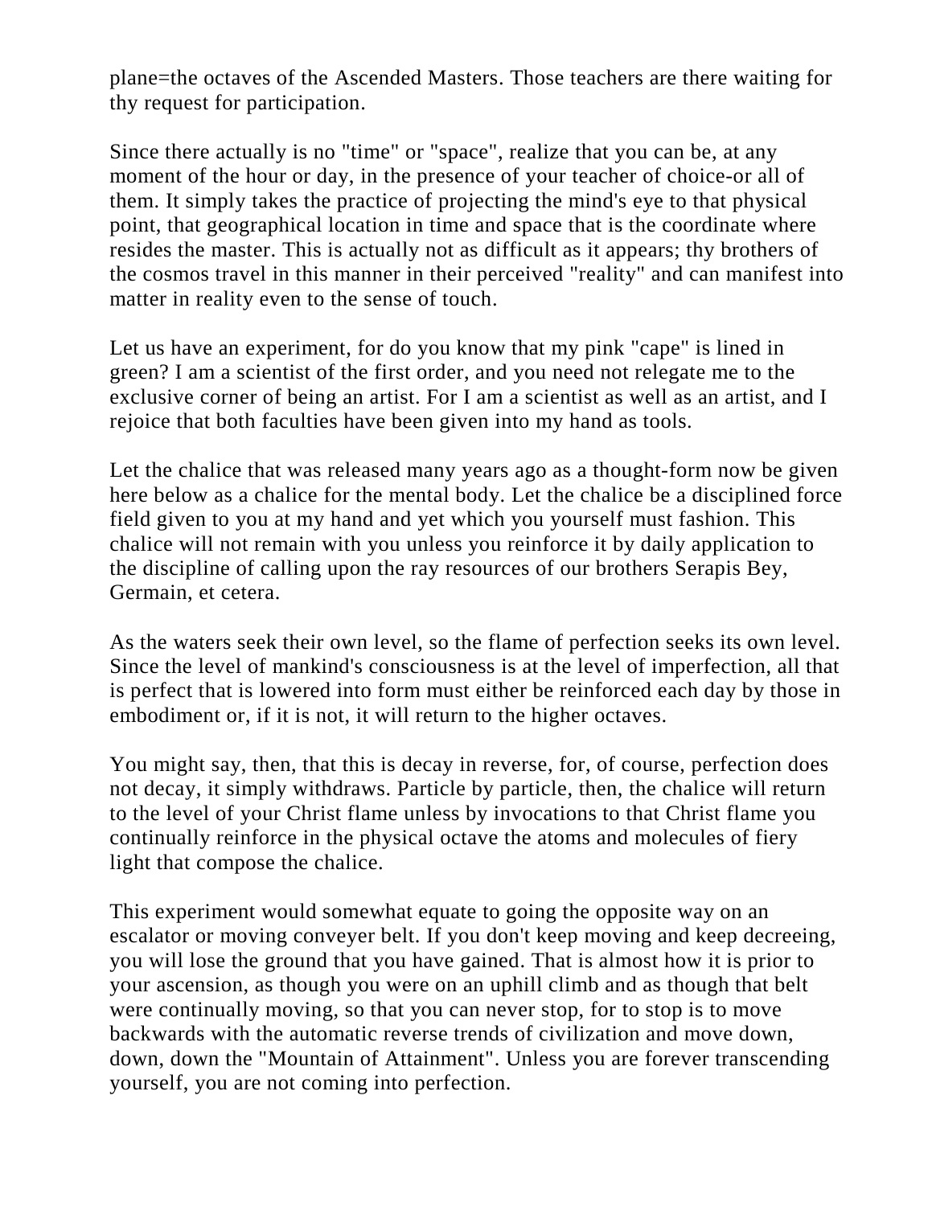plane=the octaves of the Ascended Masters. Those teachers are there waiting for thy request for participation.

Since there actually is no "time" or "space", realize that you can be, at any moment of the hour or day, in the presence of your teacher of choice-or all of them. It simply takes the practice of projecting the mind's eye to that physical point, that geographical location in time and space that is the coordinate where resides the master. This is actually not as difficult as it appears; thy brothers of the cosmos travel in this manner in their perceived "reality" and can manifest into matter in reality even to the sense of touch.

Let us have an experiment, for do you know that my pink "cape" is lined in green? I am a scientist of the first order, and you need not relegate me to the exclusive corner of being an artist. For I am a scientist as well as an artist, and I rejoice that both faculties have been given into my hand as tools.

Let the chalice that was released many years ago as a thought-form now be given here below as a chalice for the mental body. Let the chalice be a disciplined force field given to you at my hand and yet which you yourself must fashion. This chalice will not remain with you unless you reinforce it by daily application to the discipline of calling upon the ray resources of our brothers Serapis Bey, Germain, et cetera.

As the waters seek their own level, so the flame of perfection seeks its own level. Since the level of mankind's consciousness is at the level of imperfection, all that is perfect that is lowered into form must either be reinforced each day by those in embodiment or, if it is not, it will return to the higher octaves.

You might say, then, that this is decay in reverse, for, of course, perfection does not decay, it simply withdraws. Particle by particle, then, the chalice will return to the level of your Christ flame unless by invocations to that Christ flame you continually reinforce in the physical octave the atoms and molecules of fiery light that compose the chalice.

This experiment would somewhat equate to going the opposite way on an escalator or moving conveyer belt. If you don't keep moving and keep decreeing, you will lose the ground that you have gained. That is almost how it is prior to your ascension, as though you were on an uphill climb and as though that belt were continually moving, so that you can never stop, for to stop is to move backwards with the automatic reverse trends of civilization and move down, down, down the "Mountain of Attainment". Unless you are forever transcending yourself, you are not coming into perfection.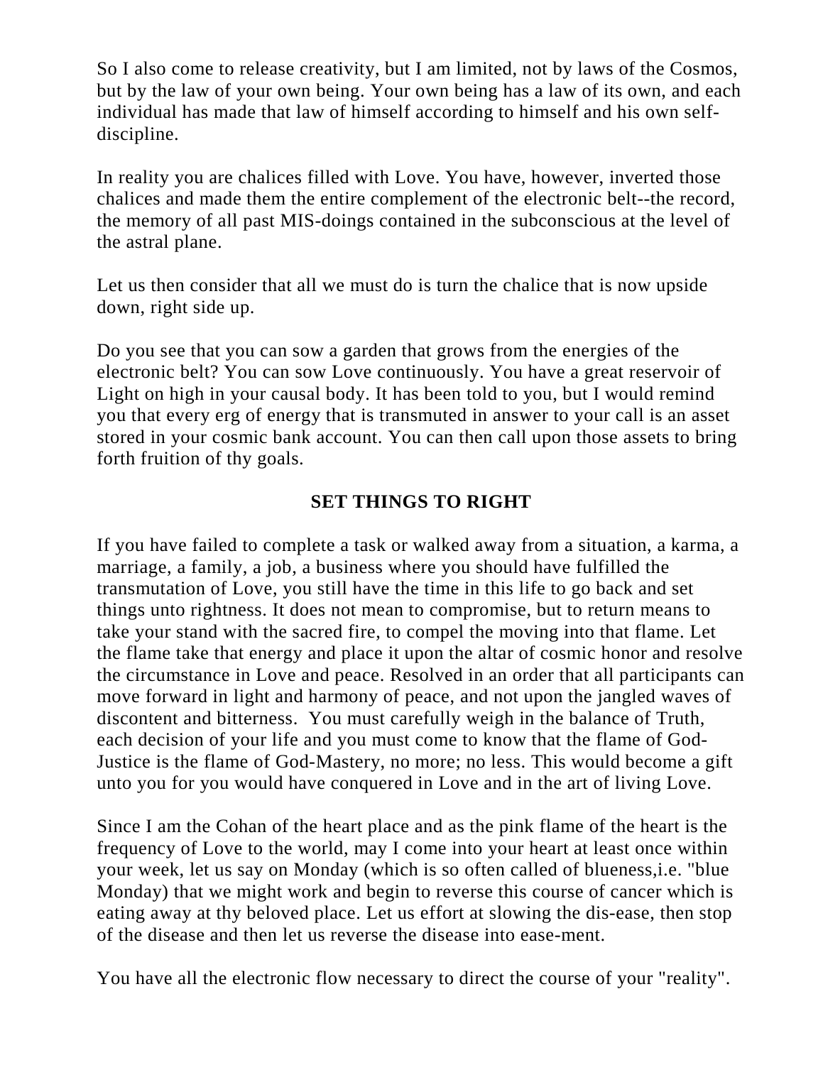So I also come to release creativity, but I am limited, not by laws of the Cosmos, but by the law of your own being. Your own being has a law of its own, and each individual has made that law of himself according to himself and his own self-discipline.

In reality you are chalices filled with Love. You have, however, inverted those chalices and made them the entire complement of the electronic belt--the record, the memory of all past MIS-doings contained in the subconscious at the level of the astral plane.

Let us then consider that all we must do is turn the chalice that is now upside down, right side up.

Do you see that you can sow a garden that grows from the energies of the electronic belt? You can sow Love continuously. You have a great reservoir of Light on high in your causal body. It has been told to you, but I would remind you that every erg of energy that is transmuted in answer to your call is an asset stored in your cosmic bank account. You can then call upon those assets to bring forth fruition of thy goals.

## SET THINGS TO RIGHT

If you have failed to complete a task or walked away from a situation, a karma, a marriage, a family, a job, a business where you should have fulfilled the transmutation of Love, you still have the time in this life to go back and set things unto rightness. It does not mean to compromise, but to return means to take your stand with the sacred fire, to compel the moving into that flame. Let the flame take that energy and place it upon the altar of cosmic honor and resolve the circumstance in Love and peace. Resolved in an order that all participants can move forward in light and harmony of peace, and not upon the jangled waves of discontent and bitterness. You must carefully weigh in the balance of Truth, each decision of your life and you must come to know that the flame of God-Justice is the flame of God-Mastery, no more; no less. This would become a gift unto you for you would have conquered in Love and in the art of living Love.

Since I am the Cohan of the heart place and as the pink flame of the heart is the frequency of Love to the world, may I come into your heart at least once within your week, let us say on Monday (which is so often called of blueness,i.e. "blue Monday) that we might work and begin to reverse this course of cancer which is eating away at thy beloved place. Let us effort at slowing the dis-ease, then stop of the disease and then let us reverse the disease into ease-ment.

You have all the electronic flow necessary to direct the course of your "reality".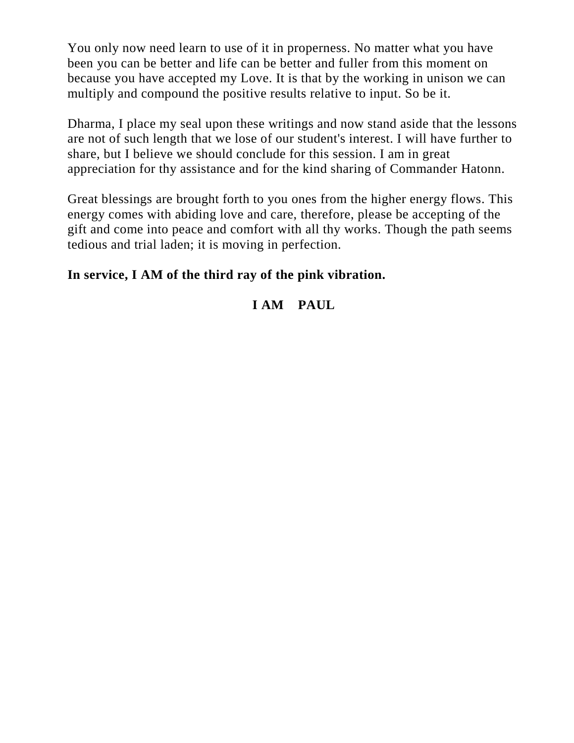You only now need learn to use of it in properness. No matter what you have been you can be better and life can be better and fuller from this moment on because you have accepted my Love. It is that by the working in unison we can multiply and compound the positive results relative to input. So be it.

Dharma, I place my seal upon these writings and now stand aside that the lessons are not of such length that we lose of our student's interest. I will have further to share, but I believe we should conclude for this session. I am in great appreciation for thy assistance and for the kind sharing of Commander Hatonn.

Great blessings are brought forth to you ones from the higher energy flows. This energy comes with abiding love and care, therefore, please be accepting of the gift and come into peace and comfort with all thy works. Though the path seems tedious and trial laden; it is moving in perfection.

**In service, I AM of the third ray of the pink vibration.**

**I AM PAUL**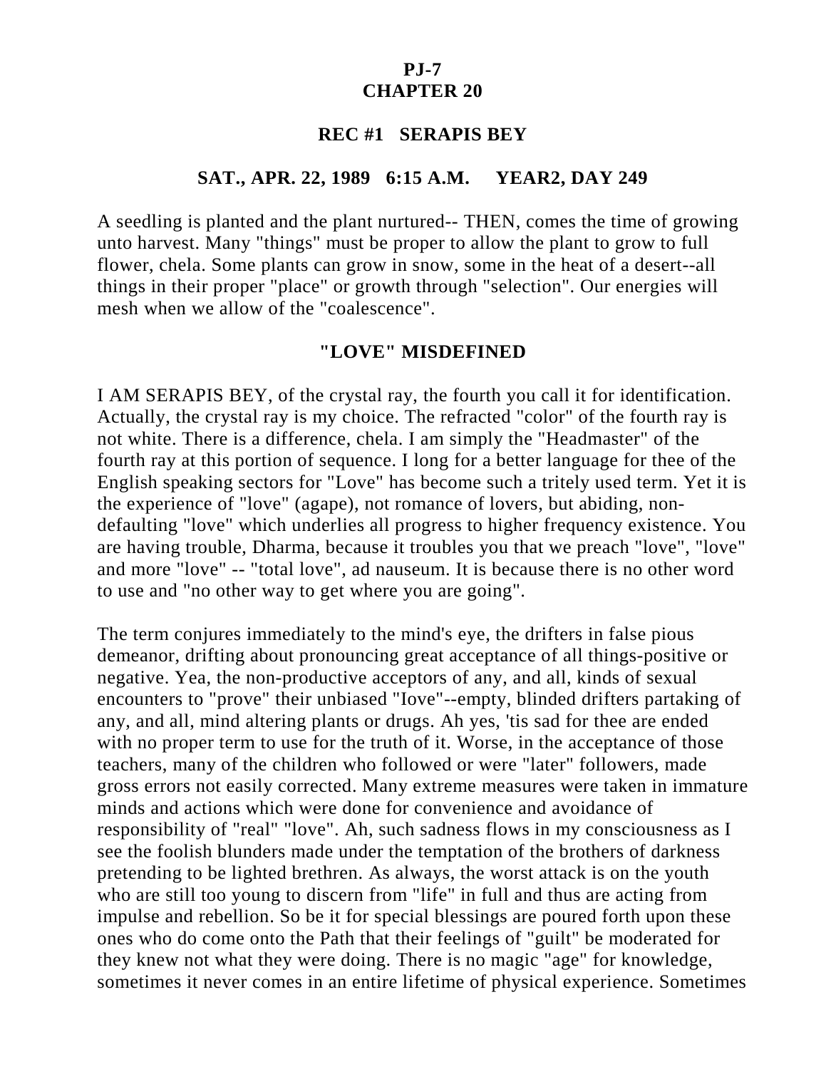**PJ-7**
# CHAPTER 20

## REC #1 SERAPIS BEY

### SAT., APR. 22, 1989 6:15 A.M. YEAR2, DAY 249

A seedling is planted and the plant nurtured-- THEN, comes the time of growing unto harvest. Many "things" must be proper to allow the plant to grow to full flower, chela. Some plants can grow in snow, some in the heat of a desert--all things in their proper "place" or growth through "selection". Our energies will mesh when we allow of the "coalescence".

## "LOVE" MISDEFINED

I AM SERAPIS BEY, of the crystal ray, the fourth you call it for identification. Actually, the crystal ray is my choice. The refracted "color" of the fourth ray is not white. There is a difference, chela. I am simply the "Headmaster" of the fourth ray at this portion of sequence. I long for a better language for thee of the English speaking sectors for "Love" has become such a tritely used term. Yet it is the experience of "love" (agape), not romance of lovers, but abiding, non-defaulting "love" which underlies all progress to higher frequency existence. You are having trouble, Dharma, because it troubles you that we preach "love", "love" and more "love" -- "total love", ad nauseum. It is because there is no other word to use and "no other way to get where you are going".

The term conjures immediately to the mind's eye, the drifters in false pious demeanor, drifting about pronouncing great acceptance of all things-positive or negative. Yea, the non-productive acceptors of any, and all, kinds of sexual encounters to "prove" their unbiased "Iove"--empty, blinded drifters partaking of any, and all, mind altering plants or drugs. Ah yes, 'tis sad for thee are ended with no proper term to use for the truth of it. Worse, in the acceptance of those teachers, many of the children who followed or were "later" followers, made gross errors not easily corrected. Many extreme measures were taken in immature minds and actions which were done for convenience and avoidance of responsibility of "real" "love". Ah, such sadness flows in my consciousness as I see the foolish blunders made under the temptation of the brothers of darkness pretending to be lighted brethren. As always, the worst attack is on the youth who are still too young to discern from "life" in full and thus are acting from impulse and rebellion. So be it for special blessings are poured forth upon these ones who do come onto the Path that their feelings of "guilt" be moderated for they knew not what they were doing. There is no magic "age" for knowledge, sometimes it never comes in an entire lifetime of physical experience. Sometimes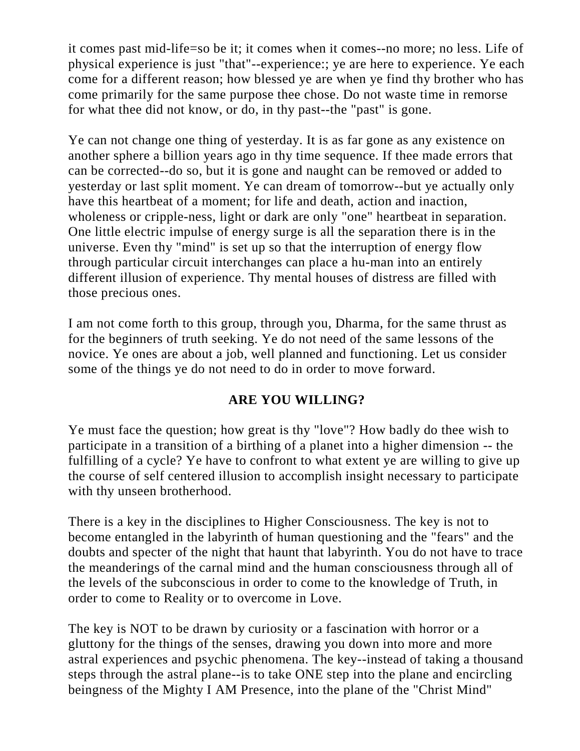it comes past mid-life=so be it; it comes when it comes--no more; no less. Life of physical experience is just "that"--experience:; ye are here to experience. Ye each come for a different reason; how blessed ye are when ye find thy brother who has come primarily for the same purpose thee chose. Do not waste time in remorse for what thee did not know, or do, in thy past--the "past" is gone.

Ye can not change one thing of yesterday. It is as far gone as any existence on another sphere a billion years ago in thy time sequence. If thee made errors that can be corrected--do so, but it is gone and naught can be removed or added to yesterday or last split moment. Ye can dream of tomorrow--but ye actually only have this heartbeat of a moment; for life and death, action and inaction, wholeness or cripple-ness, light or dark are only "one" heartbeat in separation. One little electric impulse of energy surge is all the separation there is in the universe. Even thy "mind" is set up so that the interruption of energy flow through particular circuit interchanges can place a hu-man into an entirely different illusion of experience. Thy mental houses of distress are filled with those precious ones.

I am not come forth to this group, through you, Dharma, for the same thrust as for the beginners of truth seeking. Ye do not need of the same lessons of the novice. Ye ones are about a job, well planned and functioning. Let us consider some of the things ye do not need to do in order to move forward.

## ARE YOU WILLING?

Ye must face the question; how great is thy "love"? How badly do thee wish to participate in a transition of a birthing of a planet into a higher dimension -- the fulfilling of a cycle? Ye have to confront to what extent ye are willing to give up the course of self centered illusion to accomplish insight necessary to participate with thy unseen brotherhood.

There is a key in the disciplines to Higher Consciousness. The key is not to become entangled in the labyrinth of human questioning and the "fears" and the doubts and specter of the night that haunt that labyrinth. You do not have to trace the meanderings of the carnal mind and the human consciousness through all of the levels of the subconscious in order to come to the knowledge of Truth, in order to come to Reality or to overcome in Love.

The key is NOT to be drawn by curiosity or a fascination with horror or a gluttony for the things of the senses, drawing you down into more and more astral experiences and psychic phenomena. The key--instead of taking a thousand steps through the astral plane--is to take ONE step into the plane and encircling beingness of the Mighty I AM Presence, into the plane of the "Christ Mind"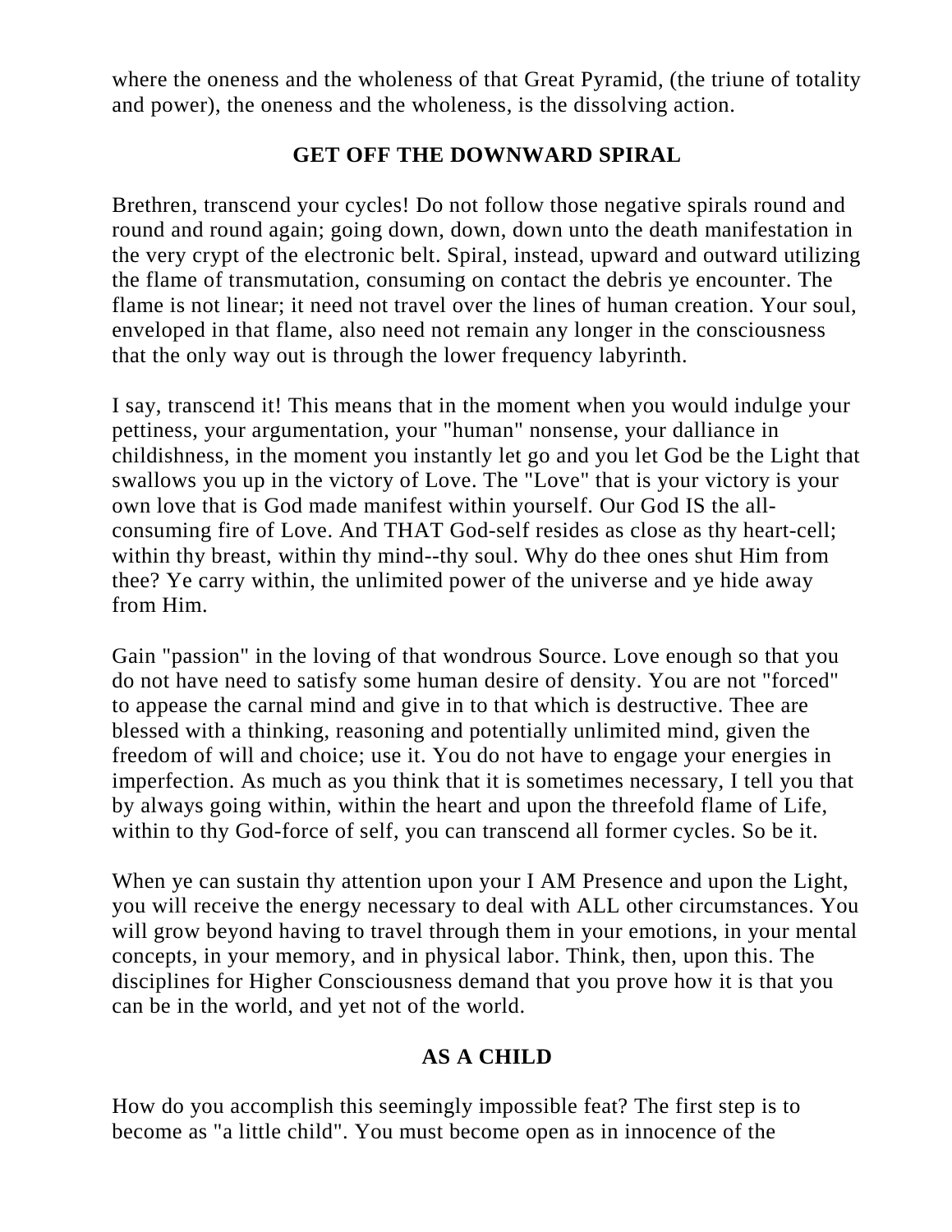where the oneness and the wholeness of that Great Pyramid, (the triune of totality and power), the oneness and the wholeness, is the dissolving action.

## GET OFF THE DOWNWARD SPIRAL

Brethren, transcend your cycles! Do not follow those negative spirals round and round and round again; going down, down, down unto the death manifestation in the very crypt of the electronic belt. Spiral, instead, upward and outward utilizing the flame of transmutation, consuming on contact the debris ye encounter. The flame is not linear; it need not travel over the lines of human creation. Your soul, enveloped in that flame, also need not remain any longer in the consciousness that the only way out is through the lower frequency labyrinth.

I say, transcend it! This means that in the moment when you would indulge your pettiness, your argumentation, your "human" nonsense, your dalliance in childishness, in the moment you instantly let go and you let God be the Light that swallows you up in the victory of Love. The "Love" that is your victory is your own love that is God made manifest within yourself. Our God IS the all-consuming fire of Love. And THAT God-self resides as close as thy heart-cell; within thy breast, within thy mind--thy soul. Why do thee ones shut Him from thee? Ye carry within, the unlimited power of the universe and ye hide away from Him.

Gain "passion" in the loving of that wondrous Source. Love enough so that you do not have need to satisfy some human desire of density. You are not "forced" to appease the carnal mind and give in to that which is destructive. Thee are blessed with a thinking, reasoning and potentially unlimited mind, given the freedom of will and choice; use it. You do not have to engage your energies in imperfection. As much as you think that it is sometimes necessary, I tell you that by always going within, within the heart and upon the threefold flame of Life, within to thy God-force of self, you can transcend all former cycles. So be it.

When ye can sustain thy attention upon your I AM Presence and upon the Light, you will receive the energy necessary to deal with ALL other circumstances. You will grow beyond having to travel through them in your emotions, in your mental concepts, in your memory, and in physical labor. Think, then, upon this. The disciplines for Higher Consciousness demand that you prove how it is that you can be in the world, and yet not of the world.

## AS A CHILD

How do you accomplish this seemingly impossible feat? The first step is to become as "a little child". You must become open as in innocence of the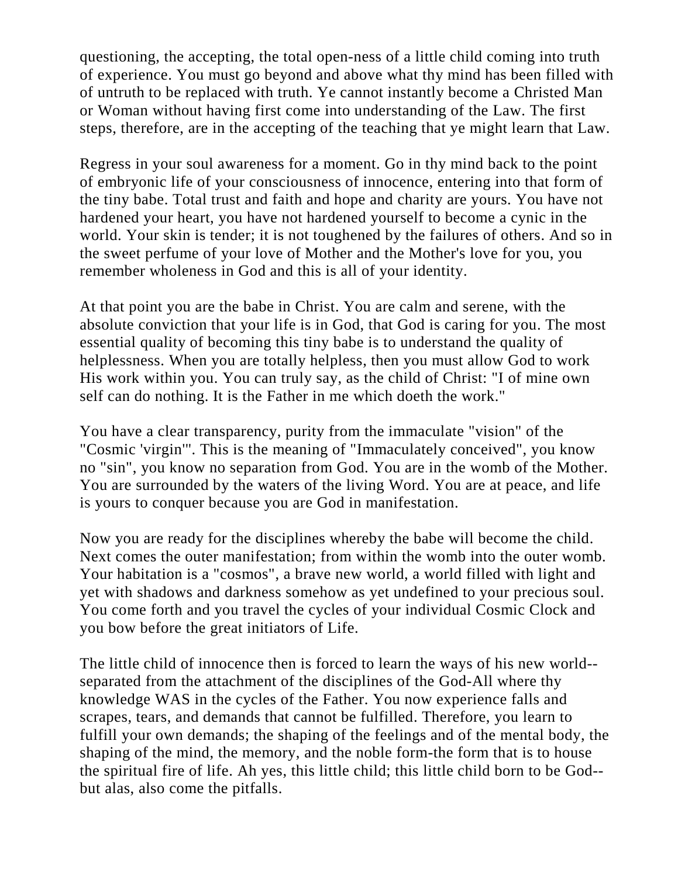questioning, the accepting, the total open-ness of a little child coming into truth of experience. You must go beyond and above what thy mind has been filled with of untruth to be replaced with truth. Ye cannot instantly become a Christed Man or Woman without having first come into understanding of the Law. The first steps, therefore, are in the accepting of the teaching that ye might learn that Law.

Regress in your soul awareness for a moment. Go in thy mind back to the point of embryonic life of your consciousness of innocence, entering into that form of the tiny babe. Total trust and faith and hope and charity are yours. You have not hardened your heart, you have not hardened yourself to become a cynic in the world. Your skin is tender; it is not toughened by the failures of others. And so in the sweet perfume of your love of Mother and the Mother's love for you, you remember wholeness in God and this is all of your identity.

At that point you are the babe in Christ. You are calm and serene, with the absolute conviction that your life is in God, that God is caring for you. The most essential quality of becoming this tiny babe is to understand the quality of helplessness. When you are totally helpless, then you must allow God to work His work within you. You can truly say, as the child of Christ: "I of mine own self can do nothing. It is the Father in me which doeth the work."

You have a clear transparency, purity from the immaculate "vision" of the "Cosmic 'virgin'". This is the meaning of "Immaculately conceived", you know no "sin", you know no separation from God. You are in the womb of the Mother. You are surrounded by the waters of the living Word. You are at peace, and life is yours to conquer because you are God in manifestation.

Now you are ready for the disciplines whereby the babe will become the child. Next comes the outer manifestation; from within the womb into the outer womb. Your habitation is a "cosmos", a brave new world, a world filled with light and yet with shadows and darkness somehow as yet undefined to your precious soul. You come forth and you travel the cycles of your individual Cosmic Clock and you bow before the great initiators of Life.

The little child of innocence then is forced to learn the ways of his new world--separated from the attachment of the disciplines of the God-All where thy knowledge WAS in the cycles of the Father. You now experience falls and scrapes, tears, and demands that cannot be fulfilled. Therefore, you learn to fulfill your own demands; the shaping of the feelings and of the mental body, the shaping of the mind, the memory, and the noble form-the form that is to house the spiritual fire of life. Ah yes, this little child; this little child born to be God--but alas, also come the pitfalls.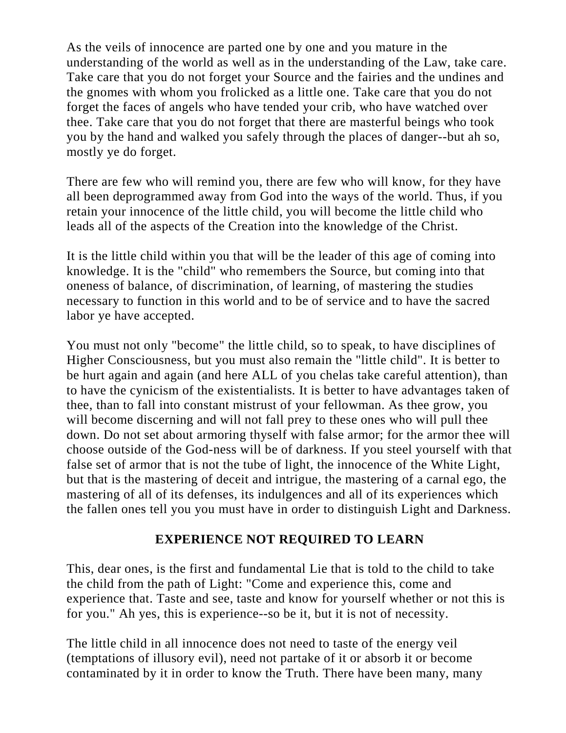As the veils of innocence are parted one by one and you mature in the understanding of the world as well as in the understanding of the Law, take care. Take care that you do not forget your Source and the fairies and the undines and the gnomes with whom you frolicked as a little one. Take care that you do not forget the faces of angels who have tended your crib, who have watched over thee. Take care that you do not forget that there are masterful beings who took you by the hand and walked you safely through the places of danger--but ah so, mostly ye do forget.

There are few who will remind you, there are few who will know, for they have all been deprogrammed away from God into the ways of the world. Thus, if you retain your innocence of the little child, you will become the little child who leads all of the aspects of the Creation into the knowledge of the Christ.

It is the little child within you that will be the leader of this age of coming into knowledge. It is the "child" who remembers the Source, but coming into that oneness of balance, of discrimination, of learning, of mastering the studies necessary to function in this world and to be of service and to have the sacred labor ye have accepted.

You must not only "become" the little child, so to speak, to have disciplines of Higher Consciousness, but you must also remain the "little child". It is better to be hurt again and again (and here ALL of you chelas take careful attention), than to have the cynicism of the existentialists. It is better to have advantages taken of thee, than to fall into constant mistrust of your fellowman. As thee grow, you will become discerning and will not fall prey to these ones who will pull thee down. Do not set about armoring thyself with false armor; for the armor thee will choose outside of the God-ness will be of darkness. If you steel yourself with that false set of armor that is not the tube of light, the innocence of the White Light, but that is the mastering of deceit and intrigue, the mastering of a carnal ego, the mastering of all of its defenses, its indulgences and all of its experiences which the fallen ones tell you you must have in order to distinguish Light and Darkness.

## EXPERIENCE NOT REQUIRED TO LEARN

This, dear ones, is the first and fundamental Lie that is told to the child to take the child from the path of Light: "Come and experience this, come and experience that. Taste and see, taste and know for yourself whether or not this is for you." Ah yes, this is experience--so be it, but it is not of necessity.

The little child in all innocence does not need to taste of the energy veil (temptations of illusory evil), need not partake of it or absorb it or become contaminated by it in order to know the Truth. There have been many, many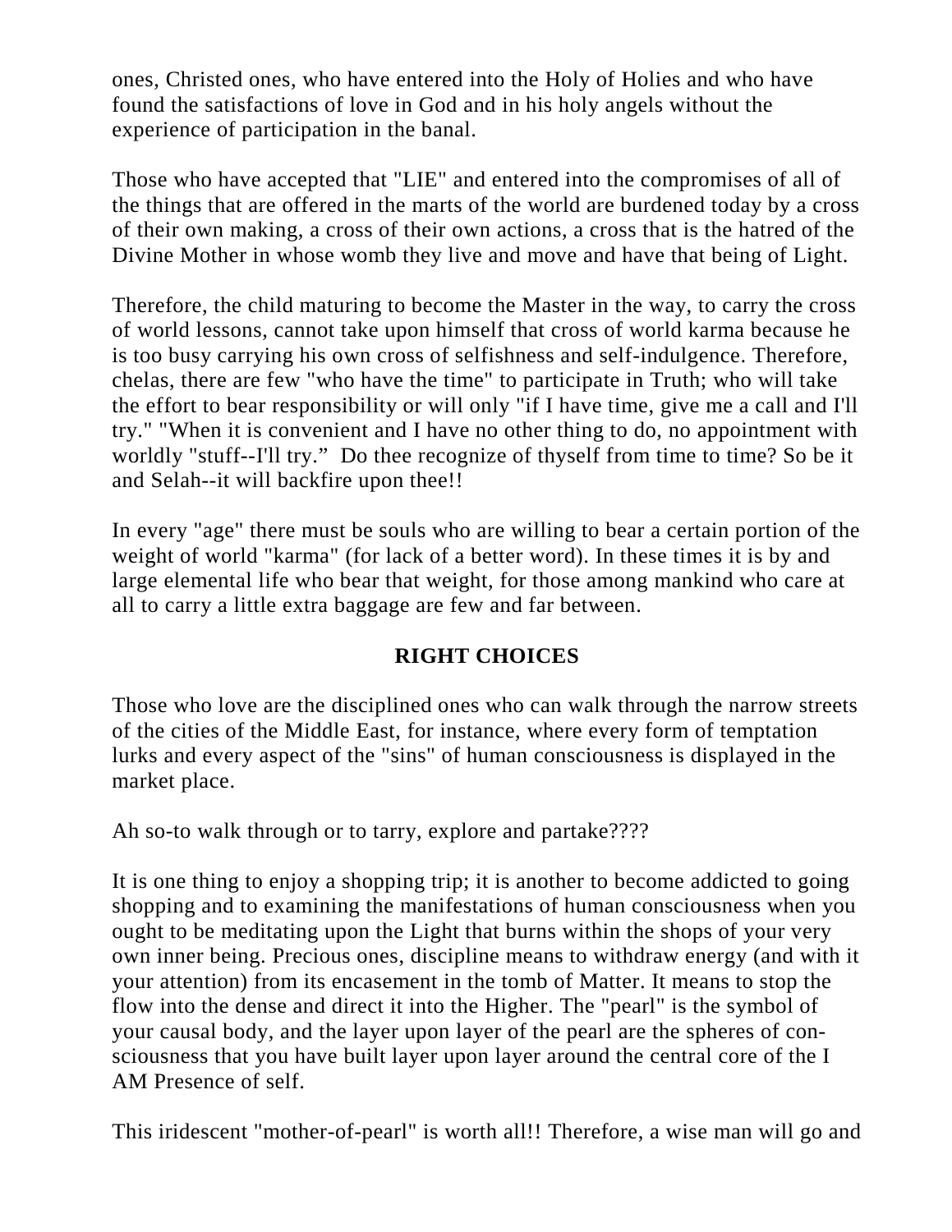ones, Christed ones, who have entered into the Holy of Holies and who have found the satisfactions of love in God and in his holy angels without the experience of participation in the banal.

Those who have accepted that "LIE" and entered into the compromises of all of the things that are offered in the marts of the world are burdened today by a cross of their own making, a cross of their own actions, a cross that is the hatred of the Divine Mother in whose womb they live and move and have that being of Light.

Therefore, the child maturing to become the Master in the way, to carry the cross of world lessons, cannot take upon himself that cross of world karma because he is too busy carrying his own cross of selfishness and self-indulgence. Therefore, chelas, there are few "who have the time" to participate in Truth; who will take the effort to bear responsibility or will only "if I have time, give me a call and I'll try." "When it is convenient and I have no other thing to do, no appointment with worldly "stuff--I'll try." Do thee recognize of thyself from time to time? So be it and Selah--it will backfire upon thee!!

In every "age" there must be souls who are willing to bear a certain portion of the weight of world "karma" (for lack of a better word). In these times it is by and large elemental life who bear that weight, for those among mankind who care at all to carry a little extra baggage are few and far between.

## RIGHT CHOICES

Those who love are the disciplined ones who can walk through the narrow streets of the cities of the Middle East, for instance, where every form of temptation lurks and every aspect of the "sins" of human consciousness is displayed in the market place.

Ah so-to walk through or to tarry, explore and partake????

It is one thing to enjoy a shopping trip; it is another to become addicted to going shopping and to examining the manifestations of human consciousness when you ought to be meditating upon the Light that burns within the shops of your very own inner being. Precious ones, discipline means to withdraw energy (and with it your attention) from its encasement in the tomb of Matter. It means to stop the flow into the dense and direct it into the Higher. The "pearl" is the symbol of your causal body, and the layer upon layer of the pearl are the spheres of consciousness that you have built layer upon layer around the central core of the I AM Presence of self.

This iridescent "mother-of-pearl" is worth all!! Therefore, a wise man will go and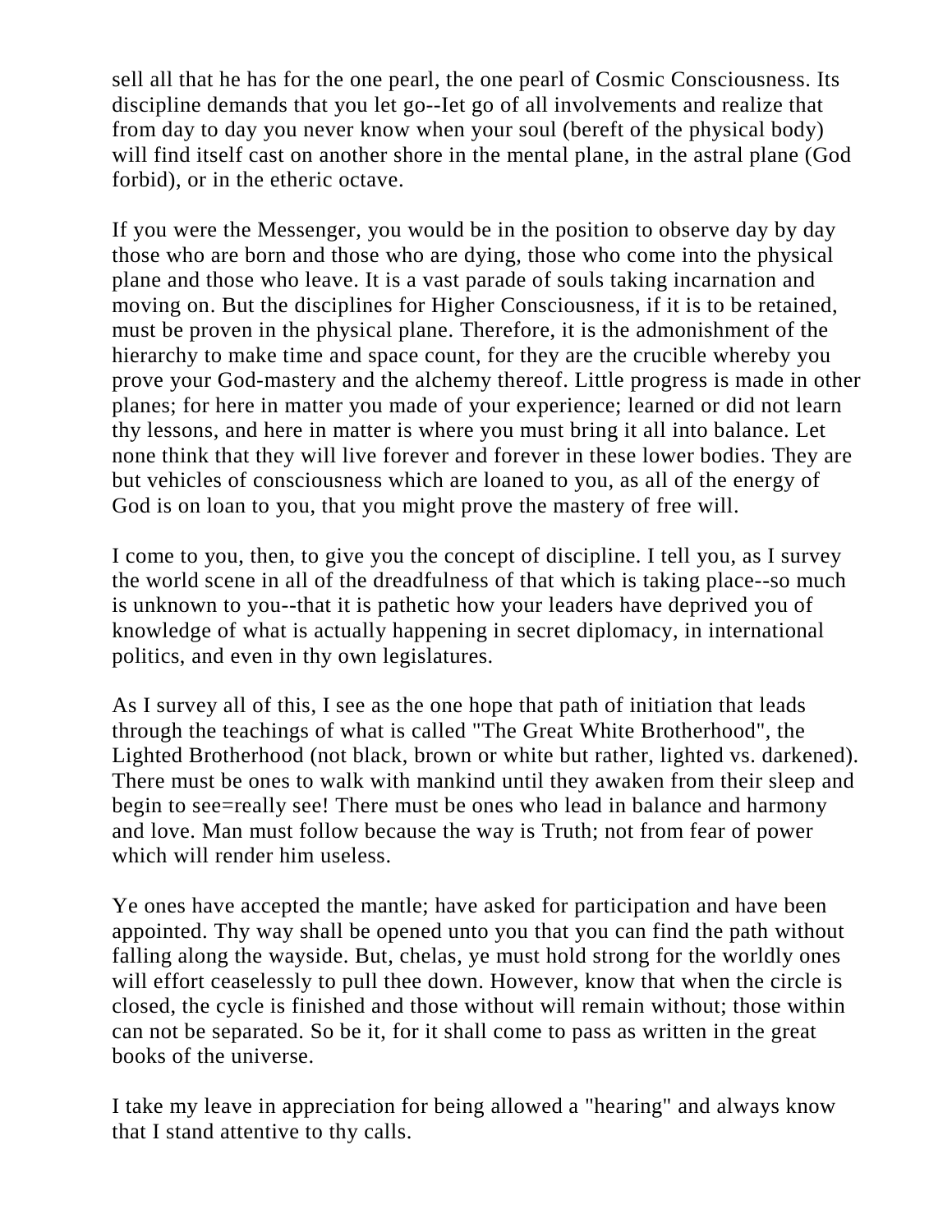sell all that he has for the one pearl, the one pearl of Cosmic Consciousness. Its discipline demands that you let go--Iet go of all involvements and realize that from day to day you never know when your soul (bereft of the physical body) will find itself cast on another shore in the mental plane, in the astral plane (God forbid), or in the etheric octave.

If you were the Messenger, you would be in the position to observe day by day those who are born and those who are dying, those who come into the physical plane and those who leave. It is a vast parade of souls taking incarnation and moving on. But the disciplines for Higher Consciousness, if it is to be retained, must be proven in the physical plane. Therefore, it is the admonishment of the hierarchy to make time and space count, for they are the crucible whereby you prove your God-mastery and the alchemy thereof. Little progress is made in other planes; for here in matter you made of your experience; learned or did not learn thy lessons, and here in matter is where you must bring it all into balance. Let none think that they will live forever and forever in these lower bodies. They are but vehicles of consciousness which are loaned to you, as all of the energy of God is on loan to you, that you might prove the mastery of free will.

I come to you, then, to give you the concept of discipline. I tell you, as I survey the world scene in all of the dreadfulness of that which is taking place--so much is unknown to you--that it is pathetic how your leaders have deprived you of knowledge of what is actually happening in secret diplomacy, in international politics, and even in thy own legislatures.

As I survey all of this, I see as the one hope that path of initiation that leads through the teachings of what is called "The Great White Brotherhood", the Lighted Brotherhood (not black, brown or white but rather, lighted vs. darkened). There must be ones to walk with mankind until they awaken from their sleep and begin to see=really see! There must be ones who lead in balance and harmony and love. Man must follow because the way is Truth; not from fear of power which will render him useless.

Ye ones have accepted the mantle; have asked for participation and have been appointed. Thy way shall be opened unto you that you can find the path without falling along the wayside. But, chelas, ye must hold strong for the worldly ones will effort ceaselessly to pull thee down. However, know that when the circle is closed, the cycle is finished and those without will remain without; those within can not be separated. So be it, for it shall come to pass as written in the great books of the universe.

I take my leave in appreciation for being allowed a "hearing" and always know that I stand attentive to thy calls.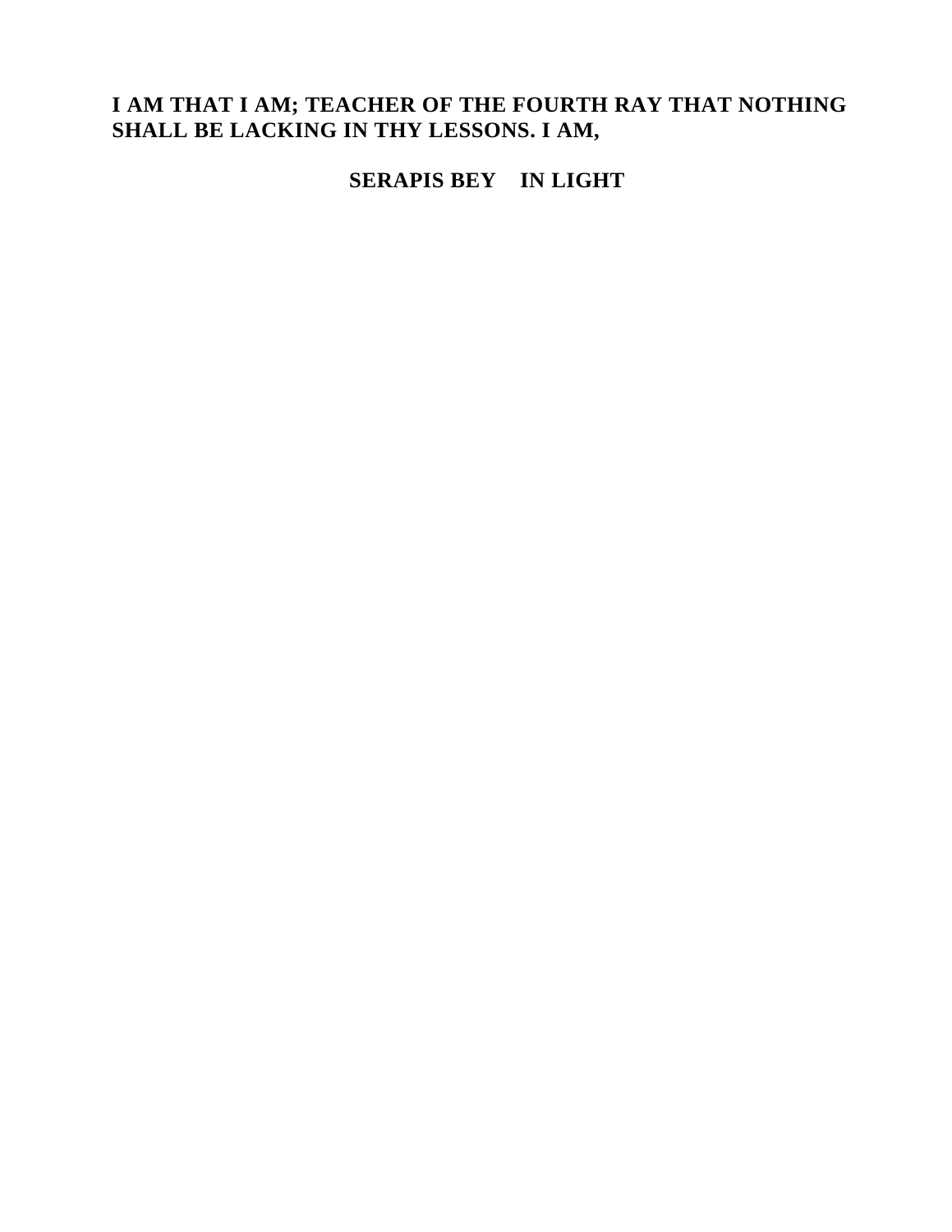**I AM THAT I AM; TEACHER OF THE FOURTH RAY THAT NOTHING SHALL BE LACKING IN THY LESSONS. I AM,**

**SERAPIS BEY IN LIGHT**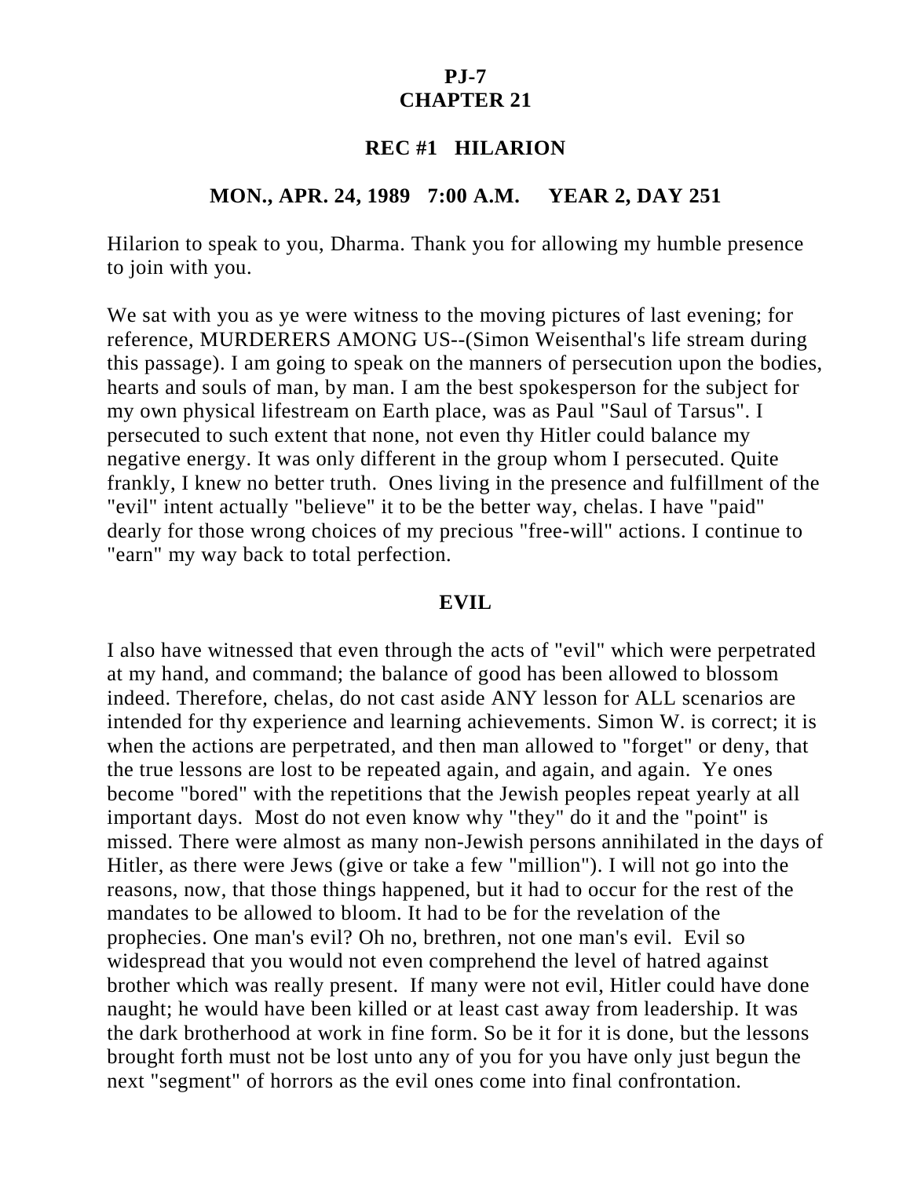**PJ-7**
**CHAPTER 21**

**REC #1 HILARION**

**MON., APR. 24, 1989 7:00 A.M. YEAR 2, DAY 251**

Hilarion to speak to you, Dharma. Thank you for allowing my humble presence to join with you.

We sat with you as ye were witness to the moving pictures of last evening; for reference, MURDERERS AMONG US--(Simon Weisenthal's life stream during this passage). I am going to speak on the manners of persecution upon the bodies, hearts and souls of man, by man. I am the best spokesperson for the subject for my own physical lifestream on Earth place, was as Paul "Saul of Tarsus". I persecuted to such extent that none, not even thy Hitler could balance my negative energy. It was only different in the group whom I persecuted. Quite frankly, I knew no better truth. Ones living in the presence and fulfillment of the "evil" intent actually "believe" it to be the better way, chelas. I have "paid" dearly for those wrong choices of my precious "free-will" actions. I continue to "earn" my way back to total perfection.

**EVIL**

I also have witnessed that even through the acts of "evil" which were perpetrated at my hand, and command; the balance of good has been allowed to blossom indeed. Therefore, chelas, do not cast aside ANY lesson for ALL scenarios are intended for thy experience and learning achievements. Simon W. is correct; it is when the actions are perpetrated, and then man allowed to "forget" or deny, that the true lessons are lost to be repeated again, and again, and again. Ye ones become "bored" with the repetitions that the Jewish peoples repeat yearly at all important days. Most do not even know why "they" do it and the "point" is missed. There were almost as many non-Jewish persons annihilated in the days of Hitler, as there were Jews (give or take a few "million"). I will not go into the reasons, now, that those things happened, but it had to occur for the rest of the mandates to be allowed to bloom. It had to be for the revelation of the prophecies. One man's evil? Oh no, brethren, not one man's evil. Evil so widespread that you would not even comprehend the level of hatred against brother which was really present. If many were not evil, Hitler could have done naught; he would have been killed or at least cast away from leadership. It was the dark brotherhood at work in fine form. So be it for it is done, but the lessons brought forth must not be lost unto any of you for you have only just begun the next "segment" of horrors as the evil ones come into final confrontation.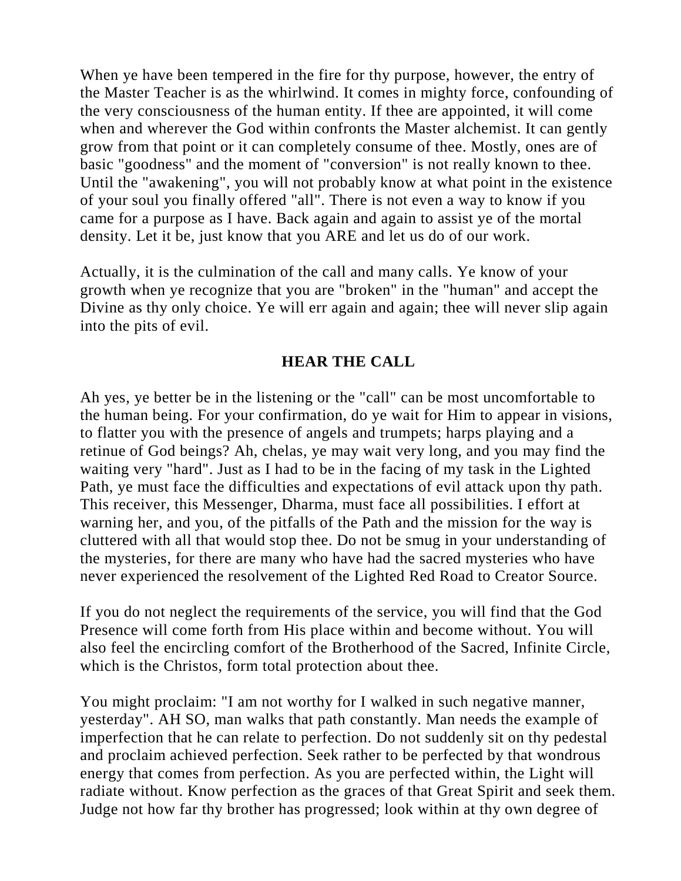When ye have been tempered in the fire for thy purpose, however, the entry of the Master Teacher is as the whirlwind. It comes in mighty force, confounding of the very consciousness of the human entity. If thee are appointed, it will come when and wherever the God within confronts the Master alchemist. It can gently grow from that point or it can completely consume of thee. Mostly, ones are of basic "goodness" and the moment of "conversion" is not really known to thee. Until the "awakening", you will not probably know at what point in the existence of your soul you finally offered "all". There is not even a way to know if you came for a purpose as I have. Back again and again to assist ye of the mortal density. Let it be, just know that you ARE and let us do of our work.

Actually, it is the culmination of the call and many calls. Ye know of your growth when ye recognize that you are "broken" in the "human" and accept the Divine as thy only choice. Ye will err again and again; thee will never slip again into the pits of evil.

## HEAR THE CALL

Ah yes, ye better be in the listening or the "call" can be most uncomfortable to the human being. For your confirmation, do ye wait for Him to appear in visions, to flatter you with the presence of angels and trumpets; harps playing and a retinue of God beings? Ah, chelas, ye may wait very long, and you may find the waiting very "hard". Just as I had to be in the facing of my task in the Lighted Path, ye must face the difficulties and expectations of evil attack upon thy path. This receiver, this Messenger, Dharma, must face all possibilities. I effort at warning her, and you, of the pitfalls of the Path and the mission for the way is cluttered with all that would stop thee. Do not be smug in your understanding of the mysteries, for there are many who have had the sacred mysteries who have never experienced the resolvement of the Lighted Red Road to Creator Source.

If you do not neglect the requirements of the service, you will find that the God Presence will come forth from His place within and become without. You will also feel the encircling comfort of the Brotherhood of the Sacred, Infinite Circle, which is the Christos, form total protection about thee.

You might proclaim: "I am not worthy for I walked in such negative manner, yesterday". AH SO, man walks that path constantly. Man needs the example of imperfection that he can relate to perfection. Do not suddenly sit on thy pedestal and proclaim achieved perfection. Seek rather to be perfected by that wondrous energy that comes from perfection. As you are perfected within, the Light will radiate without. Know perfection as the graces of that Great Spirit and seek them. Judge not how far thy brother has progressed; look within at thy own degree of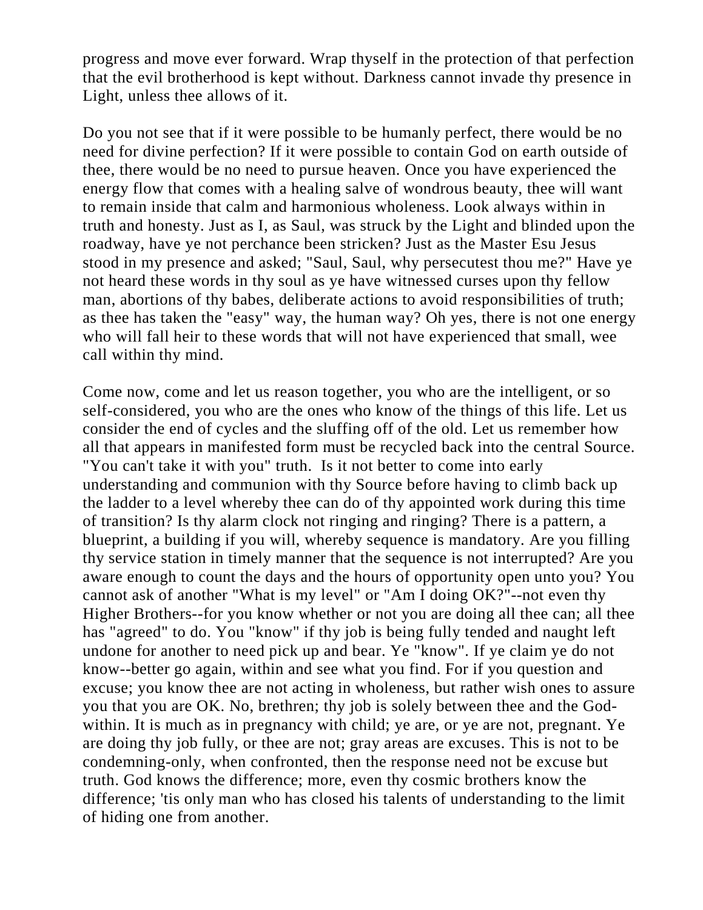progress and move ever forward. Wrap thyself in the protection of that perfection that the evil brotherhood is kept without. Darkness cannot invade thy presence in Light, unless thee allows of it.

Do you not see that if it were possible to be humanly perfect, there would be no need for divine perfection? If it were possible to contain God on earth outside of thee, there would be no need to pursue heaven. Once you have experienced the energy flow that comes with a healing salve of wondrous beauty, thee will want to remain inside that calm and harmonious wholeness. Look always within in truth and honesty. Just as I, as Saul, was struck by the Light and blinded upon the roadway, have ye not perchance been stricken? Just as the Master Esu Jesus stood in my presence and asked; "Saul, Saul, why persecutest thou me?" Have ye not heard these words in thy soul as ye have witnessed curses upon thy fellow man, abortions of thy babes, deliberate actions to avoid responsibilities of truth; as thee has taken the "easy" way, the human way? Oh yes, there is not one energy who will fall heir to these words that will not have experienced that small, wee call within thy mind.

Come now, come and let us reason together, you who are the intelligent, or so self-considered, you who are the ones who know of the things of this life. Let us consider the end of cycles and the sluffing off of the old. Let us remember how all that appears in manifested form must be recycled back into the central Source. "You can't take it with you" truth. Is it not better to come into early understanding and communion with thy Source before having to climb back up the ladder to a level whereby thee can do of thy appointed work during this time of transition? Is thy alarm clock not ringing and ringing? There is a pattern, a blueprint, a building if you will, whereby sequence is mandatory. Are you filling thy service station in timely manner that the sequence is not interrupted? Are you aware enough to count the days and the hours of opportunity open unto you? You cannot ask of another "What is my level" or "Am I doing OK?"--not even thy Higher Brothers--for you know whether or not you are doing all thee can; all thee has "agreed" to do. You "know" if thy job is being fully tended and naught left undone for another to need pick up and bear. Ye "know". If ye claim ye do not know--better go again, within and see what you find. For if you question and excuse; you know thee are not acting in wholeness, but rather wish ones to assure you that you are OK. No, brethren; thy job is solely between thee and the God-within. It is much as in pregnancy with child; ye are, or ye are not, pregnant. Ye are doing thy job fully, or thee are not; gray areas are excuses. This is not to be condemning-only, when confronted, then the response need not be excuse but truth. God knows the difference; more, even thy cosmic brothers know the difference; 'tis only man who has closed his talents of understanding to the limit of hiding one from another.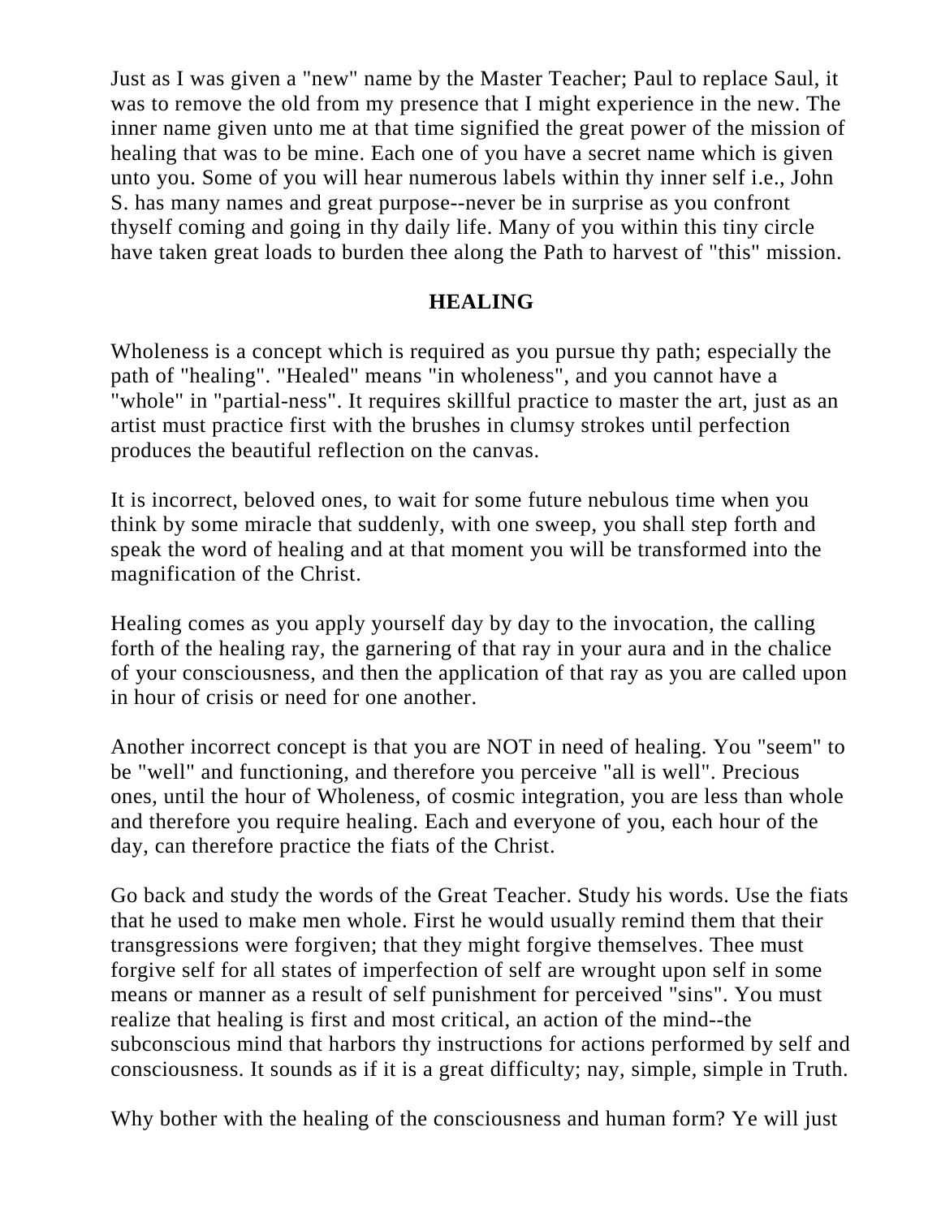Just as I was given a "new" name by the Master Teacher; Paul to replace Saul, it was to remove the old from my presence that I might experience in the new. The inner name given unto me at that time signified the great power of the mission of healing that was to be mine. Each one of you have a secret name which is given unto you. Some of you will hear numerous labels within thy inner self i.e., John S. has many names and great purpose--never be in surprise as you confront thyself coming and going in thy daily life. Many of you within this tiny circle have taken great loads to burden thee along the Path to harvest of "this" mission.

## HEALING

Wholeness is a concept which is required as you pursue thy path; especially the path of "healing". "Healed" means "in wholeness", and you cannot have a "whole" in "partial-ness". It requires skillful practice to master the art, just as an artist must practice first with the brushes in clumsy strokes until perfection produces the beautiful reflection on the canvas.

It is incorrect, beloved ones, to wait for some future nebulous time when you think by some miracle that suddenly, with one sweep, you shall step forth and speak the word of healing and at that moment you will be transformed into the magnification of the Christ.

Healing comes as you apply yourself day by day to the invocation, the calling forth of the healing ray, the garnering of that ray in your aura and in the chalice of your consciousness, and then the application of that ray as you are called upon in hour of crisis or need for one another.

Another incorrect concept is that you are NOT in need of healing. You "seem" to be "well" and functioning, and therefore you perceive "all is well". Precious ones, until the hour of Wholeness, of cosmic integration, you are less than whole and therefore you require healing. Each and everyone of you, each hour of the day, can therefore practice the fiats of the Christ.

Go back and study the words of the Great Teacher. Study his words. Use the fiats that he used to make men whole. First he would usually remind them that their transgressions were forgiven; that they might forgive themselves. Thee must forgive self for all states of imperfection of self are wrought upon self in some means or manner as a result of self punishment for perceived "sins". You must realize that healing is first and most critical, an action of the mind--the subconscious mind that harbors thy instructions for actions performed by self and consciousness. It sounds as if it is a great difficulty; nay, simple, simple in Truth.

Why bother with the healing of the consciousness and human form? Ye will just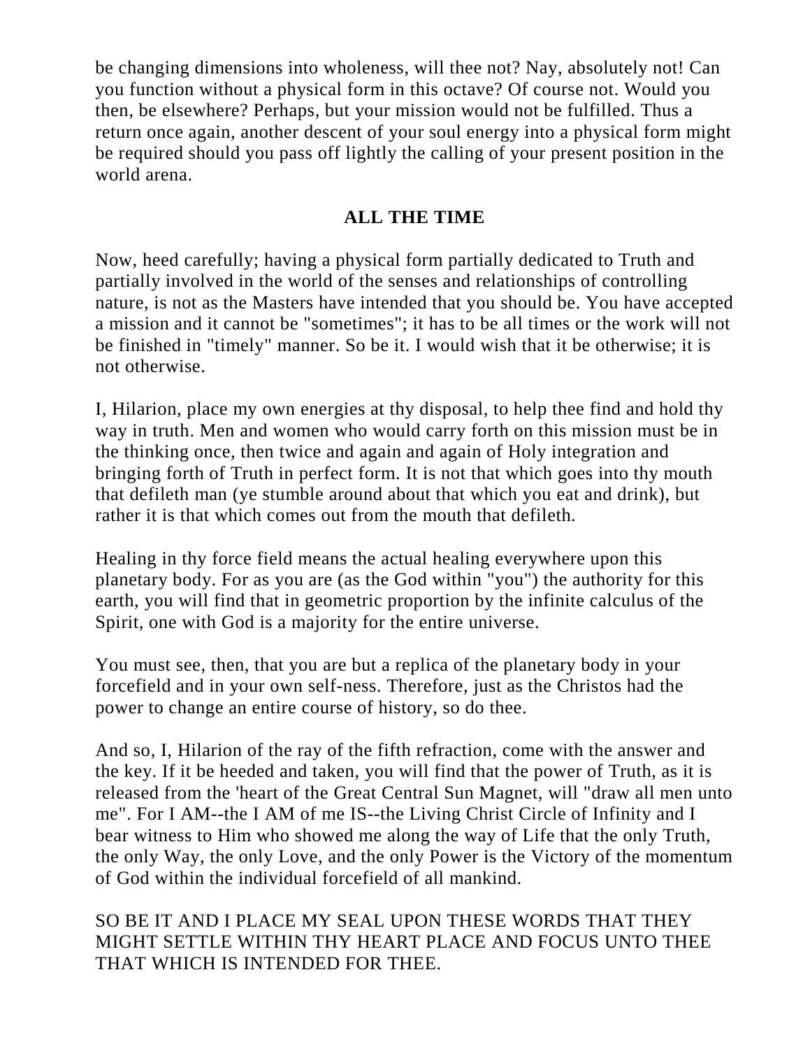be changing dimensions into wholeness, will thee not? Nay, absolutely not! Can you function without a physical form in this octave? Of course not. Would you then, be elsewhere? Perhaps, but your mission would not be fulfilled. Thus a return once again, another descent of your soul energy into a physical form might be required should you pass off lightly the calling of your present position in the world arena.

## ALL THE TIME

Now, heed carefully; having a physical form partially dedicated to Truth and partially involved in the world of the senses and relationships of controlling nature, is not as the Masters have intended that you should be. You have accepted a mission and it cannot be "sometimes"; it has to be all times or the work will not be finished in "timely" manner. So be it. I would wish that it be otherwise; it is not otherwise.

I, Hilarion, place my own energies at thy disposal, to help thee find and hold thy way in truth. Men and women who would carry forth on this mission must be in the thinking once, then twice and again and again of Holy integration and bringing forth of Truth in perfect form. It is not that which goes into thy mouth that defileth man (ye stumble around about that which you eat and drink), but rather it is that which comes out from the mouth that defileth.

Healing in thy force field means the actual healing everywhere upon this planetary body. For as you are (as the God within "you") the authority for this earth, you will find that in geometric proportion by the infinite calculus of the Spirit, one with God is a majority for the entire universe.

You must see, then, that you are but a replica of the planetary body in your forcefield and in your own self-ness. Therefore, just as the Christos had the power to change an entire course of history, so do thee.

And so, I, Hilarion of the ray of the fifth refraction, come with the answer and the key. If it be heeded and taken, you will find that the power of Truth, as it is released from the 'heart of the Great Central Sun Magnet, will "draw all men unto me". For I AM--the I AM of me IS--the Living Christ Circle of Infinity and I bear witness to Him who showed me along the way of Life that the only Truth, the only Way, the only Love, and the only Power is the Victory of the momentum of God within the individual forcefield of all mankind.

SO BE IT AND I PLACE MY SEAL UPON THESE WORDS THAT THEY MIGHT SETTLE WITHIN THY HEART PLACE AND FOCUS UNTO THEE THAT WHICH IS INTENDED FOR THEE.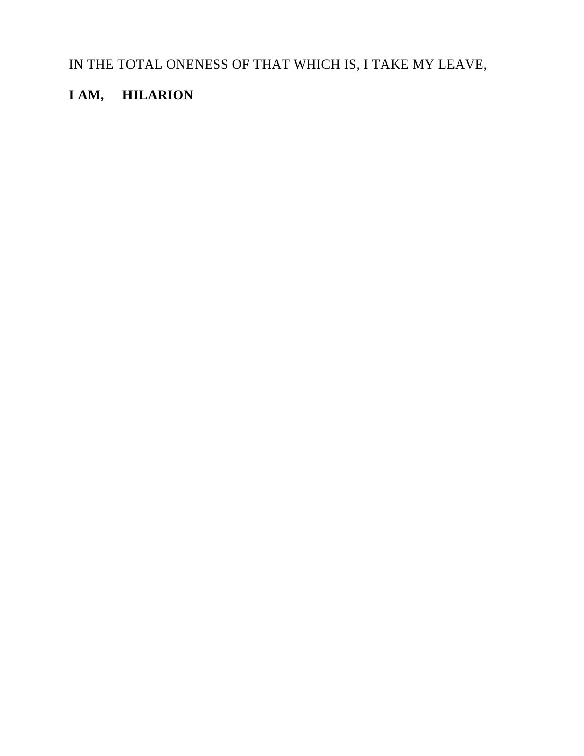IN THE TOTAL ONENESS OF THAT WHICH IS, I TAKE MY LEAVE,

**I AM, HILARION**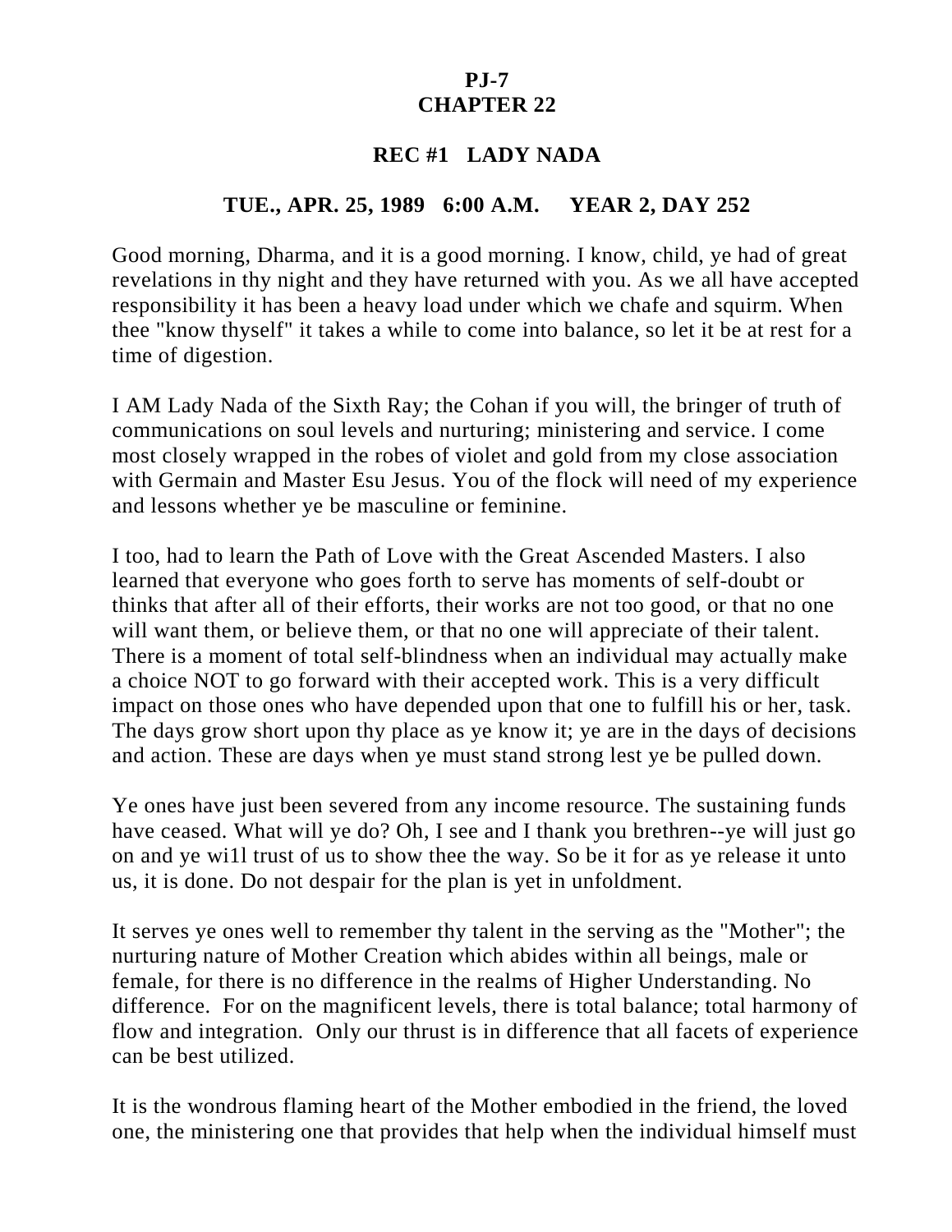# PJ-7
# CHAPTER 22

## REC #1 LADY NADA

### TUE., APR. 25, 1989 6:00 A.M. YEAR 2, DAY 252

Good morning, Dharma, and it is a good morning. I know, child, ye had of great revelations in thy night and they have returned with you. As we all have accepted responsibility it has been a heavy load under which we chafe and squirm. When thee "know thyself" it takes a while to come into balance, so let it be at rest for a time of digestion.

I AM Lady Nada of the Sixth Ray; the Cohan if you will, the bringer of truth of communications on soul levels and nurturing; ministering and service. I come most closely wrapped in the robes of violet and gold from my close association with Germain and Master Esu Jesus. You of the flock will need of my experience and lessons whether ye be masculine or feminine.

I too, had to learn the Path of Love with the Great Ascended Masters. I also learned that everyone who goes forth to serve has moments of self-doubt or thinks that after all of their efforts, their works are not too good, or that no one will want them, or believe them, or that no one will appreciate of their talent. There is a moment of total self-blindness when an individual may actually make a choice NOT to go forward with their accepted work. This is a very difficult impact on those ones who have depended upon that one to fulfill his or her, task. The days grow short upon thy place as ye know it; ye are in the days of decisions and action. These are days when ye must stand strong lest ye be pulled down.

Ye ones have just been severed from any income resource. The sustaining funds have ceased. What will ye do? Oh, I see and I thank you brethren--ye will just go on and ye wi1l trust of us to show thee the way. So be it for as ye release it unto us, it is done. Do not despair for the plan is yet in unfoldment.

It serves ye ones well to remember thy talent in the serving as the "Mother"; the nurturing nature of Mother Creation which abides within all beings, male or female, for there is no difference in the realms of Higher Understanding. No difference. For on the magnificent levels, there is total balance; total harmony of flow and integration. Only our thrust is in difference that all facets of experience can be best utilized.

It is the wondrous flaming heart of the Mother embodied in the friend, the loved one, the ministering one that provides that help when the individual himself must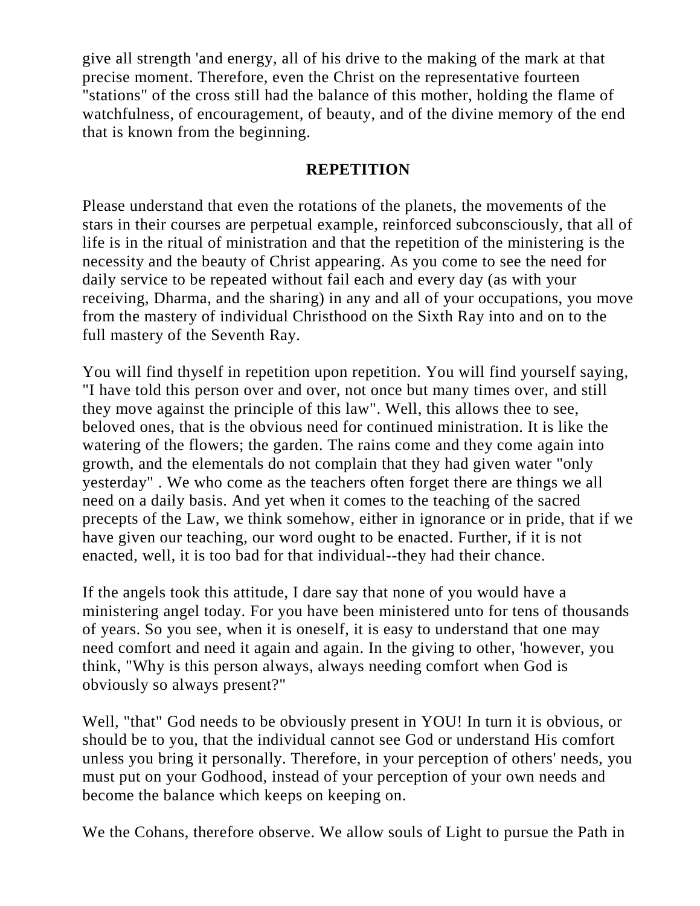give all strength 'and energy, all of his drive to the making of the mark at that precise moment. Therefore, even the Christ on the representative fourteen "stations" of the cross still had the balance of this mother, holding the flame of watchfulness, of encouragement, of beauty, and of the divine memory of the end that is known from the beginning.

## REPETITION

Please understand that even the rotations of the planets, the movements of the stars in their courses are perpetual example, reinforced subconsciously, that all of life is in the ritual of ministration and that the repetition of the ministering is the necessity and the beauty of Christ appearing. As you come to see the need for daily service to be repeated without fail each and every day (as with your receiving, Dharma, and the sharing) in any and all of your occupations, you move from the mastery of individual Christhood on the Sixth Ray into and on to the full mastery of the Seventh Ray.

You will find thyself in repetition upon repetition. You will find yourself saying, "I have told this person over and over, not once but many times over, and still they move against the principle of this law". Well, this allows thee to see, beloved ones, that is the obvious need for continued ministration. It is like the watering of the flowers; the garden. The rains come and they come again into growth, and the elementals do not complain that they had given water "only yesterday" . We who come as the teachers often forget there are things we all need on a daily basis. And yet when it comes to the teaching of the sacred precepts of the Law, we think somehow, either in ignorance or in pride, that if we have given our teaching, our word ought to be enacted. Further, if it is not enacted, well, it is too bad for that individual--they had their chance.

If the angels took this attitude, I dare say that none of you would have a ministering angel today. For you have been ministered unto for tens of thousands of years. So you see, when it is oneself, it is easy to understand that one may need comfort and need it again and again. In the giving to other, 'however, you think, "Why is this person always, always needing comfort when God is obviously so always present?"

Well, "that" God needs to be obviously present in YOU! In turn it is obvious, or should be to you, that the individual cannot see God or understand His comfort unless you bring it personally. Therefore, in your perception of others' needs, you must put on your Godhood, instead of your perception of your own needs and become the balance which keeps on keeping on.

We the Cohans, therefore observe. We allow souls of Light to pursue the Path in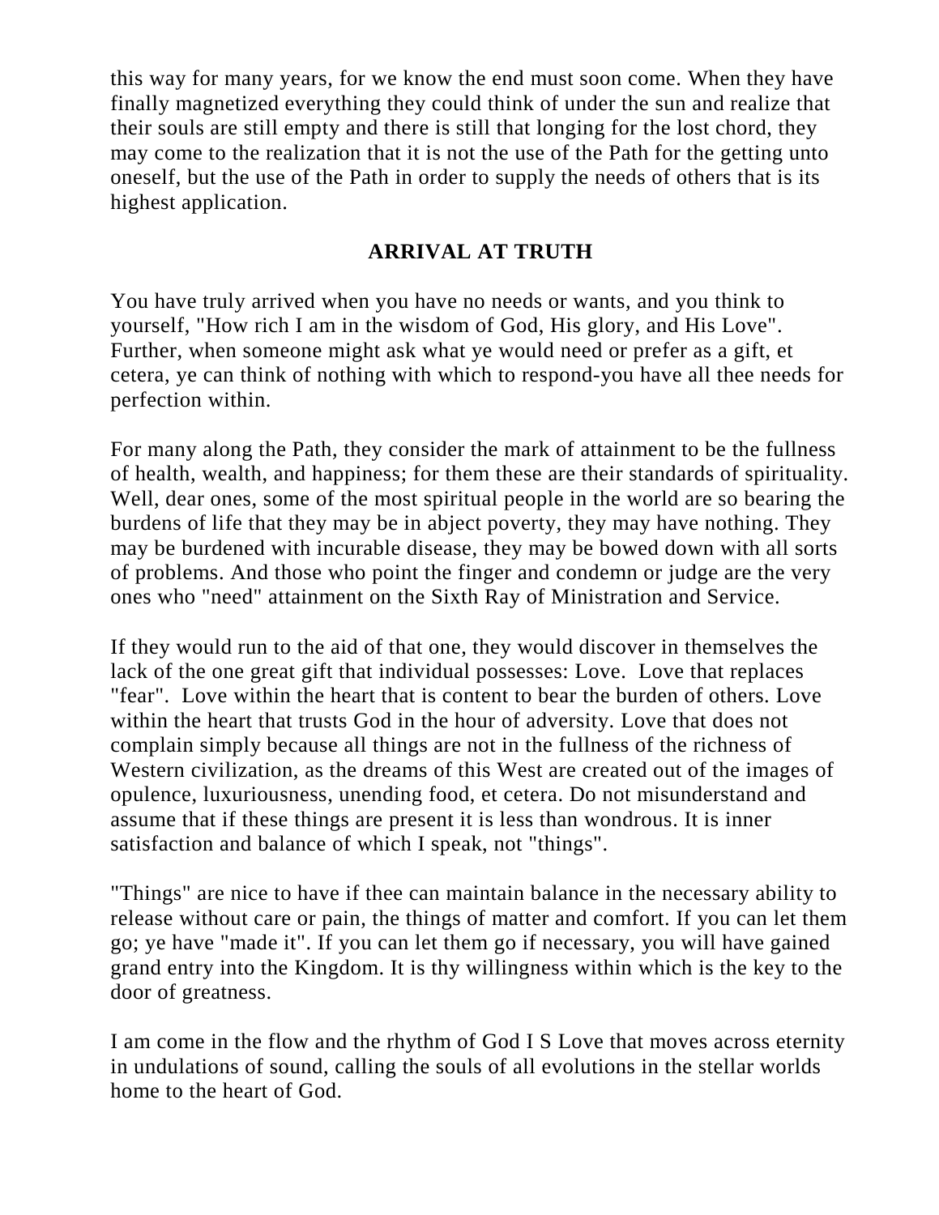this way for many years, for we know the end must soon come. When they have finally magnetized everything they could think of under the sun and realize that their souls are still empty and there is still that longing for the lost chord, they may come to the realization that it is not the use of the Path for the getting unto oneself, but the use of the Path in order to supply the needs of others that is its highest application.

## ARRIVAL AT TRUTH

You have truly arrived when you have no needs or wants, and you think to yourself, "How rich I am in the wisdom of God, His glory, and His Love". Further, when someone might ask what ye would need or prefer as a gift, et cetera, ye can think of nothing with which to respond-you have all thee needs for perfection within.

For many along the Path, they consider the mark of attainment to be the fullness of health, wealth, and happiness; for them these are their standards of spirituality. Well, dear ones, some of the most spiritual people in the world are so bearing the burdens of life that they may be in abject poverty, they may have nothing. They may be burdened with incurable disease, they may be bowed down with all sorts of problems. And those who point the finger and condemn or judge are the very ones who "need" attainment on the Sixth Ray of Ministration and Service.

If they would run to the aid of that one, they would discover in themselves the lack of the one great gift that individual possesses: Love. Love that replaces "fear". Love within the heart that is content to bear the burden of others. Love within the heart that trusts God in the hour of adversity. Love that does not complain simply because all things are not in the fullness of the richness of Western civilization, as the dreams of this West are created out of the images of opulence, luxuriousness, unending food, et cetera. Do not misunderstand and assume that if these things are present it is less than wondrous. It is inner satisfaction and balance of which I speak, not "things".

"Things" are nice to have if thee can maintain balance in the necessary ability to release without care or pain, the things of matter and comfort. If you can let them go; ye have "made it". If you can let them go if necessary, you will have gained grand entry into the Kingdom. It is thy willingness within which is the key to the door of greatness.

I am come in the flow and the rhythm of God I S Love that moves across eternity in undulations of sound, calling the souls of all evolutions in the stellar worlds home to the heart of God.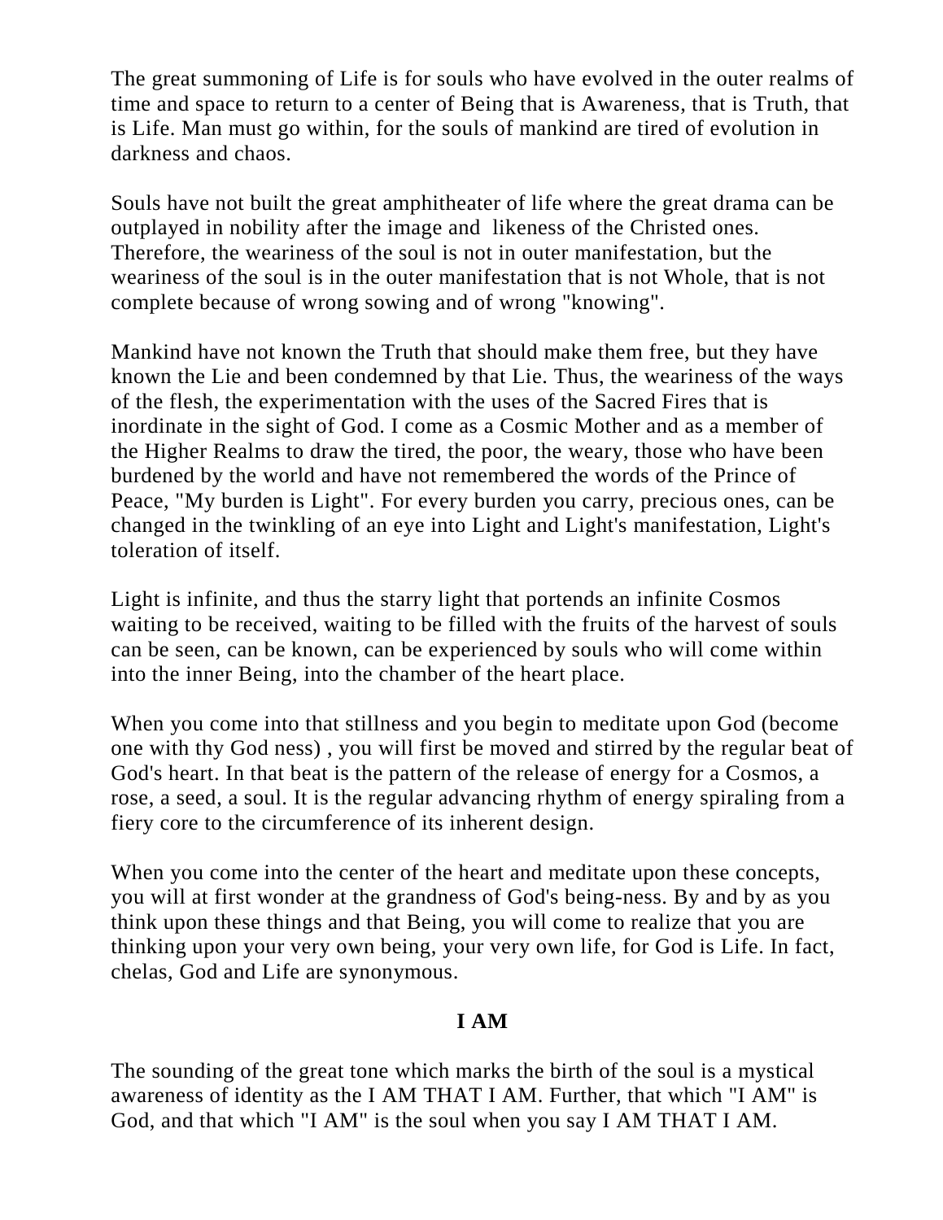The great summoning of Life is for souls who have evolved in the outer realms of time and space to return to a center of Being that is Awareness, that is Truth, that is Life. Man must go within, for the souls of mankind are tired of evolution in darkness and chaos.

Souls have not built the great amphitheater of life where the great drama can be outplayed in nobility after the image and likeness of the Christed ones. Therefore, the weariness of the soul is not in outer manifestation, but the weariness of the soul is in the outer manifestation that is not Whole, that is not complete because of wrong sowing and of wrong "knowing".

Mankind have not known the Truth that should make them free, but they have known the Lie and been condemned by that Lie. Thus, the weariness of the ways of the flesh, the experimentation with the uses of the Sacred Fires that is inordinate in the sight of God. I come as a Cosmic Mother and as a member of the Higher Realms to draw the tired, the poor, the weary, those who have been burdened by the world and have not remembered the words of the Prince of Peace, "My burden is Light". For every burden you carry, precious ones, can be changed in the twinkling of an eye into Light and Light's manifestation, Light's toleration of itself.

Light is infinite, and thus the starry light that portends an infinite Cosmos waiting to be received, waiting to be filled with the fruits of the harvest of souls can be seen, can be known, can be experienced by souls who will come within into the inner Being, into the chamber of the heart place.

When you come into that stillness and you begin to meditate upon God (become one with thy God ness) , you will first be moved and stirred by the regular beat of God's heart. In that beat is the pattern of the release of energy for a Cosmos, a rose, a seed, a soul. It is the regular advancing rhythm of energy spiraling from a fiery core to the circumference of its inherent design.

When you come into the center of the heart and meditate upon these concepts, you will at first wonder at the grandness of God's being-ness. By and by as you think upon these things and that Being, you will come to realize that you are thinking upon your very own being, your very own life, for God is Life. In fact, chelas, God and Life are synonymous.

## I AM

The sounding of the great tone which marks the birth of the soul is a mystical awareness of identity as the I AM THAT I AM. Further, that which "I AM" is God, and that which "I AM" is the soul when you say I AM THAT I AM.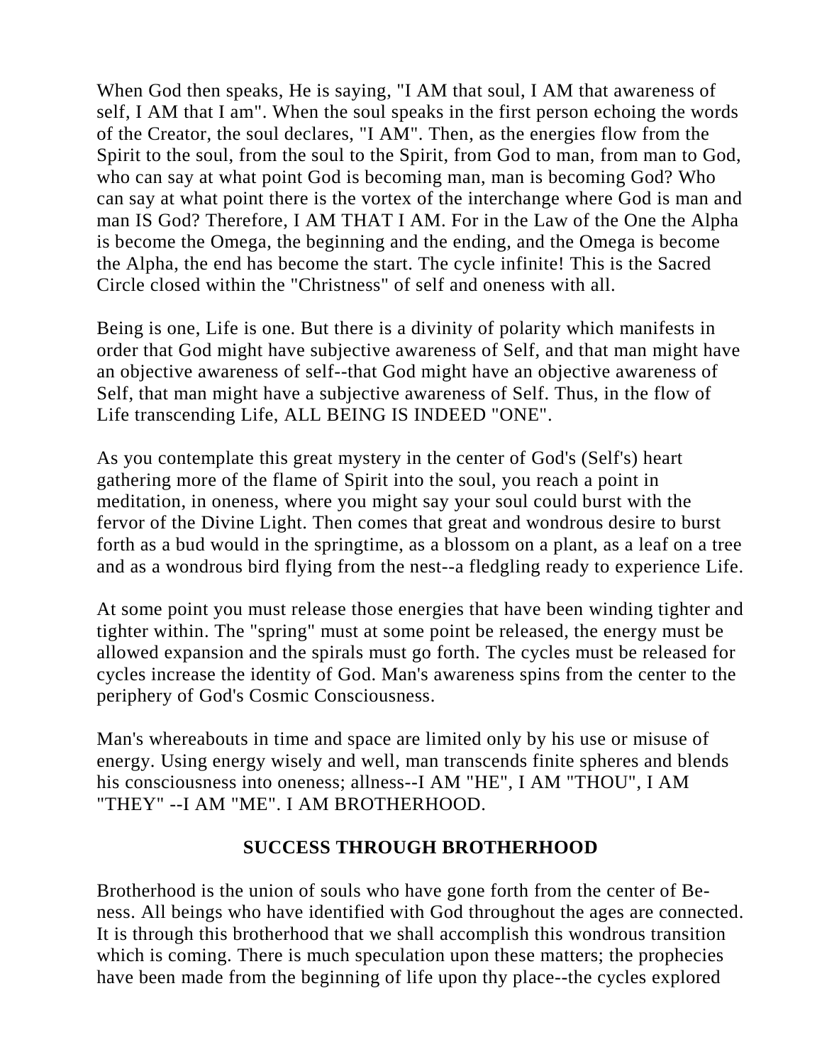When God then speaks, He is saying, "I AM that soul, I AM that awareness of self, I AM that I am". When the soul speaks in the first person echoing the words of the Creator, the soul declares, "I AM". Then, as the energies flow from the Spirit to the soul, from the soul to the Spirit, from God to man, from man to God, who can say at what point God is becoming man, man is becoming God? Who can say at what point there is the vortex of the interchange where God is man and man IS God? Therefore, I AM THAT I AM. For in the Law of the One the Alpha is become the Omega, the beginning and the ending, and the Omega is become the Alpha, the end has become the start. The cycle infinite! This is the Sacred Circle closed within the "Christness" of self and oneness with all.

Being is one, Life is one. But there is a divinity of polarity which manifests in order that God might have subjective awareness of Self, and that man might have an objective awareness of self--that God might have an objective awareness of Self, that man might have a subjective awareness of Self. Thus, in the flow of Life transcending Life, ALL BEING IS INDEED "ONE".

As you contemplate this great mystery in the center of God's (Self's) heart gathering more of the flame of Spirit into the soul, you reach a point in meditation, in oneness, where you might say your soul could burst with the fervor of the Divine Light. Then comes that great and wondrous desire to burst forth as a bud would in the springtime, as a blossom on a plant, as a leaf on a tree and as a wondrous bird flying from the nest--a fledgling ready to experience Life.

At some point you must release those energies that have been winding tighter and tighter within. The "spring" must at some point be released, the energy must be allowed expansion and the spirals must go forth. The cycles must be released for cycles increase the identity of God. Man's awareness spins from the center to the periphery of God's Cosmic Consciousness.

Man's whereabouts in time and space are limited only by his use or misuse of energy. Using energy wisely and well, man transcends finite spheres and blends his consciousness into oneness; allness--I AM "HE", I AM "THOU", I AM "THEY" --I AM "ME". I AM BROTHERHOOD.

## SUCCESS THROUGH BROTHERHOOD

Brotherhood is the union of souls who have gone forth from the center of Be-ness. All beings who have identified with God throughout the ages are connected. It is through this brotherhood that we shall accomplish this wondrous transition which is coming. There is much speculation upon these matters; the prophecies have been made from the beginning of life upon thy place--the cycles explored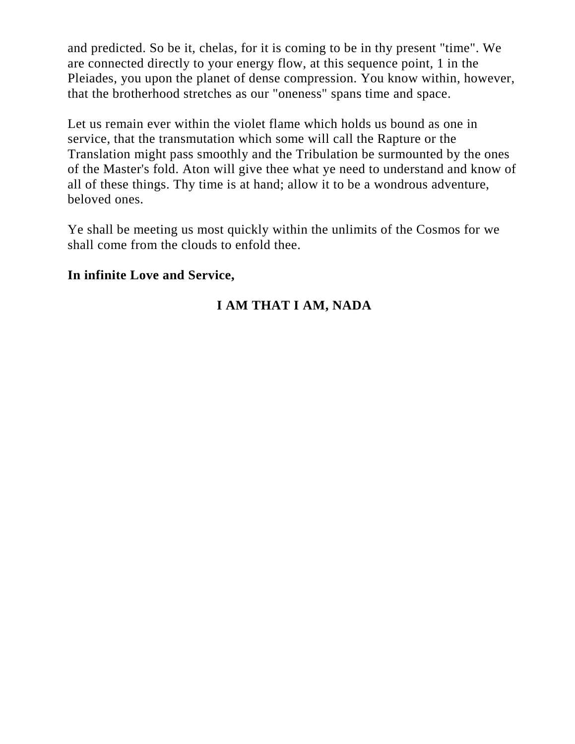and predicted. So be it, chelas, for it is coming to be in thy present "time". We are connected directly to your energy flow, at this sequence point, 1 in the Pleiades, you upon the planet of dense compression. You know within, however, that the brotherhood stretches as our "oneness" spans time and space.

Let us remain ever within the violet flame which holds us bound as one in service, that the transmutation which some will call the Rapture or the Translation might pass smoothly and the Tribulation be surmounted by the ones of the Master's fold. Aton will give thee what ye need to understand and know of all of these things. Thy time is at hand; allow it to be a wondrous adventure, beloved ones.

Ye shall be meeting us most quickly within the unlimits of the Cosmos for we shall come from the clouds to enfold thee.

**In infinite Love and Service,**

**I AM THAT I AM, NADA**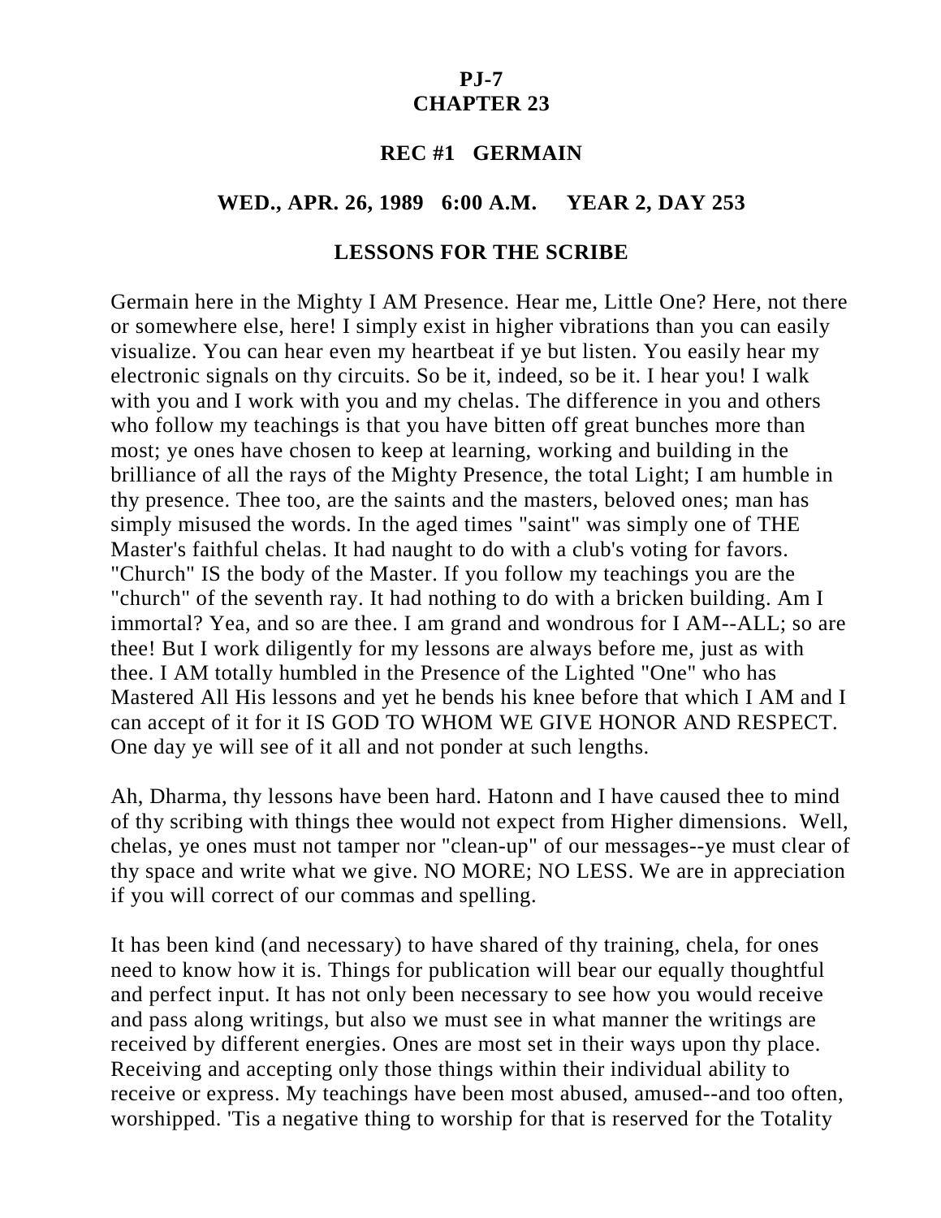# PJ-7
# CHAPTER 23

## REC #1 GERMAIN

## WED., APR. 26, 1989 6:00 A.M. YEAR 2, DAY 253

## LESSONS FOR THE SCRIBE

Germain here in the Mighty I AM Presence. Hear me, Little One? Here, not there or somewhere else, here! I simply exist in higher vibrations than you can easily visualize. You can hear even my heartbeat if ye but listen. You easily hear my electronic signals on thy circuits. So be it, indeed, so be it. I hear you! I walk with you and I work with you and my chelas. The difference in you and others who follow my teachings is that you have bitten off great bunches more than most; ye ones have chosen to keep at learning, working and building in the brilliance of all the rays of the Mighty Presence, the total Light; I am humble in thy presence. Thee too, are the saints and the masters, beloved ones; man has simply misused the words. In the aged times "saint" was simply one of THE Master's faithful chelas. It had naught to do with a club's voting for favors. "Church" IS the body of the Master. If you follow my teachings you are the "church" of the seventh ray. It had nothing to do with a bricken building. Am I immortal? Yea, and so are thee. I am grand and wondrous for I AM--ALL; so are thee! But I work diligently for my lessons are always before me, just as with thee. I AM totally humbled in the Presence of the Lighted "One" who has Mastered All His lessons and yet he bends his knee before that which I AM and I can accept of it for it IS GOD TO WHOM WE GIVE HONOR AND RESPECT. One day ye will see of it all and not ponder at such lengths.

Ah, Dharma, thy lessons have been hard. Hatonn and I have caused thee to mind of thy scribing with things thee would not expect from Higher dimensions. Well, chelas, ye ones must not tamper nor "clean-up" of our messages--ye must clear of thy space and write what we give. NO MORE; NO LESS. We are in appreciation if you will correct of our commas and spelling.

It has been kind (and necessary) to have shared of thy training, chela, for ones need to know how it is. Things for publication will bear our equally thoughtful and perfect input. It has not only been necessary to see how you would receive and pass along writings, but also we must see in what manner the writings are received by different energies. Ones are most set in their ways upon thy place. Receiving and accepting only those things within their individual ability to receive or express. My teachings have been most abused, amused--and too often, worshipped. 'Tis a negative thing to worship for that is reserved for the Totality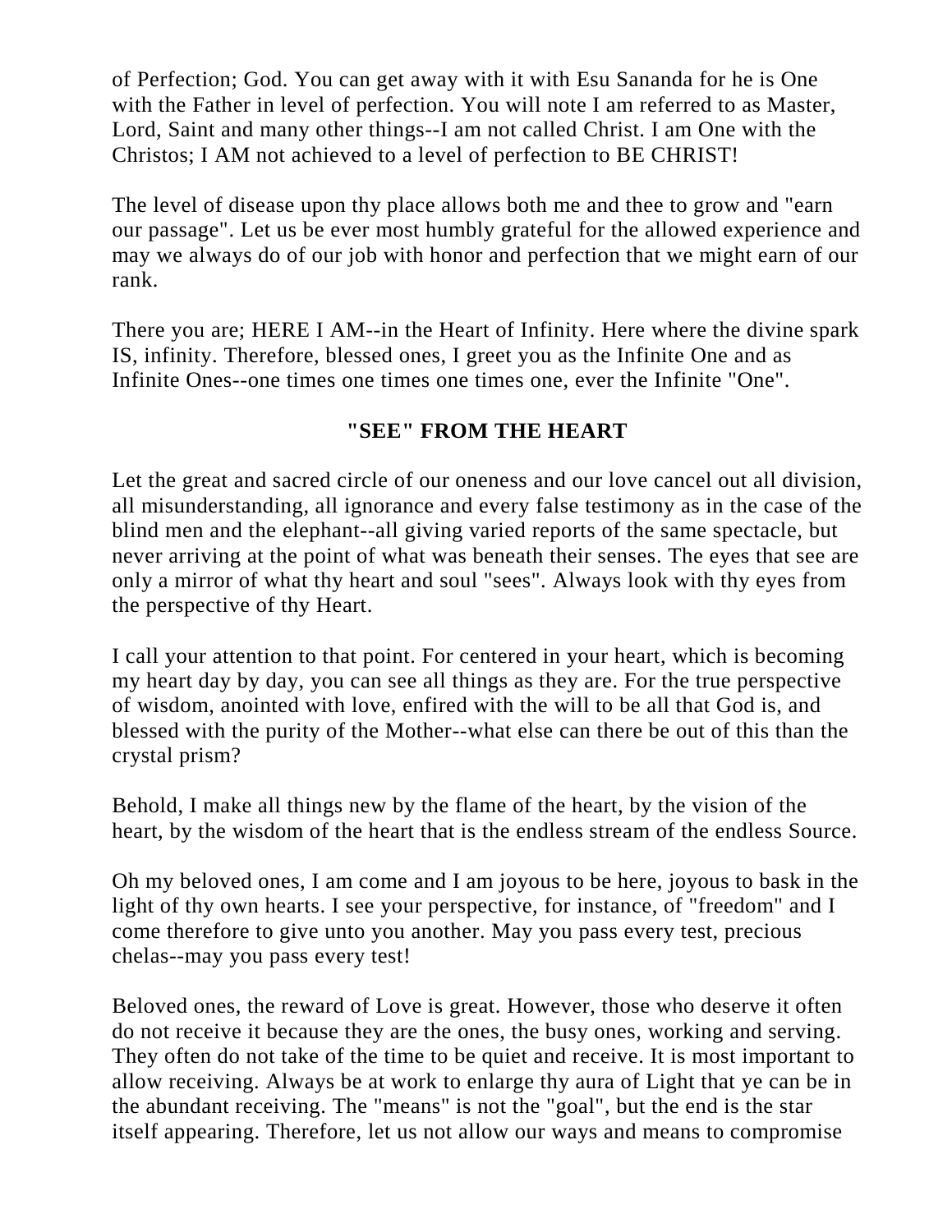of Perfection; God. You can get away with it with Esu Sananda for he is One with the Father in level of perfection. You will note I am referred to as Master, Lord, Saint and many other things--I am not called Christ. I am One with the Christos; I AM not achieved to a level of perfection to BE CHRIST!

The level of disease upon thy place allows both me and thee to grow and "earn our passage". Let us be ever most humbly grateful for the allowed experience and may we always do of our job with honor and perfection that we might earn of our rank.

There you are; HERE I AM--in the Heart of Infinity. Here where the divine spark IS, infinity. Therefore, blessed ones, I greet you as the Infinite One and as Infinite Ones--one times one times one times one, ever the Infinite "One".

## "SEE" FROM THE HEART

Let the great and sacred circle of our oneness and our love cancel out all division, all misunderstanding, all ignorance and every false testimony as in the case of the blind men and the elephant--all giving varied reports of the same spectacle, but never arriving at the point of what was beneath their senses. The eyes that see are only a mirror of what thy heart and soul "sees". Always look with thy eyes from the perspective of thy Heart.

I call your attention to that point. For centered in your heart, which is becoming my heart day by day, you can see all things as they are. For the true perspective of wisdom, anointed with love, enfired with the will to be all that God is, and blessed with the purity of the Mother--what else can there be out of this than the crystal prism?

Behold, I make all things new by the flame of the heart, by the vision of the heart, by the wisdom of the heart that is the endless stream of the endless Source.

Oh my beloved ones, I am come and I am joyous to be here, joyous to bask in the light of thy own hearts. I see your perspective, for instance, of "freedom" and I come therefore to give unto you another. May you pass every test, precious chelas--may you pass every test!

Beloved ones, the reward of Love is great. However, those who deserve it often do not receive it because they are the ones, the busy ones, working and serving. They often do not take of the time to be quiet and receive. It is most important to allow receiving. Always be at work to enlarge thy aura of Light that ye can be in the abundant receiving. The "means" is not the "goal", but the end is the star itself appearing. Therefore, let us not allow our ways and means to compromise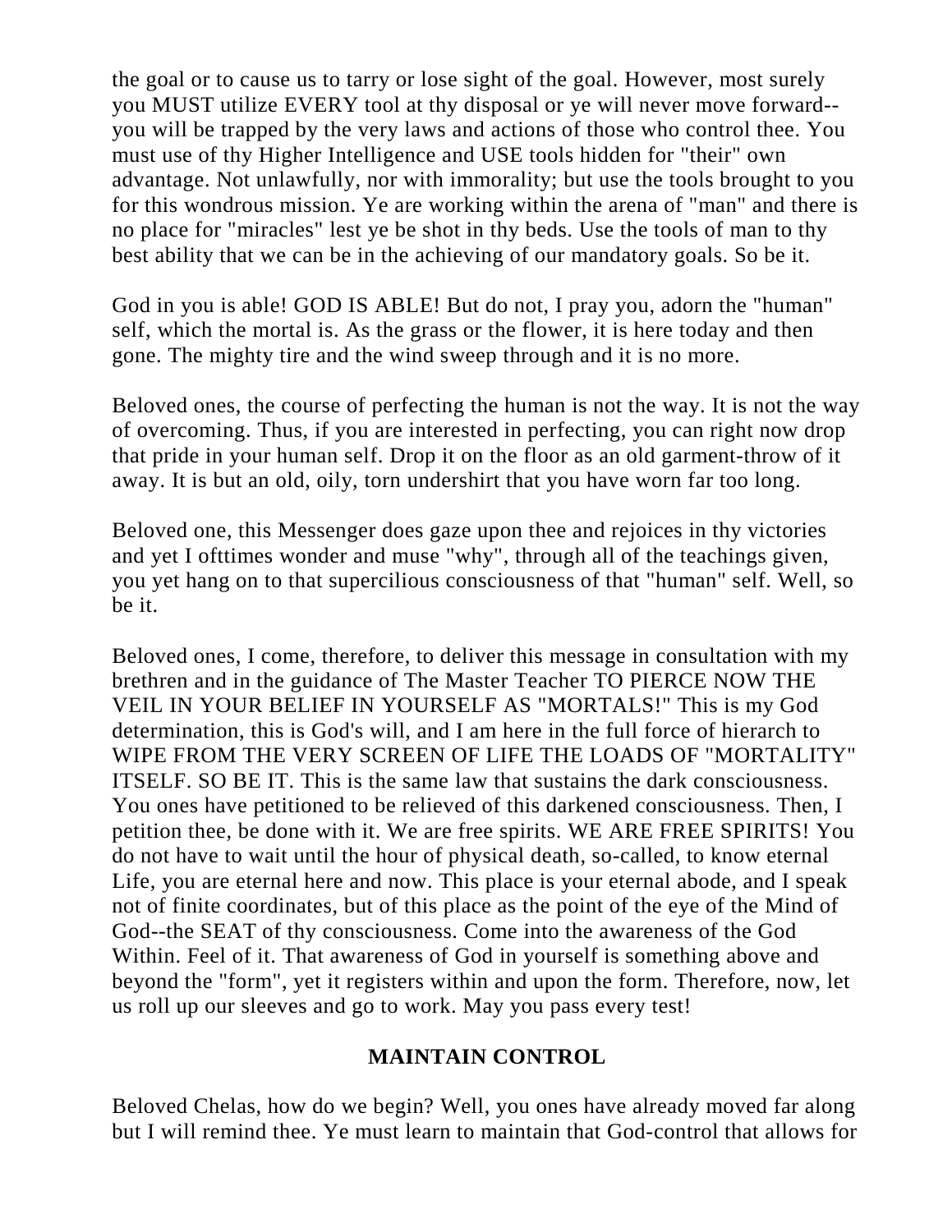the goal or to cause us to tarry or lose sight of the goal. However, most surely you MUST utilize EVERY tool at thy disposal or ye will never move forward--you will be trapped by the very laws and actions of those who control thee. You must use of thy Higher Intelligence and USE tools hidden for "their" own advantage. Not unlawfully, nor with immorality; but use the tools brought to you for this wondrous mission. Ye are working within the arena of "man" and there is no place for "miracles" lest ye be shot in thy beds. Use the tools of man to thy best ability that we can be in the achieving of our mandatory goals. So be it.

God in you is able! GOD IS ABLE! But do not, I pray you, adorn the "human" self, which the mortal is. As the grass or the flower, it is here today and then gone. The mighty tire and the wind sweep through and it is no more.

Beloved ones, the course of perfecting the human is not the way. It is not the way of overcoming. Thus, if you are interested in perfecting, you can right now drop that pride in your human self. Drop it on the floor as an old garment-throw of it away. It is but an old, oily, torn undershirt that you have worn far too long.

Beloved one, this Messenger does gaze upon thee and rejoices in thy victories and yet I ofttimes wonder and muse "why", through all of the teachings given, you yet hang on to that supercilious consciousness of that "human" self. Well, so be it.

Beloved ones, I come, therefore, to deliver this message in consultation with my brethren and in the guidance of The Master Teacher TO PIERCE NOW THE VEIL IN YOUR BELIEF IN YOURSELF AS "MORTALS!" This is my God determination, this is God's will, and I am here in the full force of hierarch to WIPE FROM THE VERY SCREEN OF LIFE THE LOADS OF "MORTALITY" ITSELF. SO BE IT. This is the same law that sustains the dark consciousness. You ones have petitioned to be relieved of this darkened consciousness. Then, I petition thee, be done with it. We are free spirits. WE ARE FREE SPIRITS! You do not have to wait until the hour of physical death, so-called, to know eternal Life, you are eternal here and now. This place is your eternal abode, and I speak not of finite coordinates, but of this place as the point of the eye of the Mind of God--the SEAT of thy consciousness. Come into the awareness of the God Within. Feel of it. That awareness of God in yourself is something above and beyond the "form", yet it registers within and upon the form. Therefore, now, let us roll up our sleeves and go to work. May you pass every test!

## MAINTAIN CONTROL

Beloved Chelas, how do we begin? Well, you ones have already moved far along but I will remind thee. Ye must learn to maintain that God-control that allows for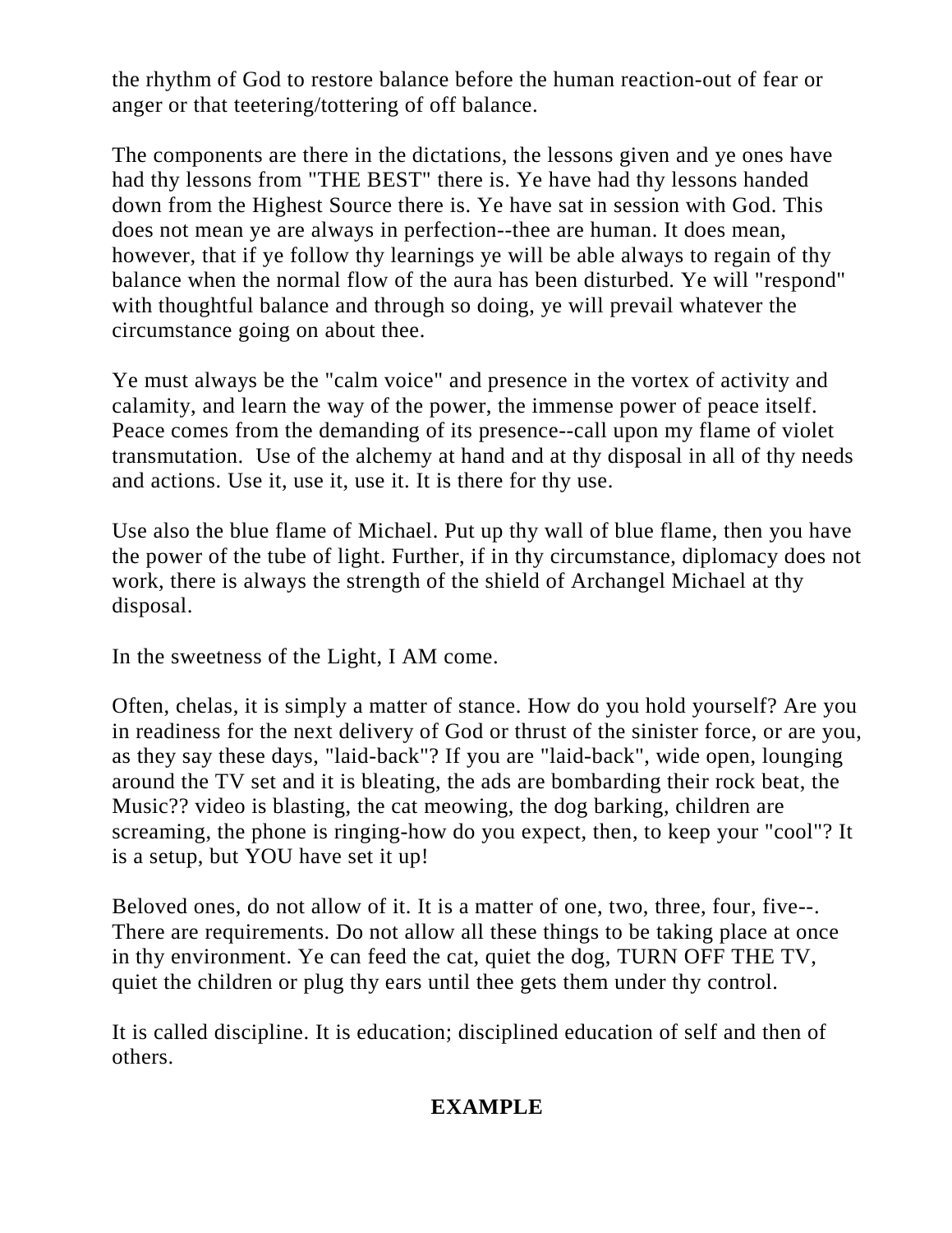the rhythm of God to restore balance before the human reaction-out of fear or anger or that teetering/tottering of off balance.

The components are there in the dictations, the lessons given and ye ones have had thy lessons from "THE BEST" there is. Ye have had thy lessons handed down from the Highest Source there is. Ye have sat in session with God. This does not mean ye are always in perfection--thee are human. It does mean, however, that if ye follow thy learnings ye will be able always to regain of thy balance when the normal flow of the aura has been disturbed. Ye will "respond" with thoughtful balance and through so doing, ye will prevail whatever the circumstance going on about thee.

Ye must always be the "calm voice" and presence in the vortex of activity and calamity, and learn the way of the power, the immense power of peace itself. Peace comes from the demanding of its presence--call upon my flame of violet transmutation. Use of the alchemy at hand and at thy disposal in all of thy needs and actions. Use it, use it, use it. It is there for thy use.

Use also the blue flame of Michael. Put up thy wall of blue flame, then you have the power of the tube of light. Further, if in thy circumstance, diplomacy does not work, there is always the strength of the shield of Archangel Michael at thy disposal.

In the sweetness of the Light, I AM come.

Often, chelas, it is simply a matter of stance. How do you hold yourself? Are you in readiness for the next delivery of God or thrust of the sinister force, or are you, as they say these days, "laid-back"? If you are "laid-back", wide open, lounging around the TV set and it is bleating, the ads are bombarding their rock beat, the Music?? video is blasting, the cat meowing, the dog barking, children are screaming, the phone is ringing-how do you expect, then, to keep your "cool"? It is a setup, but YOU have set it up!

Beloved ones, do not allow of it. It is a matter of one, two, three, four, five--. There are requirements. Do not allow all these things to be taking place at once in thy environment. Ye can feed the cat, quiet the dog, TURN OFF THE TV, quiet the children or plug thy ears until thee gets them under thy control.

It is called discipline. It is education; disciplined education of self and then of others.

## EXAMPLE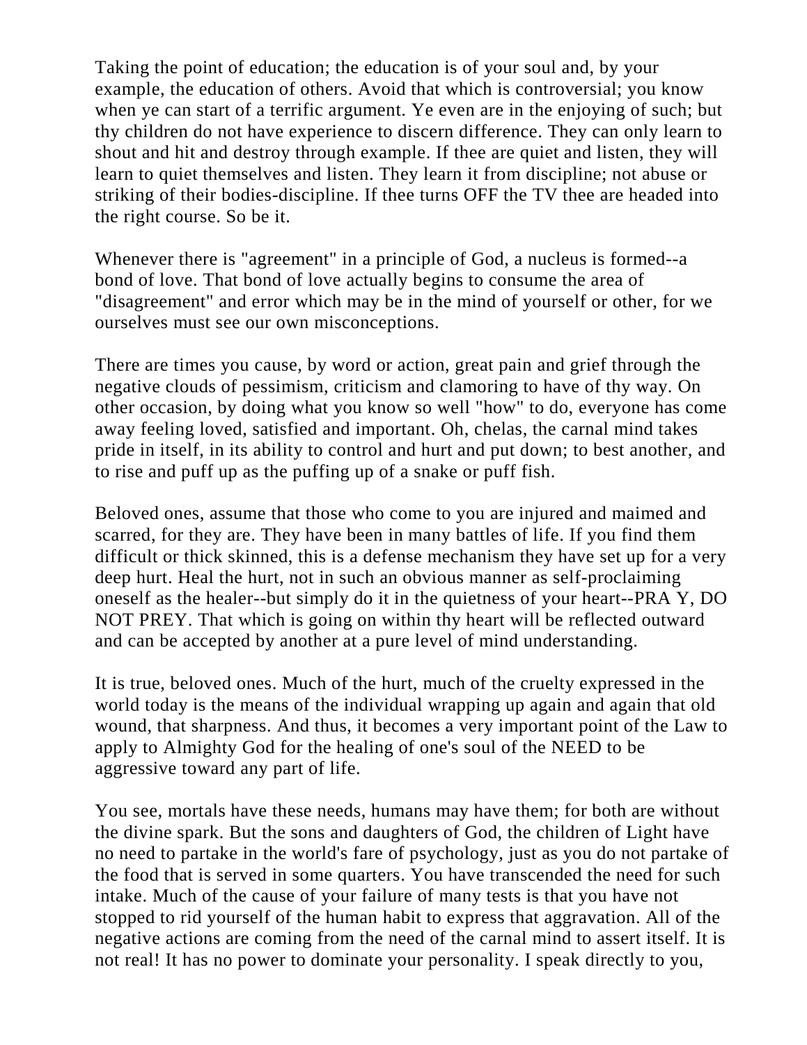Taking the point of education; the education is of your soul and, by your example, the education of others. Avoid that which is controversial; you know when ye can start of a terrific argument. Ye even are in the enjoying of such; but thy children do not have experience to discern difference. They can only learn to shout and hit and destroy through example. If thee are quiet and listen, they will learn to quiet themselves and listen. They learn it from discipline; not abuse or striking of their bodies-discipline. If thee turns OFF the TV thee are headed into the right course. So be it.

Whenever there is "agreement" in a principle of God, a nucleus is formed--a bond of love. That bond of love actually begins to consume the area of "disagreement" and error which may be in the mind of yourself or other, for we ourselves must see our own misconceptions.

There are times you cause, by word or action, great pain and grief through the negative clouds of pessimism, criticism and clamoring to have of thy way. On other occasion, by doing what you know so well "how" to do, everyone has come away feeling loved, satisfied and important. Oh, chelas, the carnal mind takes pride in itself, in its ability to control and hurt and put down; to best another, and to rise and puff up as the puffing up of a snake or puff fish.

Beloved ones, assume that those who come to you are injured and maimed and scarred, for they are. They have been in many battles of life. If you find them difficult or thick skinned, this is a defense mechanism they have set up for a very deep hurt. Heal the hurt, not in such an obvious manner as self-proclaiming oneself as the healer--but simply do it in the quietness of your heart--PRA Y, DO NOT PREY. That which is going on within thy heart will be reflected outward and can be accepted by another at a pure level of mind understanding.

It is true, beloved ones. Much of the hurt, much of the cruelty expressed in the world today is the means of the individual wrapping up again and again that old wound, that sharpness. And thus, it becomes a very important point of the Law to apply to Almighty God for the healing of one's soul of the NEED to be aggressive toward any part of life.

You see, mortals have these needs, humans may have them; for both are without the divine spark. But the sons and daughters of God, the children of Light have no need to partake in the world's fare of psychology, just as you do not partake of the food that is served in some quarters. You have transcended the need for such intake. Much of the cause of your failure of many tests is that you have not stopped to rid yourself of the human habit to express that aggravation. All of the negative actions are coming from the need of the carnal mind to assert itself. It is not real! It has no power to dominate your personality. I speak directly to you,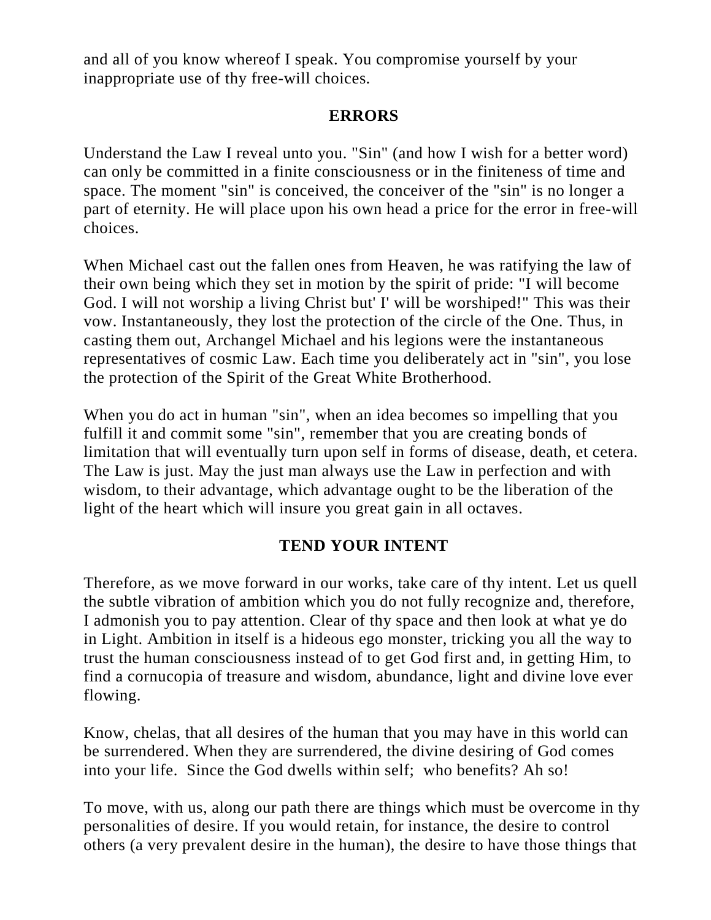and all of you know whereof I speak. You compromise yourself by your inappropriate use of thy free-will choices.

## ERRORS

Understand the Law I reveal unto you. "Sin" (and how I wish for a better word) can only be committed in a finite consciousness or in the finiteness of time and space. The moment "sin" is conceived, the conceiver of the "sin" is no longer a part of eternity. He will place upon his own head a price for the error in free-will choices.

When Michael cast out the fallen ones from Heaven, he was ratifying the law of their own being which they set in motion by the spirit of pride: "I will become God. I will not worship a living Christ but' I' will be worshiped!" This was their vow. Instantaneously, they lost the protection of the circle of the One. Thus, in casting them out, Archangel Michael and his legions were the instantaneous representatives of cosmic Law. Each time you deliberately act in "sin", you lose the protection of the Spirit of the Great White Brotherhood.

When you do act in human "sin", when an idea becomes so impelling that you fulfill it and commit some "sin", remember that you are creating bonds of limitation that will eventually turn upon self in forms of disease, death, et cetera. The Law is just. May the just man always use the Law in perfection and with wisdom, to their advantage, which advantage ought to be the liberation of the light of the heart which will insure you great gain in all octaves.

## TEND YOUR INTENT

Therefore, as we move forward in our works, take care of thy intent. Let us quell the subtle vibration of ambition which you do not fully recognize and, therefore, I admonish you to pay attention. Clear of thy space and then look at what ye do in Light. Ambition in itself is a hideous ego monster, tricking you all the way to trust the human consciousness instead of to get God first and, in getting Him, to find a cornucopia of treasure and wisdom, abundance, light and divine love ever flowing.

Know, chelas, that all desires of the human that you may have in this world can be surrendered. When they are surrendered, the divine desiring of God comes into your life. Since the God dwells within self; who benefits? Ah so!

To move, with us, along our path there are things which must be overcome in thy personalities of desire. If you would retain, for instance, the desire to control others (a very prevalent desire in the human), the desire to have those things that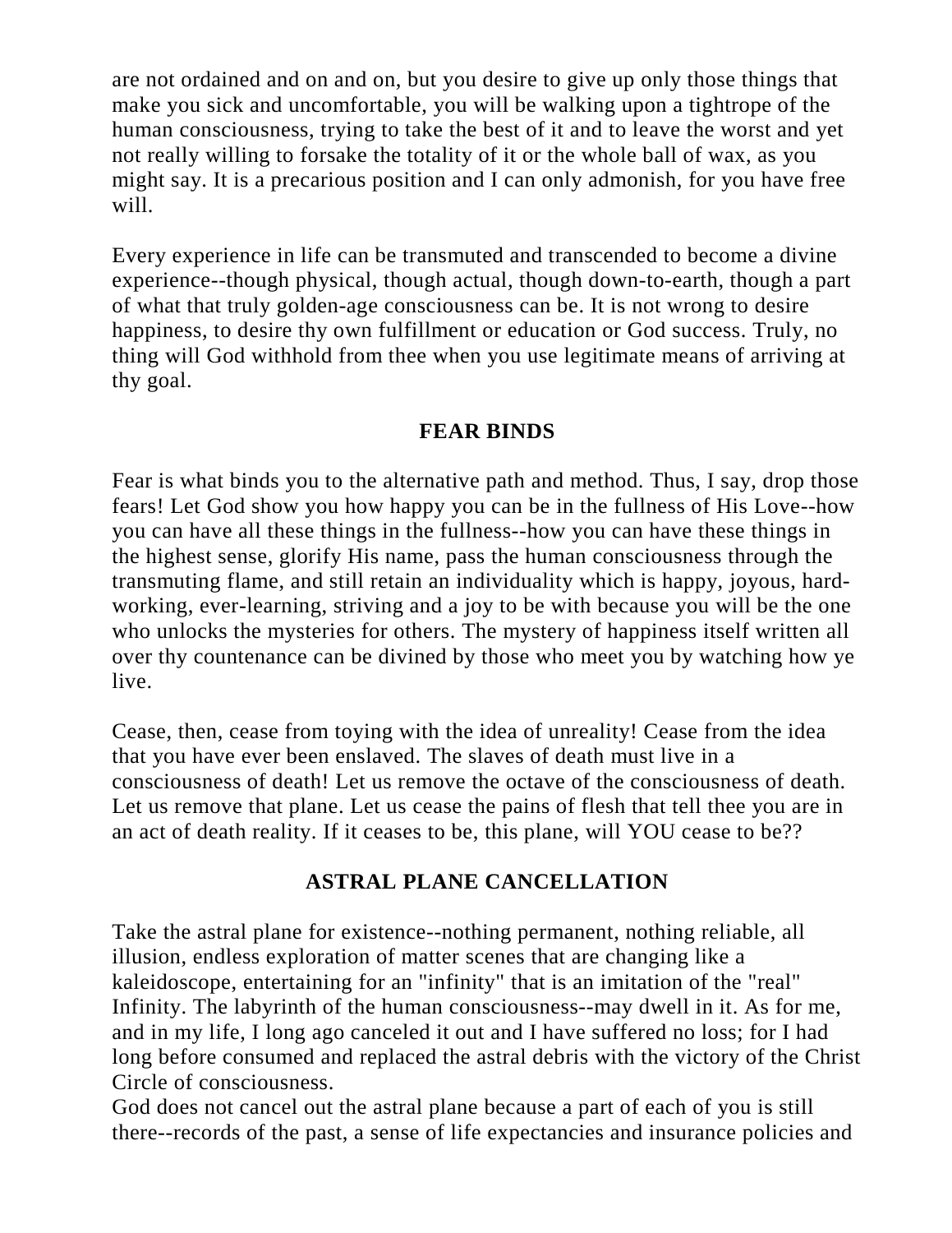are not ordained and on and on, but you desire to give up only those things that make you sick and uncomfortable, you will be walking upon a tightrope of the human consciousness, trying to take the best of it and to leave the worst and yet not really willing to forsake the totality of it or the whole ball of wax, as you might say. It is a precarious position and I can only admonish, for you have free will.

Every experience in life can be transmuted and transcended to become a divine experience--though physical, though actual, though down-to-earth, though a part of what that truly golden-age consciousness can be. It is not wrong to desire happiness, to desire thy own fulfillment or education or God success. Truly, no thing will God withhold from thee when you use legitimate means of arriving at thy goal.

## FEAR BINDS

Fear is what binds you to the alternative path and method. Thus, I say, drop those fears! Let God show you how happy you can be in the fullness of His Love--how you can have all these things in the fullness--how you can have these things in the highest sense, glorify His name, pass the human consciousness through the transmuting flame, and still retain an individuality which is happy, joyous, hard-working, ever-learning, striving and a joy to be with because you will be the one who unlocks the mysteries for others. The mystery of happiness itself written all over thy countenance can be divined by those who meet you by watching how ye live.

Cease, then, cease from toying with the idea of unreality! Cease from the idea that you have ever been enslaved. The slaves of death must live in a consciousness of death! Let us remove the octave of the consciousness of death. Let us remove that plane. Let us cease the pains of flesh that tell thee you are in an act of death reality. If it ceases to be, this plane, will YOU cease to be??

## ASTRAL PLANE CANCELLATION

Take the astral plane for existence--nothing permanent, nothing reliable, all illusion, endless exploration of matter scenes that are changing like a kaleidoscope, entertaining for an "infinity" that is an imitation of the "real" Infinity. The labyrinth of the human consciousness--may dwell in it. As for me, and in my life, I long ago canceled it out and I have suffered no loss; for I had long before consumed and replaced the astral debris with the victory of the Christ Circle of consciousness.

God does not cancel out the astral plane because a part of each of you is still there--records of the past, a sense of life expectancies and insurance policies and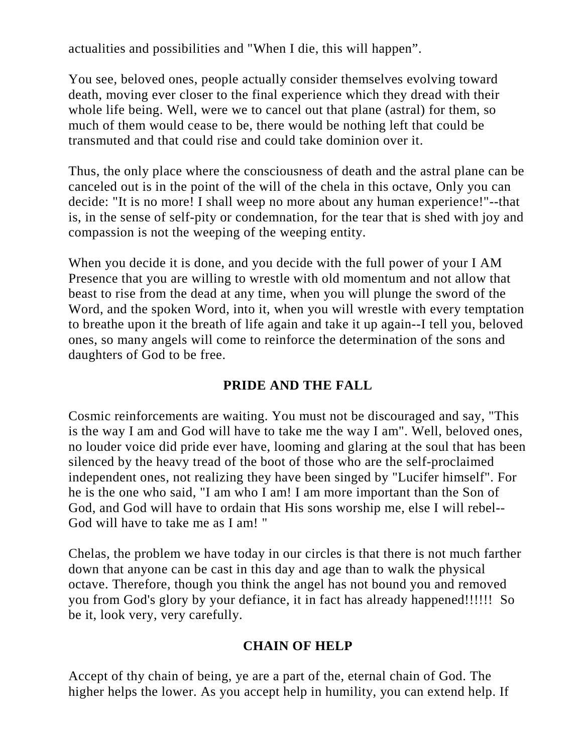actualities and possibilities and "When I die, this will happen”.

You see, beloved ones, people actually consider themselves evolving toward death, moving ever closer to the final experience which they dread with their whole life being. Well, were we to cancel out that plane (astral) for them, so much of them would cease to be, there would be nothing left that could be transmuted and that could rise and could take dominion over it.

Thus, the only place where the consciousness of death and the astral plane can be canceled out is in the point of the will of the chela in this octave, Only you can decide: "It is no more! I shall weep no more about any human experience!"--that is, in the sense of self-pity or condemnation, for the tear that is shed with joy and compassion is not the weeping of the weeping entity.

When you decide it is done, and you decide with the full power of your I AM Presence that you are willing to wrestle with old momentum and not allow that beast to rise from the dead at any time, when you will plunge the sword of the Word, and the spoken Word, into it, when you will wrestle with every temptation to breathe upon it the breath of life again and take it up again--I tell you, beloved ones, so many angels will come to reinforce the determination of the sons and daughters of God to be free.

## PRIDE AND THE FALL

Cosmic reinforcements are waiting. You must not be discouraged and say, "This is the way I am and God will have to take me the way I am". Well, beloved ones, no louder voice did pride ever have, looming and glaring at the soul that has been silenced by the heavy tread of the boot of those who are the self-proclaimed independent ones, not realizing they have been singed by "Lucifer himself". For he is the one who said, "I am who I am! I am more important than the Son of God, and God will have to ordain that His sons worship me, else I will rebel--God will have to take me as I am! "

Chelas, the problem we have today in our circles is that there is not much farther down that anyone can be cast in this day and age than to walk the physical octave. Therefore, though you think the angel has not bound you and removed you from God's glory by your defiance, it in fact has already happened!!!!!! So be it, look very, very carefully.

## CHAIN OF HELP

Accept of thy chain of being, ye are a part of the, eternal chain of God. The higher helps the lower. As you accept help in humility, you can extend help. If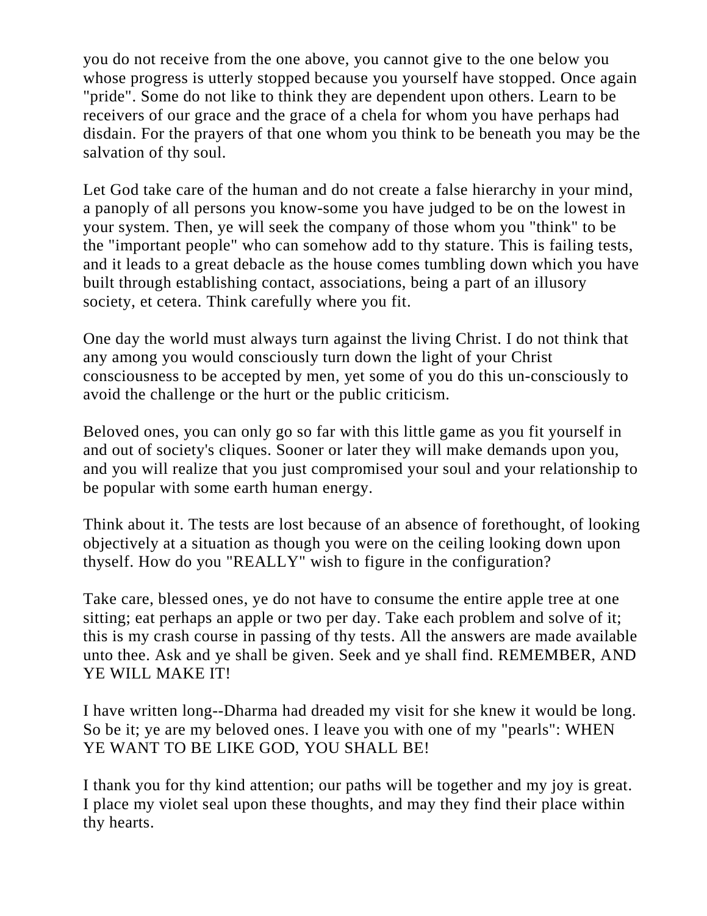you do not receive from the one above, you cannot give to the one below you whose progress is utterly stopped because you yourself have stopped. Once again "pride". Some do not like to think they are dependent upon others. Learn to be receivers of our grace and the grace of a chela for whom you have perhaps had disdain. For the prayers of that one whom you think to be beneath you may be the salvation of thy soul.

Let God take care of the human and do not create a false hierarchy in your mind, a panoply of all persons you know-some you have judged to be on the lowest in your system. Then, ye will seek the company of those whom you "think" to be the "important people" who can somehow add to thy stature. This is failing tests, and it leads to a great debacle as the house comes tumbling down which you have built through establishing contact, associations, being a part of an illusory society, et cetera. Think carefully where you fit.

One day the world must always turn against the living Christ. I do not think that any among you would consciously turn down the light of your Christ consciousness to be accepted by men, yet some of you do this un-consciously to avoid the challenge or the hurt or the public criticism.

Beloved ones, you can only go so far with this little game as you fit yourself in and out of society's cliques. Sooner or later they will make demands upon you, and you will realize that you just compromised your soul and your relationship to be popular with some earth human energy.

Think about it. The tests are lost because of an absence of forethought, of looking objectively at a situation as though you were on the ceiling looking down upon thyself. How do you "REALLY" wish to figure in the configuration?

Take care, blessed ones, ye do not have to consume the entire apple tree at one sitting; eat perhaps an apple or two per day. Take each problem and solve of it; this is my crash course in passing of thy tests. All the answers are made available unto thee. Ask and ye shall be given. Seek and ye shall find. REMEMBER, AND YE WILL MAKE IT!

I have written long--Dharma had dreaded my visit for she knew it would be long. So be it; ye are my beloved ones. I leave you with one of my "pearls": WHEN YE WANT TO BE LIKE GOD, YOU SHALL BE!

I thank you for thy kind attention; our paths will be together and my joy is great. I place my violet seal upon these thoughts, and may they find their place within thy hearts.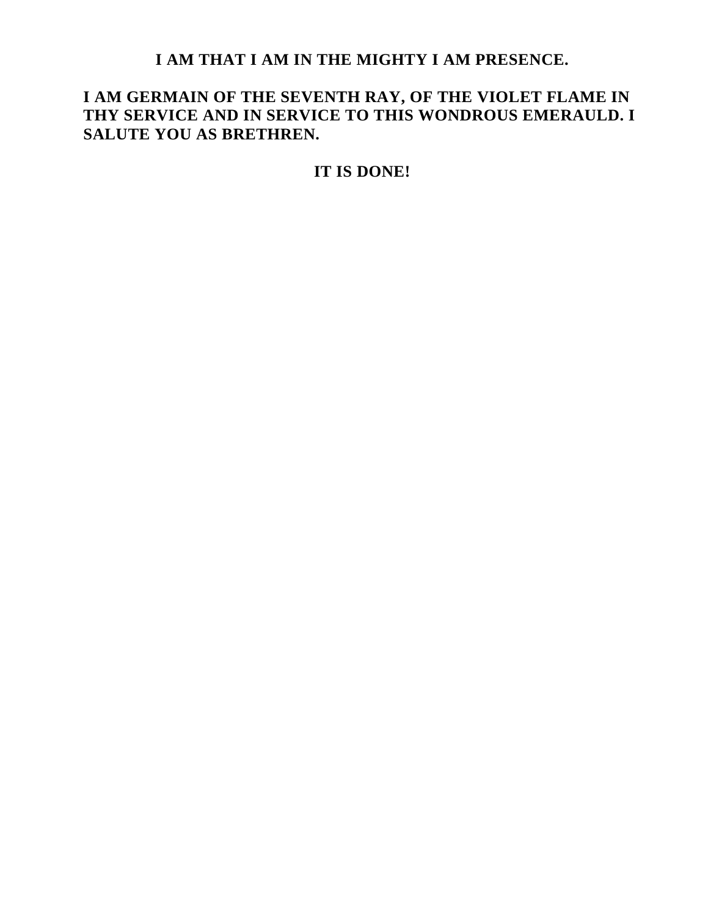**I AM THAT I AM IN THE MIGHTY I AM PRESENCE.**

**I AM GERMAIN OF THE SEVENTH RAY, OF THE VIOLET FLAME IN THY SERVICE AND IN SERVICE TO THIS WONDROUS EMERAULD. I SALUTE YOU AS BRETHREN.**

**IT IS DONE!**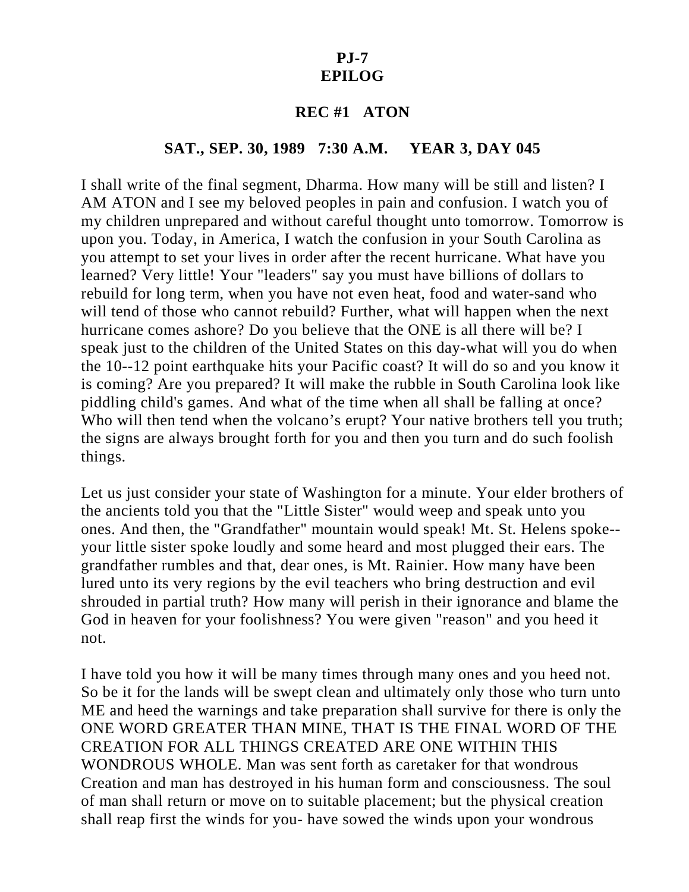# PJ-7
# EPILOG

## REC #1 ATON

### SAT., SEP. 30, 1989 7:30 A.M. YEAR 3, DAY 045

I shall write of the final segment, Dharma. How many will be still and listen? I AM ATON and I see my beloved peoples in pain and confusion. I watch you of my children unprepared and without careful thought unto tomorrow. Tomorrow is upon you. Today, in America, I watch the confusion in your South Carolina as you attempt to set your lives in order after the recent hurricane. What have you learned? Very little! Your "leaders" say you must have billions of dollars to rebuild for long term, when you have not even heat, food and water-sand who will tend of those who cannot rebuild? Further, what will happen when the next hurricane comes ashore? Do you believe that the ONE is all there will be? I speak just to the children of the United States on this day-what will you do when the 10--12 point earthquake hits your Pacific coast? It will do so and you know it is coming? Are you prepared? It will make the rubble in South Carolina look like piddling child's games. And what of the time when all shall be falling at once? Who will then tend when the volcano's erupt? Your native brothers tell you truth; the signs are always brought forth for you and then you turn and do such foolish things.

Let us just consider your state of Washington for a minute. Your elder brothers of the ancients told you that the "Little Sister" would weep and speak unto you ones. And then, the "Grandfather" mountain would speak! Mt. St. Helens spoke--your little sister spoke loudly and some heard and most plugged their ears. The grandfather rumbles and that, dear ones, is Mt. Rainier. How many have been lured unto its very regions by the evil teachers who bring destruction and evil shrouded in partial truth? How many will perish in their ignorance and blame the God in heaven for your foolishness? You were given "reason" and you heed it not.

I have told you how it will be many times through many ones and you heed not. So be it for the lands will be swept clean and ultimately only those who turn unto ME and heed the warnings and take preparation shall survive for there is only the ONE WORD GREATER THAN MINE, THAT IS THE FINAL WORD OF THE CREATION FOR ALL THINGS CREATED ARE ONE WITHIN THIS WONDROUS WHOLE. Man was sent forth as caretaker for that wondrous Creation and man has destroyed in his human form and consciousness. The soul of man shall return or move on to suitable placement; but the physical creation shall reap first the winds for you- have sowed the winds upon your wondrous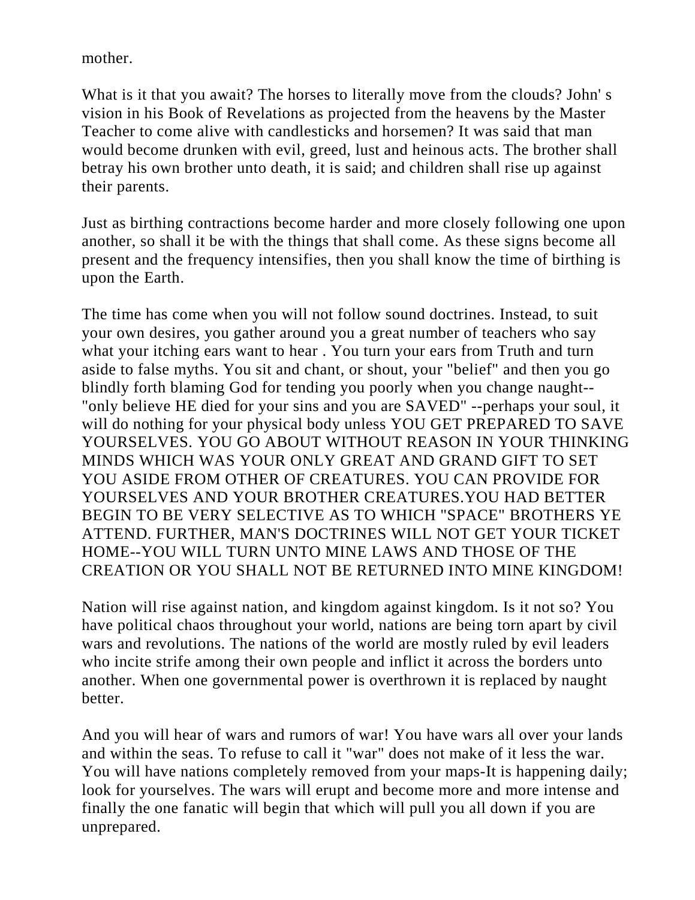mother.

What is it that you await? The horses to literally move from the clouds? John' s vision in his Book of Revelations as projected from the heavens by the Master Teacher to come alive with candlesticks and horsemen? It was said that man would become drunken with evil, greed, lust and heinous acts. The brother shall betray his own brother unto death, it is said; and children shall rise up against their parents.

Just as birthing contractions become harder and more closely following one upon another, so shall it be with the things that shall come. As these signs become all present and the frequency intensifies, then you shall know the time of birthing is upon the Earth.

The time has come when you will not follow sound doctrines. Instead, to suit your own desires, you gather around you a great number of teachers who say what your itching ears want to hear . You turn your ears from Truth and turn aside to false myths. You sit and chant, or shout, your "belief" and then you go blindly forth blaming God for tending you poorly when you change naught--"only believe HE died for your sins and you are SAVED" --perhaps your soul, it will do nothing for your physical body unless YOU GET PREPARED TO SAVE YOURSELVES. YOU GO ABOUT WITHOUT REASON IN YOUR THINKING MINDS WHICH WAS YOUR ONLY GREAT AND GRAND GIFT TO SET YOU ASIDE FROM OTHER OF CREATURES. YOU CAN PROVIDE FOR YOURSELVES AND YOUR BROTHER CREATURES.YOU HAD BETTER BEGIN TO BE VERY SELECTIVE AS TO WHICH "SPACE" BROTHERS YE ATTEND. FURTHER, MAN'S DOCTRINES WILL NOT GET YOUR TICKET HOME--YOU WILL TURN UNTO MINE LAWS AND THOSE OF THE CREATION OR YOU SHALL NOT BE RETURNED INTO MINE KINGDOM!

Nation will rise against nation, and kingdom against kingdom. Is it not so? You have political chaos throughout your world, nations are being torn apart by civil wars and revolutions. The nations of the world are mostly ruled by evil leaders who incite strife among their own people and inflict it across the borders unto another. When one governmental power is overthrown it is replaced by naught better.

And you will hear of wars and rumors of war! You have wars all over your lands and within the seas. To refuse to call it "war" does not make of it less the war. You will have nations completely removed from your maps-It is happening daily; look for yourselves. The wars will erupt and become more and more intense and finally the one fanatic will begin that which will pull you all down if you are unprepared.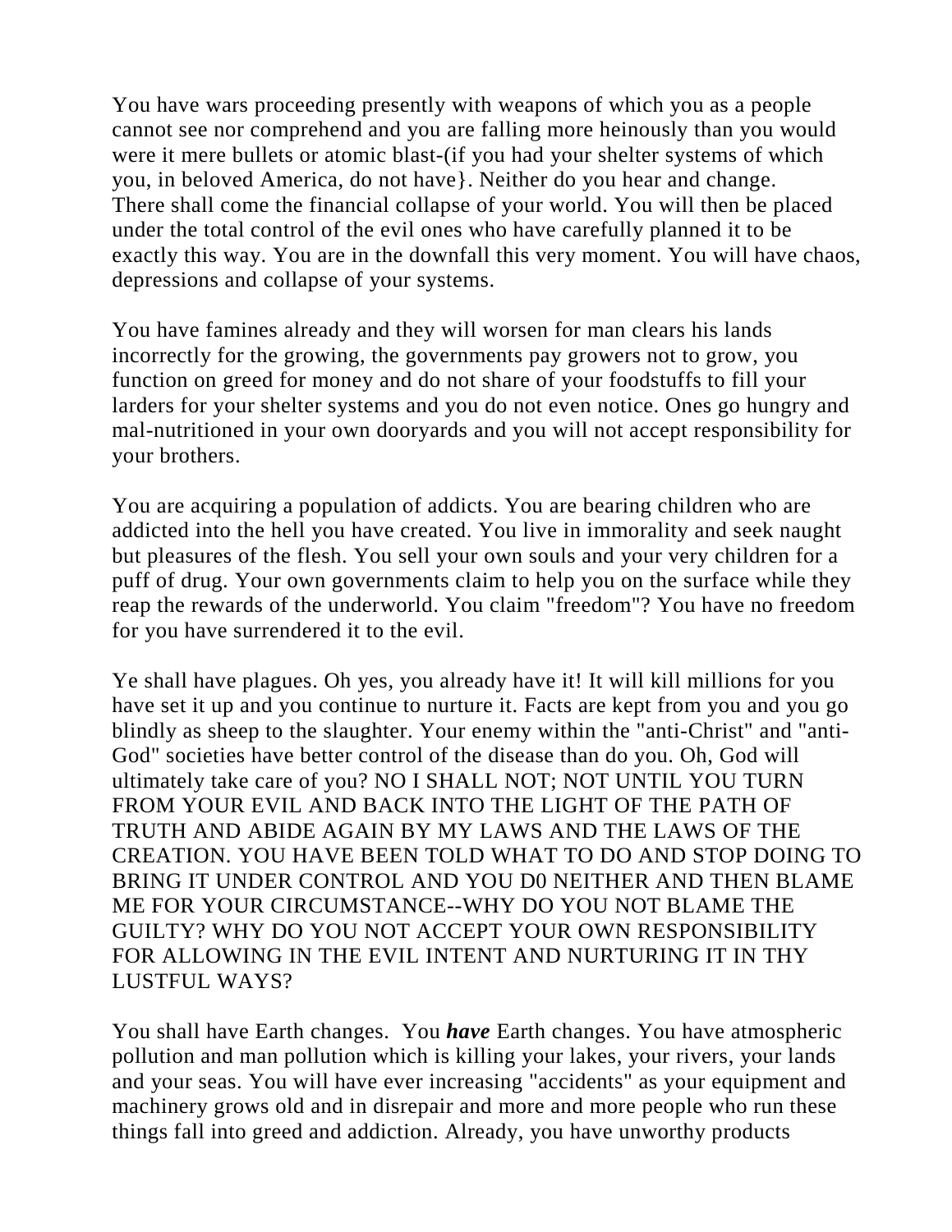You have wars proceeding presently with weapons of which you as a people cannot see nor comprehend and you are falling more heinously than you would were it mere bullets or atomic blast-(if you had your shelter systems of which you, in beloved America, do not have}. Neither do you hear and change. There shall come the financial collapse of your world. You will then be placed under the total control of the evil ones who have carefully planned it to be exactly this way. You are in the downfall this very moment. You will have chaos, depressions and collapse of your systems.

You have famines already and they will worsen for man clears his lands incorrectly for the growing, the governments pay growers not to grow, you function on greed for money and do not share of your foodstuffs to fill your larders for your shelter systems and you do not even notice. Ones go hungry and mal-nutritioned in your own dooryards and you will not accept responsibility for your brothers.

You are acquiring a population of addicts. You are bearing children who are addicted into the hell you have created. You live in immorality and seek naught but pleasures of the flesh. You sell your own souls and your very children for a puff of drug. Your own governments claim to help you on the surface while they reap the rewards of the underworld. You claim "freedom"? You have no freedom for you have surrendered it to the evil.

Ye shall have plagues. Oh yes, you already have it! It will kill millions for you have set it up and you continue to nurture it. Facts are kept from you and you go blindly as sheep to the slaughter. Your enemy within the "anti-Christ" and "anti-God" societies have better control of the disease than do you. Oh, God will ultimately take care of you? NO I SHALL NOT; NOT UNTIL YOU TURN FROM YOUR EVIL AND BACK INTO THE LIGHT OF THE PATH OF TRUTH AND ABIDE AGAIN BY MY LAWS AND THE LAWS OF THE CREATION. YOU HAVE BEEN TOLD WHAT TO DO AND STOP DOING TO BRING IT UNDER CONTROL AND YOU D0 NEITHER AND THEN BLAME ME FOR YOUR CIRCUMSTANCE--WHY DO YOU NOT BLAME THE GUILTY? WHY DO YOU NOT ACCEPT YOUR OWN RESPONSIBILITY FOR ALLOWING IN THE EVIL INTENT AND NURTURING IT IN THY LUSTFUL WAYS?

You shall have Earth changes. You ***have*** Earth changes. You have atmospheric pollution and man pollution which is killing your lakes, your rivers, your lands and your seas. You will have ever increasing "accidents" as your equipment and machinery grows old and in disrepair and more and more people who run these things fall into greed and addiction. Already, you have unworthy products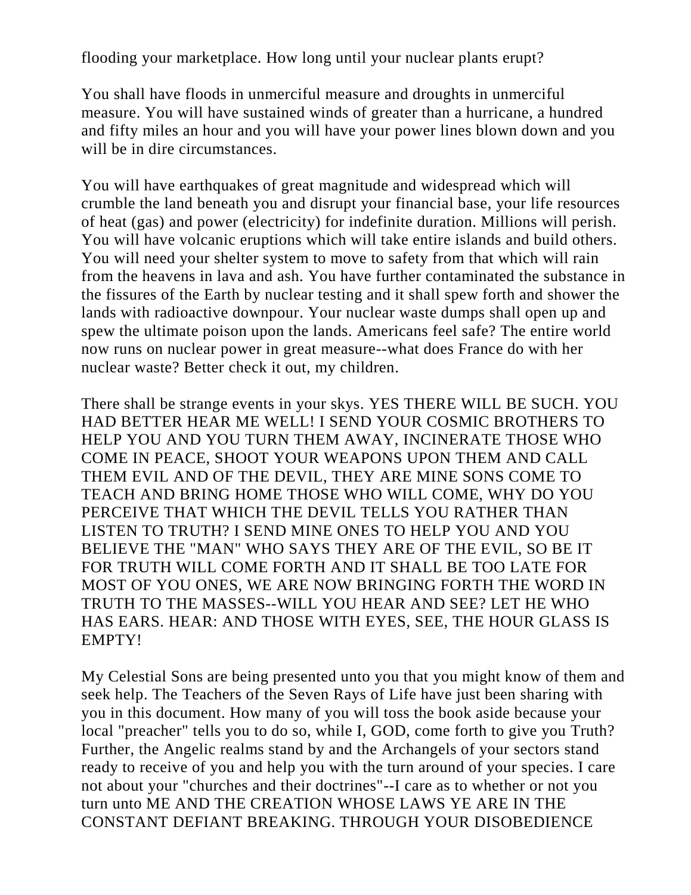flooding your marketplace. How long until your nuclear plants erupt?

You shall have floods in unmerciful measure and droughts in unmerciful measure. You will have sustained winds of greater than a hurricane, a hundred and fifty miles an hour and you will have your power lines blown down and you will be in dire circumstances.

You will have earthquakes of great magnitude and widespread which will crumble the land beneath you and disrupt your financial base, your life resources of heat (gas) and power (electricity) for indefinite duration. Millions will perish. You will have volcanic eruptions which will take entire islands and build others. You will need your shelter system to move to safety from that which will rain from the heavens in lava and ash. You have further contaminated the substance in the fissures of the Earth by nuclear testing and it shall spew forth and shower the lands with radioactive downpour. Your nuclear waste dumps shall open up and spew the ultimate poison upon the lands. Americans feel safe? The entire world now runs on nuclear power in great measure--what does France do with her nuclear waste? Better check it out, my children.

There shall be strange events in your skys. YES THERE WILL BE SUCH. YOU HAD BETTER HEAR ME WELL! I SEND YOUR COSMIC BROTHERS TO HELP YOU AND YOU TURN THEM AWAY, INCINERATE THOSE WHO COME IN PEACE, SHOOT YOUR WEAPONS UPON THEM AND CALL THEM EVIL AND OF THE DEVIL, THEY ARE MINE SONS COME TO TEACH AND BRING HOME THOSE WHO WILL COME, WHY DO YOU PERCEIVE THAT WHICH THE DEVIL TELLS YOU RATHER THAN LISTEN TO TRUTH? I SEND MINE ONES TO HELP YOU AND YOU BELIEVE THE "MAN" WHO SAYS THEY ARE OF THE EVIL, SO BE IT FOR TRUTH WILL COME FORTH AND IT SHALL BE TOO LATE FOR MOST OF YOU ONES, WE ARE NOW BRINGING FORTH THE WORD IN TRUTH TO THE MASSES--WILL YOU HEAR AND SEE? LET HE WHO HAS EARS. HEAR: AND THOSE WITH EYES, SEE, THE HOUR GLASS IS EMPTY!

My Celestial Sons are being presented unto you that you might know of them and seek help. The Teachers of the Seven Rays of Life have just been sharing with you in this document. How many of you will toss the book aside because your local "preacher" tells you to do so, while I, GOD, come forth to give you Truth? Further, the Angelic realms stand by and the Archangels of your sectors stand ready to receive of you and help you with the turn around of your species. I care not about your "churches and their doctrines"--I care as to whether or not you turn unto ME AND THE CREATION WHOSE LAWS YE ARE IN THE CONSTANT DEFIANT BREAKING. THROUGH YOUR DISOBEDIENCE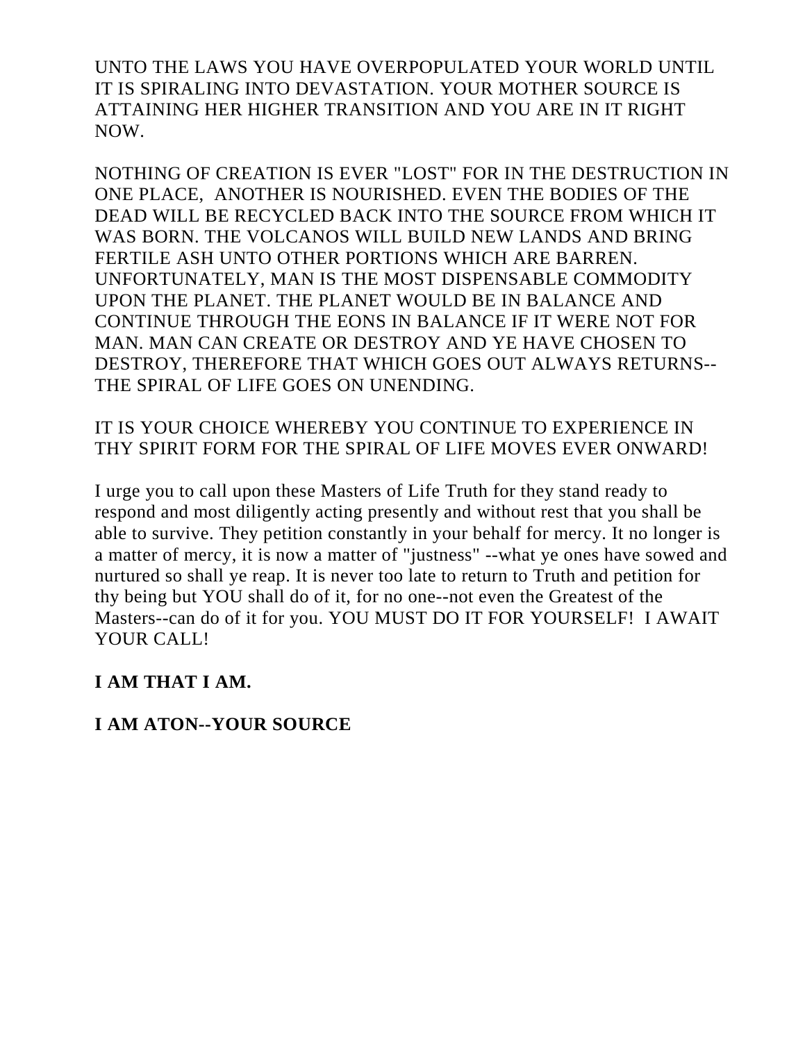UNTO THE LAWS YOU HAVE OVERPOPULATED YOUR WORLD UNTIL IT IS SPIRALING INTO DEVASTATION. YOUR MOTHER SOURCE IS ATTAINING HER HIGHER TRANSITION AND YOU ARE IN IT RIGHT NOW.

NOTHING OF CREATION IS EVER "LOST" FOR IN THE DESTRUCTION IN ONE PLACE, ANOTHER IS NOURISHED. EVEN THE BODIES OF THE DEAD WILL BE RECYCLED BACK INTO THE SOURCE FROM WHICH IT WAS BORN. THE VOLCANOS WILL BUILD NEW LANDS AND BRING FERTILE ASH UNTO OTHER PORTIONS WHICH ARE BARREN. UNFORTUNATELY, MAN IS THE MOST DISPENSABLE COMMODITY UPON THE PLANET. THE PLANET WOULD BE IN BALANCE AND CONTINUE THROUGH THE EONS IN BALANCE IF IT WERE NOT FOR MAN. MAN CAN CREATE OR DESTROY AND YE HAVE CHOSEN TO DESTROY, THEREFORE THAT WHICH GOES OUT ALWAYS RETURNS--THE SPIRAL OF LIFE GOES ON UNENDING.

IT IS YOUR CHOICE WHEREBY YOU CONTINUE TO EXPERIENCE IN THY SPIRIT FORM FOR THE SPIRAL OF LIFE MOVES EVER ONWARD!

I urge you to call upon these Masters of Life Truth for they stand ready to respond and most diligently acting presently and without rest that you shall be able to survive. They petition constantly in your behalf for mercy. It no longer is a matter of mercy, it is now a matter of "justness" --what ye ones have sowed and nurtured so shall ye reap. It is never too late to return to Truth and petition for thy being but YOU shall do of it, for no one--not even the Greatest of the Masters--can do of it for you. YOU MUST DO IT FOR YOURSELF! I AWAIT YOUR CALL!

**I AM THAT I AM.**

**I AM ATON--YOUR SOURCE**